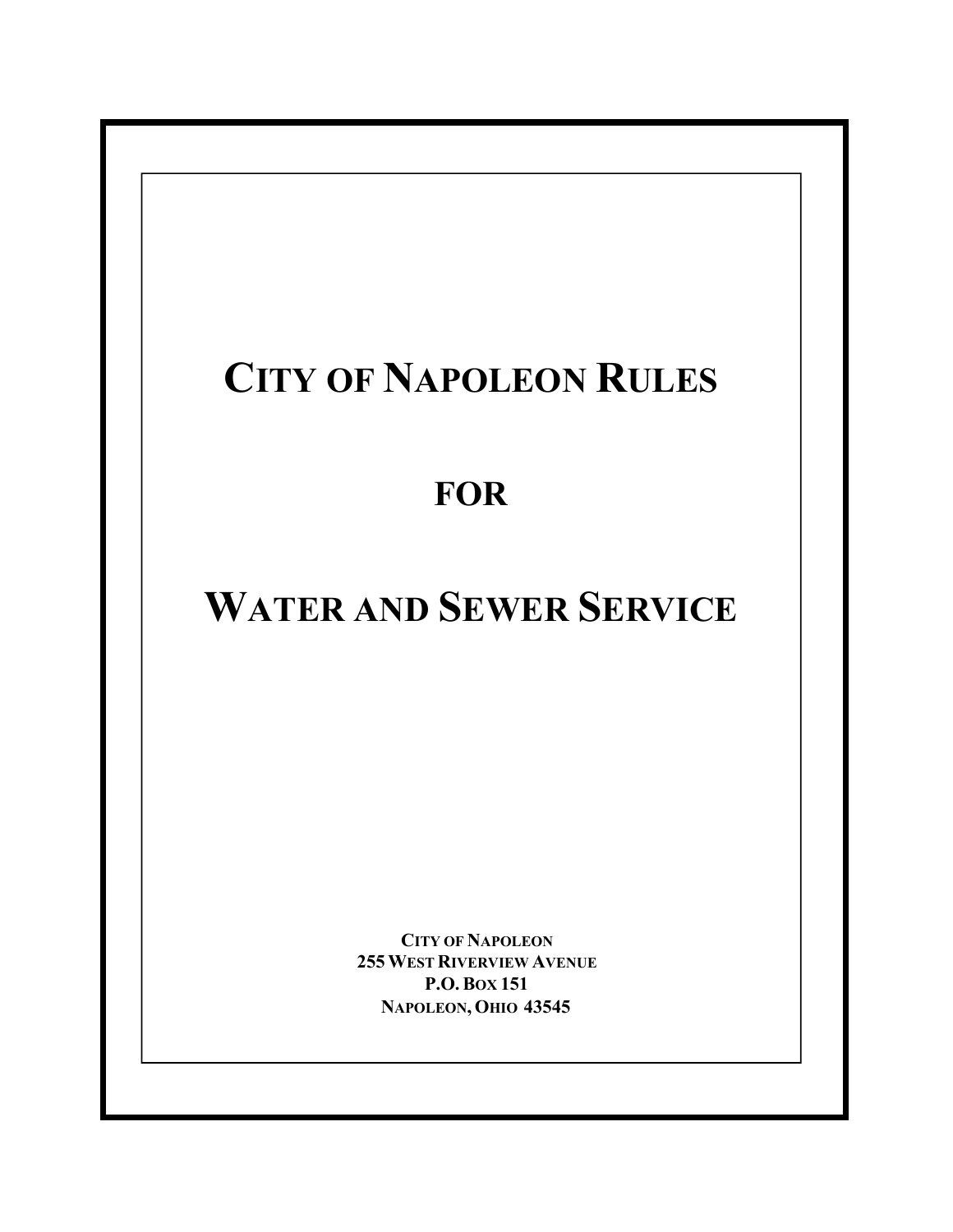# CITY OF NAPOLEON RULES

## FOR

# WATER AND SEWER SERVICE

**CITY OF NAPOLEON**
**255 WEST RIVERVIEW AVENUE**
**P.O. BOX 151**
**NAPOLEON, OHIO 43545**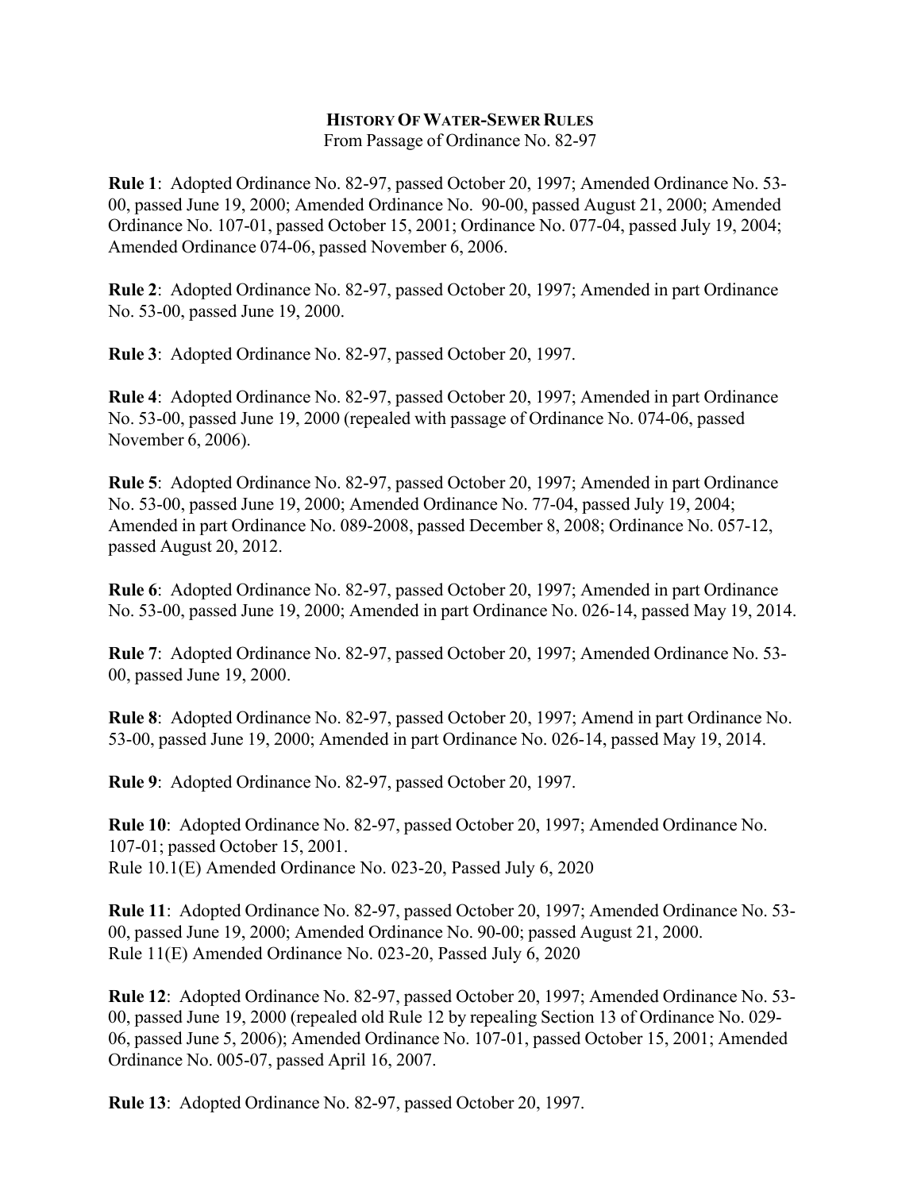## HISTORY OF WATER-SEWER RULES

From Passage of Ordinance No. 82-97

**Rule 1**: Adopted Ordinance No. 82-97, passed October 20, 1997; Amended Ordinance No. 53-00, passed June 19, 2000; Amended Ordinance No. 90-00, passed August 21, 2000; Amended Ordinance No. 107-01, passed October 15, 2001; Ordinance No. 077-04, passed July 19, 2004; Amended Ordinance 074-06, passed November 6, 2006.

**Rule 2**: Adopted Ordinance No. 82-97, passed October 20, 1997; Amended in part Ordinance No. 53-00, passed June 19, 2000.

**Rule 3**: Adopted Ordinance No. 82-97, passed October 20, 1997.

**Rule 4**: Adopted Ordinance No. 82-97, passed October 20, 1997; Amended in part Ordinance No. 53-00, passed June 19, 2000 (repealed with passage of Ordinance No. 074-06, passed November 6, 2006).

**Rule 5**: Adopted Ordinance No. 82-97, passed October 20, 1997; Amended in part Ordinance No. 53-00, passed June 19, 2000; Amended Ordinance No. 77-04, passed July 19, 2004; Amended in part Ordinance No. 089-2008, passed December 8, 2008; Ordinance No. 057-12, passed August 20, 2012.

**Rule 6**: Adopted Ordinance No. 82-97, passed October 20, 1997; Amended in part Ordinance No. 53-00, passed June 19, 2000; Amended in part Ordinance No. 026-14, passed May 19, 2014.

**Rule 7**: Adopted Ordinance No. 82-97, passed October 20, 1997; Amended Ordinance No. 53-00, passed June 19, 2000.

**Rule 8**: Adopted Ordinance No. 82-97, passed October 20, 1997; Amend in part Ordinance No. 53-00, passed June 19, 2000; Amended in part Ordinance No. 026-14, passed May 19, 2014.

**Rule 9**: Adopted Ordinance No. 82-97, passed October 20, 1997.

**Rule 10**: Adopted Ordinance No. 82-97, passed October 20, 1997; Amended Ordinance No. 107-01; passed October 15, 2001.
Rule 10.1(E) Amended Ordinance No. 023-20, Passed July 6, 2020

**Rule 11**: Adopted Ordinance No. 82-97, passed October 20, 1997; Amended Ordinance No. 53-00, passed June 19, 2000; Amended Ordinance No. 90-00; passed August 21, 2000.
Rule 11(E) Amended Ordinance No. 023-20, Passed July 6, 2020

**Rule 12**: Adopted Ordinance No. 82-97, passed October 20, 1997; Amended Ordinance No. 53-00, passed June 19, 2000 (repealed old Rule 12 by repealing Section 13 of Ordinance No. 029-06, passed June 5, 2006); Amended Ordinance No. 107-01, passed October 15, 2001; Amended Ordinance No. 005-07, passed April 16, 2007.

**Rule 13**: Adopted Ordinance No. 82-97, passed October 20, 1997.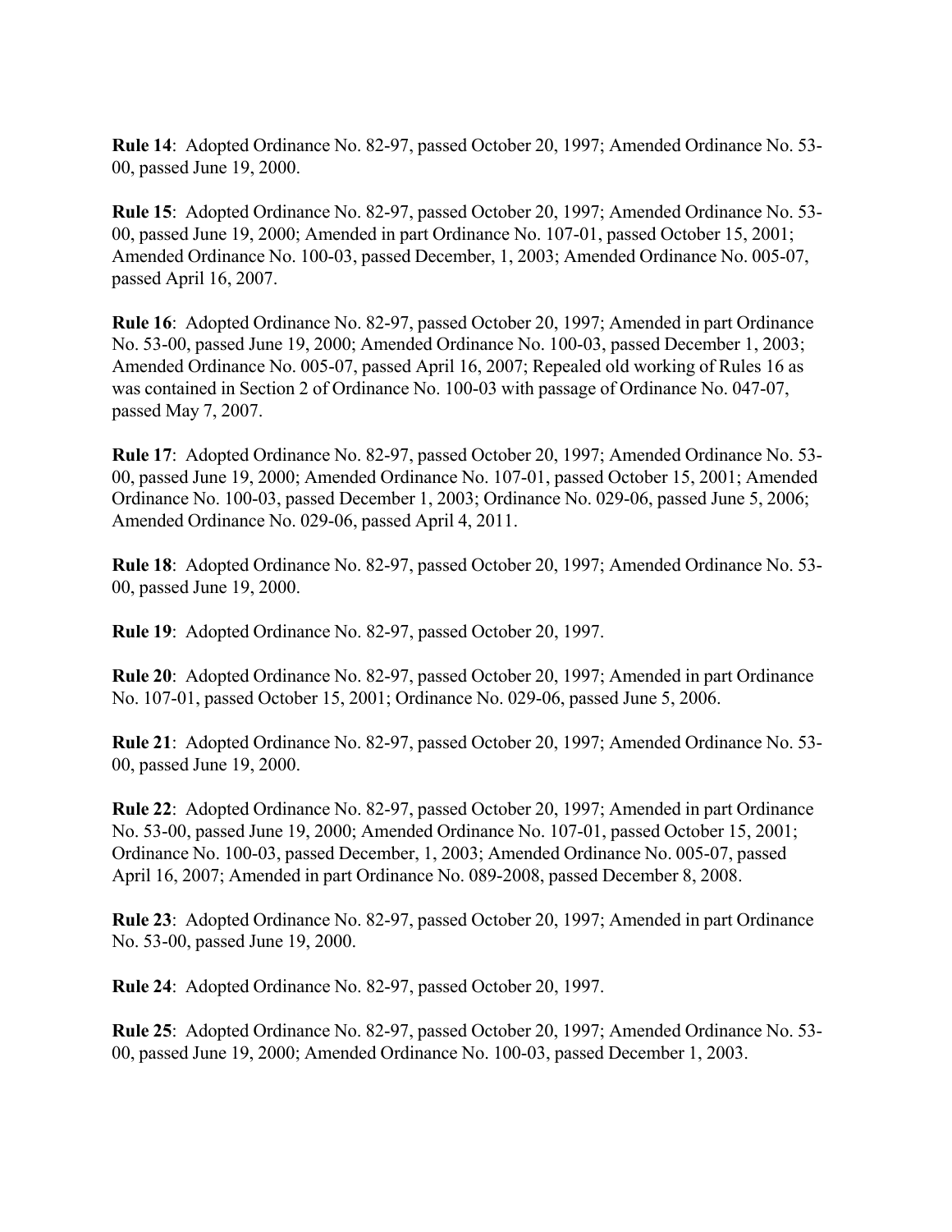**Rule 14**: Adopted Ordinance No. 82-97, passed October 20, 1997; Amended Ordinance No. 53-00, passed June 19, 2000.

**Rule 15**: Adopted Ordinance No. 82-97, passed October 20, 1997; Amended Ordinance No. 53-00, passed June 19, 2000; Amended in part Ordinance No. 107-01, passed October 15, 2001; Amended Ordinance No. 100-03, passed December, 1, 2003; Amended Ordinance No. 005-07, passed April 16, 2007.

**Rule 16**: Adopted Ordinance No. 82-97, passed October 20, 1997; Amended in part Ordinance No. 53-00, passed June 19, 2000; Amended Ordinance No. 100-03, passed December 1, 2003; Amended Ordinance No. 005-07, passed April 16, 2007; Repealed old working of Rules 16 as was contained in Section 2 of Ordinance No. 100-03 with passage of Ordinance No. 047-07, passed May 7, 2007.

**Rule 17**: Adopted Ordinance No. 82-97, passed October 20, 1997; Amended Ordinance No. 53-00, passed June 19, 2000; Amended Ordinance No. 107-01, passed October 15, 2001; Amended Ordinance No. 100-03, passed December 1, 2003; Ordinance No. 029-06, passed June 5, 2006; Amended Ordinance No. 029-06, passed April 4, 2011.

**Rule 18**: Adopted Ordinance No. 82-97, passed October 20, 1997; Amended Ordinance No. 53-00, passed June 19, 2000.

**Rule 19**: Adopted Ordinance No. 82-97, passed October 20, 1997.

**Rule 20**: Adopted Ordinance No. 82-97, passed October 20, 1997; Amended in part Ordinance No. 107-01, passed October 15, 2001; Ordinance No. 029-06, passed June 5, 2006.

**Rule 21**: Adopted Ordinance No. 82-97, passed October 20, 1997; Amended Ordinance No. 53-00, passed June 19, 2000.

**Rule 22**: Adopted Ordinance No. 82-97, passed October 20, 1997; Amended in part Ordinance No. 53-00, passed June 19, 2000; Amended Ordinance No. 107-01, passed October 15, 2001; Ordinance No. 100-03, passed December, 1, 2003; Amended Ordinance No. 005-07, passed April 16, 2007; Amended in part Ordinance No. 089-2008, passed December 8, 2008.

**Rule 23**: Adopted Ordinance No. 82-97, passed October 20, 1997; Amended in part Ordinance No. 53-00, passed June 19, 2000.

**Rule 24**: Adopted Ordinance No. 82-97, passed October 20, 1997.

**Rule 25**: Adopted Ordinance No. 82-97, passed October 20, 1997; Amended Ordinance No. 53-00, passed June 19, 2000; Amended Ordinance No. 100-03, passed December 1, 2003.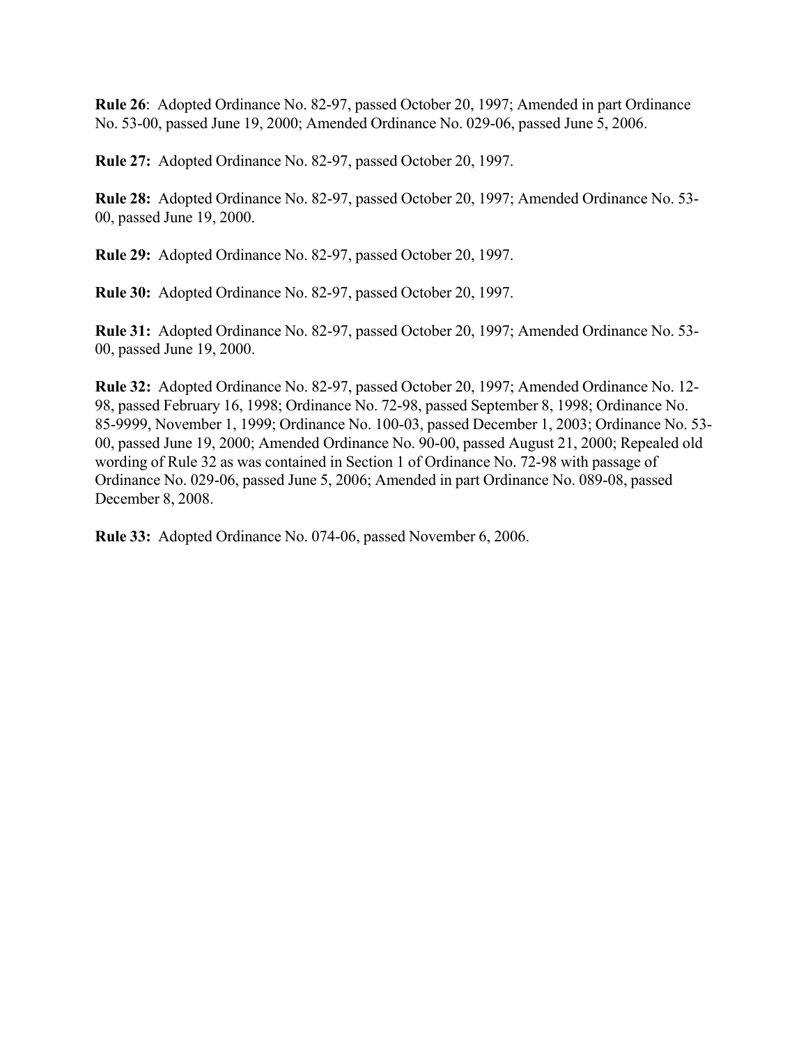**Rule 26**: Adopted Ordinance No. 82-97, passed October 20, 1997; Amended in part Ordinance No. 53-00, passed June 19, 2000; Amended Ordinance No. 029-06, passed June 5, 2006.

**Rule 27:** Adopted Ordinance No. 82-97, passed October 20, 1997.

**Rule 28:** Adopted Ordinance No. 82-97, passed October 20, 1997; Amended Ordinance No. 53-00, passed June 19, 2000.

**Rule 29:** Adopted Ordinance No. 82-97, passed October 20, 1997.

**Rule 30:** Adopted Ordinance No. 82-97, passed October 20, 1997.

**Rule 31:** Adopted Ordinance No. 82-97, passed October 20, 1997; Amended Ordinance No. 53-00, passed June 19, 2000.

**Rule 32:** Adopted Ordinance No. 82-97, passed October 20, 1997; Amended Ordinance No. 12-98, passed February 16, 1998; Ordinance No. 72-98, passed September 8, 1998; Ordinance No. 85-9999, November 1, 1999; Ordinance No. 100-03, passed December 1, 2003; Ordinance No. 53-00, passed June 19, 2000; Amended Ordinance No. 90-00, passed August 21, 2000; Repealed old wording of Rule 32 as was contained in Section 1 of Ordinance No. 72-98 with passage of Ordinance No. 029-06, passed June 5, 2006; Amended in part Ordinance No. 089-08, passed December 8, 2008.

**Rule 33:** Adopted Ordinance No. 074-06, passed November 6, 2006.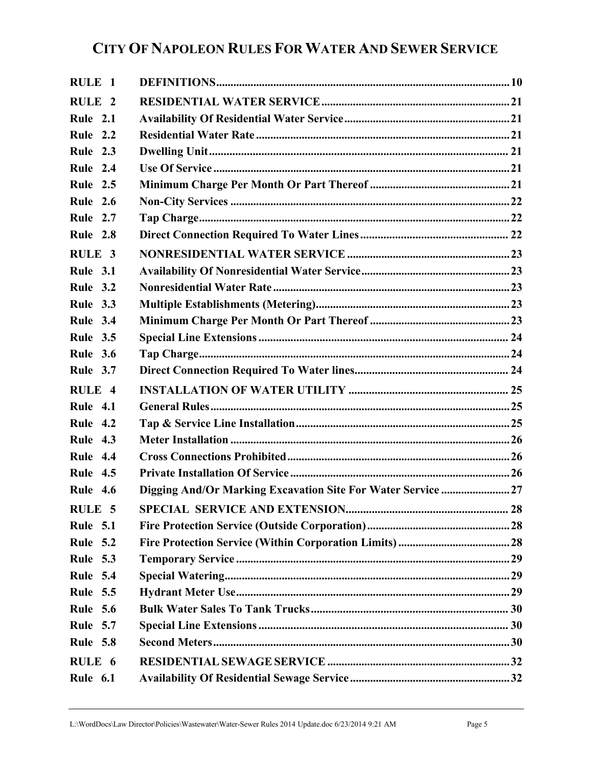# CITY OF NAPOLEON RULES FOR WATER AND SEWER SERVICE

| | | |
|---|---|---|
| **RULE 1** | **DEFINITIONS** | **10** |
| **RULE 2** | **RESIDENTIAL WATER SERVICE** | **21** |
| **Rule 2.1** | **Availability Of Residential Water Service** | **21** |
| **Rule 2.2** | **Residential Water Rate** | **21** |
| **Rule 2.3** | **Dwelling Unit** | **21** |
| **Rule 2.4** | **Use Of Service** | **21** |
| **Rule 2.5** | **Minimum Charge Per Month Or Part Thereof** | **21** |
| **Rule 2.6** | **Non-City Services** | **22** |
| **Rule 2.7** | **Tap Charge** | **22** |
| **Rule 2.8** | **Direct Connection Required To Water Lines** | **22** |
| **RULE 3** | **NONRESIDENTIAL WATER SERVICE** | **23** |
| **Rule 3.1** | **Availability Of Nonresidential Water Service** | **23** |
| **Rule 3.2** | **Nonresidential Water Rate** | **23** |
| **Rule 3.3** | **Multiple Establishments (Metering)** | **23** |
| **Rule 3.4** | **Minimum Charge Per Month Or Part Thereof** | **23** |
| **Rule 3.5** | **Special Line Extensions** | **24** |
| **Rule 3.6** | **Tap Charge** | **24** |
| **Rule 3.7** | **Direct Connection Required To Water lines** | **24** |
| **RULE 4** | **INSTALLATION OF WATER UTILITY** | **25** |
| **Rule 4.1** | **General Rules** | **25** |
| **Rule 4.2** | **Tap & Service Line Installation** | **25** |
| **Rule 4.3** | **Meter Installation** | **26** |
| **Rule 4.4** | **Cross Connections Prohibited** | **26** |
| **Rule 4.5** | **Private Installation Of Service** | **26** |
| **Rule 4.6** | **Digging And/Or Marking Excavation Site For Water Service** | **27** |
| **RULE 5** | **SPECIAL SERVICE AND EXTENSION** | **28** |
| **Rule 5.1** | **Fire Protection Service (Outside Corporation)** | **28** |
| **Rule 5.2** | **Fire Protection Service (Within Corporation Limits)** | **28** |
| **Rule 5.3** | **Temporary Service** | **29** |
| **Rule 5.4** | **Special Watering** | **29** |
| **Rule 5.5** | **Hydrant Meter Use** | **29** |
| **Rule 5.6** | **Bulk Water Sales To Tank Trucks** | **30** |
| **Rule 5.7** | **Special Line Extensions** | **30** |
| **Rule 5.8** | **Second Meters** | **30** |
| **RULE 6** | **RESIDENTIAL SEWAGE SERVICE** | **32** |
| **Rule 6.1** | **Availability Of Residential Sewage Service** | **32** |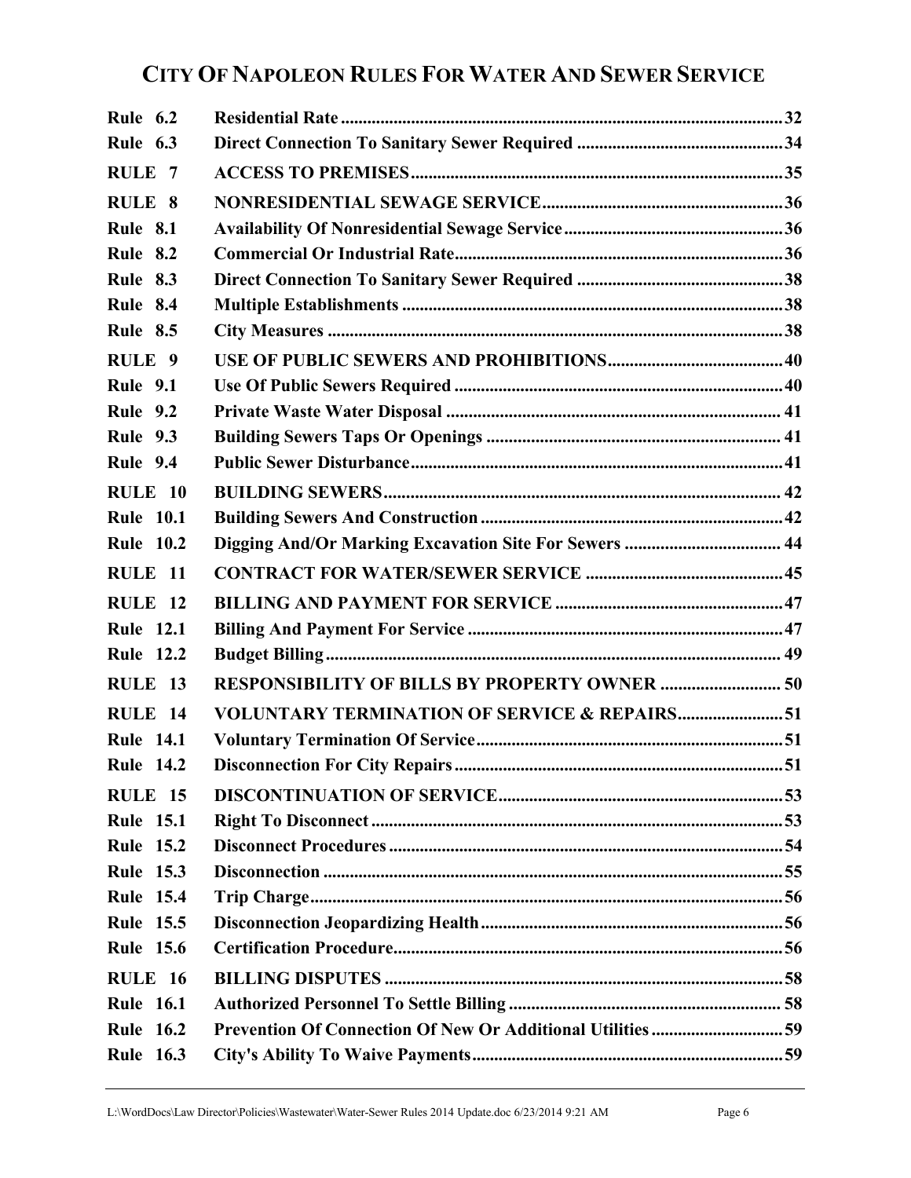# CITY OF NAPOLEON RULES FOR WATER AND SEWER SERVICE

| | | |
|---|---|---|
| **Rule 6.2** | **Residential Rate** | **32** |
| **Rule 6.3** | **Direct Connection To Sanitary Sewer Required** | **34** |
| **RULE 7** | **ACCESS TO PREMISES** | **35** |
| **RULE 8** | **NONRESIDENTIAL SEWAGE SERVICE** | **36** |
| **Rule 8.1** | **Availability Of Nonresidential Sewage Service** | **36** |
| **Rule 8.2** | **Commercial Or Industrial Rate** | **36** |
| **Rule 8.3** | **Direct Connection To Sanitary Sewer Required** | **38** |
| **Rule 8.4** | **Multiple Establishments** | **38** |
| **Rule 8.5** | **City Measures** | **38** |
| **RULE 9** | **USE OF PUBLIC SEWERS AND PROHIBITIONS** | **40** |
| **Rule 9.1** | **Use Of Public Sewers Required** | **40** |
| **Rule 9.2** | **Private Waste Water Disposal** | **41** |
| **Rule 9.3** | **Building Sewers Taps Or Openings** | **41** |
| **Rule 9.4** | **Public Sewer Disturbance** | **41** |
| **RULE 10** | **BUILDING SEWERS** | **42** |
| **Rule 10.1** | **Building Sewers And Construction** | **42** |
| **Rule 10.2** | **Digging And/Or Marking Excavation Site For Sewers** | **44** |
| **RULE 11** | **CONTRACT FOR WATER/SEWER SERVICE** | **45** |
| **RULE 12** | **BILLING AND PAYMENT FOR SERVICE** | **47** |
| **Rule 12.1** | **Billing And Payment For Service** | **47** |
| **Rule 12.2** | **Budget Billing** | **49** |
| **RULE 13** | **RESPONSIBILITY OF BILLS BY PROPERTY OWNER** | **50** |
| **RULE 14** | **VOLUNTARY TERMINATION OF SERVICE & REPAIRS** | **51** |
| **Rule 14.1** | **Voluntary Termination Of Service** | **51** |
| **Rule 14.2** | **Disconnection For City Repairs** | **51** |
| **RULE 15** | **DISCONTINUATION OF SERVICE** | **53** |
| **Rule 15.1** | **Right To Disconnect** | **53** |
| **Rule 15.2** | **Disconnect Procedures** | **54** |
| **Rule 15.3** | **Disconnection** | **55** |
| **Rule 15.4** | **Trip Charge** | **56** |
| **Rule 15.5** | **Disconnection Jeopardizing Health** | **56** |
| **Rule 15.6** | **Certification Procedure** | **56** |
| **RULE 16** | **BILLING DISPUTES** | **58** |
| **Rule 16.1** | **Authorized Personnel To Settle Billing** | **58** |
| **Rule 16.2** | **Prevention Of Connection Of New Or Additional Utilities** | **59** |
| **Rule 16.3** | **City's Ability To Waive Payments** | **59** |

L:\WordDocs\Law Director\Policies\Wastewater\Water-Sewer Rules 2014 Update.doc 6/23/2014 9:21 AM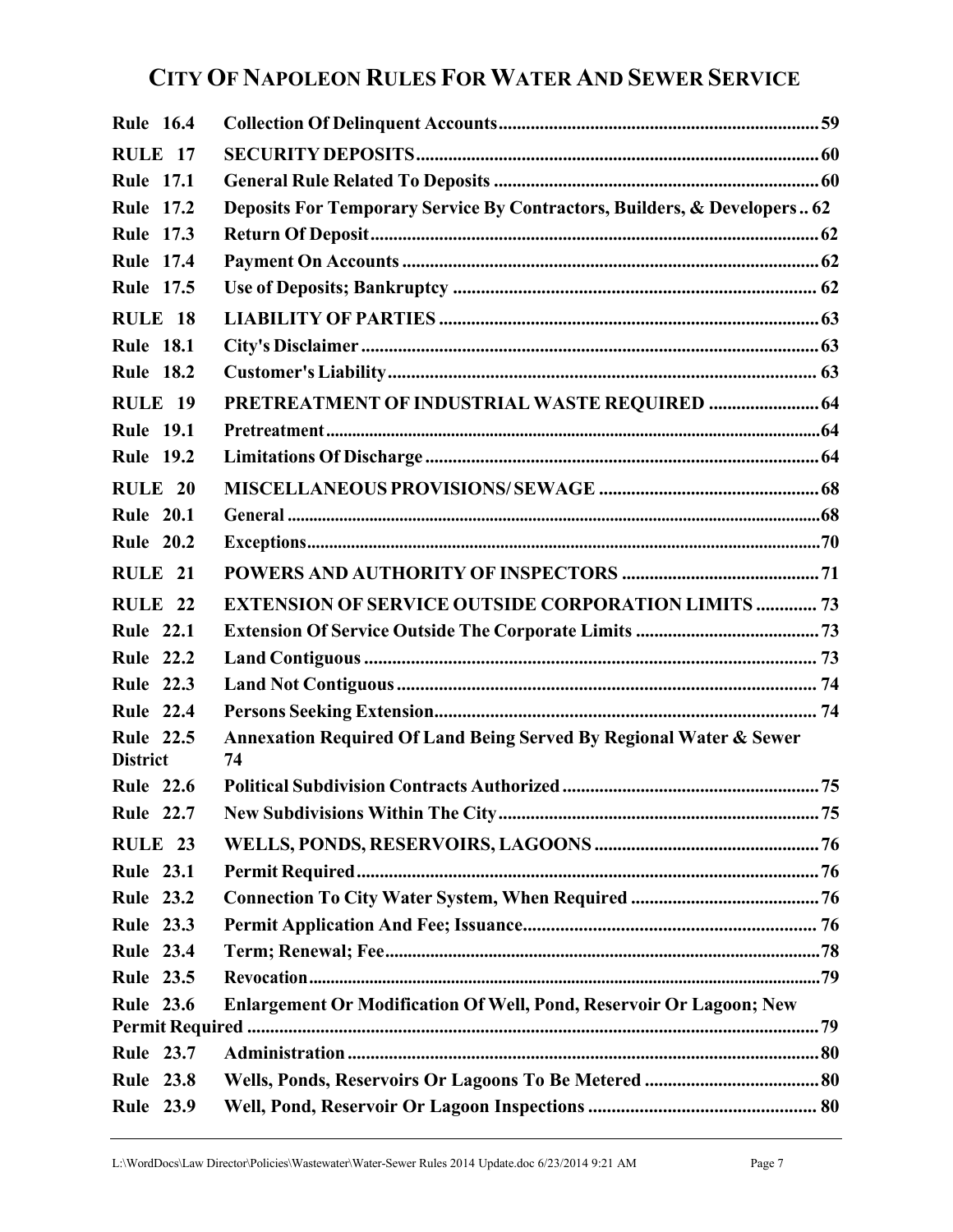# CITY OF NAPOLEON RULES FOR WATER AND SEWER SERVICE

| | | |
|---|---|---|
| **Rule 16.4** | **Collection Of Delinquent Accounts** | **59** |
| **RULE 17** | **SECURITY DEPOSITS** | **60** |
| **Rule 17.1** | **General Rule Related To Deposits** | **60** |
| **Rule 17.2** | **Deposits For Temporary Service By Contractors, Builders, & Developers** | **62** |
| **Rule 17.3** | **Return Of Deposit** | **62** |
| **Rule 17.4** | **Payment On Accounts** | **62** |
| **Rule 17.5** | **Use of Deposits; Bankruptcy** | **62** |
| **RULE 18** | **LIABILITY OF PARTIES** | **63** |
| **Rule 18.1** | **City's Disclaimer** | **63** |
| **Rule 18.2** | **Customer's Liability** | **63** |
| **RULE 19** | **PRETREATMENT OF INDUSTRIAL WASTE REQUIRED** | **64** |
| **Rule 19.1** | **Pretreatment** | **64** |
| **Rule 19.2** | **Limitations Of Discharge** | **64** |
| **RULE 20** | **MISCELLANEOUS PROVISIONS/ SEWAGE** | **68** |
| **Rule 20.1** | **General** | **68** |
| **Rule 20.2** | **Exceptions** | **70** |
| **RULE 21** | **POWERS AND AUTHORITY OF INSPECTORS** | **71** |
| **RULE 22** | **EXTENSION OF SERVICE OUTSIDE CORPORATION LIMITS** | **73** |
| **Rule 22.1** | **Extension Of Service Outside The Corporate Limits** | **73** |
| **Rule 22.2** | **Land Contiguous** | **73** |
| **Rule 22.3** | **Land Not Contiguous** | **74** |
| **Rule 22.4** | **Persons Seeking Extension** | **74** |
| **Rule 22.5** | **Annexation Required Of Land Being Served By Regional Water & Sewer District** | **74** |
| **Rule 22.6** | **Political Subdivision Contracts Authorized** | **75** |
| **Rule 22.7** | **New Subdivisions Within The City** | **75** |
| **RULE 23** | **WELLS, PONDS, RESERVOIRS, LAGOONS** | **76** |
| **Rule 23.1** | **Permit Required** | **76** |
| **Rule 23.2** | **Connection To City Water System, When Required** | **76** |
| **Rule 23.3** | **Permit Application And Fee; Issuance** | **76** |
| **Rule 23.4** | **Term; Renewal; Fee** | **78** |
| **Rule 23.5** | **Revocation** | **79** |
| **Rule 23.6** | **Enlargement Or Modification Of Well, Pond, Reservoir Or Lagoon; New Permit Required** | **79** |
| **Rule 23.7** | **Administration** | **80** |
| **Rule 23.8** | **Wells, Ponds, Reservoirs Or Lagoons To Be Metered** | **80** |
| **Rule 23.9** | **Well, Pond, Reservoir Or Lagoon Inspections** | **80** |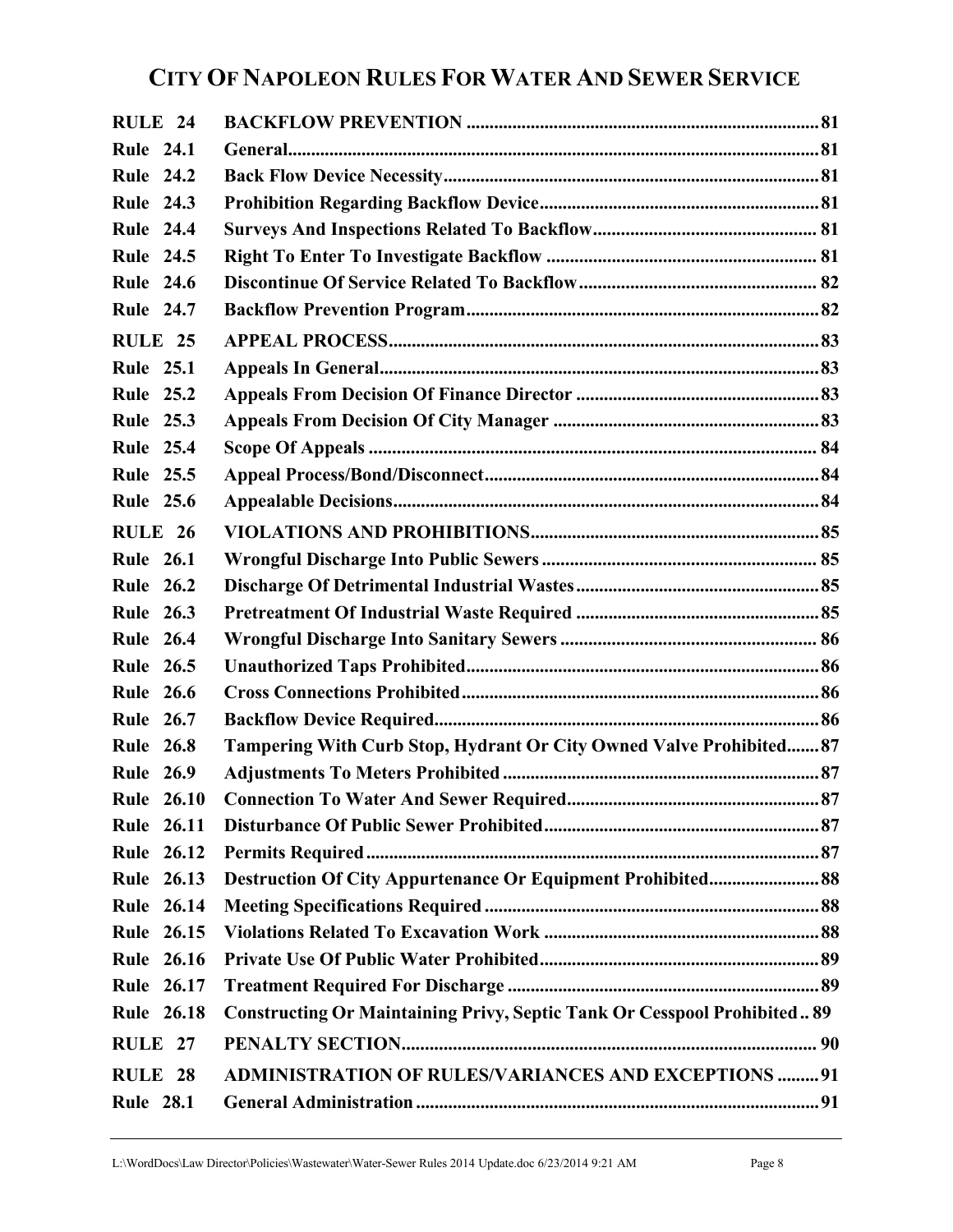# CITY OF NAPOLEON RULES FOR WATER AND SEWER SERVICE

| | | |
|---|---|---|
| **RULE 24** | **BACKFLOW PREVENTION** | **81** |
| **Rule 24.1** | **General** | **81** |
| **Rule 24.2** | **Back Flow Device Necessity** | **81** |
| **Rule 24.3** | **Prohibition Regarding Backflow Device** | **81** |
| **Rule 24.4** | **Surveys And Inspections Related To Backflow** | **81** |
| **Rule 24.5** | **Right To Enter To Investigate Backflow** | **81** |
| **Rule 24.6** | **Discontinue Of Service Related To Backflow** | **82** |
| **Rule 24.7** | **Backflow Prevention Program** | **82** |
| **RULE 25** | **APPEAL PROCESS** | **83** |
| **Rule 25.1** | **Appeals In General** | **83** |
| **Rule 25.2** | **Appeals From Decision Of Finance Director** | **83** |
| **Rule 25.3** | **Appeals From Decision Of City Manager** | **83** |
| **Rule 25.4** | **Scope Of Appeals** | **84** |
| **Rule 25.5** | **Appeal Process/Bond/Disconnect** | **84** |
| **Rule 25.6** | **Appealable Decisions** | **84** |
| **RULE 26** | **VIOLATIONS AND PROHIBITIONS** | **85** |
| **Rule 26.1** | **Wrongful Discharge Into Public Sewers** | **85** |
| **Rule 26.2** | **Discharge Of Detrimental Industrial Wastes** | **85** |
| **Rule 26.3** | **Pretreatment Of Industrial Waste Required** | **85** |
| **Rule 26.4** | **Wrongful Discharge Into Sanitary Sewers** | **86** |
| **Rule 26.5** | **Unauthorized Taps Prohibited** | **86** |
| **Rule 26.6** | **Cross Connections Prohibited** | **86** |
| **Rule 26.7** | **Backflow Device Required** | **86** |
| **Rule 26.8** | **Tampering With Curb Stop, Hydrant Or City Owned Valve Prohibited** | **87** |
| **Rule 26.9** | **Adjustments To Meters Prohibited** | **87** |
| **Rule 26.10** | **Connection To Water And Sewer Required** | **87** |
| **Rule 26.11** | **Disturbance Of Public Sewer Prohibited** | **87** |
| **Rule 26.12** | **Permits Required** | **87** |
| **Rule 26.13** | **Destruction Of City Appurtenance Or Equipment Prohibited** | **88** |
| **Rule 26.14** | **Meeting Specifications Required** | **88** |
| **Rule 26.15** | **Violations Related To Excavation Work** | **88** |
| **Rule 26.16** | **Private Use Of Public Water Prohibited** | **89** |
| **Rule 26.17** | **Treatment Required For Discharge** | **89** |
| **Rule 26.18** | **Constructing Or Maintaining Privy, Septic Tank Or Cesspool Prohibited** | **89** |
| **RULE 27** | **PENALTY SECTION** | **90** |
| **RULE 28** | **ADMINISTRATION OF RULES/VARIANCES AND EXCEPTIONS** | **91** |
| **Rule 28.1** | **General Administration** | **91** |

L:\WordDocs\Law Director\Policies\Wastewater\Water-Sewer Rules 2014 Update.doc 6/23/2014 9:21 AM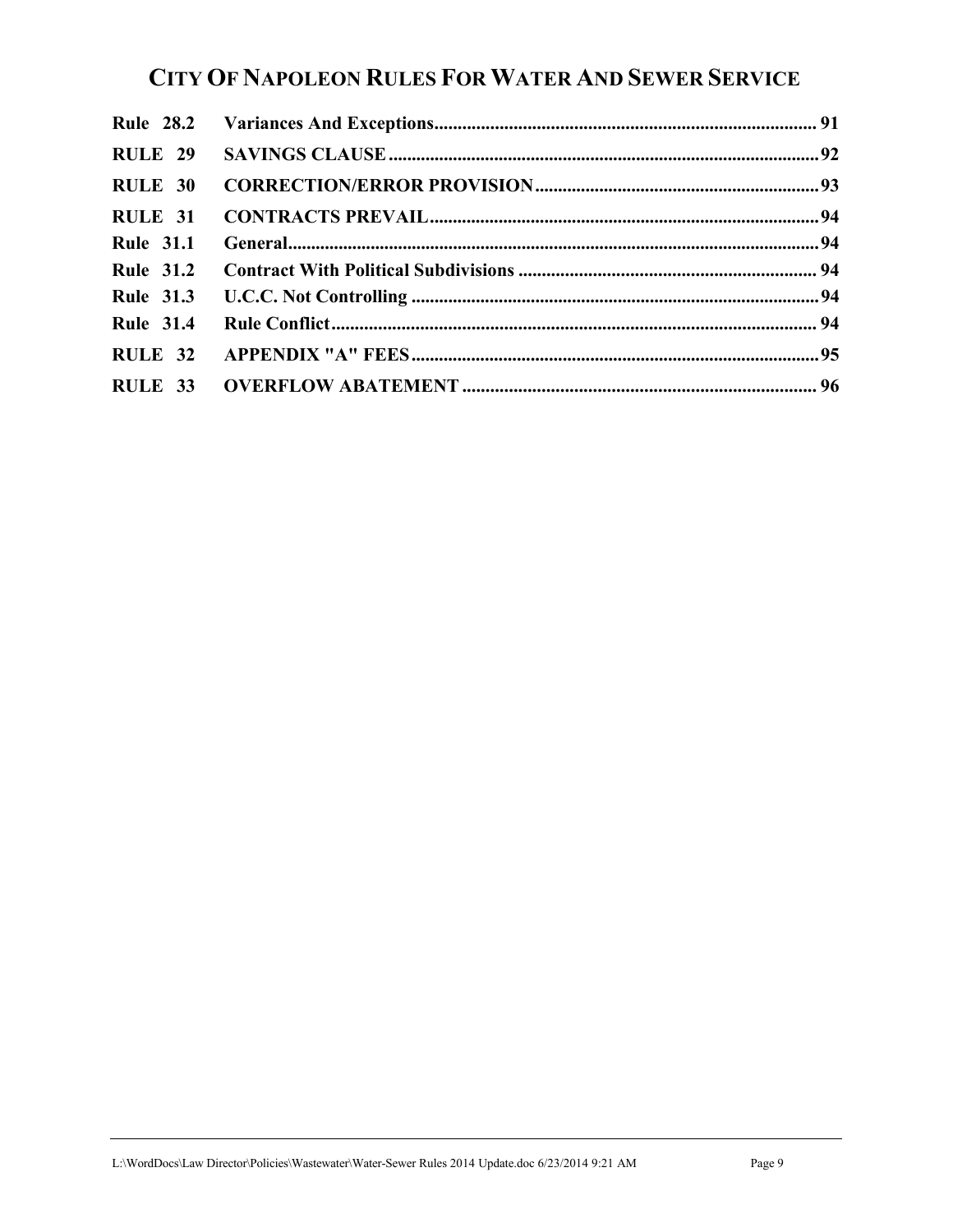# CITY OF NAPOLEON RULES FOR WATER AND SEWER SERVICE

| | | |
|---|---|---|
| **Rule 28.2** | **Variances And Exceptions** | **91** |
| **RULE 29** | **SAVINGS CLAUSE** | **92** |
| **RULE 30** | **CORRECTION/ERROR PROVISION** | **93** |
| **RULE 31** | **CONTRACTS PREVAIL** | **94** |
| **Rule 31.1** | **General** | **94** |
| **Rule 31.2** | **Contract With Political Subdivisions** | **94** |
| **Rule 31.3** | **U.C.C. Not Controlling** | **94** |
| **Rule 31.4** | **Rule Conflict** | **94** |
| **RULE 32** | **APPENDIX "A" FEES** | **95** |
| **RULE 33** | **OVERFLOW ABATEMENT** | **96** |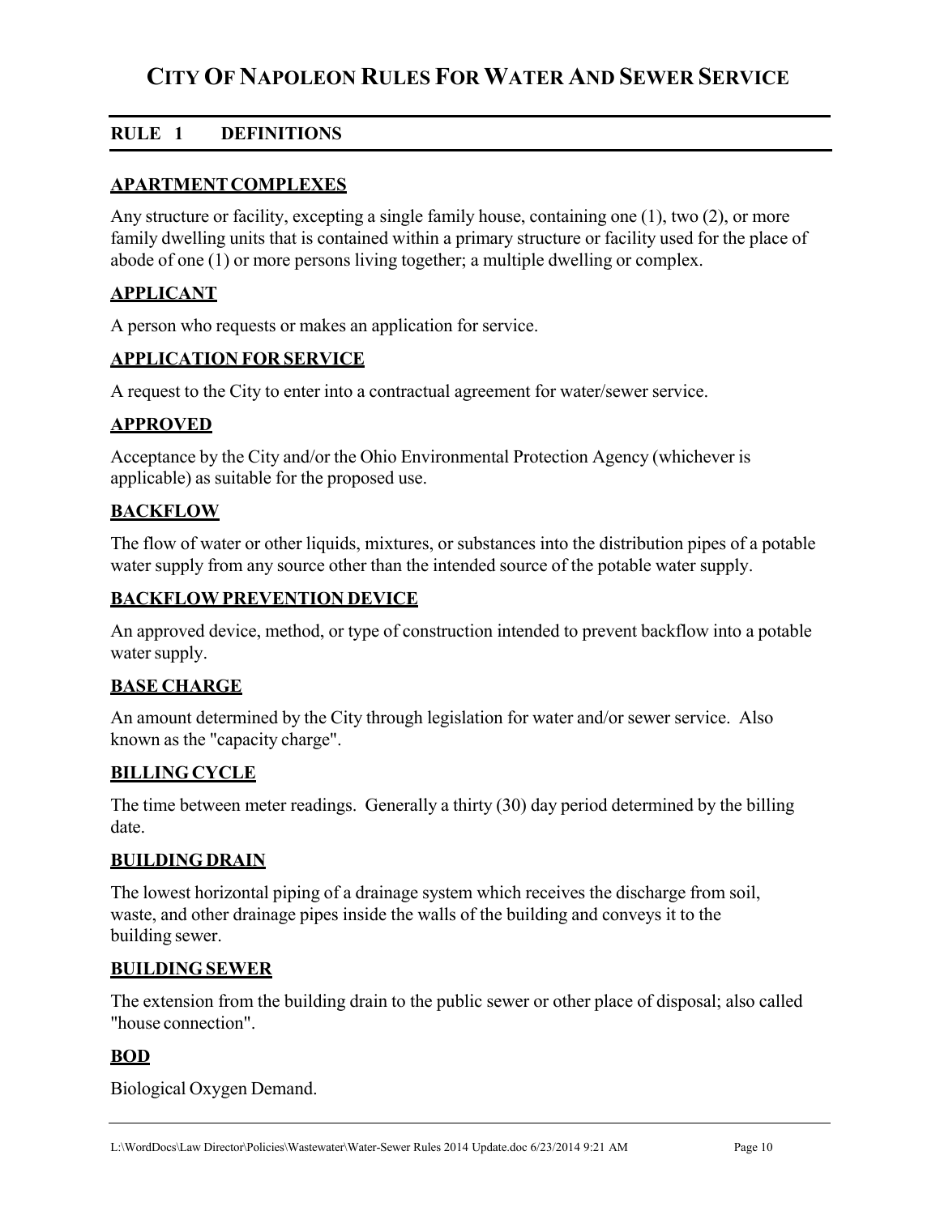# CITY OF NAPOLEON RULES FOR WATER AND SEWER SERVICE

## RULE 1 DEFINITIONS

### APARTMENT COMPLEXES

Any structure or facility, excepting a single family house, containing one (1), two (2), or more family dwelling units that is contained within a primary structure or facility used for the place of abode of one (1) or more persons living together; a multiple dwelling or complex.

### APPLICANT

A person who requests or makes an application for service.

### APPLICATION FOR SERVICE

A request to the City to enter into a contractual agreement for water/sewer service.

### APPROVED

Acceptance by the City and/or the Ohio Environmental Protection Agency (whichever is applicable) as suitable for the proposed use.

### BACKFLOW

The flow of water or other liquids, mixtures, or substances into the distribution pipes of a potable water supply from any source other than the intended source of the potable water supply.

### BACKFLOW PREVENTION DEVICE

An approved device, method, or type of construction intended to prevent backflow into a potable water supply.

### BASE CHARGE

An amount determined by the City through legislation for water and/or sewer service. Also known as the "capacity charge".

### BILLING CYCLE

The time between meter readings. Generally a thirty (30) day period determined by the billing date.

### BUILDING DRAIN

The lowest horizontal piping of a drainage system which receives the discharge from soil, waste, and other drainage pipes inside the walls of the building and conveys it to the building sewer.

### BUILDING SEWER

The extension from the building drain to the public sewer or other place of disposal; also called "house connection".

### BOD

Biological Oxygen Demand.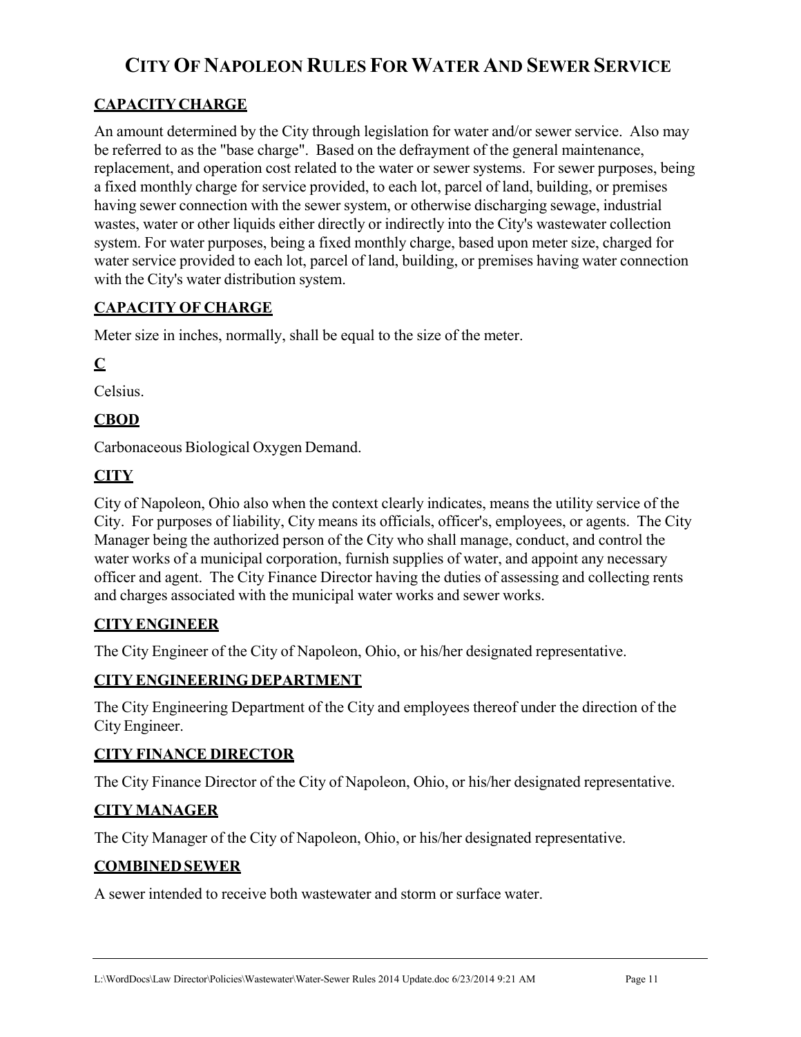# CITY OF NAPOLEON RULES FOR WATER AND SEWER SERVICE

**CAPACITY CHARGE**

An amount determined by the City through legislation for water and/or sewer service. Also may be referred to as the "base charge". Based on the defrayment of the general maintenance, replacement, and operation cost related to the water or sewer systems. For sewer purposes, being a fixed monthly charge for service provided, to each lot, parcel of land, building, or premises having sewer connection with the sewer system, or otherwise discharging sewage, industrial wastes, water or other liquids either directly or indirectly into the City's wastewater collection system. For water purposes, being a fixed monthly charge, based upon meter size, charged for water service provided to each lot, parcel of land, building, or premises having water connection with the City's water distribution system.

**CAPACITY OF CHARGE**

Meter size in inches, normally, shall be equal to the size of the meter.

**C**

Celsius.

**CBOD**

Carbonaceous Biological Oxygen Demand.

**CITY**

City of Napoleon, Ohio also when the context clearly indicates, means the utility service of the City. For purposes of liability, City means its officials, officer's, employees, or agents. The City Manager being the authorized person of the City who shall manage, conduct, and control the water works of a municipal corporation, furnish supplies of water, and appoint any necessary officer and agent. The City Finance Director having the duties of assessing and collecting rents and charges associated with the municipal water works and sewer works.

**CITY ENGINEER**

The City Engineer of the City of Napoleon, Ohio, or his/her designated representative.

**CITY ENGINEERING DEPARTMENT**

The City Engineering Department of the City and employees thereof under the direction of the City Engineer.

**CITY FINANCE DIRECTOR**

The City Finance Director of the City of Napoleon, Ohio, or his/her designated representative.

**CITY MANAGER**

The City Manager of the City of Napoleon, Ohio, or his/her designated representative.

**COMBINED SEWER**

A sewer intended to receive both wastewater and storm or surface water.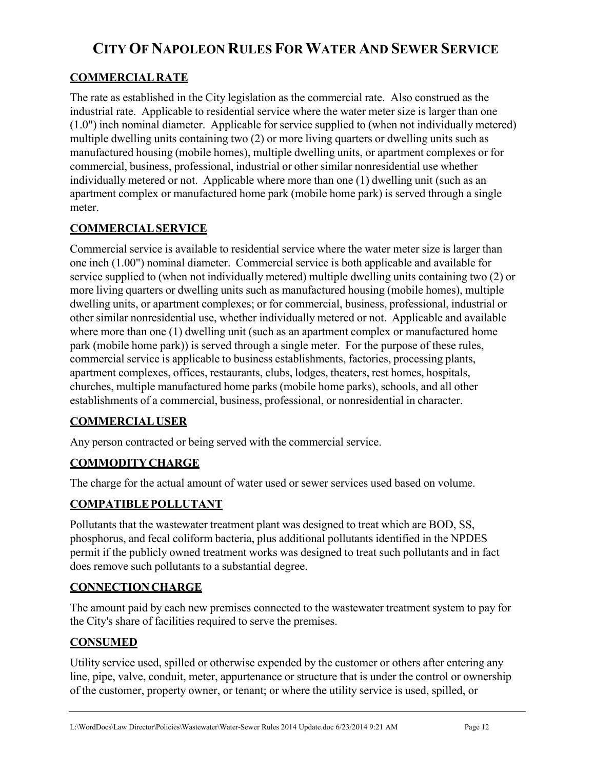# City Of Napoleon Rules For Water And Sewer Service

**COMMERCIAL RATE**

The rate as established in the City legislation as the commercial rate. Also construed as the industrial rate. Applicable to residential service where the water meter size is larger than one (1.0") inch nominal diameter. Applicable for service supplied to (when not individually metered) multiple dwelling units containing two (2) or more living quarters or dwelling units such as manufactured housing (mobile homes), multiple dwelling units, or apartment complexes or for commercial, business, professional, industrial or other similar nonresidential use whether individually metered or not. Applicable where more than one (1) dwelling unit (such as an apartment complex or manufactured home park (mobile home park) is served through a single meter.

**COMMERCIAL SERVICE**

Commercial service is available to residential service where the water meter size is larger than one inch (1.00") nominal diameter. Commercial service is both applicable and available for service supplied to (when not individually metered) multiple dwelling units containing two (2) or more living quarters or dwelling units such as manufactured housing (mobile homes), multiple dwelling units, or apartment complexes; or for commercial, business, professional, industrial or other similar nonresidential use, whether individually metered or not. Applicable and available where more than one (1) dwelling unit (such as an apartment complex or manufactured home park (mobile home park)) is served through a single meter. For the purpose of these rules, commercial service is applicable to business establishments, factories, processing plants, apartment complexes, offices, restaurants, clubs, lodges, theaters, rest homes, hospitals, churches, multiple manufactured home parks (mobile home parks), schools, and all other establishments of a commercial, business, professional, or nonresidential in character.

**COMMERCIAL USER**

Any person contracted or being served with the commercial service.

**COMMODITY CHARGE**

The charge for the actual amount of water used or sewer services used based on volume.

**COMPATIBLE POLLUTANT**

Pollutants that the wastewater treatment plant was designed to treat which are BOD, SS, phosphorus, and fecal coliform bacteria, plus additional pollutants identified in the NPDES permit if the publicly owned treatment works was designed to treat such pollutants and in fact does remove such pollutants to a substantial degree.

**CONNECTION CHARGE**

The amount paid by each new premises connected to the wastewater treatment system to pay for the City's share of facilities required to serve the premises.

**CONSUMED**

Utility service used, spilled or otherwise expended by the customer or others after entering any line, pipe, valve, conduit, meter, appurtenance or structure that is under the control or ownership of the customer, property owner, or tenant; or where the utility service is used, spilled, or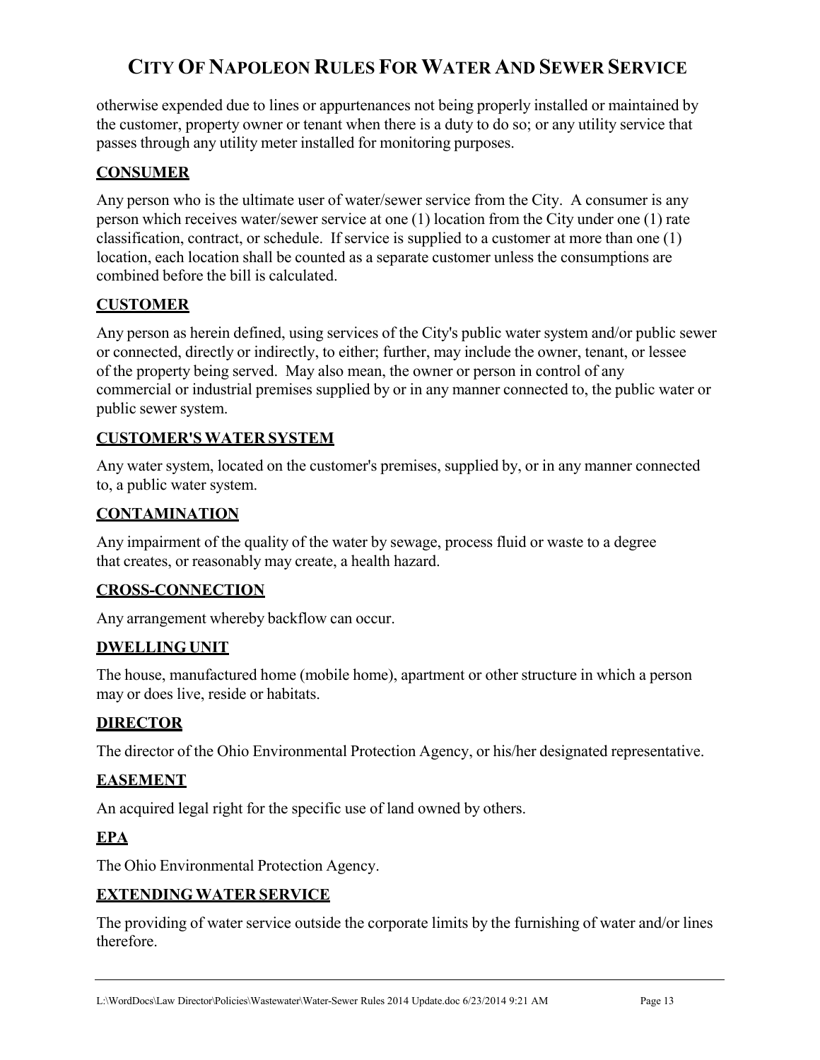otherwise expended due to lines or appurtenances not being properly installed or maintained by the customer, property owner or tenant when there is a duty to do so; or any utility service that passes through any utility meter installed for monitoring purposes.

**CONSUMER**

Any person who is the ultimate user of water/sewer service from the City. A consumer is any person which receives water/sewer service at one (1) location from the City under one (1) rate classification, contract, or schedule. If service is supplied to a customer at more than one (1) location, each location shall be counted as a separate customer unless the consumptions are combined before the bill is calculated.

**CUSTOMER**

Any person as herein defined, using services of the City's public water system and/or public sewer or connected, directly or indirectly, to either; further, may include the owner, tenant, or lessee of the property being served. May also mean, the owner or person in control of any commercial or industrial premises supplied by or in any manner connected to, the public water or public sewer system.

**CUSTOMER'S WATER SYSTEM**

Any water system, located on the customer's premises, supplied by, or in any manner connected to, a public water system.

**CONTAMINATION**

Any impairment of the quality of the water by sewage, process fluid or waste to a degree that creates, or reasonably may create, a health hazard.

**CROSS-CONNECTION**

Any arrangement whereby backflow can occur.

**DWELLING UNIT**

The house, manufactured home (mobile home), apartment or other structure in which a person may or does live, reside or habitats.

**DIRECTOR**

The director of the Ohio Environmental Protection Agency, or his/her designated representative.

**EASEMENT**

An acquired legal right for the specific use of land owned by others.

**EPA**

The Ohio Environmental Protection Agency.

**EXTENDING WATER SERVICE**

The providing of water service outside the corporate limits by the furnishing of water and/or lines therefore.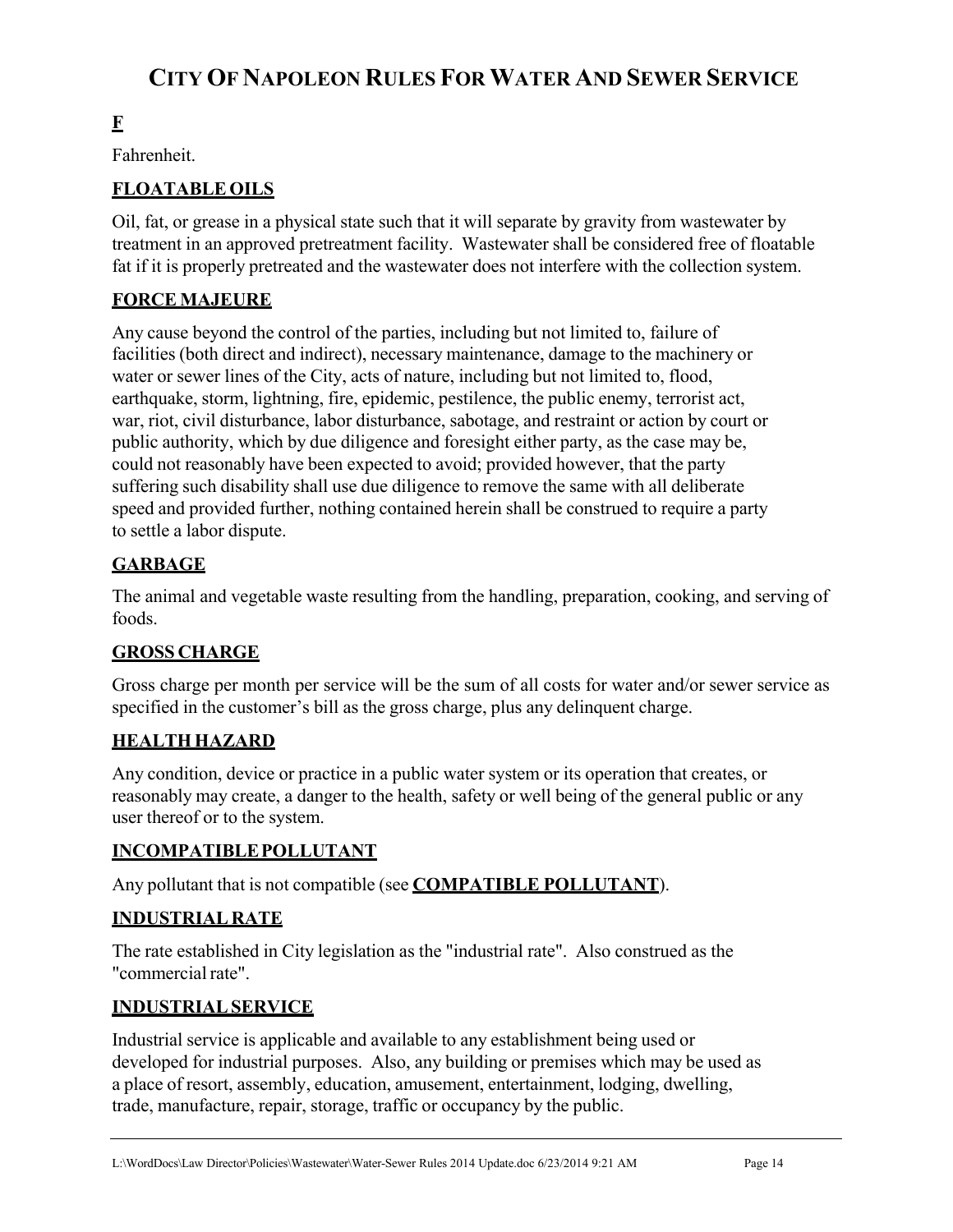**F**

Fahrenheit.

**FLOATABLE OILS**

Oil, fat, or grease in a physical state such that it will separate by gravity from wastewater by treatment in an approved pretreatment facility. Wastewater shall be considered free of floatable fat if it is properly pretreated and the wastewater does not interfere with the collection system.

**FORCE MAJEURE**

Any cause beyond the control of the parties, including but not limited to, failure of facilities (both direct and indirect), necessary maintenance, damage to the machinery or water or sewer lines of the City, acts of nature, including but not limited to, flood, earthquake, storm, lightning, fire, epidemic, pestilence, the public enemy, terrorist act, war, riot, civil disturbance, labor disturbance, sabotage, and restraint or action by court or public authority, which by due diligence and foresight either party, as the case may be, could not reasonably have been expected to avoid; provided however, that the party suffering such disability shall use due diligence to remove the same with all deliberate speed and provided further, nothing contained herein shall be construed to require a party to settle a labor dispute.

**GARBAGE**

The animal and vegetable waste resulting from the handling, preparation, cooking, and serving of foods.

**GROSS CHARGE**

Gross charge per month per service will be the sum of all costs for water and/or sewer service as specified in the customer's bill as the gross charge, plus any delinquent charge.

**HEALTH HAZARD**

Any condition, device or practice in a public water system or its operation that creates, or reasonably may create, a danger to the health, safety or well being of the general public or any user thereof or to the system.

**INCOMPATIBLE POLLUTANT**

Any pollutant that is not compatible (see **COMPATIBLE POLLUTANT**).

**INDUSTRIAL RATE**

The rate established in City legislation as the "industrial rate". Also construed as the "commercial rate".

**INDUSTRIAL SERVICE**

Industrial service is applicable and available to any establishment being used or developed for industrial purposes. Also, any building or premises which may be used as a place of resort, assembly, education, amusement, entertainment, lodging, dwelling, trade, manufacture, repair, storage, traffic or occupancy by the public.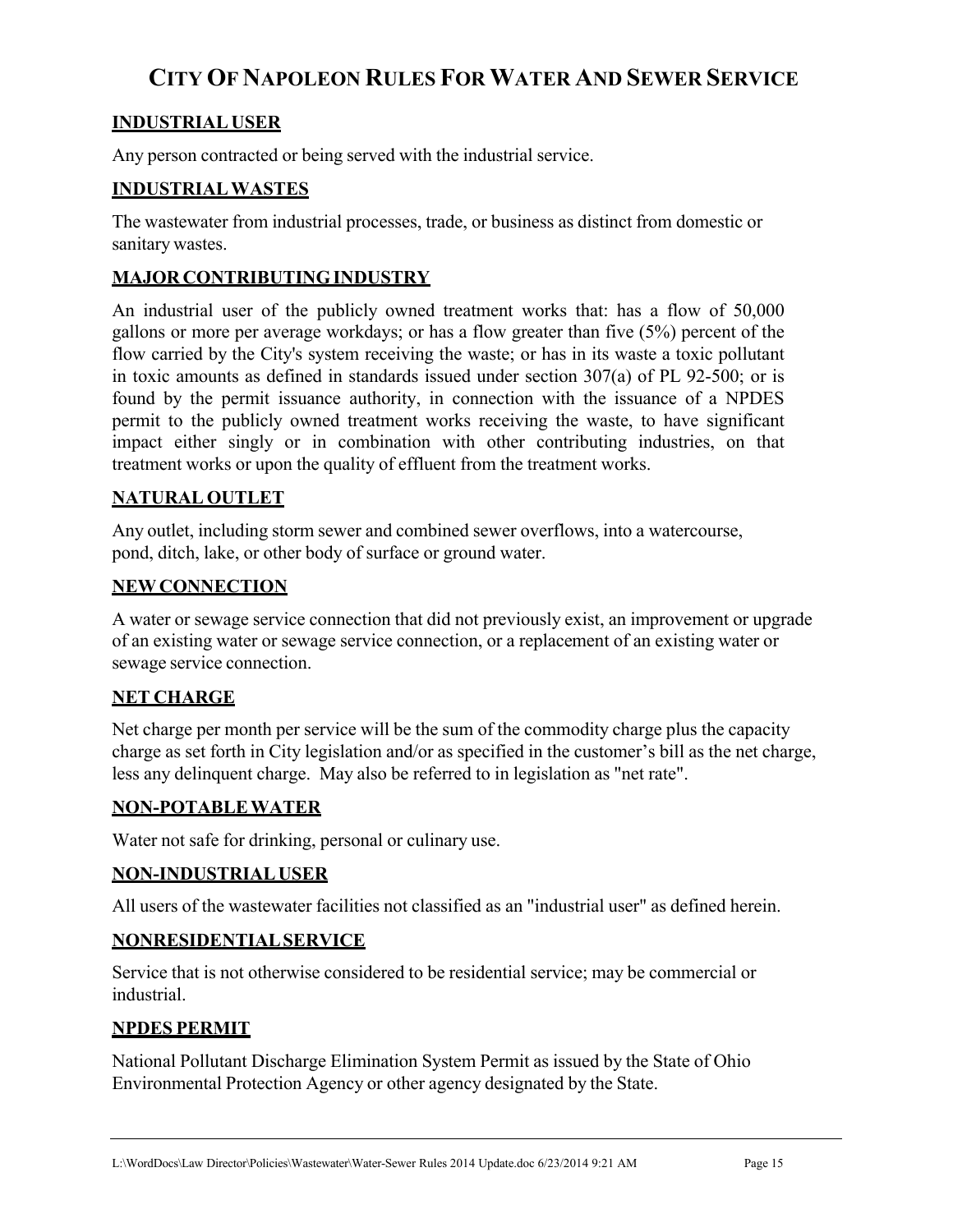# CITY OF NAPOLEON RULES FOR WATER AND SEWER SERVICE

**INDUSTRIAL USER**

Any person contracted or being served with the industrial service.

**INDUSTRIAL WASTES**

The wastewater from industrial processes, trade, or business as distinct from domestic or sanitary wastes.

**MAJOR CONTRIBUTING INDUSTRY**

An industrial user of the publicly owned treatment works that: has a flow of 50,000 gallons or more per average workdays; or has a flow greater than five (5%) percent of the flow carried by the City's system receiving the waste; or has in its waste a toxic pollutant in toxic amounts as defined in standards issued under section 307(a) of PL 92-500; or is found by the permit issuance authority, in connection with the issuance of a NPDES permit to the publicly owned treatment works receiving the waste, to have significant impact either singly or in combination with other contributing industries, on that treatment works or upon the quality of effluent from the treatment works.

**NATURAL OUTLET**

Any outlet, including storm sewer and combined sewer overflows, into a watercourse, pond, ditch, lake, or other body of surface or ground water.

**NEW CONNECTION**

A water or sewage service connection that did not previously exist, an improvement or upgrade of an existing water or sewage service connection, or a replacement of an existing water or sewage service connection.

**NET CHARGE**

Net charge per month per service will be the sum of the commodity charge plus the capacity charge as set forth in City legislation and/or as specified in the customer's bill as the net charge, less any delinquent charge. May also be referred to in legislation as "net rate".

**NON-POTABLE WATER**

Water not safe for drinking, personal or culinary use.

**NON-INDUSTRIAL USER**

All users of the wastewater facilities not classified as an "industrial user" as defined herein.

**NONRESIDENTIAL SERVICE**

Service that is not otherwise considered to be residential service; may be commercial or industrial.

**NPDES PERMIT**

National Pollutant Discharge Elimination System Permit as issued by the State of Ohio Environmental Protection Agency or other agency designated by the State.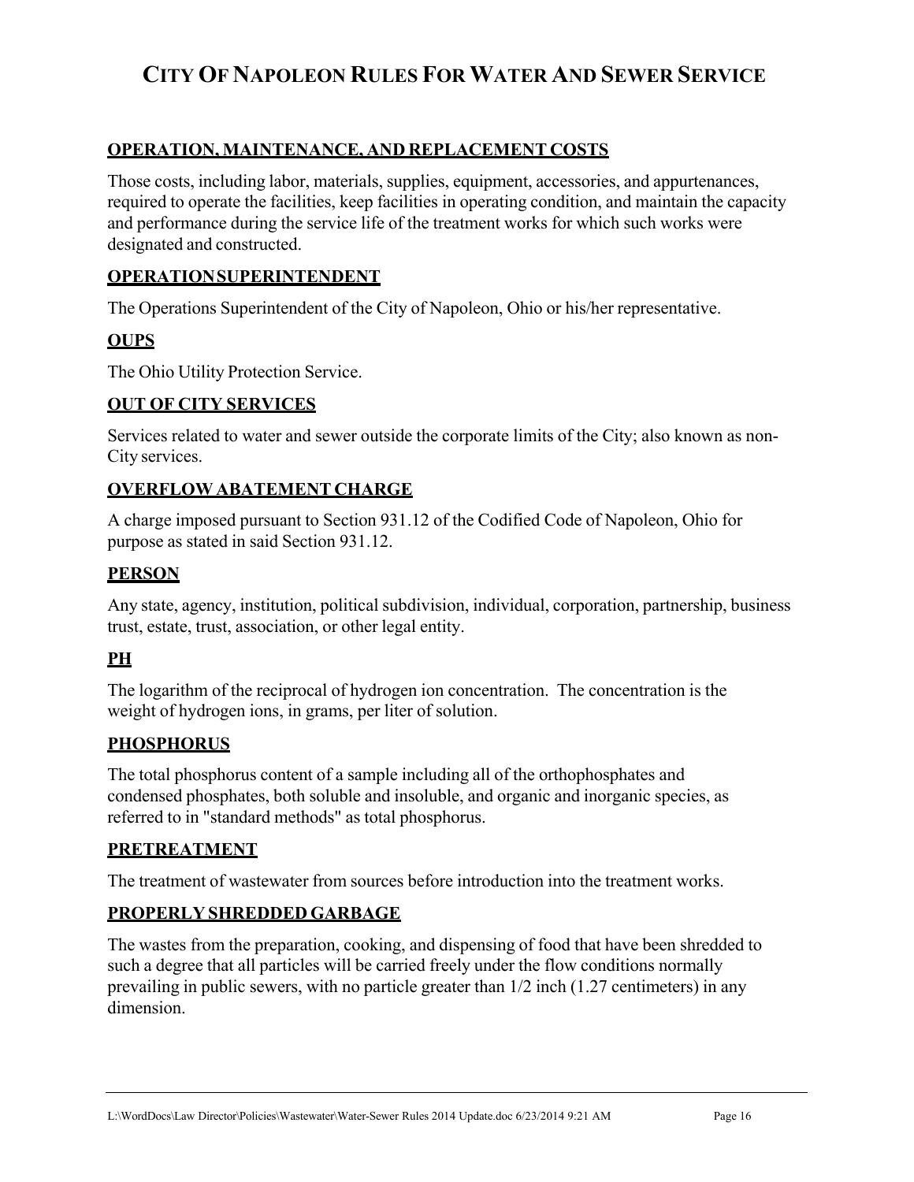**OPERATION, MAINTENANCE, AND REPLACEMENT COSTS**

Those costs, including labor, materials, supplies, equipment, accessories, and appurtenances, required to operate the facilities, keep facilities in operating condition, and maintain the capacity and performance during the service life of the treatment works for which such works were designated and constructed.

**OPERATION SUPERINTENDENT**

The Operations Superintendent of the City of Napoleon, Ohio or his/her representative.

**OUPS**

The Ohio Utility Protection Service.

**OUT OF CITY SERVICES**

Services related to water and sewer outside the corporate limits of the City; also known as non-City services.

**OVERFLOW ABATEMENT CHARGE**

A charge imposed pursuant to Section 931.12 of the Codified Code of Napoleon, Ohio for purpose as stated in said Section 931.12.

**PERSON**

Any state, agency, institution, political subdivision, individual, corporation, partnership, business trust, estate, trust, association, or other legal entity.

**PH**

The logarithm of the reciprocal of hydrogen ion concentration. The concentration is the weight of hydrogen ions, in grams, per liter of solution.

**PHOSPHORUS**

The total phosphorus content of a sample including all of the orthophosphates and condensed phosphates, both soluble and insoluble, and organic and inorganic species, as referred to in "standard methods" as total phosphorus.

**PRETREATMENT**

The treatment of wastewater from sources before introduction into the treatment works.

**PROPERLY SHREDDED GARBAGE**

The wastes from the preparation, cooking, and dispensing of food that have been shredded to such a degree that all particles will be carried freely under the flow conditions normally prevailing in public sewers, with no particle greater than 1/2 inch (1.27 centimeters) in any dimension.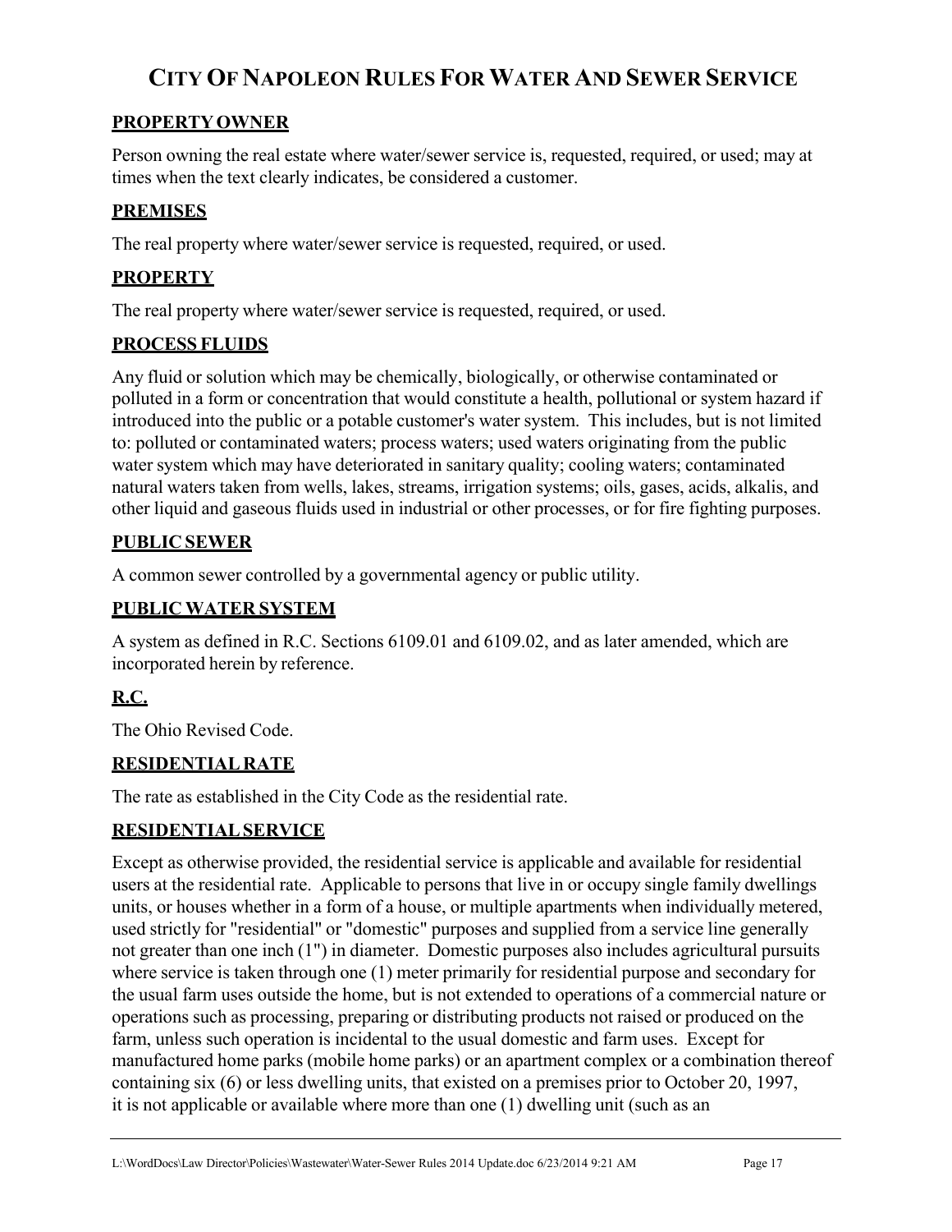# CITY OF NAPOLEON RULES FOR WATER AND SEWER SERVICE

**PROPERTY OWNER**

Person owning the real estate where water/sewer service is, requested, required, or used; may at times when the text clearly indicates, be considered a customer.

**PREMISES**

The real property where water/sewer service is requested, required, or used.

**PROPERTY**

The real property where water/sewer service is requested, required, or used.

**PROCESS FLUIDS**

Any fluid or solution which may be chemically, biologically, or otherwise contaminated or polluted in a form or concentration that would constitute a health, pollutional or system hazard if introduced into the public or a potable customer's water system. This includes, but is not limited to: polluted or contaminated waters; process waters; used waters originating from the public water system which may have deteriorated in sanitary quality; cooling waters; contaminated natural waters taken from wells, lakes, streams, irrigation systems; oils, gases, acids, alkalis, and other liquid and gaseous fluids used in industrial or other processes, or for fire fighting purposes.

**PUBLIC SEWER**

A common sewer controlled by a governmental agency or public utility.

**PUBLIC WATER SYSTEM**

A system as defined in R.C. Sections 6109.01 and 6109.02, and as later amended, which are incorporated herein by reference.

**R.C.**

The Ohio Revised Code.

**RESIDENTIAL RATE**

The rate as established in the City Code as the residential rate.

**RESIDENTIAL SERVICE**

Except as otherwise provided, the residential service is applicable and available for residential users at the residential rate. Applicable to persons that live in or occupy single family dwellings units, or houses whether in a form of a house, or multiple apartments when individually metered, used strictly for "residential" or "domestic" purposes and supplied from a service line generally not greater than one inch (1") in diameter. Domestic purposes also includes agricultural pursuits where service is taken through one (1) meter primarily for residential purpose and secondary for the usual farm uses outside the home, but is not extended to operations of a commercial nature or operations such as processing, preparing or distributing products not raised or produced on the farm, unless such operation is incidental to the usual domestic and farm uses. Except for manufactured home parks (mobile home parks) or an apartment complex or a combination thereof containing six (6) or less dwelling units, that existed on a premises prior to October 20, 1997, it is not applicable or available where more than one (1) dwelling unit (such as an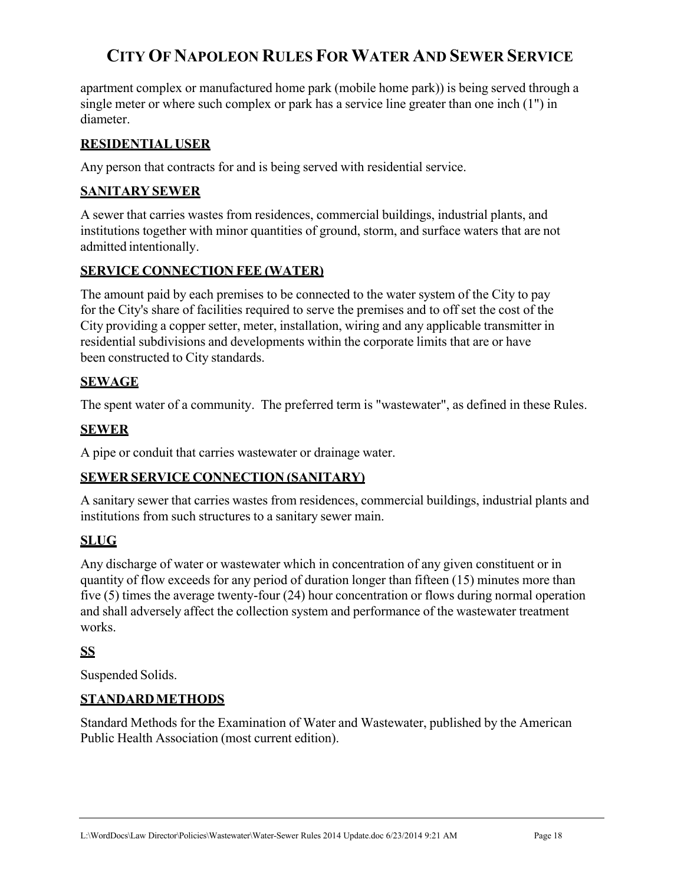apartment complex or manufactured home park (mobile home park)) is being served through a single meter or where such complex or park has a service line greater than one inch (1") in diameter.

**RESIDENTIAL USER**

Any person that contracts for and is being served with residential service.

**SANITARY SEWER**

A sewer that carries wastes from residences, commercial buildings, industrial plants, and institutions together with minor quantities of ground, storm, and surface waters that are not admitted intentionally.

**SERVICE CONNECTION FEE (WATER)**

The amount paid by each premises to be connected to the water system of the City to pay for the City's share of facilities required to serve the premises and to off set the cost of the City providing a copper setter, meter, installation, wiring and any applicable transmitter in residential subdivisions and developments within the corporate limits that are or have been constructed to City standards.

**SEWAGE**

The spent water of a community. The preferred term is "wastewater", as defined in these Rules.

**SEWER**

A pipe or conduit that carries wastewater or drainage water.

**SEWER SERVICE CONNECTION (SANITARY)**

A sanitary sewer that carries wastes from residences, commercial buildings, industrial plants and institutions from such structures to a sanitary sewer main.

**SLUG**

Any discharge of water or wastewater which in concentration of any given constituent or in quantity of flow exceeds for any period of duration longer than fifteen (15) minutes more than five (5) times the average twenty-four (24) hour concentration or flows during normal operation and shall adversely affect the collection system and performance of the wastewater treatment works.

**SS**

Suspended Solids.

**STANDARD METHODS**

Standard Methods for the Examination of Water and Wastewater, published by the American Public Health Association (most current edition).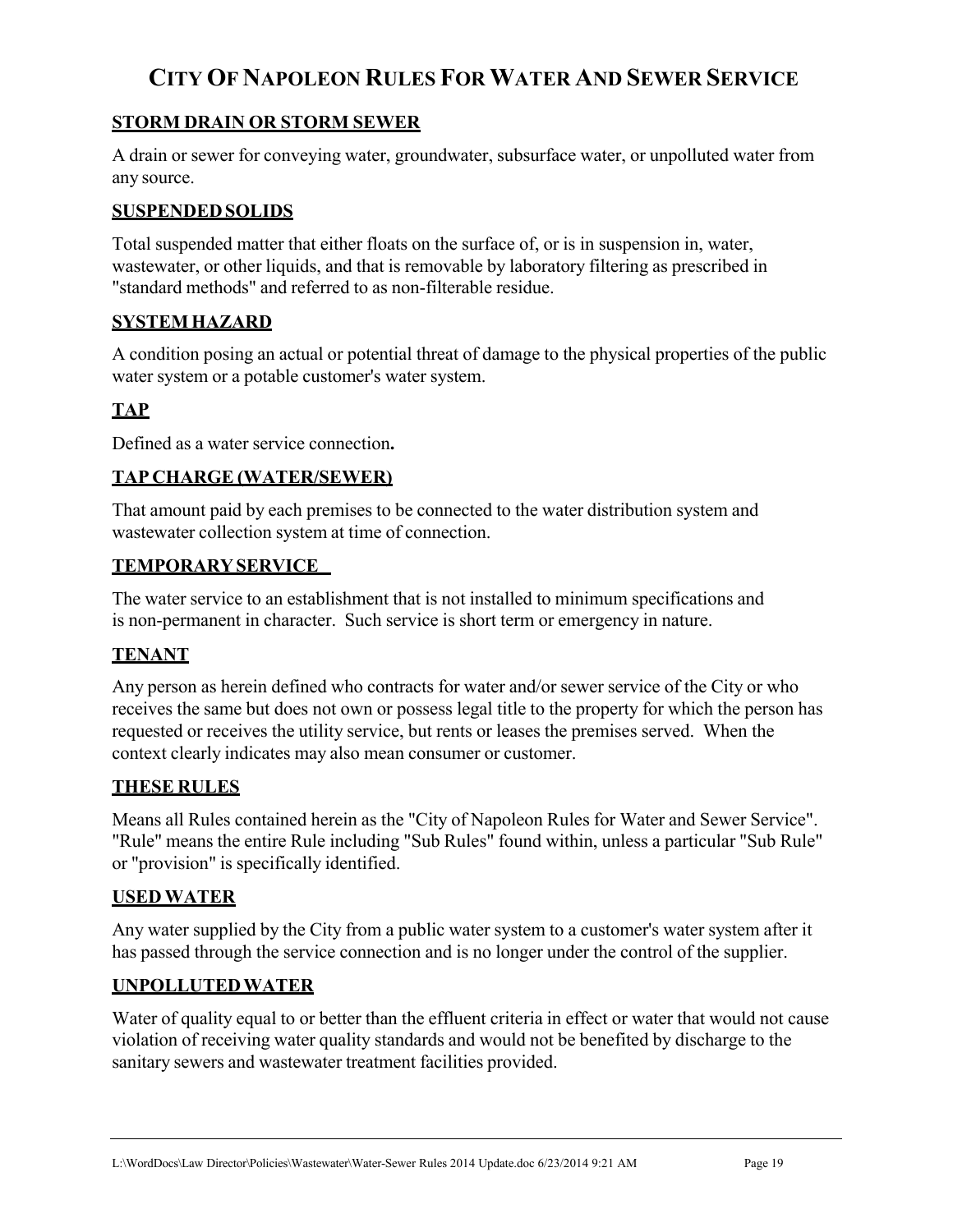STORM DRAIN OR STORM SEWER

A drain or sewer for conveying water, groundwater, subsurface water, or unpolluted water from any source.

SUSPENDED SOLIDS

Total suspended matter that either floats on the surface of, or is in suspension in, water, wastewater, or other liquids, and that is removable by laboratory filtering as prescribed in "standard methods" and referred to as non-filterable residue.

SYSTEM HAZARD

A condition posing an actual or potential threat of damage to the physical properties of the public water system or a potable customer's water system.

TAP

Defined as a water service connection**.**

TAP CHARGE (WATER/SEWER)

That amount paid by each premises to be connected to the water distribution system and wastewater collection system at time of connection.

TEMPORARY SERVICE

The water service to an establishment that is not installed to minimum specifications and is non-permanent in character. Such service is short term or emergency in nature.

TENANT

Any person as herein defined who contracts for water and/or sewer service of the City or who receives the same but does not own or possess legal title to the property for which the person has requested or receives the utility service, but rents or leases the premises served. When the context clearly indicates may also mean consumer or customer.

THESE RULES

Means all Rules contained herein as the "City of Napoleon Rules for Water and Sewer Service". "Rule" means the entire Rule including "Sub Rules" found within, unless a particular "Sub Rule" or "provision" is specifically identified.

USED WATER

Any water supplied by the City from a public water system to a customer's water system after it has passed through the service connection and is no longer under the control of the supplier.

UNPOLLUTED WATER

Water of quality equal to or better than the effluent criteria in effect or water that would not cause violation of receiving water quality standards and would not be benefited by discharge to the sanitary sewers and wastewater treatment facilities provided.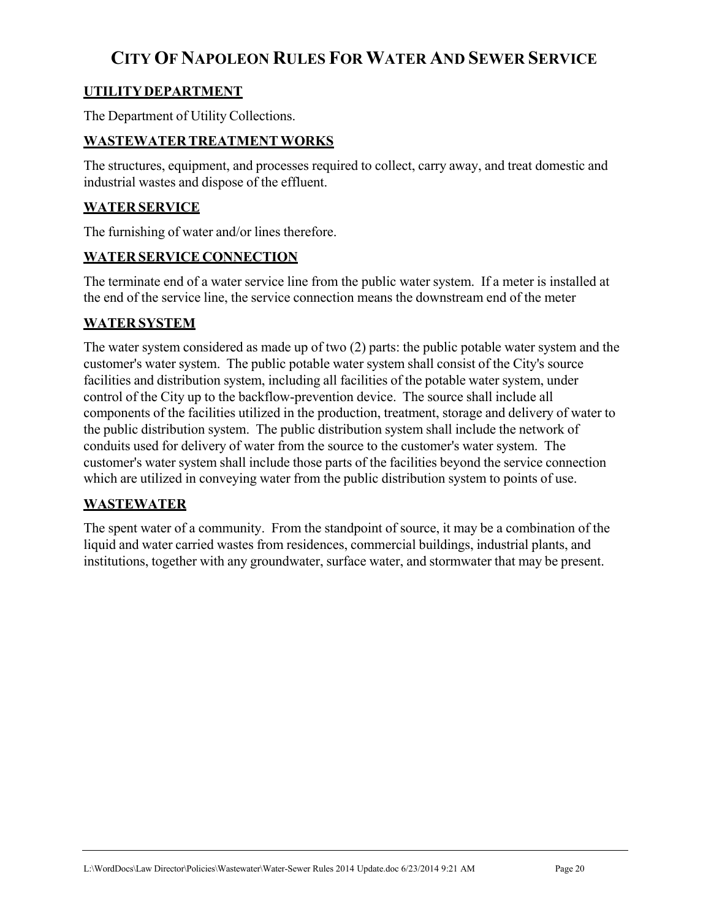# CITY OF NAPOLEON RULES FOR WATER AND SEWER SERVICE

**UTILITY DEPARTMENT**

The Department of Utility Collections.

**WASTEWATER TREATMENT WORKS**

The structures, equipment, and processes required to collect, carry away, and treat domestic and industrial wastes and dispose of the effluent.

**WATER SERVICE**

The furnishing of water and/or lines therefore.

**WATER SERVICE CONNECTION**

The terminate end of a water service line from the public water system. If a meter is installed at the end of the service line, the service connection means the downstream end of the meter

**WATER SYSTEM**

The water system considered as made up of two (2) parts: the public potable water system and the customer's water system. The public potable water system shall consist of the City's source facilities and distribution system, including all facilities of the potable water system, under control of the City up to the backflow-prevention device. The source shall include all components of the facilities utilized in the production, treatment, storage and delivery of water to the public distribution system. The public distribution system shall include the network of conduits used for delivery of water from the source to the customer's water system. The customer's water system shall include those parts of the facilities beyond the service connection which are utilized in conveying water from the public distribution system to points of use.

**WASTEWATER**

The spent water of a community. From the standpoint of source, it may be a combination of the liquid and water carried wastes from residences, commercial buildings, industrial plants, and institutions, together with any groundwater, surface water, and stormwater that may be present.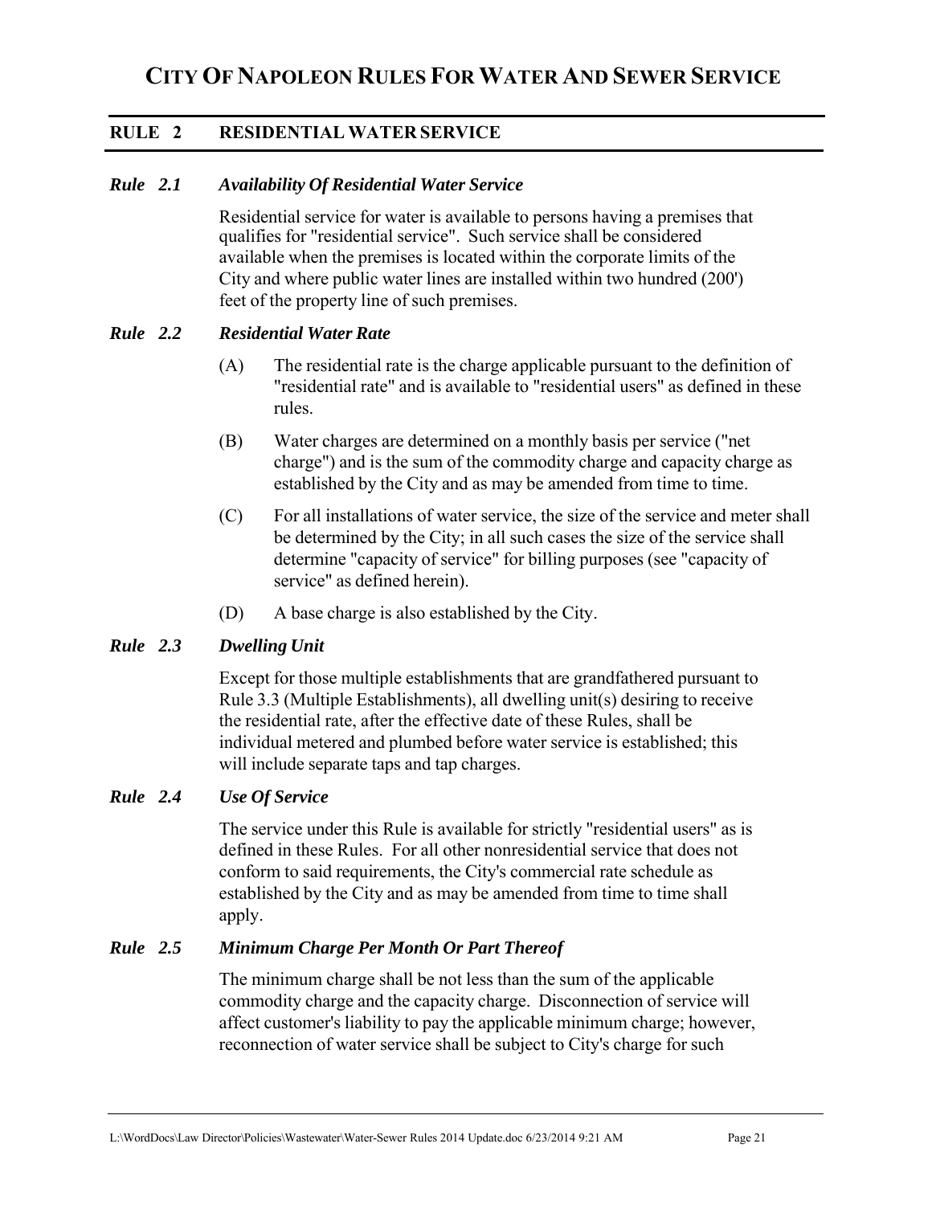# CITY OF NAPOLEON RULES FOR WATER AND SEWER SERVICE

## RULE 2 RESIDENTIAL WATER SERVICE

### *Rule 2.1 Availability Of Residential Water Service*

Residential service for water is available to persons having a premises that qualifies for "residential service". Such service shall be considered available when the premises is located within the corporate limits of the City and where public water lines are installed within two hundred (200') feet of the property line of such premises.

### *Rule 2.2 Residential Water Rate*

(A) The residential rate is the charge applicable pursuant to the definition of "residential rate" and is available to "residential users" as defined in these rules.

(B) Water charges are determined on a monthly basis per service ("net charge") and is the sum of the commodity charge and capacity charge as established by the City and as may be amended from time to time.

(C) For all installations of water service, the size of the service and meter shall be determined by the City; in all such cases the size of the service shall determine "capacity of service" for billing purposes (see "capacity of service" as defined herein).

(D) A base charge is also established by the City.

### *Rule 2.3 Dwelling Unit*

Except for those multiple establishments that are grandfathered pursuant to Rule 3.3 (Multiple Establishments), all dwelling unit(s) desiring to receive the residential rate, after the effective date of these Rules, shall be individual metered and plumbed before water service is established; this will include separate taps and tap charges.

### *Rule 2.4 Use Of Service*

The service under this Rule is available for strictly "residential users" as is defined in these Rules. For all other nonresidential service that does not conform to said requirements, the City's commercial rate schedule as established by the City and as may be amended from time to time shall apply.

### *Rule 2.5 Minimum Charge Per Month Or Part Thereof*

The minimum charge shall be not less than the sum of the applicable commodity charge and the capacity charge. Disconnection of service will affect customer's liability to pay the applicable minimum charge; however, reconnection of water service shall be subject to City's charge for such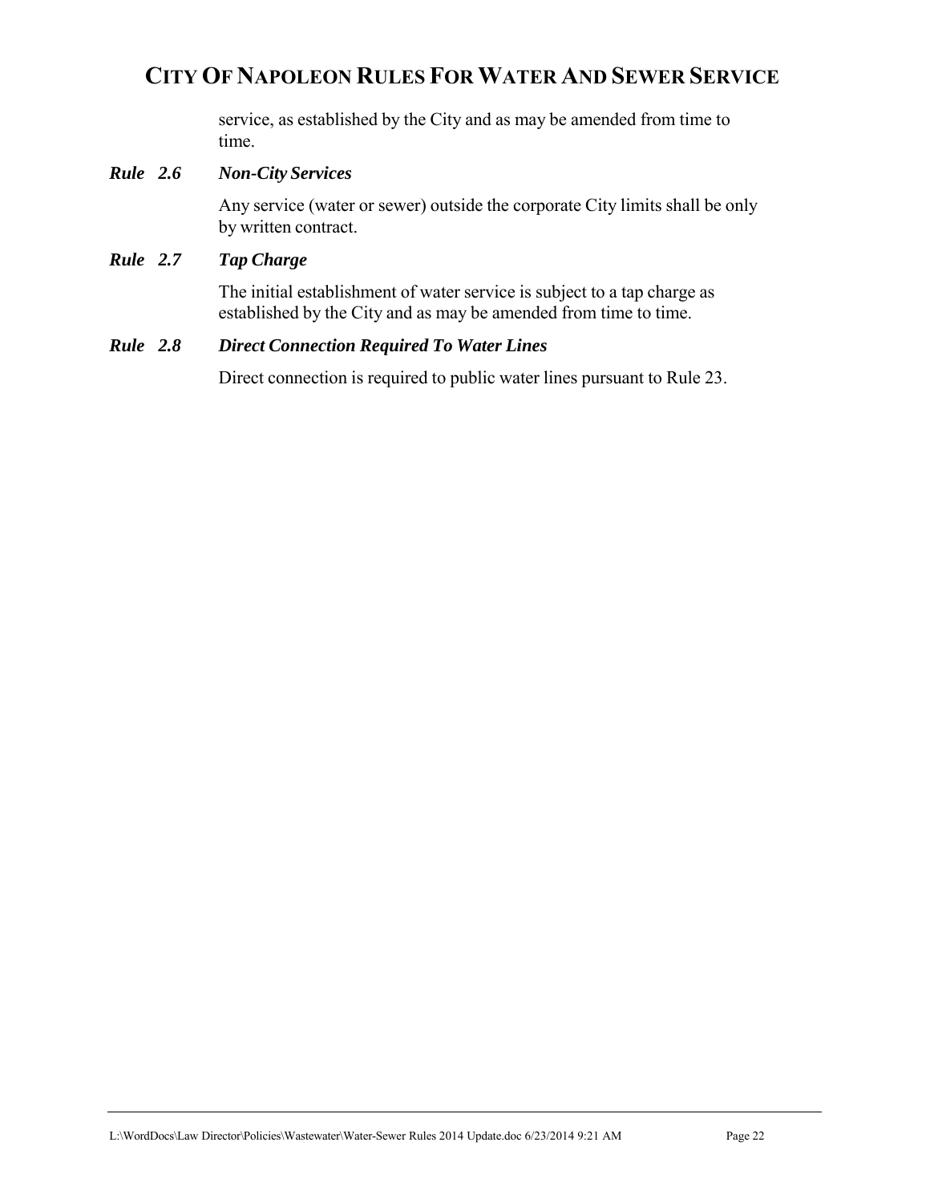service, as established by the City and as may be amended from time to time.

### *Rule 2.6 Non-City Services*

Any service (water or sewer) outside the corporate City limits shall be only by written contract.

### *Rule 2.7 Tap Charge*

The initial establishment of water service is subject to a tap charge as established by the City and as may be amended from time to time.

### *Rule 2.8 Direct Connection Required To Water Lines*

Direct connection is required to public water lines pursuant to Rule 23.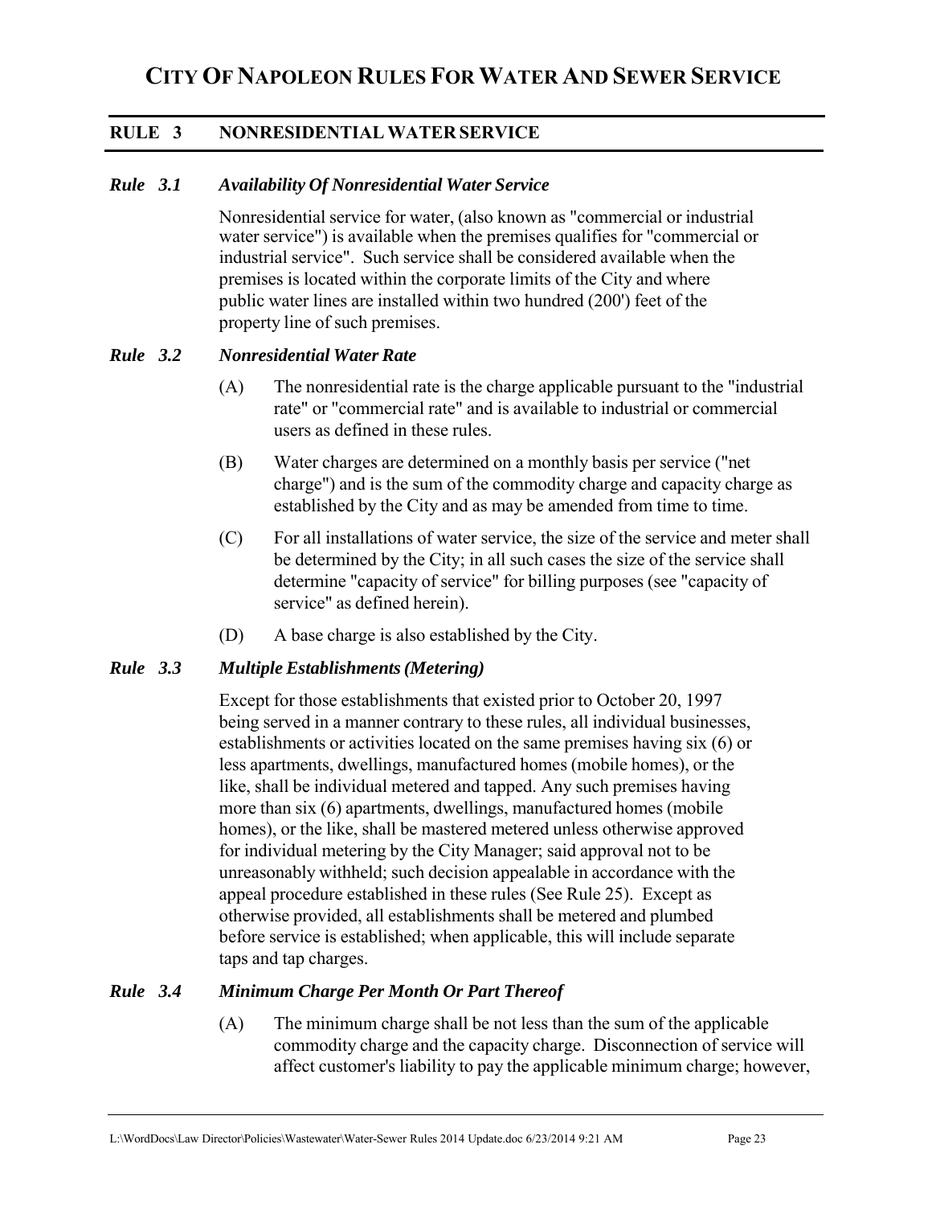# CITY OF NAPOLEON RULES FOR WATER AND SEWER SERVICE

## RULE 3 NONRESIDENTIAL WATER SERVICE

### *Rule 3.1 Availability Of Nonresidential Water Service*

Nonresidential service for water, (also known as "commercial or industrial water service") is available when the premises qualifies for "commercial or industrial service". Such service shall be considered available when the premises is located within the corporate limits of the City and where public water lines are installed within two hundred (200') feet of the property line of such premises.

### *Rule 3.2 Nonresidential Water Rate*

(A) The nonresidential rate is the charge applicable pursuant to the "industrial rate" or "commercial rate" and is available to industrial or commercial users as defined in these rules.

(B) Water charges are determined on a monthly basis per service ("net charge") and is the sum of the commodity charge and capacity charge as established by the City and as may be amended from time to time.

(C) For all installations of water service, the size of the service and meter shall be determined by the City; in all such cases the size of the service shall determine "capacity of service" for billing purposes (see "capacity of service" as defined herein).

(D) A base charge is also established by the City.

### *Rule 3.3 Multiple Establishments (Metering)*

Except for those establishments that existed prior to October 20, 1997 being served in a manner contrary to these rules, all individual businesses, establishments or activities located on the same premises having six (6) or less apartments, dwellings, manufactured homes (mobile homes), or the like, shall be individual metered and tapped. Any such premises having more than six (6) apartments, dwellings, manufactured homes (mobile homes), or the like, shall be mastered metered unless otherwise approved for individual metering by the City Manager; said approval not to be unreasonably withheld; such decision appealable in accordance with the appeal procedure established in these rules (See Rule 25). Except as otherwise provided, all establishments shall be metered and plumbed before service is established; when applicable, this will include separate taps and tap charges.

### *Rule 3.4 Minimum Charge Per Month Or Part Thereof*

(A) The minimum charge shall be not less than the sum of the applicable commodity charge and the capacity charge. Disconnection of service will affect customer's liability to pay the applicable minimum charge; however,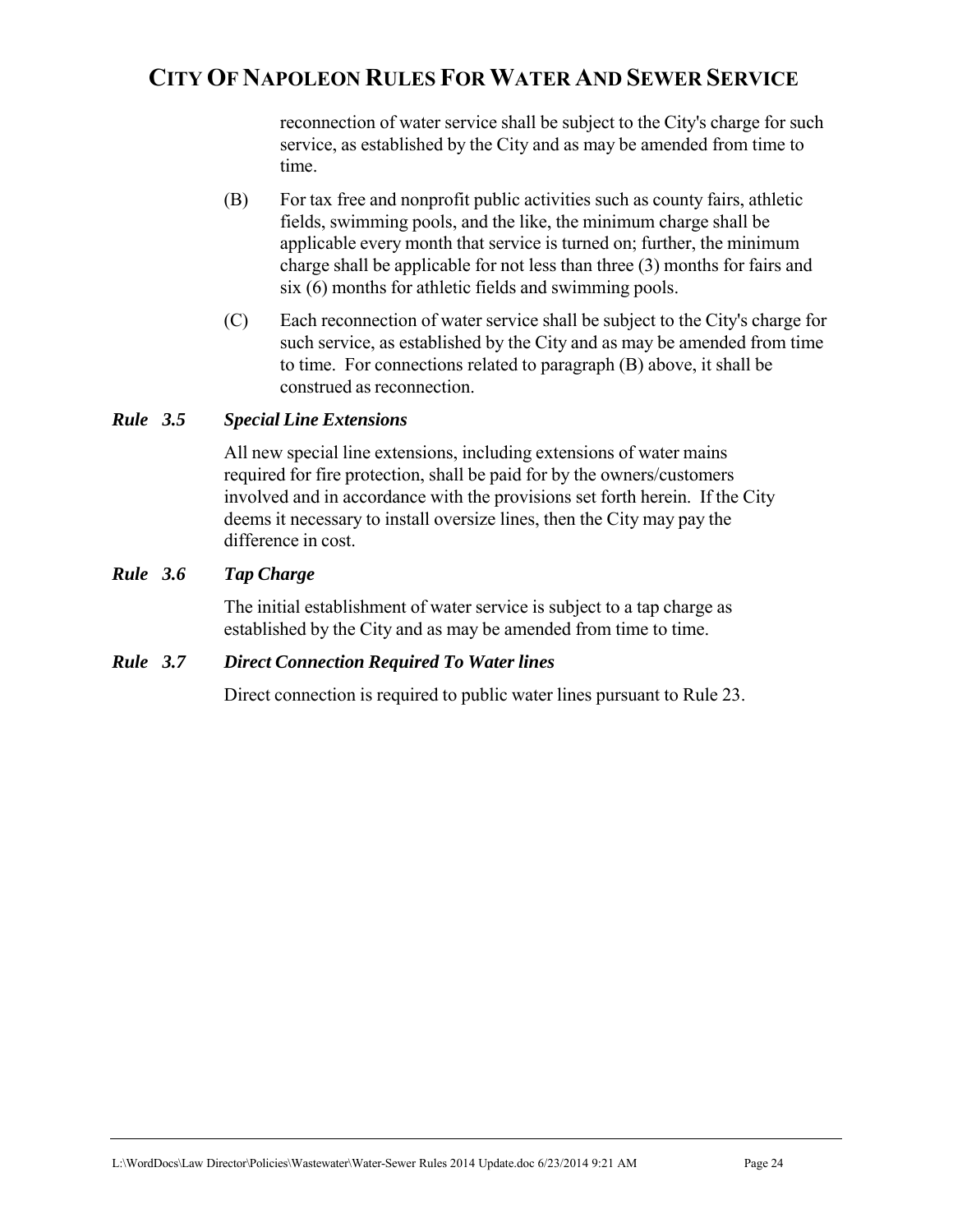reconnection of water service shall be subject to the City's charge for such service, as established by the City and as may be amended from time to time.

(B) For tax free and nonprofit public activities such as county fairs, athletic fields, swimming pools, and the like, the minimum charge shall be applicable every month that service is turned on; further, the minimum charge shall be applicable for not less than three (3) months for fairs and six (6) months for athletic fields and swimming pools.

(C) Each reconnection of water service shall be subject to the City's charge for such service, as established by the City and as may be amended from time to time. For connections related to paragraph (B) above, it shall be construed as reconnection.

### ***Rule 3.5 Special Line Extensions***

All new special line extensions, including extensions of water mains required for fire protection, shall be paid for by the owners/customers involved and in accordance with the provisions set forth herein. If the City deems it necessary to install oversize lines, then the City may pay the difference in cost.

### ***Rule 3.6 Tap Charge***

The initial establishment of water service is subject to a tap charge as established by the City and as may be amended from time to time.

### ***Rule 3.7 Direct Connection Required To Water lines***

Direct connection is required to public water lines pursuant to Rule 23.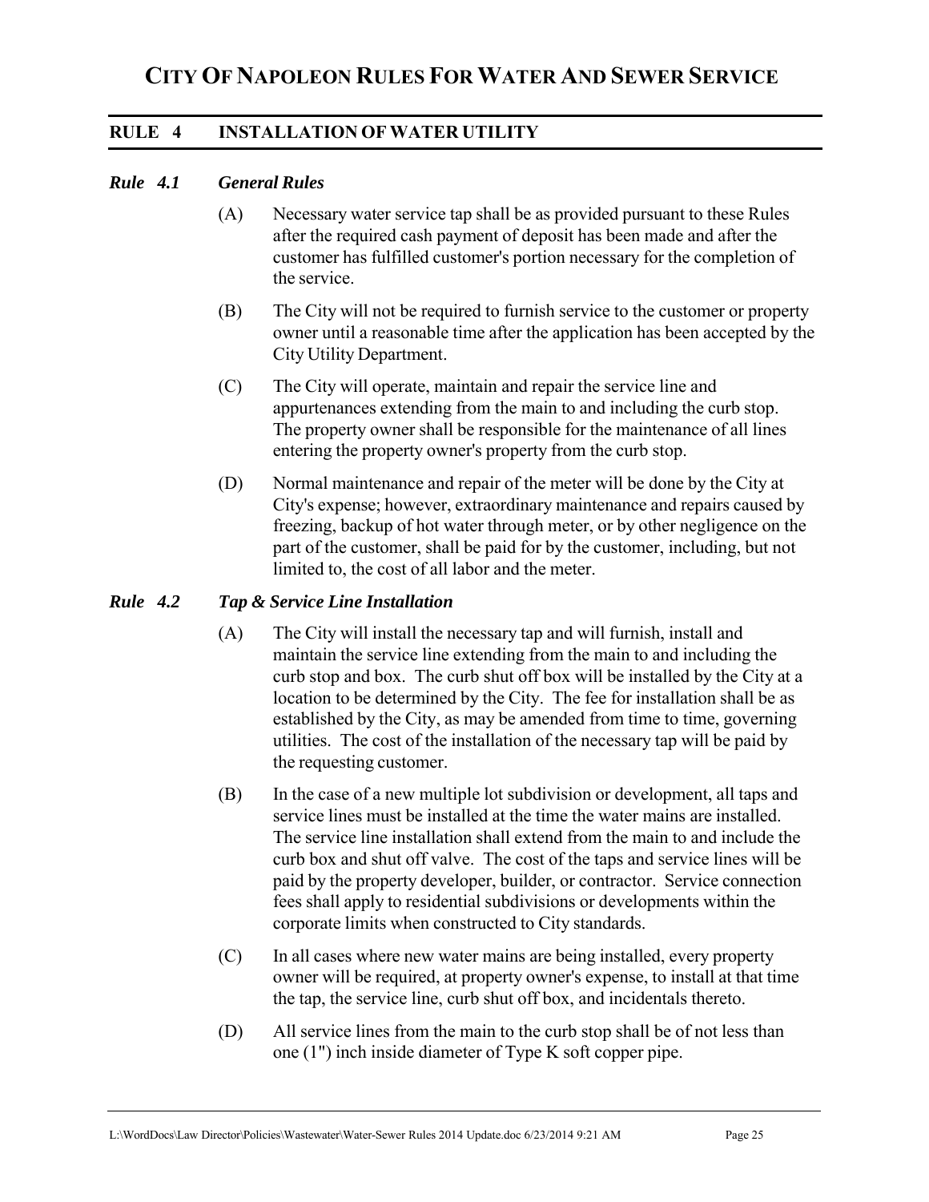# CITY OF NAPOLEON RULES FOR WATER AND SEWER SERVICE

## RULE 4 INSTALLATION OF WATER UTILITY

### *Rule 4.1 General Rules*

(A) Necessary water service tap shall be as provided pursuant to these Rules after the required cash payment of deposit has been made and after the customer has fulfilled customer's portion necessary for the completion of the service.

(B) The City will not be required to furnish service to the customer or property owner until a reasonable time after the application has been accepted by the City Utility Department.

(C) The City will operate, maintain and repair the service line and appurtenances extending from the main to and including the curb stop. The property owner shall be responsible for the maintenance of all lines entering the property owner's property from the curb stop.

(D) Normal maintenance and repair of the meter will be done by the City at City's expense; however, extraordinary maintenance and repairs caused by freezing, backup of hot water through meter, or by other negligence on the part of the customer, shall be paid for by the customer, including, but not limited to, the cost of all labor and the meter.

### *Rule 4.2 Tap & Service Line Installation*

(A) The City will install the necessary tap and will furnish, install and maintain the service line extending from the main to and including the curb stop and box. The curb shut off box will be installed by the City at a location to be determined by the City. The fee for installation shall be as established by the City, as may be amended from time to time, governing utilities. The cost of the installation of the necessary tap will be paid by the requesting customer.

(B) In the case of a new multiple lot subdivision or development, all taps and service lines must be installed at the time the water mains are installed. The service line installation shall extend from the main to and include the curb box and shut off valve. The cost of the taps and service lines will be paid by the property developer, builder, or contractor. Service connection fees shall apply to residential subdivisions or developments within the corporate limits when constructed to City standards.

(C) In all cases where new water mains are being installed, every property owner will be required, at property owner's expense, to install at that time the tap, the service line, curb shut off box, and incidentals thereto.

(D) All service lines from the main to the curb stop shall be of not less than one (1") inch inside diameter of Type K soft copper pipe.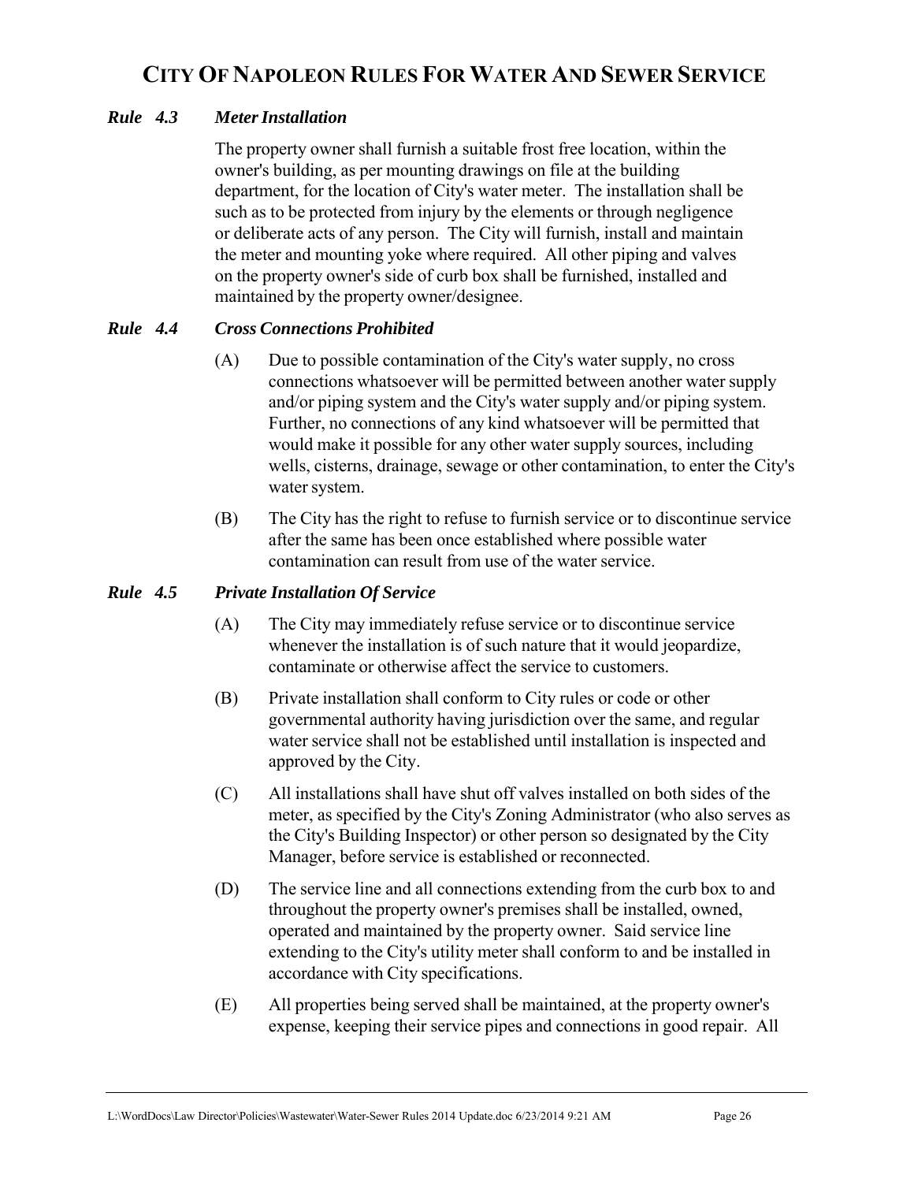# CITY OF NAPOLEON RULES FOR WATER AND SEWER SERVICE

### *Rule 4.3 Meter Installation*

The property owner shall furnish a suitable frost free location, within the owner's building, as per mounting drawings on file at the building department, for the location of City's water meter. The installation shall be such as to be protected from injury by the elements or through negligence or deliberate acts of any person. The City will furnish, install and maintain the meter and mounting yoke where required. All other piping and valves on the property owner's side of curb box shall be furnished, installed and maintained by the property owner/designee.

### *Rule 4.4 Cross Connections Prohibited*

(A) Due to possible contamination of the City's water supply, no cross connections whatsoever will be permitted between another water supply and/or piping system and the City's water supply and/or piping system. Further, no connections of any kind whatsoever will be permitted that would make it possible for any other water supply sources, including wells, cisterns, drainage, sewage or other contamination, to enter the City's water system.

(B) The City has the right to refuse to furnish service or to discontinue service after the same has been once established where possible water contamination can result from use of the water service.

### *Rule 4.5 Private Installation Of Service*

(A) The City may immediately refuse service or to discontinue service whenever the installation is of such nature that it would jeopardize, contaminate or otherwise affect the service to customers.

(B) Private installation shall conform to City rules or code or other governmental authority having jurisdiction over the same, and regular water service shall not be established until installation is inspected and approved by the City.

(C) All installations shall have shut off valves installed on both sides of the meter, as specified by the City's Zoning Administrator (who also serves as the City's Building Inspector) or other person so designated by the City Manager, before service is established or reconnected.

(D) The service line and all connections extending from the curb box to and throughout the property owner's premises shall be installed, owned, operated and maintained by the property owner. Said service line extending to the City's utility meter shall conform to and be installed in accordance with City specifications.

(E) All properties being served shall be maintained, at the property owner's expense, keeping their service pipes and connections in good repair. All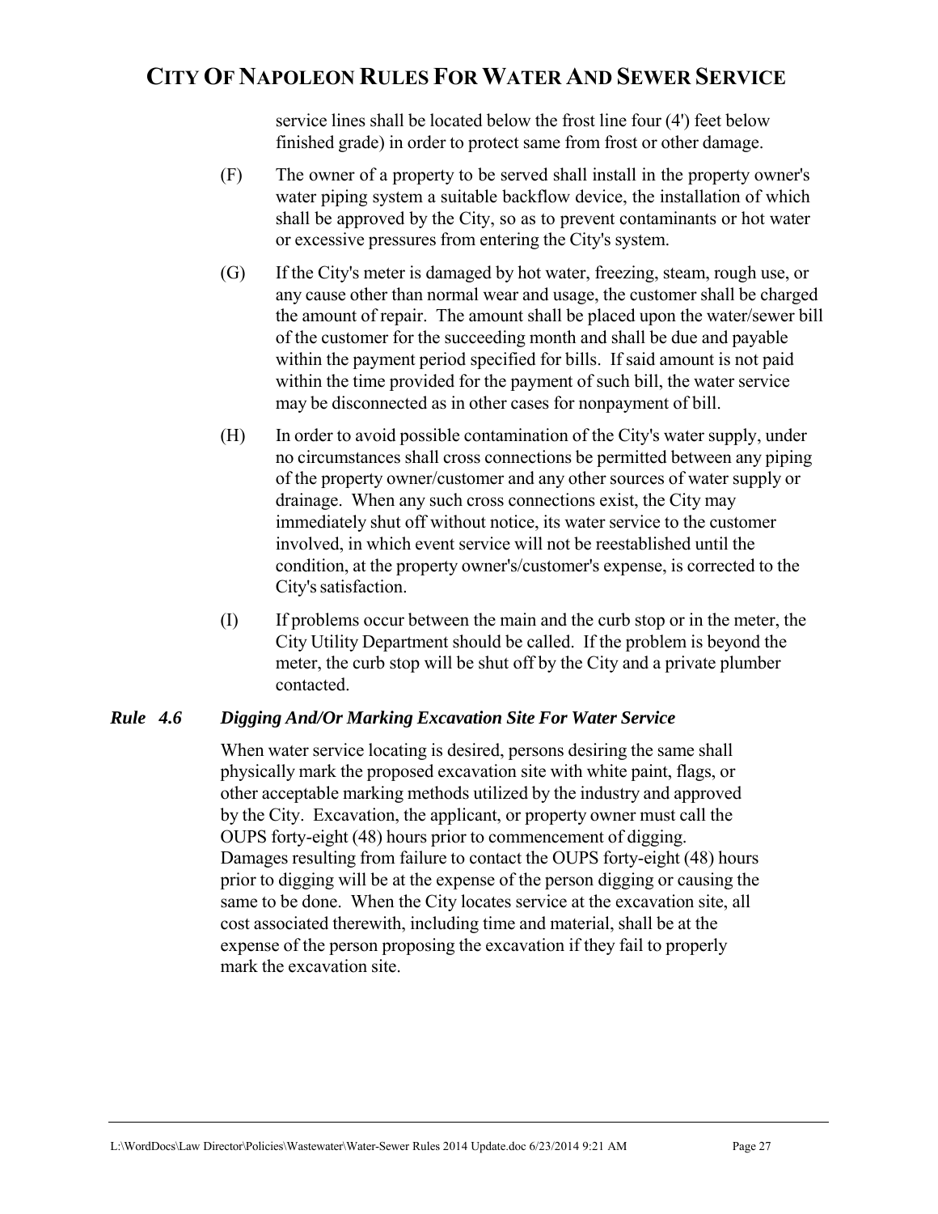service lines shall be located below the frost line four (4') feet below finished grade) in order to protect same from frost or other damage.

(F) The owner of a property to be served shall install in the property owner's water piping system a suitable backflow device, the installation of which shall be approved by the City, so as to prevent contaminants or hot water or excessive pressures from entering the City's system.

(G) If the City's meter is damaged by hot water, freezing, steam, rough use, or any cause other than normal wear and usage, the customer shall be charged the amount of repair. The amount shall be placed upon the water/sewer bill of the customer for the succeeding month and shall be due and payable within the payment period specified for bills. If said amount is not paid within the time provided for the payment of such bill, the water service may be disconnected as in other cases for nonpayment of bill.

(H) In order to avoid possible contamination of the City's water supply, under no circumstances shall cross connections be permitted between any piping of the property owner/customer and any other sources of water supply or drainage. When any such cross connections exist, the City may immediately shut off without notice, its water service to the customer involved, in which event service will not be reestablished until the condition, at the property owner's/customer's expense, is corrected to the City's satisfaction.

(I) If problems occur between the main and the curb stop or in the meter, the City Utility Department should be called. If the problem is beyond the meter, the curb stop will be shut off by the City and a private plumber contacted.

### *Rule 4.6 Digging And/Or Marking Excavation Site For Water Service*

When water service locating is desired, persons desiring the same shall physically mark the proposed excavation site with white paint, flags, or other acceptable marking methods utilized by the industry and approved by the City. Excavation, the applicant, or property owner must call the OUPS forty-eight (48) hours prior to commencement of digging. Damages resulting from failure to contact the OUPS forty-eight (48) hours prior to digging will be at the expense of the person digging or causing the same to be done. When the City locates service at the excavation site, all cost associated therewith, including time and material, shall be at the expense of the person proposing the excavation if they fail to properly mark the excavation site.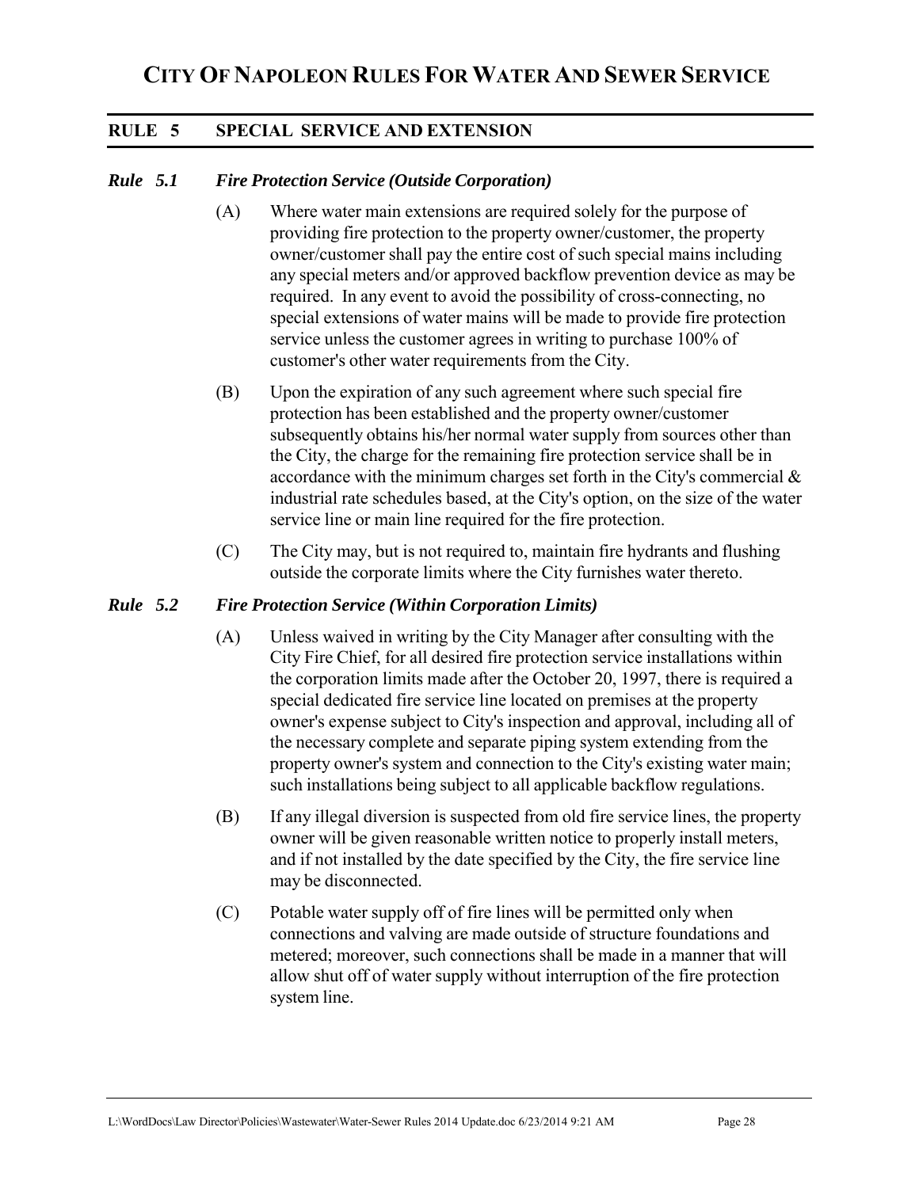# CITY OF NAPOLEON RULES FOR WATER AND SEWER SERVICE

## RULE 5 SPECIAL SERVICE AND EXTENSION

### *Rule 5.1 Fire Protection Service (Outside Corporation)*

(A) Where water main extensions are required solely for the purpose of providing fire protection to the property owner/customer, the property owner/customer shall pay the entire cost of such special mains including any special meters and/or approved backflow prevention device as may be required. In any event to avoid the possibility of cross-connecting, no special extensions of water mains will be made to provide fire protection service unless the customer agrees in writing to purchase 100% of customer's other water requirements from the City.

(B) Upon the expiration of any such agreement where such special fire protection has been established and the property owner/customer subsequently obtains his/her normal water supply from sources other than the City, the charge for the remaining fire protection service shall be in accordance with the minimum charges set forth in the City's commercial & industrial rate schedules based, at the City's option, on the size of the water service line or main line required for the fire protection.

(C) The City may, but is not required to, maintain fire hydrants and flushing outside the corporate limits where the City furnishes water thereto.

### *Rule 5.2 Fire Protection Service (Within Corporation Limits)*

(A) Unless waived in writing by the City Manager after consulting with the City Fire Chief, for all desired fire protection service installations within the corporation limits made after the October 20, 1997, there is required a special dedicated fire service line located on premises at the property owner's expense subject to City's inspection and approval, including all of the necessary complete and separate piping system extending from the property owner's system and connection to the City's existing water main; such installations being subject to all applicable backflow regulations.

(B) If any illegal diversion is suspected from old fire service lines, the property owner will be given reasonable written notice to properly install meters, and if not installed by the date specified by the City, the fire service line may be disconnected.

(C) Potable water supply off of fire lines will be permitted only when connections and valving are made outside of structure foundations and metered; moreover, such connections shall be made in a manner that will allow shut off of water supply without interruption of the fire protection system line.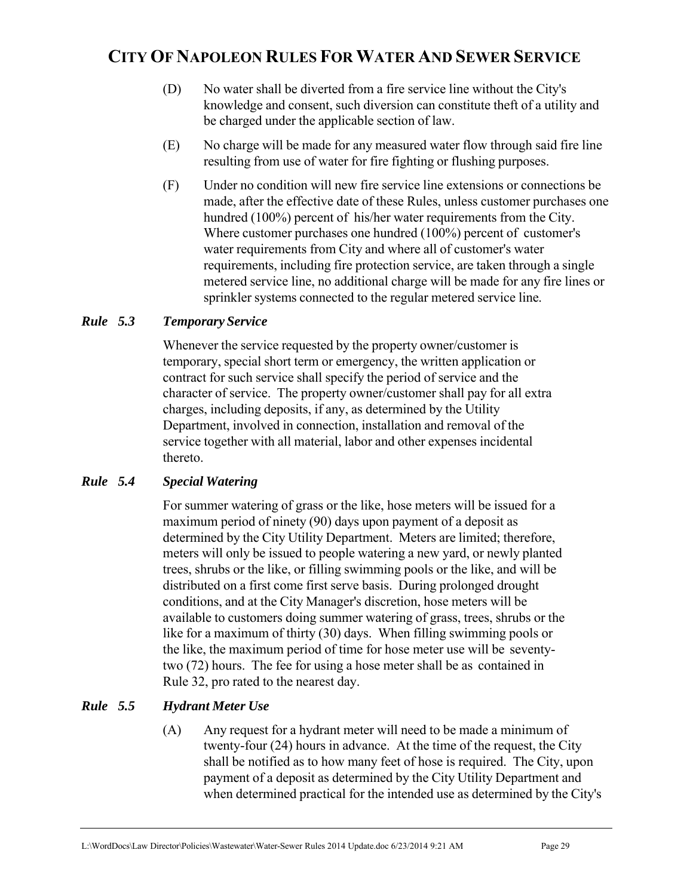(D) No water shall be diverted from a fire service line without the City's knowledge and consent, such diversion can constitute theft of a utility and be charged under the applicable section of law.

(E) No charge will be made for any measured water flow through said fire line resulting from use of water for fire fighting or flushing purposes.

(F) Under no condition will new fire service line extensions or connections be made, after the effective date of these Rules, unless customer purchases one hundred (100%) percent of his/her water requirements from the City. Where customer purchases one hundred (100%) percent of customer's water requirements from City and where all of customer's water requirements, including fire protection service, are taken through a single metered service line, no additional charge will be made for any fire lines or sprinkler systems connected to the regular metered service line.

### *Rule 5.3 Temporary Service*

Whenever the service requested by the property owner/customer is temporary, special short term or emergency, the written application or contract for such service shall specify the period of service and the character of service. The property owner/customer shall pay for all extra charges, including deposits, if any, as determined by the Utility Department, involved in connection, installation and removal of the service together with all material, labor and other expenses incidental thereto.

### *Rule 5.4 Special Watering*

For summer watering of grass or the like, hose meters will be issued for a maximum period of ninety (90) days upon payment of a deposit as determined by the City Utility Department. Meters are limited; therefore, meters will only be issued to people watering a new yard, or newly planted trees, shrubs or the like, or filling swimming pools or the like, and will be distributed on a first come first serve basis. During prolonged drought conditions, and at the City Manager's discretion, hose meters will be available to customers doing summer watering of grass, trees, shrubs or the like for a maximum of thirty (30) days. When filling swimming pools or the like, the maximum period of time for hose meter use will be seventy-two (72) hours. The fee for using a hose meter shall be as contained in Rule 32, pro rated to the nearest day.

### *Rule 5.5 Hydrant Meter Use*

(A) Any request for a hydrant meter will need to be made a minimum of twenty-four (24) hours in advance. At the time of the request, the City shall be notified as to how many feet of hose is required. The City, upon payment of a deposit as determined by the City Utility Department and when determined practical for the intended use as determined by the City's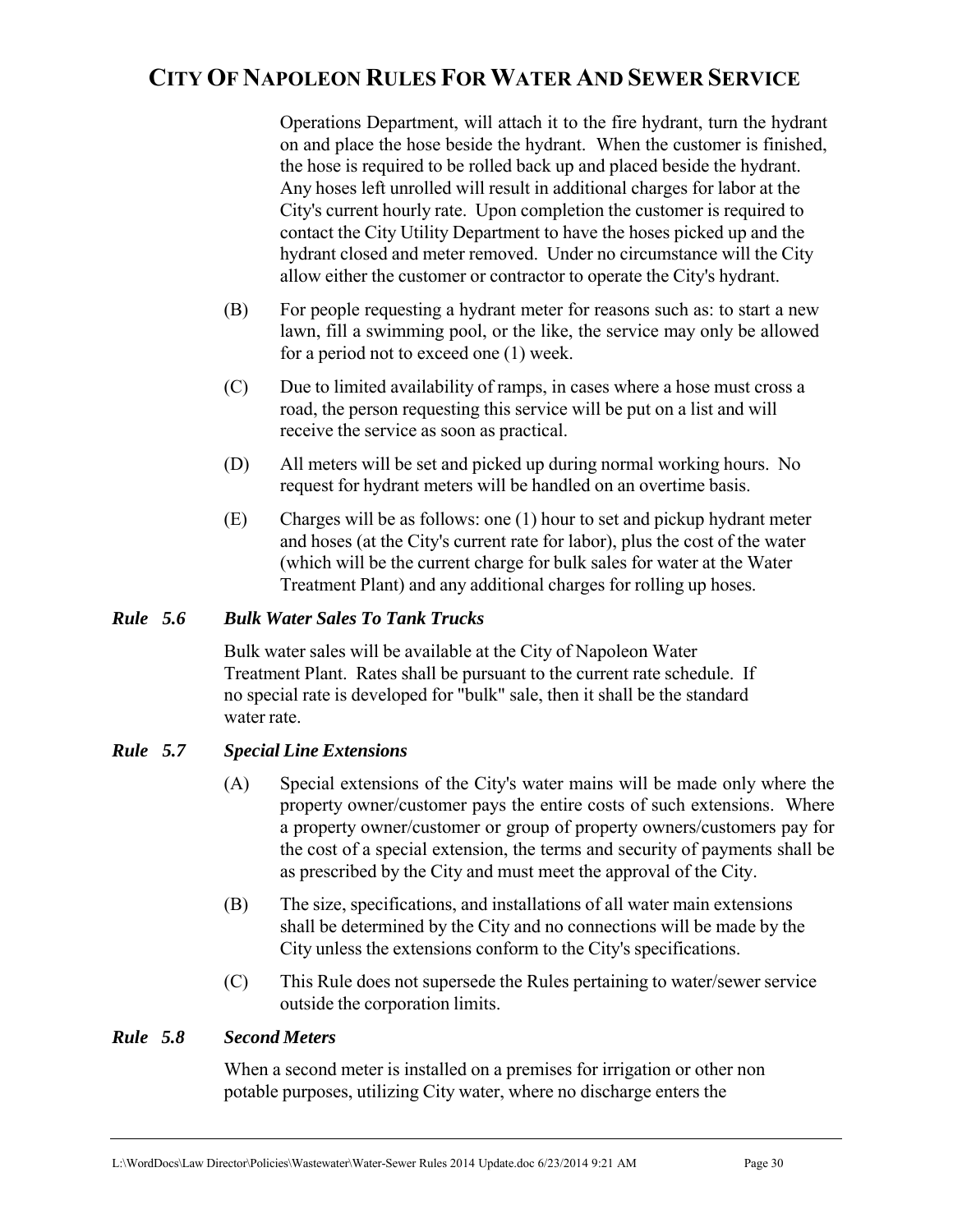Operations Department, will attach it to the fire hydrant, turn the hydrant on and place the hose beside the hydrant. When the customer is finished, the hose is required to be rolled back up and placed beside the hydrant. Any hoses left unrolled will result in additional charges for labor at the City's current hourly rate. Upon completion the customer is required to contact the City Utility Department to have the hoses picked up and the hydrant closed and meter removed. Under no circumstance will the City allow either the customer or contractor to operate the City's hydrant.

(B) For people requesting a hydrant meter for reasons such as: to start a new lawn, fill a swimming pool, or the like, the service may only be allowed for a period not to exceed one (1) week.

(C) Due to limited availability of ramps, in cases where a hose must cross a road, the person requesting this service will be put on a list and will receive the service as soon as practical.

(D) All meters will be set and picked up during normal working hours. No request for hydrant meters will be handled on an overtime basis.

(E) Charges will be as follows: one (1) hour to set and pickup hydrant meter and hoses (at the City's current rate for labor), plus the cost of the water (which will be the current charge for bulk sales for water at the Water Treatment Plant) and any additional charges for rolling up hoses.

### *Rule 5.6 Bulk Water Sales To Tank Trucks*

Bulk water sales will be available at the City of Napoleon Water Treatment Plant. Rates shall be pursuant to the current rate schedule. If no special rate is developed for "bulk" sale, then it shall be the standard water rate.

### *Rule 5.7 Special Line Extensions*

(A) Special extensions of the City's water mains will be made only where the property owner/customer pays the entire costs of such extensions. Where a property owner/customer or group of property owners/customers pay for the cost of a special extension, the terms and security of payments shall be as prescribed by the City and must meet the approval of the City.

(B) The size, specifications, and installations of all water main extensions shall be determined by the City and no connections will be made by the City unless the extensions conform to the City's specifications.

(C) This Rule does not supersede the Rules pertaining to water/sewer service outside the corporation limits.

### *Rule 5.8 Second Meters*

When a second meter is installed on a premises for irrigation or other non potable purposes, utilizing City water, where no discharge enters the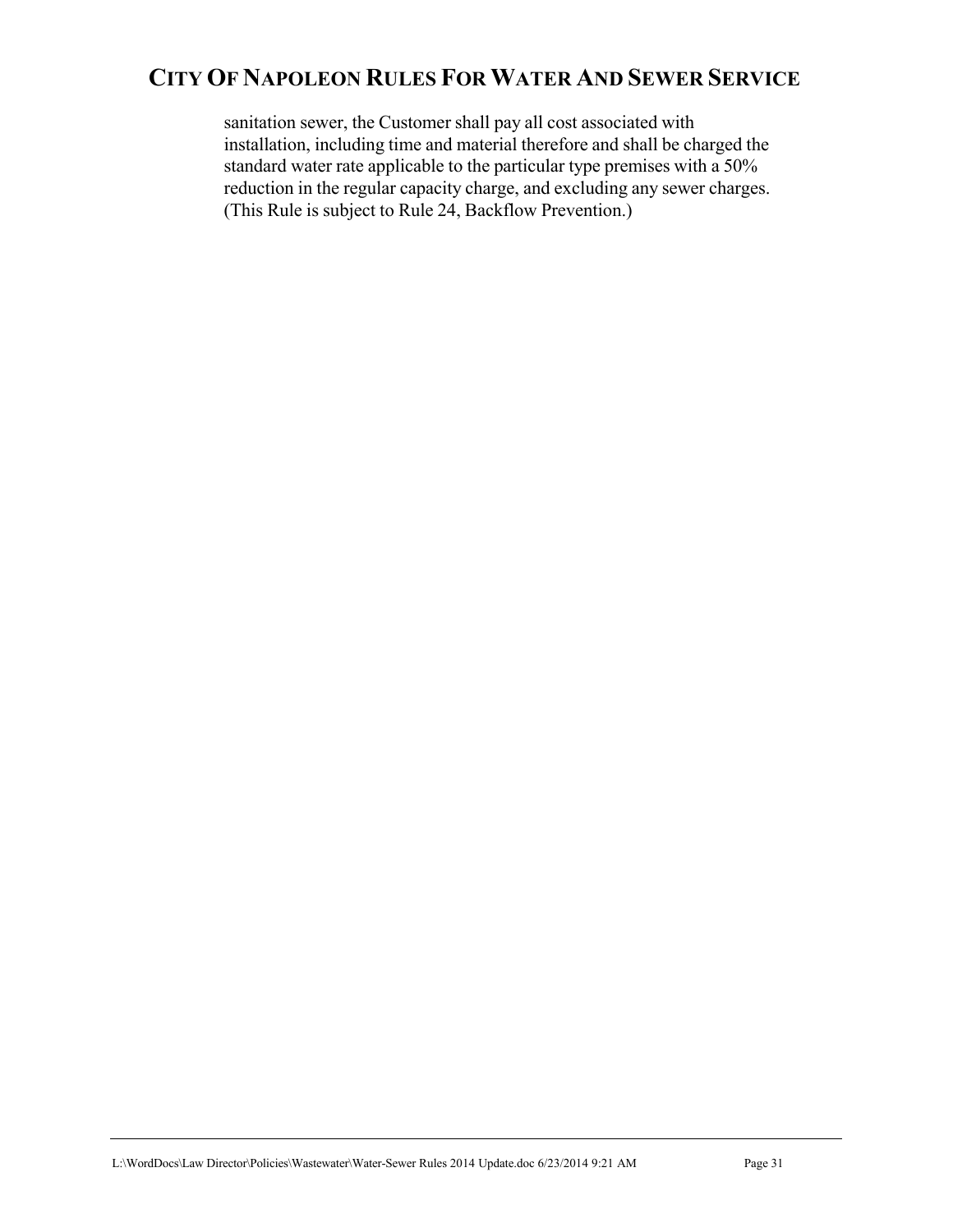sanitation sewer, the Customer shall pay all cost associated with installation, including time and material therefore and shall be charged the standard water rate applicable to the particular type premises with a 50% reduction in the regular capacity charge, and excluding any sewer charges. (This Rule is subject to Rule 24, Backflow Prevention.)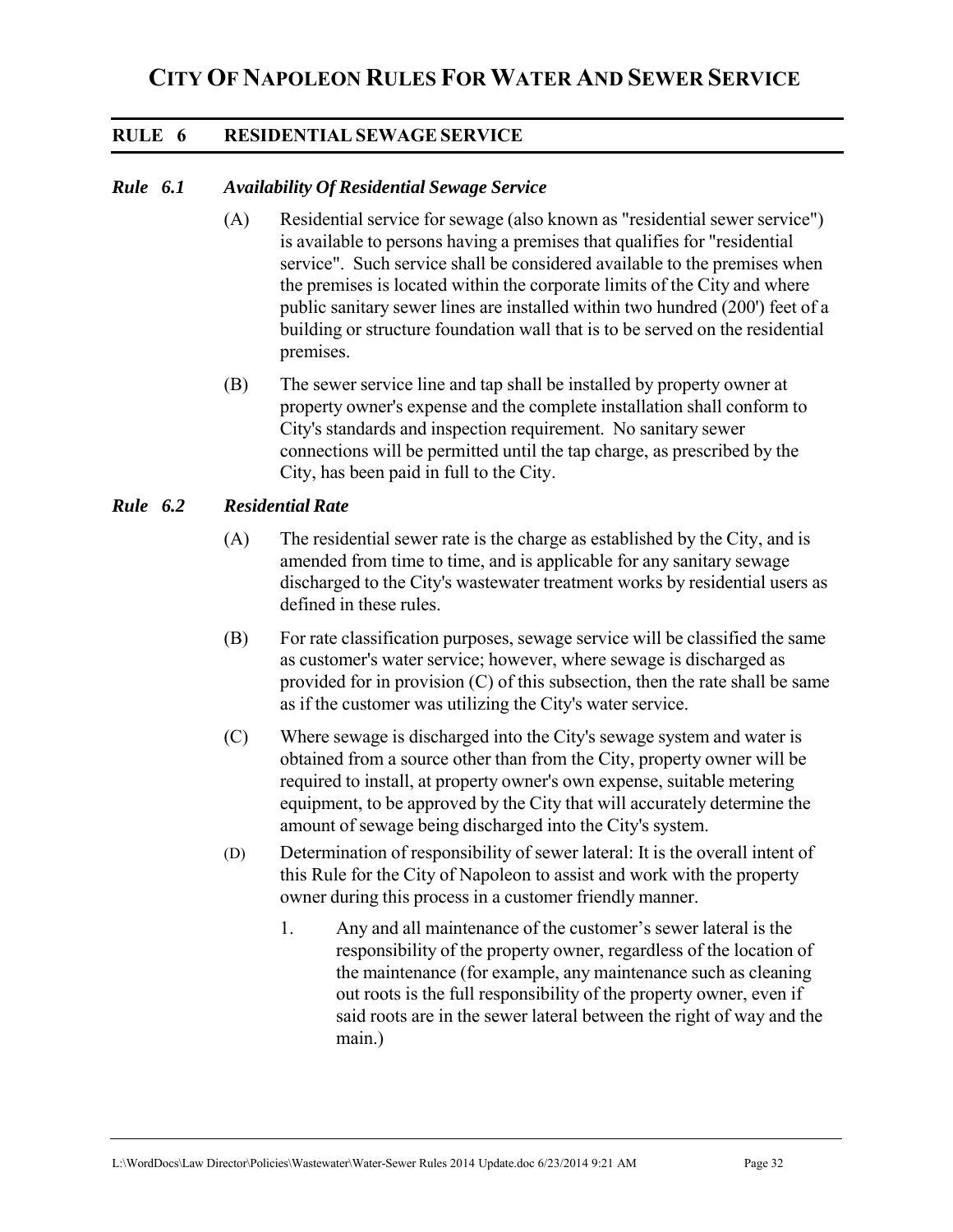# CITY OF NAPOLEON RULES FOR WATER AND SEWER SERVICE

## RULE 6 RESIDENTIAL SEWAGE SERVICE

### *Rule 6.1 Availability Of Residential Sewage Service*

(A) Residential service for sewage (also known as "residential sewer service") is available to persons having a premises that qualifies for "residential service". Such service shall be considered available to the premises when the premises is located within the corporate limits of the City and where public sanitary sewer lines are installed within two hundred (200') feet of a building or structure foundation wall that is to be served on the residential premises.

(B) The sewer service line and tap shall be installed by property owner at property owner's expense and the complete installation shall conform to City's standards and inspection requirement. No sanitary sewer connections will be permitted until the tap charge, as prescribed by the City, has been paid in full to the City.

### *Rule 6.2 Residential Rate*

(A) The residential sewer rate is the charge as established by the City, and is amended from time to time, and is applicable for any sanitary sewage discharged to the City's wastewater treatment works by residential users as defined in these rules.

(B) For rate classification purposes, sewage service will be classified the same as customer's water service; however, where sewage is discharged as provided for in provision (C) of this subsection, then the rate shall be same as if the customer was utilizing the City's water service.

(C) Where sewage is discharged into the City's sewage system and water is obtained from a source other than from the City, property owner will be required to install, at property owner's own expense, suitable metering equipment, to be approved by the City that will accurately determine the amount of sewage being discharged into the City's system.

(D) Determination of responsibility of sewer lateral: It is the overall intent of this Rule for the City of Napoleon to assist and work with the property owner during this process in a customer friendly manner.

1. Any and all maintenance of the customer's sewer lateral is the responsibility of the property owner, regardless of the location of the maintenance (for example, any maintenance such as cleaning out roots is the full responsibility of the property owner, even if said roots are in the sewer lateral between the right of way and the main.)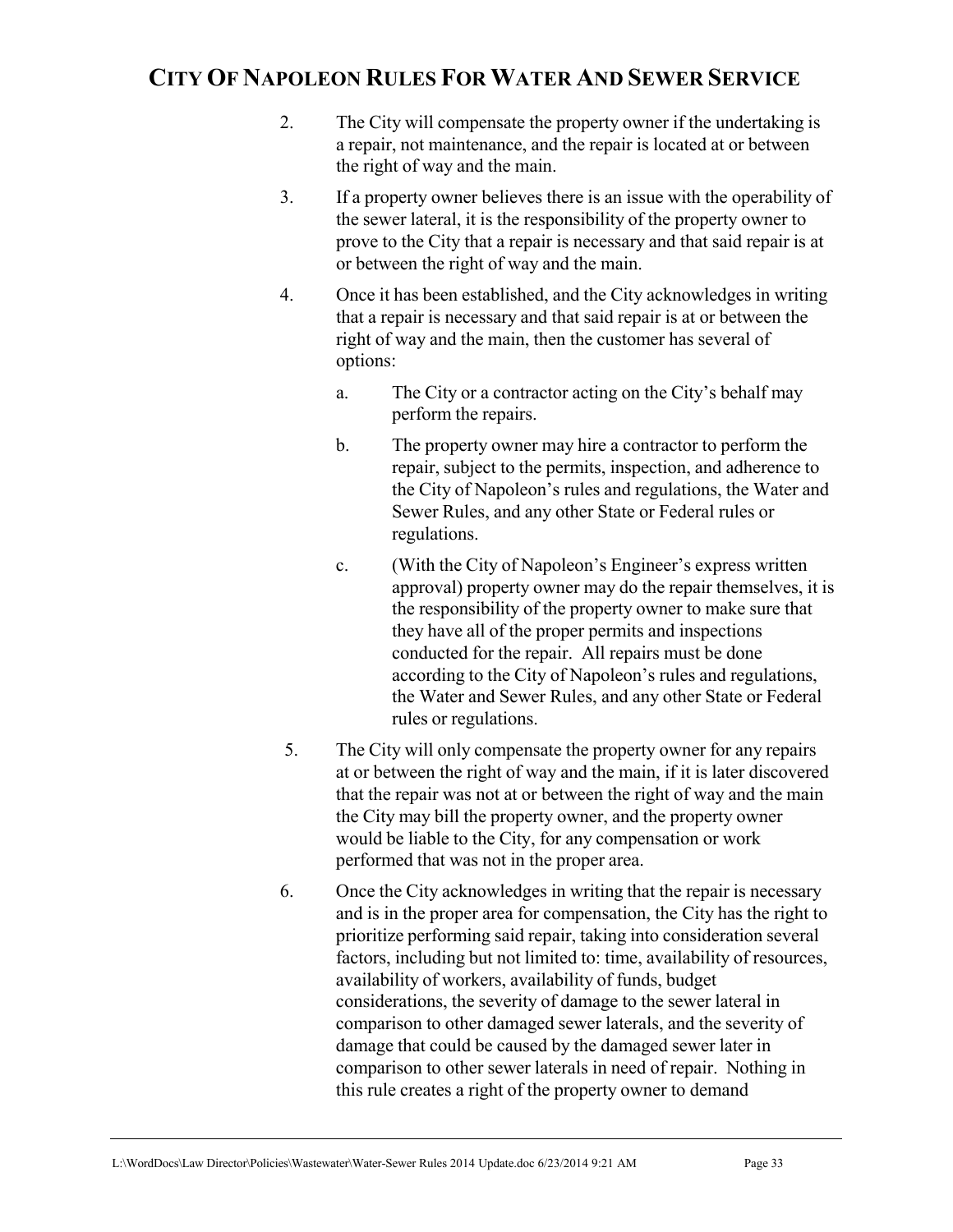2. The City will compensate the property owner if the undertaking is a repair, not maintenance, and the repair is located at or between the right of way and the main.

3. If a property owner believes there is an issue with the operability of the sewer lateral, it is the responsibility of the property owner to prove to the City that a repair is necessary and that said repair is at or between the right of way and the main.

4. Once it has been established, and the City acknowledges in writing that a repair is necessary and that said repair is at or between the right of way and the main, then the customer has several of options:

   a. The City or a contractor acting on the City's behalf may perform the repairs.

   b. The property owner may hire a contractor to perform the repair, subject to the permits, inspection, and adherence to the City of Napoleon's rules and regulations, the Water and Sewer Rules, and any other State or Federal rules or regulations.

   c. (With the City of Napoleon's Engineer's express written approval) property owner may do the repair themselves, it is the responsibility of the property owner to make sure that they have all of the proper permits and inspections conducted for the repair. All repairs must be done according to the City of Napoleon's rules and regulations, the Water and Sewer Rules, and any other State or Federal rules or regulations.

5. The City will only compensate the property owner for any repairs at or between the right of way and the main, if it is later discovered that the repair was not at or between the right of way and the main the City may bill the property owner, and the property owner would be liable to the City, for any compensation or work performed that was not in the proper area.

6. Once the City acknowledges in writing that the repair is necessary and is in the proper area for compensation, the City has the right to prioritize performing said repair, taking into consideration several factors, including but not limited to: time, availability of resources, availability of workers, availability of funds, budget considerations, the severity of damage to the sewer lateral in comparison to other damaged sewer laterals, and the severity of damage that could be caused by the damaged sewer later in comparison to other sewer laterals in need of repair. Nothing in this rule creates a right of the property owner to demand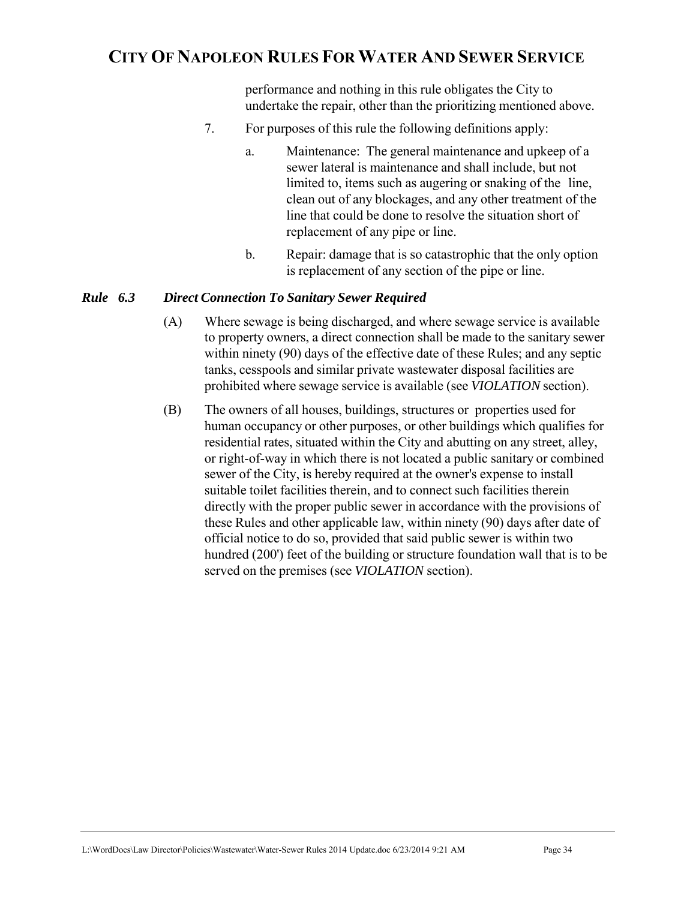performance and nothing in this rule obligates the City to undertake the repair, other than the prioritizing mentioned above.

7. For purposes of this rule the following definitions apply:

   a. Maintenance: The general maintenance and upkeep of a sewer lateral is maintenance and shall include, but not limited to, items such as augering or snaking of the line, clean out of any blockages, and any other treatment of the line that could be done to resolve the situation short of replacement of any pipe or line.

   b. Repair: damage that is so catastrophic that the only option is replacement of any section of the pipe or line.

### *Rule 6.3 Direct Connection To Sanitary Sewer Required*

(A) Where sewage is being discharged, and where sewage service is available to property owners, a direct connection shall be made to the sanitary sewer within ninety (90) days of the effective date of these Rules; and any septic tanks, cesspools and similar private wastewater disposal facilities are prohibited where sewage service is available (see *VIOLATION* section).

(B) The owners of all houses, buildings, structures or properties used for human occupancy or other purposes, or other buildings which qualifies for residential rates, situated within the City and abutting on any street, alley, or right-of-way in which there is not located a public sanitary or combined sewer of the City, is hereby required at the owner's expense to install suitable toilet facilities therein, and to connect such facilities therein directly with the proper public sewer in accordance with the provisions of these Rules and other applicable law, within ninety (90) days after date of official notice to do so, provided that said public sewer is within two hundred (200') feet of the building or structure foundation wall that is to be served on the premises (see *VIOLATION* section).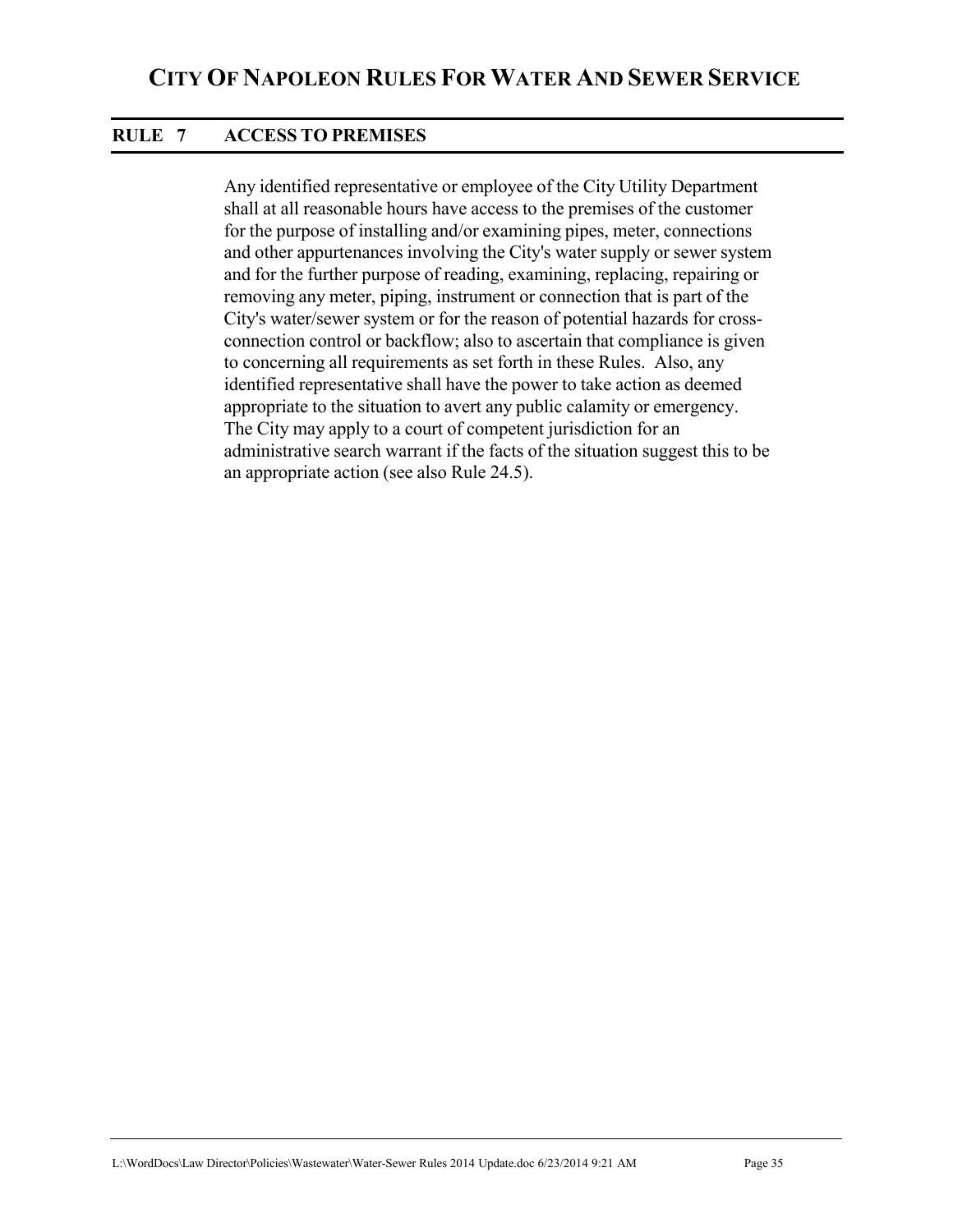## RULE 7 ACCESS TO PREMISES

Any identified representative or employee of the City Utility Department shall at all reasonable hours have access to the premises of the customer for the purpose of installing and/or examining pipes, meter, connections and other appurtenances involving the City's water supply or sewer system and for the further purpose of reading, examining, replacing, repairing or removing any meter, piping, instrument or connection that is part of the City's water/sewer system or for the reason of potential hazards for cross-connection control or backflow; also to ascertain that compliance is given to concerning all requirements as set forth in these Rules. Also, any identified representative shall have the power to take action as deemed appropriate to the situation to avert any public calamity or emergency. The City may apply to a court of competent jurisdiction for an administrative search warrant if the facts of the situation suggest this to be an appropriate action (see also Rule 24.5).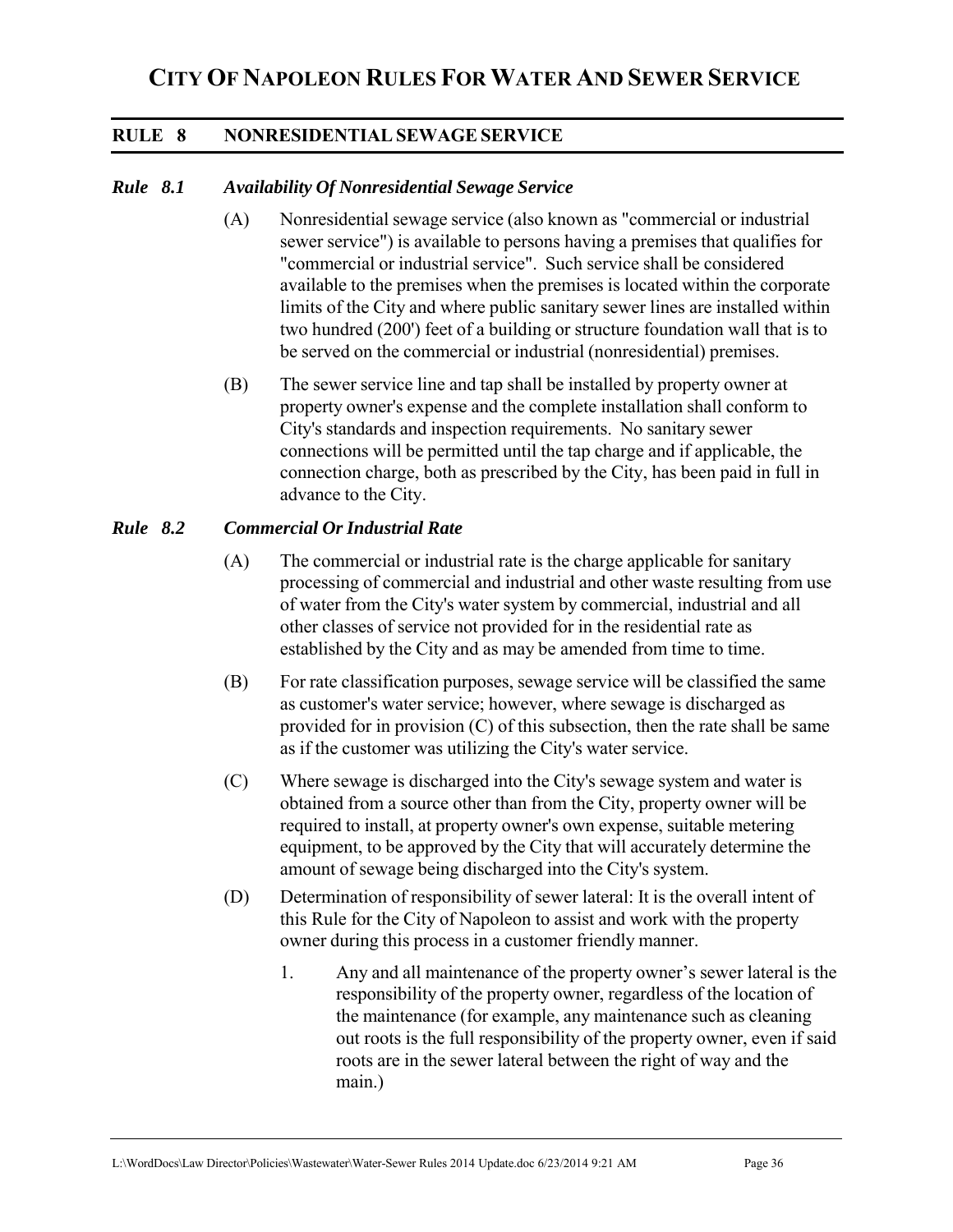# CITY OF NAPOLEON RULES FOR WATER AND SEWER SERVICE

## RULE 8 NONRESIDENTIAL SEWAGE SERVICE

### *Rule 8.1 Availability Of Nonresidential Sewage Service*

(A) Nonresidential sewage service (also known as "commercial or industrial sewer service") is available to persons having a premises that qualifies for "commercial or industrial service". Such service shall be considered available to the premises when the premises is located within the corporate limits of the City and where public sanitary sewer lines are installed within two hundred (200') feet of a building or structure foundation wall that is to be served on the commercial or industrial (nonresidential) premises.

(B) The sewer service line and tap shall be installed by property owner at property owner's expense and the complete installation shall conform to City's standards and inspection requirements. No sanitary sewer connections will be permitted until the tap charge and if applicable, the connection charge, both as prescribed by the City, has been paid in full in advance to the City.

### *Rule 8.2 Commercial Or Industrial Rate*

(A) The commercial or industrial rate is the charge applicable for sanitary processing of commercial and industrial and other waste resulting from use of water from the City's water system by commercial, industrial and all other classes of service not provided for in the residential rate as established by the City and as may be amended from time to time.

(B) For rate classification purposes, sewage service will be classified the same as customer's water service; however, where sewage is discharged as provided for in provision (C) of this subsection, then the rate shall be same as if the customer was utilizing the City's water service.

(C) Where sewage is discharged into the City's sewage system and water is obtained from a source other than from the City, property owner will be required to install, at property owner's own expense, suitable metering equipment, to be approved by the City that will accurately determine the amount of sewage being discharged into the City's system.

(D) Determination of responsibility of sewer lateral: It is the overall intent of this Rule for the City of Napoleon to assist and work with the property owner during this process in a customer friendly manner.

1. Any and all maintenance of the property owner's sewer lateral is the responsibility of the property owner, regardless of the location of the maintenance (for example, any maintenance such as cleaning out roots is the full responsibility of the property owner, even if said roots are in the sewer lateral between the right of way and the main.)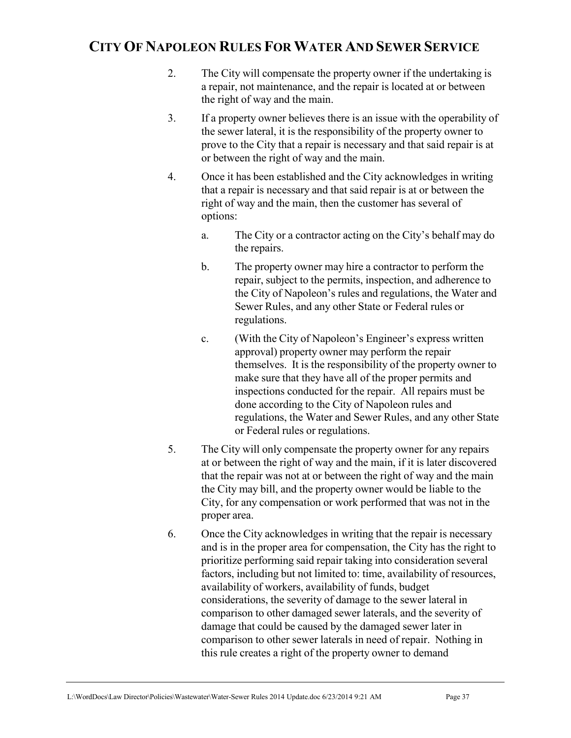2. The City will compensate the property owner if the undertaking is a repair, not maintenance, and the repair is located at or between the right of way and the main.

3. If a property owner believes there is an issue with the operability of the sewer lateral, it is the responsibility of the property owner to prove to the City that a repair is necessary and that said repair is at or between the right of way and the main.

4. Once it has been established and the City acknowledges in writing that a repair is necessary and that said repair is at or between the right of way and the main, then the customer has several of options:

   a. The City or a contractor acting on the City's behalf may do the repairs.

   b. The property owner may hire a contractor to perform the repair, subject to the permits, inspection, and adherence to the City of Napoleon's rules and regulations, the Water and Sewer Rules, and any other State or Federal rules or regulations.

   c. (With the City of Napoleon's Engineer's express written approval) property owner may perform the repair themselves. It is the responsibility of the property owner to make sure that they have all of the proper permits and inspections conducted for the repair. All repairs must be done according to the City of Napoleon rules and regulations, the Water and Sewer Rules, and any other State or Federal rules or regulations.

5. The City will only compensate the property owner for any repairs at or between the right of way and the main, if it is later discovered that the repair was not at or between the right of way and the main the City may bill, and the property owner would be liable to the City, for any compensation or work performed that was not in the proper area.

6. Once the City acknowledges in writing that the repair is necessary and is in the proper area for compensation, the City has the right to prioritize performing said repair taking into consideration several factors, including but not limited to: time, availability of resources, availability of workers, availability of funds, budget considerations, the severity of damage to the sewer lateral in comparison to other damaged sewer laterals, and the severity of damage that could be caused by the damaged sewer later in comparison to other sewer laterals in need of repair. Nothing in this rule creates a right of the property owner to demand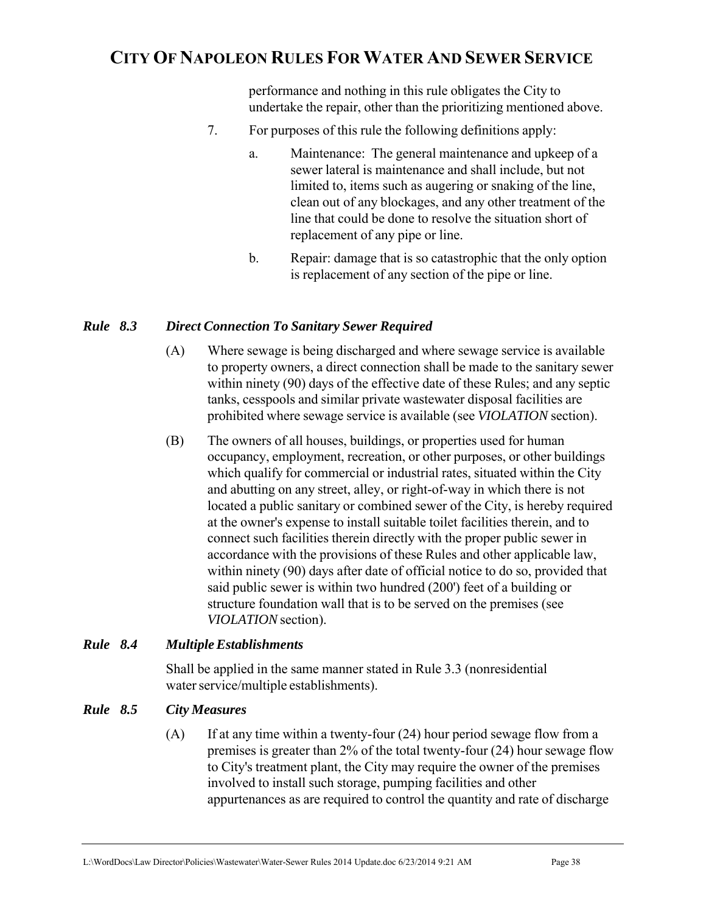performance and nothing in this rule obligates the City to undertake the repair, other than the prioritizing mentioned above.

7. For purposes of this rule the following definitions apply:

   a. Maintenance: The general maintenance and upkeep of a sewer lateral is maintenance and shall include, but not limited to, items such as augering or snaking of the line, clean out of any blockages, and any other treatment of the line that could be done to resolve the situation short of replacement of any pipe or line.

   b. Repair: damage that is so catastrophic that the only option is replacement of any section of the pipe or line.

### *Rule 8.3 Direct Connection To Sanitary Sewer Required*

(A) Where sewage is being discharged and where sewage service is available to property owners, a direct connection shall be made to the sanitary sewer within ninety (90) days of the effective date of these Rules; and any septic tanks, cesspools and similar private wastewater disposal facilities are prohibited where sewage service is available (see *VIOLATION* section).

(B) The owners of all houses, buildings, or properties used for human occupancy, employment, recreation, or other purposes, or other buildings which qualify for commercial or industrial rates, situated within the City and abutting on any street, alley, or right-of-way in which there is not located a public sanitary or combined sewer of the City, is hereby required at the owner's expense to install suitable toilet facilities therein, and to connect such facilities therein directly with the proper public sewer in accordance with the provisions of these Rules and other applicable law, within ninety (90) days after date of official notice to do so, provided that said public sewer is within two hundred (200') feet of a building or structure foundation wall that is to be served on the premises (see *VIOLATION* section).

### *Rule 8.4 Multiple Establishments*

Shall be applied in the same manner stated in Rule 3.3 (nonresidential water service/multiple establishments).

### *Rule 8.5 City Measures*

(A) If at any time within a twenty-four (24) hour period sewage flow from a premises is greater than 2% of the total twenty-four (24) hour sewage flow to City's treatment plant, the City may require the owner of the premises involved to install such storage, pumping facilities and other appurtenances as are required to control the quantity and rate of discharge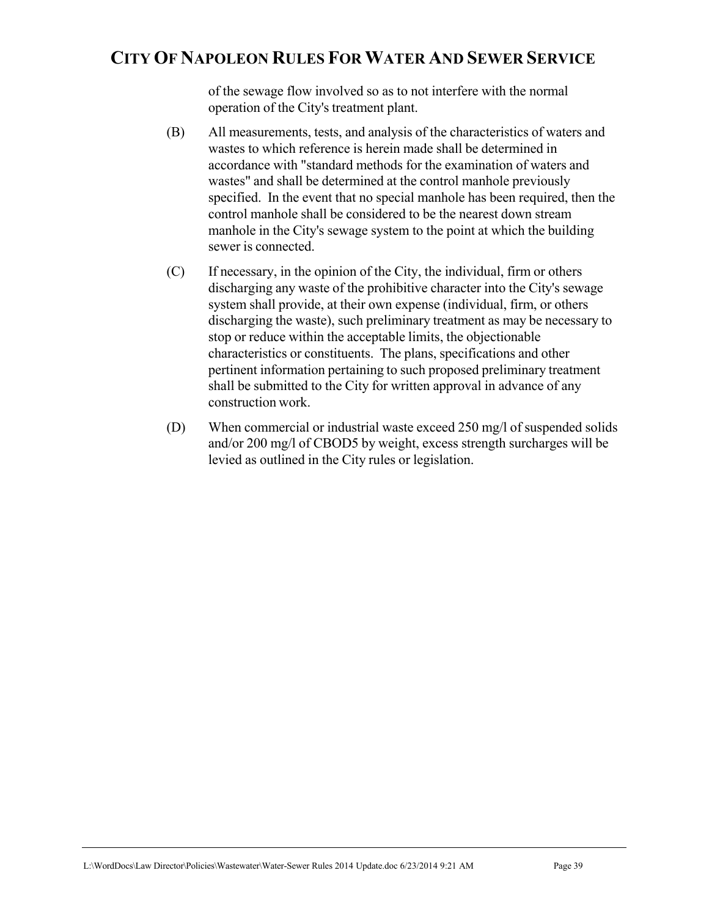of the sewage flow involved so as to not interfere with the normal operation of the City's treatment plant.

(B) All measurements, tests, and analysis of the characteristics of waters and wastes to which reference is herein made shall be determined in accordance with "standard methods for the examination of waters and wastes" and shall be determined at the control manhole previously specified. In the event that no special manhole has been required, then the control manhole shall be considered to be the nearest down stream manhole in the City's sewage system to the point at which the building sewer is connected.

(C) If necessary, in the opinion of the City, the individual, firm or others discharging any waste of the prohibitive character into the City's sewage system shall provide, at their own expense (individual, firm, or others discharging the waste), such preliminary treatment as may be necessary to stop or reduce within the acceptable limits, the objectionable characteristics or constituents. The plans, specifications and other pertinent information pertaining to such proposed preliminary treatment shall be submitted to the City for written approval in advance of any construction work.

(D) When commercial or industrial waste exceed 250 mg/l of suspended solids and/or 200 mg/l of CBOD5 by weight, excess strength surcharges will be levied as outlined in the City rules or legislation.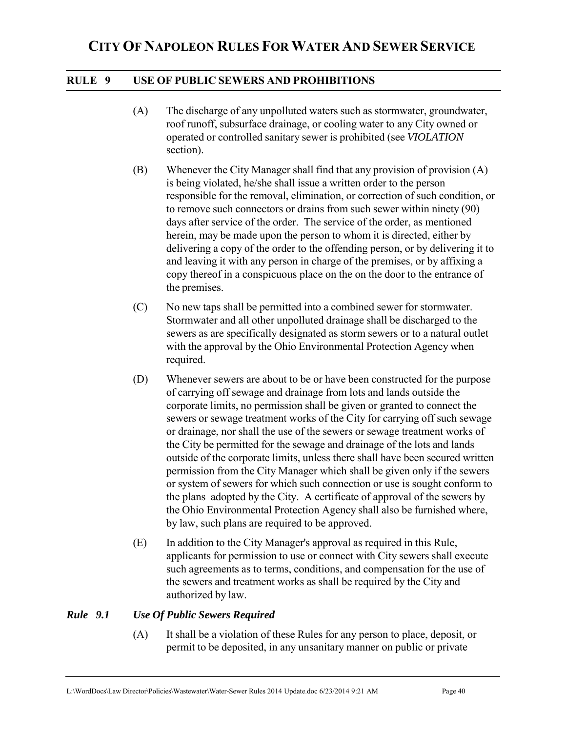## RULE 9 USE OF PUBLIC SEWERS AND PROHIBITIONS

(A) The discharge of any unpolluted waters such as stormwater, groundwater, roof runoff, subsurface drainage, or cooling water to any City owned or operated or controlled sanitary sewer is prohibited (see *VIOLATION* section).

(B) Whenever the City Manager shall find that any provision of provision (A) is being violated, he/she shall issue a written order to the person responsible for the removal, elimination, or correction of such condition, or to remove such connectors or drains from such sewer within ninety (90) days after service of the order. The service of the order, as mentioned herein, may be made upon the person to whom it is directed, either by delivering a copy of the order to the offending person, or by delivering it to and leaving it with any person in charge of the premises, or by affixing a copy thereof in a conspicuous place on the on the door to the entrance of the premises.

(C) No new taps shall be permitted into a combined sewer for stormwater. Stormwater and all other unpolluted drainage shall be discharged to the sewers as are specifically designated as storm sewers or to a natural outlet with the approval by the Ohio Environmental Protection Agency when required.

(D) Whenever sewers are about to be or have been constructed for the purpose of carrying off sewage and drainage from lots and lands outside the corporate limits, no permission shall be given or granted to connect the sewers or sewage treatment works of the City for carrying off such sewage or drainage, nor shall the use of the sewers or sewage treatment works of the City be permitted for the sewage and drainage of the lots and lands outside of the corporate limits, unless there shall have been secured written permission from the City Manager which shall be given only if the sewers or system of sewers for which such connection or use is sought conform to the plans adopted by the City. A certificate of approval of the sewers by the Ohio Environmental Protection Agency shall also be furnished where, by law, such plans are required to be approved.

(E) In addition to the City Manager's approval as required in this Rule, applicants for permission to use or connect with City sewers shall execute such agreements as to terms, conditions, and compensation for the use of the sewers and treatment works as shall be required by the City and authorized by law.

### *Rule 9.1 Use Of Public Sewers Required*

(A) It shall be a violation of these Rules for any person to place, deposit, or permit to be deposited, in any unsanitary manner on public or private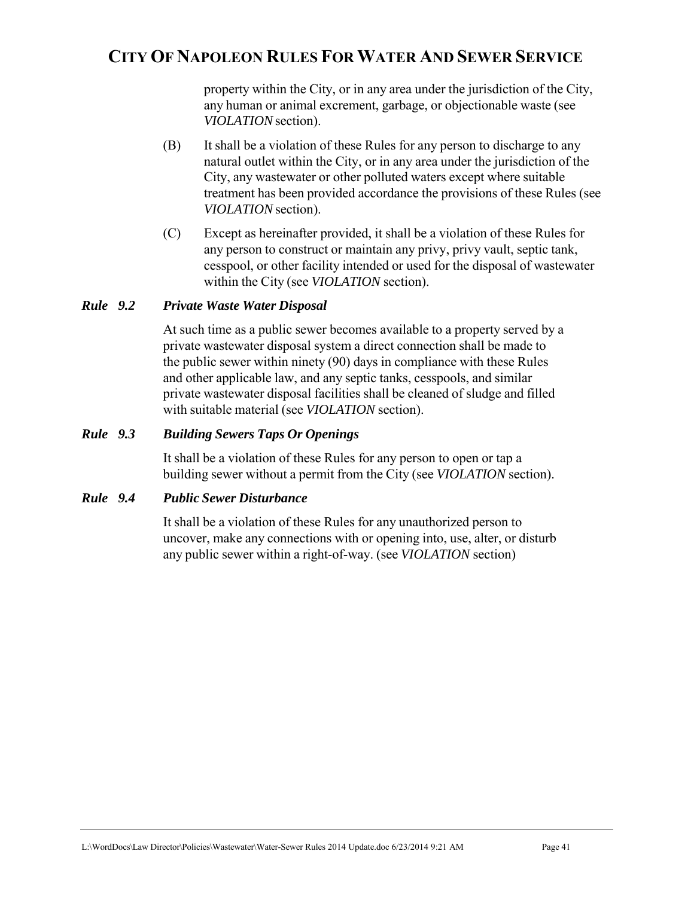property within the City, or in any area under the jurisdiction of the City, any human or animal excrement, garbage, or objectionable waste (see *VIOLATION* section).

(B) It shall be a violation of these Rules for any person to discharge to any natural outlet within the City, or in any area under the jurisdiction of the City, any wastewater or other polluted waters except where suitable treatment has been provided accordance the provisions of these Rules (see *VIOLATION* section).

(C) Except as hereinafter provided, it shall be a violation of these Rules for any person to construct or maintain any privy, privy vault, septic tank, cesspool, or other facility intended or used for the disposal of wastewater within the City (see *VIOLATION* section).

### *Rule 9.2 Private Waste Water Disposal*

At such time as a public sewer becomes available to a property served by a private wastewater disposal system a direct connection shall be made to the public sewer within ninety (90) days in compliance with these Rules and other applicable law, and any septic tanks, cesspools, and similar private wastewater disposal facilities shall be cleaned of sludge and filled with suitable material (see *VIOLATION* section).

### *Rule 9.3 Building Sewers Taps Or Openings*

It shall be a violation of these Rules for any person to open or tap a building sewer without a permit from the City (see *VIOLATION* section).

### *Rule 9.4 Public Sewer Disturbance*

It shall be a violation of these Rules for any unauthorized person to uncover, make any connections with or opening into, use, alter, or disturb any public sewer within a right-of-way. (see *VIOLATION* section)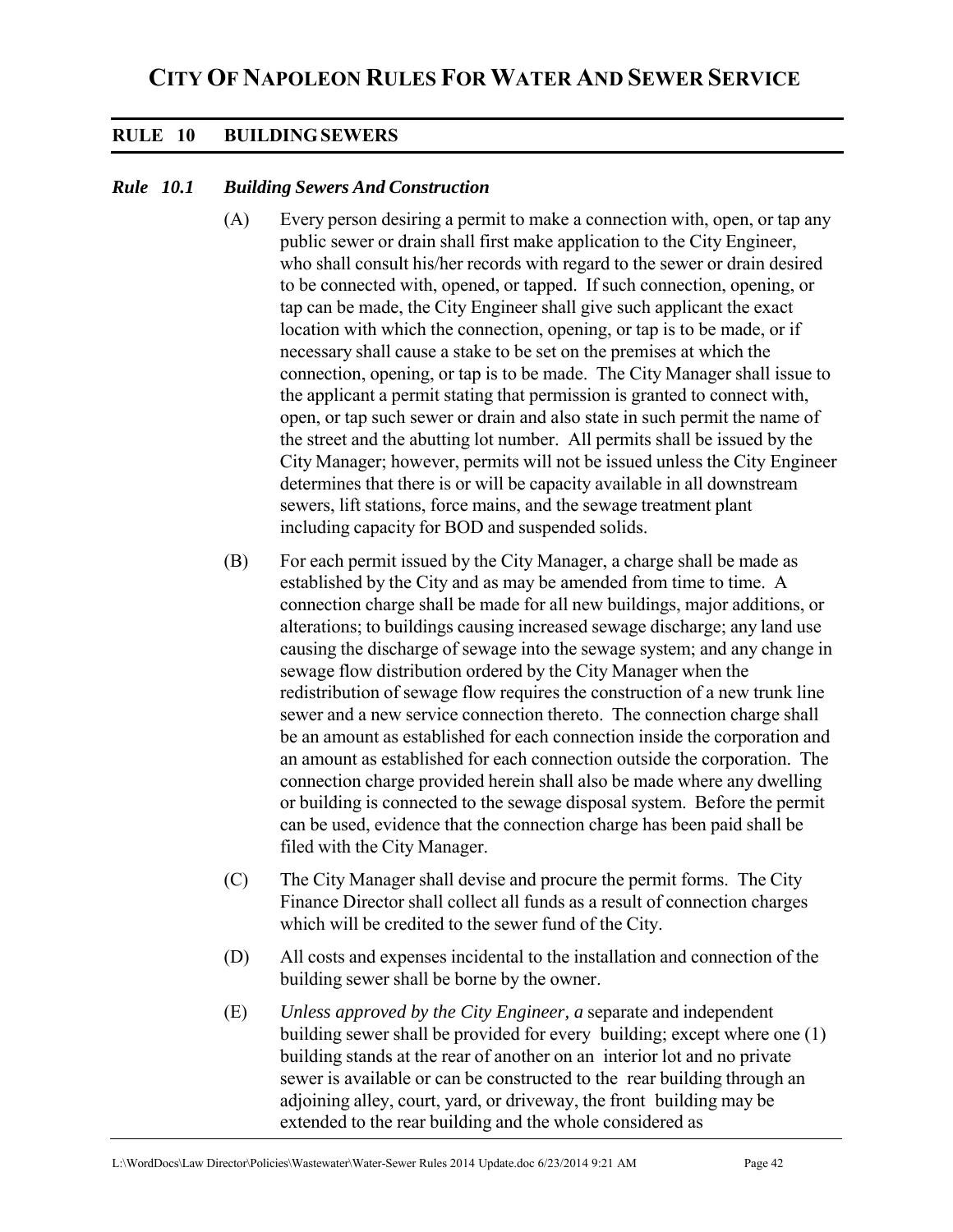# CITY OF NAPOLEON RULES FOR WATER AND SEWER SERVICE

## RULE 10 BUILDING SEWERS

### *Rule 10.1 Building Sewers And Construction*

(A) Every person desiring a permit to make a connection with, open, or tap any public sewer or drain shall first make application to the City Engineer, who shall consult his/her records with regard to the sewer or drain desired to be connected with, opened, or tapped. If such connection, opening, or tap can be made, the City Engineer shall give such applicant the exact location with which the connection, opening, or tap is to be made, or if necessary shall cause a stake to be set on the premises at which the connection, opening, or tap is to be made. The City Manager shall issue to the applicant a permit stating that permission is granted to connect with, open, or tap such sewer or drain and also state in such permit the name of the street and the abutting lot number. All permits shall be issued by the City Manager; however, permits will not be issued unless the City Engineer determines that there is or will be capacity available in all downstream sewers, lift stations, force mains, and the sewage treatment plant including capacity for BOD and suspended solids.

(B) For each permit issued by the City Manager, a charge shall be made as established by the City and as may be amended from time to time. A connection charge shall be made for all new buildings, major additions, or alterations; to buildings causing increased sewage discharge; any land use causing the discharge of sewage into the sewage system; and any change in sewage flow distribution ordered by the City Manager when the redistribution of sewage flow requires the construction of a new trunk line sewer and a new service connection thereto. The connection charge shall be an amount as established for each connection inside the corporation and an amount as established for each connection outside the corporation. The connection charge provided herein shall also be made where any dwelling or building is connected to the sewage disposal system. Before the permit can be used, evidence that the connection charge has been paid shall be filed with the City Manager.

(C) The City Manager shall devise and procure the permit forms. The City Finance Director shall collect all funds as a result of connection charges which will be credited to the sewer fund of the City.

(D) All costs and expenses incidental to the installation and connection of the building sewer shall be borne by the owner.

(E) *Unless approved by the City Engineer, a* separate and independent building sewer shall be provided for every building; except where one (1) building stands at the rear of another on an interior lot and no private sewer is available or can be constructed to the rear building through an adjoining alley, court, yard, or driveway, the front building may be extended to the rear building and the whole considered as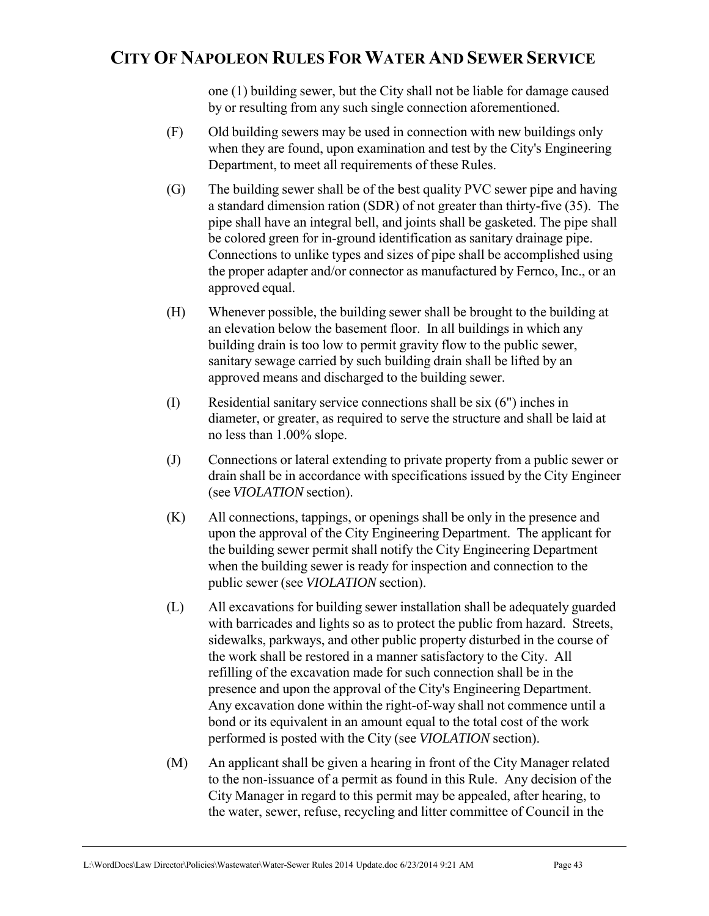one (1) building sewer, but the City shall not be liable for damage caused by or resulting from any such single connection aforementioned.

(F) Old building sewers may be used in connection with new buildings only when they are found, upon examination and test by the City's Engineering Department, to meet all requirements of these Rules.

(G) The building sewer shall be of the best quality PVC sewer pipe and having a standard dimension ration (SDR) of not greater than thirty-five (35). The pipe shall have an integral bell, and joints shall be gasketed. The pipe shall be colored green for in-ground identification as sanitary drainage pipe. Connections to unlike types and sizes of pipe shall be accomplished using the proper adapter and/or connector as manufactured by Fernco, Inc., or an approved equal.

(H) Whenever possible, the building sewer shall be brought to the building at an elevation below the basement floor. In all buildings in which any building drain is too low to permit gravity flow to the public sewer, sanitary sewage carried by such building drain shall be lifted by an approved means and discharged to the building sewer.

(I) Residential sanitary service connections shall be six (6") inches in diameter, or greater, as required to serve the structure and shall be laid at no less than 1.00% slope.

(J) Connections or lateral extending to private property from a public sewer or drain shall be in accordance with specifications issued by the City Engineer (see *VIOLATION* section).

(K) All connections, tappings, or openings shall be only in the presence and upon the approval of the City Engineering Department. The applicant for the building sewer permit shall notify the City Engineering Department when the building sewer is ready for inspection and connection to the public sewer (see *VIOLATION* section).

(L) All excavations for building sewer installation shall be adequately guarded with barricades and lights so as to protect the public from hazard. Streets, sidewalks, parkways, and other public property disturbed in the course of the work shall be restored in a manner satisfactory to the City. All refilling of the excavation made for such connection shall be in the presence and upon the approval of the City's Engineering Department. Any excavation done within the right-of-way shall not commence until a bond or its equivalent in an amount equal to the total cost of the work performed is posted with the City (see *VIOLATION* section).

(M) An applicant shall be given a hearing in front of the City Manager related to the non-issuance of a permit as found in this Rule. Any decision of the City Manager in regard to this permit may be appealed, after hearing, to the water, sewer, refuse, recycling and litter committee of Council in the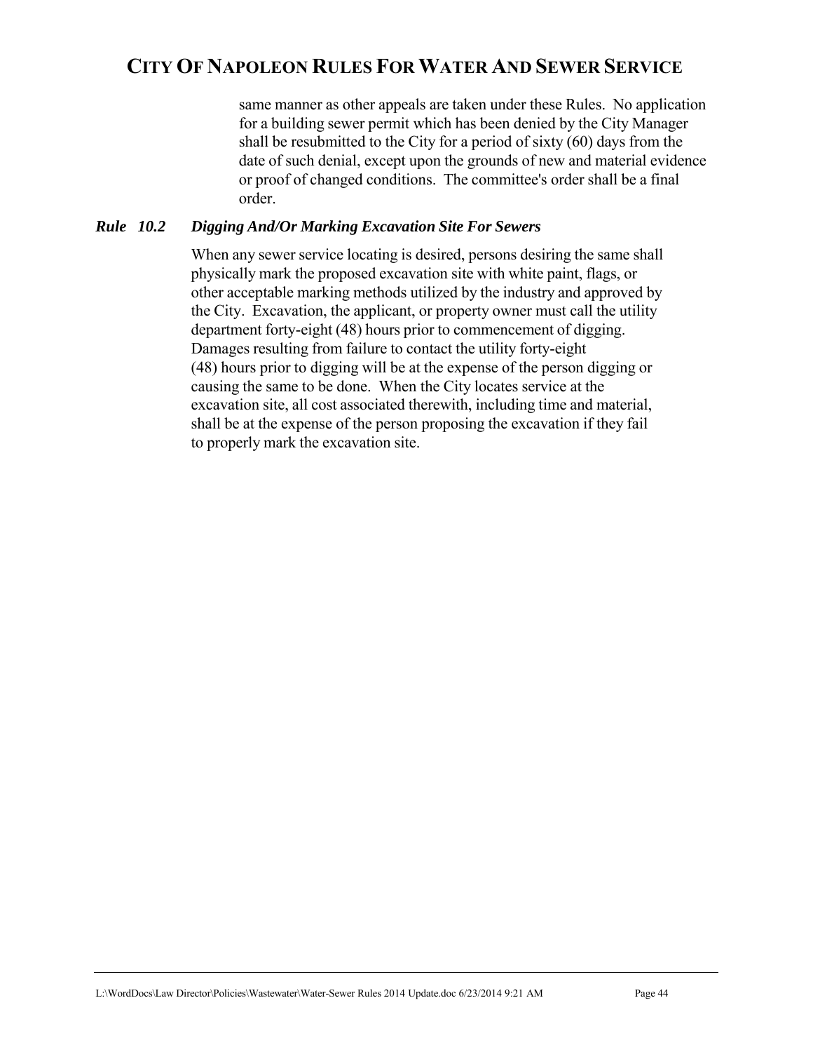same manner as other appeals are taken under these Rules. No application for a building sewer permit which has been denied by the City Manager shall be resubmitted to the City for a period of sixty (60) days from the date of such denial, except upon the grounds of new and material evidence or proof of changed conditions. The committee's order shall be a final order.

### *Rule 10.2 Digging And/Or Marking Excavation Site For Sewers*

When any sewer service locating is desired, persons desiring the same shall physically mark the proposed excavation site with white paint, flags, or other acceptable marking methods utilized by the industry and approved by the City. Excavation, the applicant, or property owner must call the utility department forty-eight (48) hours prior to commencement of digging. Damages resulting from failure to contact the utility forty-eight (48) hours prior to digging will be at the expense of the person digging or causing the same to be done. When the City locates service at the excavation site, all cost associated therewith, including time and material, shall be at the expense of the person proposing the excavation if they fail to properly mark the excavation site.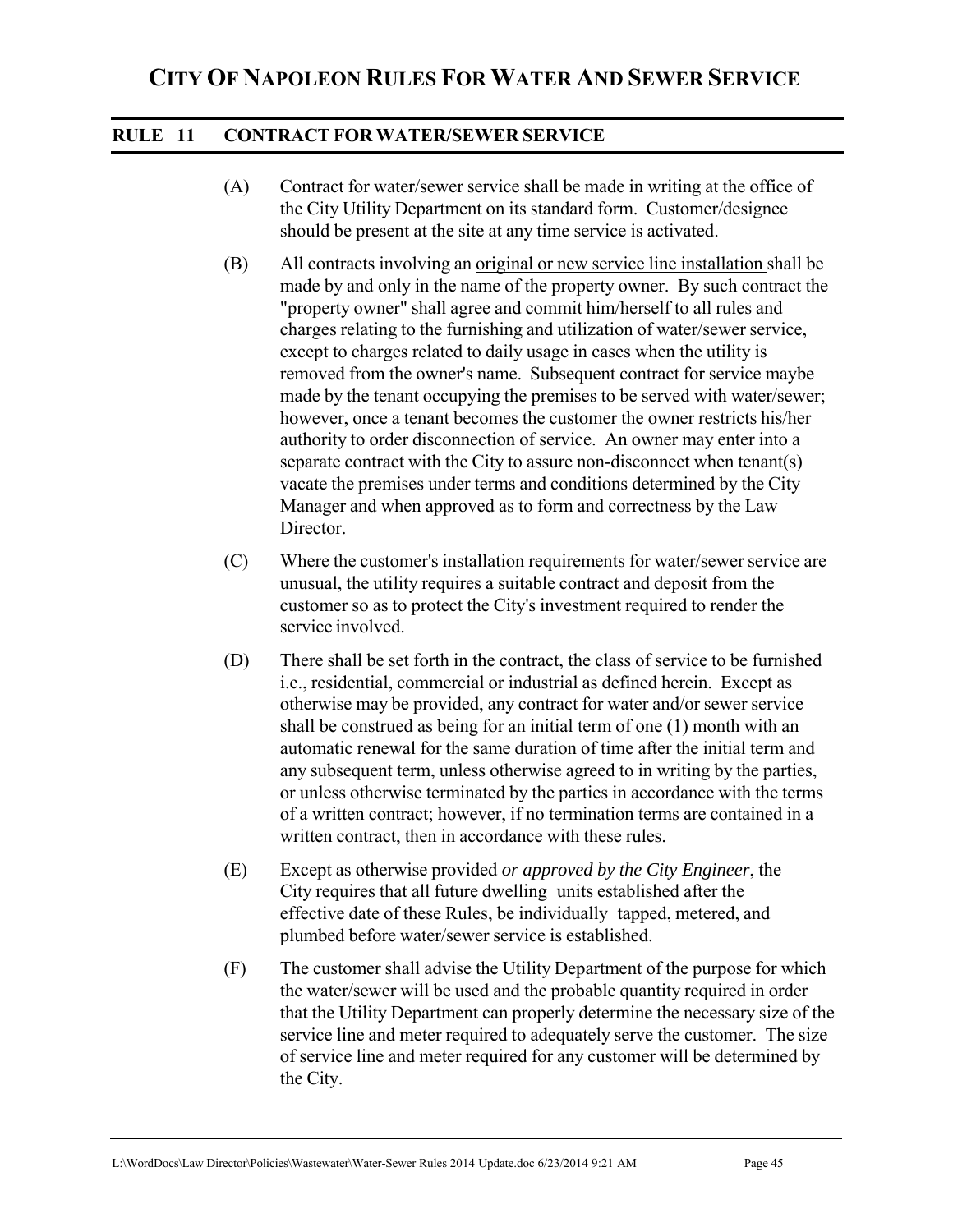# CITY OF NAPOLEON RULES FOR WATER AND SEWER SERVICE

## RULE 11 CONTRACT FOR WATER/SEWER SERVICE

(A) Contract for water/sewer service shall be made in writing at the office of the City Utility Department on its standard form. Customer/designee should be present at the site at any time service is activated.

(B) All contracts involving an <u>original or new service line installation</u> shall be made by and only in the name of the property owner. By such contract the "property owner" shall agree and commit him/herself to all rules and charges relating to the furnishing and utilization of water/sewer service, except to charges related to daily usage in cases when the utility is removed from the owner's name. Subsequent contract for service maybe made by the tenant occupying the premises to be served with water/sewer; however, once a tenant becomes the customer the owner restricts his/her authority to order disconnection of service. An owner may enter into a separate contract with the City to assure non-disconnect when tenant(s) vacate the premises under terms and conditions determined by the City Manager and when approved as to form and correctness by the Law Director.

(C) Where the customer's installation requirements for water/sewer service are unusual, the utility requires a suitable contract and deposit from the customer so as to protect the City's investment required to render the service involved.

(D) There shall be set forth in the contract, the class of service to be furnished i.e., residential, commercial or industrial as defined herein. Except as otherwise may be provided, any contract for water and/or sewer service shall be construed as being for an initial term of one (1) month with an automatic renewal for the same duration of time after the initial term and any subsequent term, unless otherwise agreed to in writing by the parties, or unless otherwise terminated by the parties in accordance with the terms of a written contract; however, if no termination terms are contained in a written contract, then in accordance with these rules.

(E) Except as otherwise provided *or approved by the City Engineer*, the City requires that all future dwelling units established after the effective date of these Rules, be individually tapped, metered, and plumbed before water/sewer service is established.

(F) The customer shall advise the Utility Department of the purpose for which the water/sewer will be used and the probable quantity required in order that the Utility Department can properly determine the necessary size of the service line and meter required to adequately serve the customer. The size of service line and meter required for any customer will be determined by the City.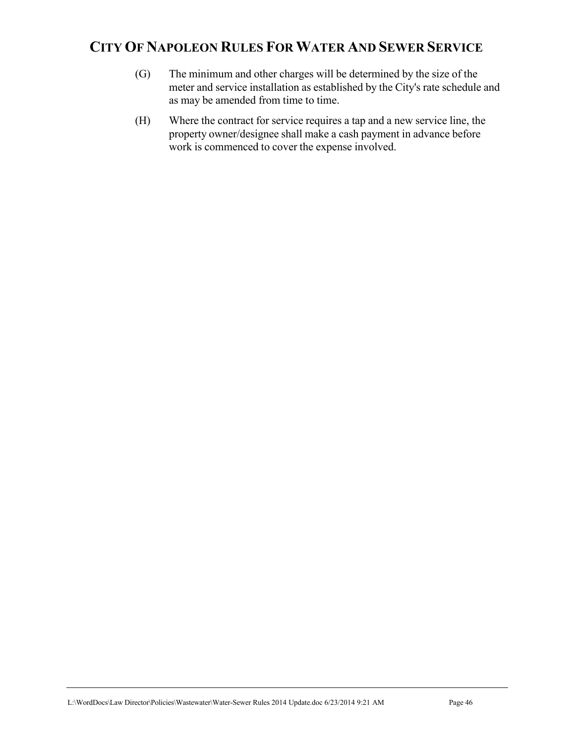(G) The minimum and other charges will be determined by the size of the meter and service installation as established by the City's rate schedule and as may be amended from time to time.

(H) Where the contract for service requires a tap and a new service line, the property owner/designee shall make a cash payment in advance before work is commenced to cover the expense involved.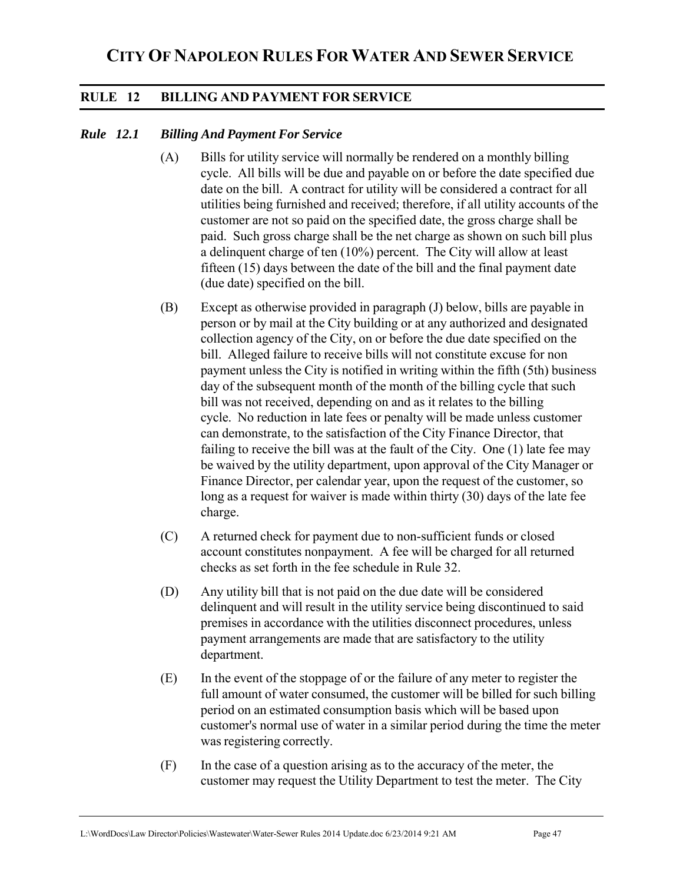# CITY OF NAPOLEON RULES FOR WATER AND SEWER SERVICE

## RULE 12 BILLING AND PAYMENT FOR SERVICE

### *Rule 12.1 Billing And Payment For Service*

(A) Bills for utility service will normally be rendered on a monthly billing cycle. All bills will be due and payable on or before the date specified due date on the bill. A contract for utility will be considered a contract for all utilities being furnished and received; therefore, if all utility accounts of the customer are not so paid on the specified date, the gross charge shall be paid. Such gross charge shall be the net charge as shown on such bill plus a delinquent charge of ten (10%) percent. The City will allow at least fifteen (15) days between the date of the bill and the final payment date (due date) specified on the bill.

(B) Except as otherwise provided in paragraph (J) below, bills are payable in person or by mail at the City building or at any authorized and designated collection agency of the City, on or before the due date specified on the bill. Alleged failure to receive bills will not constitute excuse for non payment unless the City is notified in writing within the fifth (5th) business day of the subsequent month of the month of the billing cycle that such bill was not received, depending on and as it relates to the billing cycle. No reduction in late fees or penalty will be made unless customer can demonstrate, to the satisfaction of the City Finance Director, that failing to receive the bill was at the fault of the City. One (1) late fee may be waived by the utility department, upon approval of the City Manager or Finance Director, per calendar year, upon the request of the customer, so long as a request for waiver is made within thirty (30) days of the late fee charge.

(C) A returned check for payment due to non-sufficient funds or closed account constitutes nonpayment. A fee will be charged for all returned checks as set forth in the fee schedule in Rule 32.

(D) Any utility bill that is not paid on the due date will be considered delinquent and will result in the utility service being discontinued to said premises in accordance with the utilities disconnect procedures, unless payment arrangements are made that are satisfactory to the utility department.

(E) In the event of the stoppage of or the failure of any meter to register the full amount of water consumed, the customer will be billed for such billing period on an estimated consumption basis which will be based upon customer's normal use of water in a similar period during the time the meter was registering correctly.

(F) In the case of a question arising as to the accuracy of the meter, the customer may request the Utility Department to test the meter. The City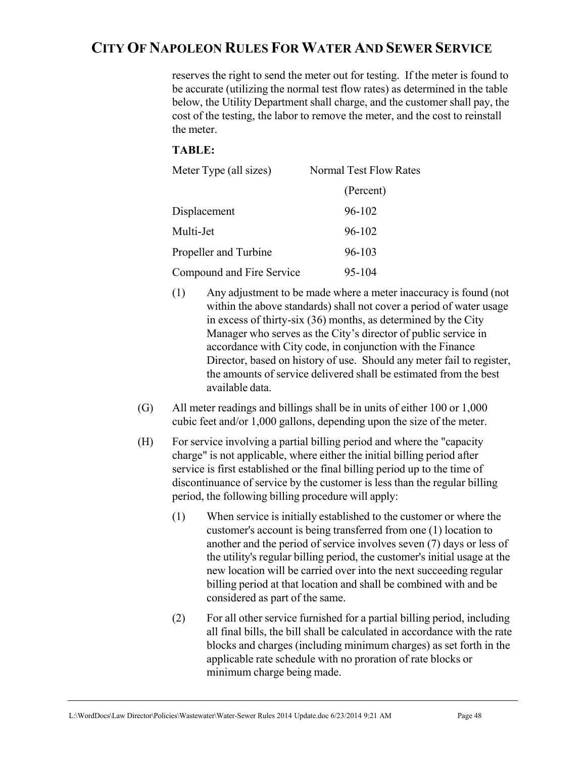reserves the right to send the meter out for testing. If the meter is found to be accurate (utilizing the normal test flow rates) as determined in the table below, the Utility Department shall charge, and the customer shall pay, the cost of the testing, the labor to remove the meter, and the cost to reinstall the meter.

**TABLE:**

| Meter Type (all sizes) | Normal Test Flow Rates (Percent) |
|---|---|
| Displacement | 96-102 |
| Multi-Jet | 96-102 |
| Propeller and Turbine | 96-103 |
| Compound and Fire Service | 95-104 |

(1) Any adjustment to be made where a meter inaccuracy is found (not within the above standards) shall not cover a period of water usage in excess of thirty-six (36) months, as determined by the City Manager who serves as the City's director of public service in accordance with City code, in conjunction with the Finance Director, based on history of use. Should any meter fail to register, the amounts of service delivered shall be estimated from the best available data.

(G) All meter readings and billings shall be in units of either 100 or 1,000 cubic feet and/or 1,000 gallons, depending upon the size of the meter.

(H) For service involving a partial billing period and where the "capacity charge" is not applicable, where either the initial billing period after service is first established or the final billing period up to the time of discontinuance of service by the customer is less than the regular billing period, the following billing procedure will apply:

(1) When service is initially established to the customer or where the customer's account is being transferred from one (1) location to another and the period of service involves seven (7) days or less of the utility's regular billing period, the customer's initial usage at the new location will be carried over into the next succeeding regular billing period at that location and shall be combined with and be considered as part of the same.

(2) For all other service furnished for a partial billing period, including all final bills, the bill shall be calculated in accordance with the rate blocks and charges (including minimum charges) as set forth in the applicable rate schedule with no proration of rate blocks or minimum charge being made.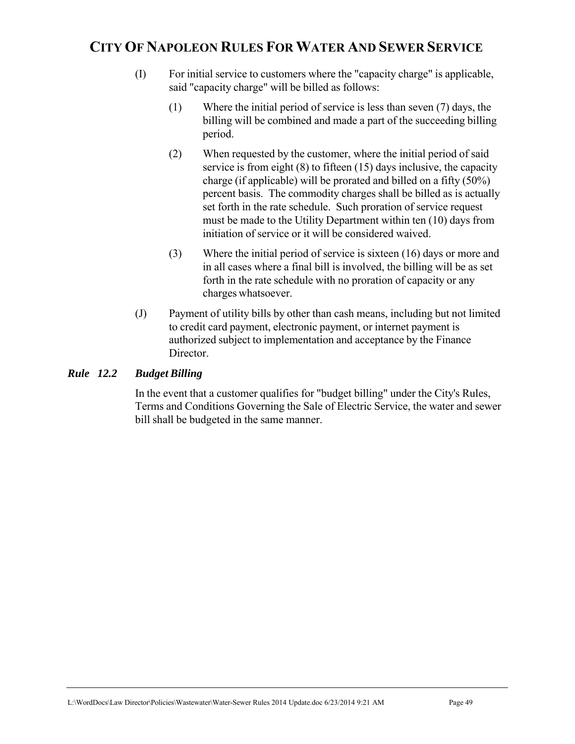(I) For initial service to customers where the "capacity charge" is applicable, said "capacity charge" will be billed as follows:

(1) Where the initial period of service is less than seven (7) days, the billing will be combined and made a part of the succeeding billing period.

(2) When requested by the customer, where the initial period of said service is from eight (8) to fifteen (15) days inclusive, the capacity charge (if applicable) will be prorated and billed on a fifty (50%) percent basis. The commodity charges shall be billed as is actually set forth in the rate schedule. Such proration of service request must be made to the Utility Department within ten (10) days from initiation of service or it will be considered waived.

(3) Where the initial period of service is sixteen (16) days or more and in all cases where a final bill is involved, the billing will be as set forth in the rate schedule with no proration of capacity or any charges whatsoever.

(J) Payment of utility bills by other than cash means, including but not limited to credit card payment, electronic payment, or internet payment is authorized subject to implementation and acceptance by the Finance Director.

### *Rule 12.2 Budget Billing*

In the event that a customer qualifies for "budget billing" under the City's Rules, Terms and Conditions Governing the Sale of Electric Service, the water and sewer bill shall be budgeted in the same manner.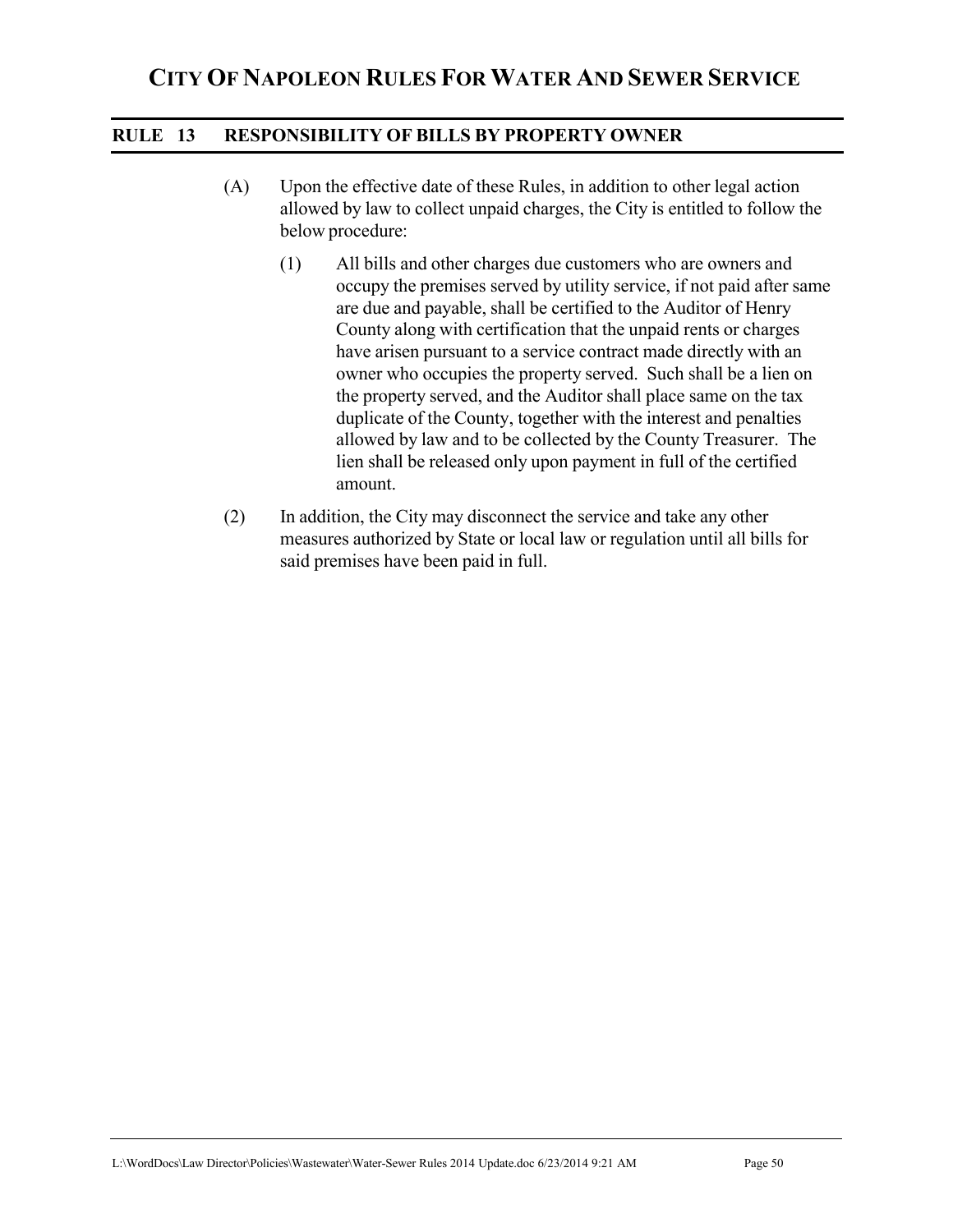## RULE 13 RESPONSIBILITY OF BILLS BY PROPERTY OWNER

(A) Upon the effective date of these Rules, in addition to other legal action allowed by law to collect unpaid charges, the City is entitled to follow the below procedure:

(1) All bills and other charges due customers who are owners and occupy the premises served by utility service, if not paid after same are due and payable, shall be certified to the Auditor of Henry County along with certification that the unpaid rents or charges have arisen pursuant to a service contract made directly with an owner who occupies the property served. Such shall be a lien on the property served, and the Auditor shall place same on the tax duplicate of the County, together with the interest and penalties allowed by law and to be collected by the County Treasurer. The lien shall be released only upon payment in full of the certified amount.

(2) In addition, the City may disconnect the service and take any other measures authorized by State or local law or regulation until all bills for said premises have been paid in full.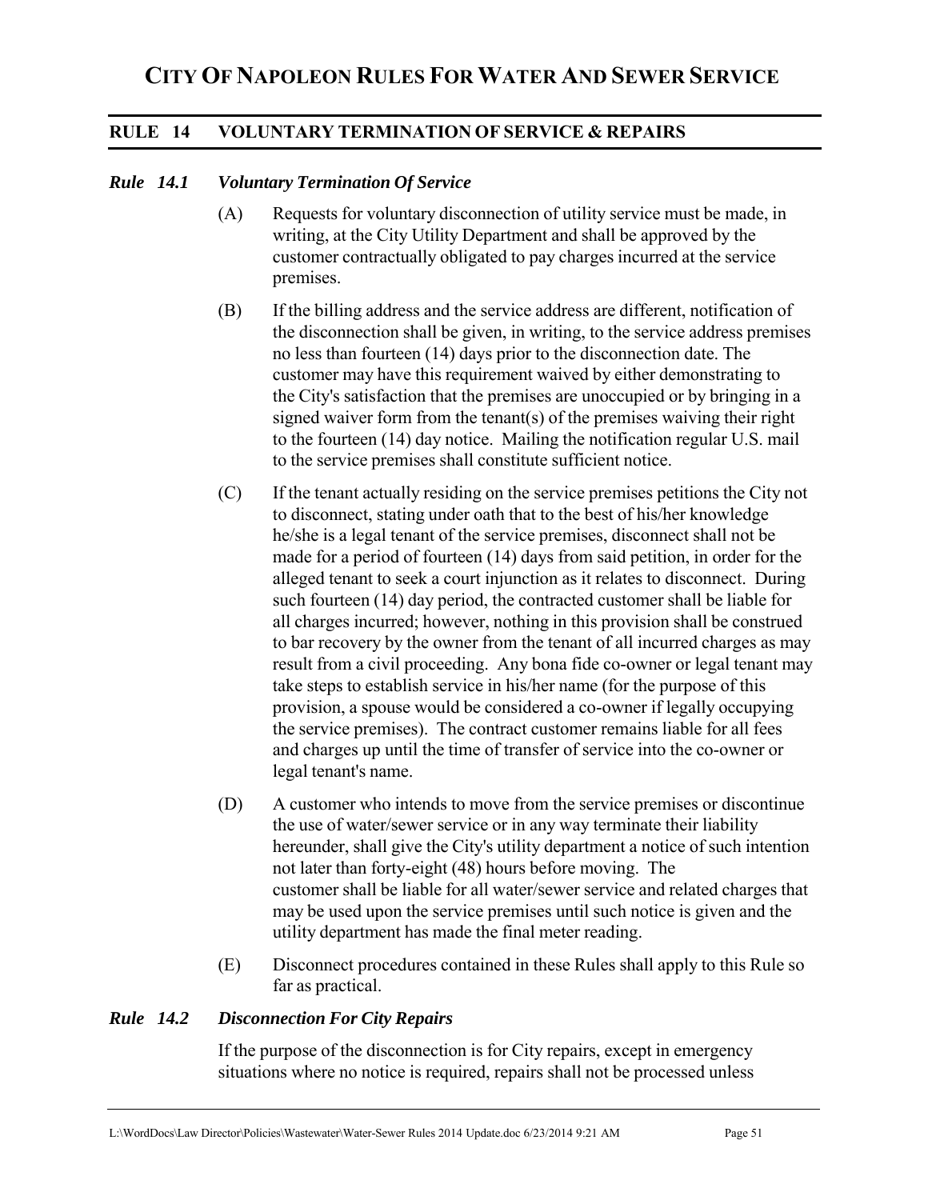# CITY OF NAPOLEON RULES FOR WATER AND SEWER SERVICE

## RULE 14 VOLUNTARY TERMINATION OF SERVICE & REPAIRS

### *Rule 14.1 Voluntary Termination Of Service*

(A) Requests for voluntary disconnection of utility service must be made, in writing, at the City Utility Department and shall be approved by the customer contractually obligated to pay charges incurred at the service premises.

(B) If the billing address and the service address are different, notification of the disconnection shall be given, in writing, to the service address premises no less than fourteen (14) days prior to the disconnection date. The customer may have this requirement waived by either demonstrating to the City's satisfaction that the premises are unoccupied or by bringing in a signed waiver form from the tenant(s) of the premises waiving their right to the fourteen (14) day notice. Mailing the notification regular U.S. mail to the service premises shall constitute sufficient notice.

(C) If the tenant actually residing on the service premises petitions the City not to disconnect, stating under oath that to the best of his/her knowledge he/she is a legal tenant of the service premises, disconnect shall not be made for a period of fourteen (14) days from said petition, in order for the alleged tenant to seek a court injunction as it relates to disconnect. During such fourteen (14) day period, the contracted customer shall be liable for all charges incurred; however, nothing in this provision shall be construed to bar recovery by the owner from the tenant of all incurred charges as may result from a civil proceeding. Any bona fide co-owner or legal tenant may take steps to establish service in his/her name (for the purpose of this provision, a spouse would be considered a co-owner if legally occupying the service premises). The contract customer remains liable for all fees and charges up until the time of transfer of service into the co-owner or legal tenant's name.

(D) A customer who intends to move from the service premises or discontinue the use of water/sewer service or in any way terminate their liability hereunder, shall give the City's utility department a notice of such intention not later than forty-eight (48) hours before moving. The customer shall be liable for all water/sewer service and related charges that may be used upon the service premises until such notice is given and the utility department has made the final meter reading.

(E) Disconnect procedures contained in these Rules shall apply to this Rule so far as practical.

### *Rule 14.2 Disconnection For City Repairs*

If the purpose of the disconnection is for City repairs, except in emergency situations where no notice is required, repairs shall not be processed unless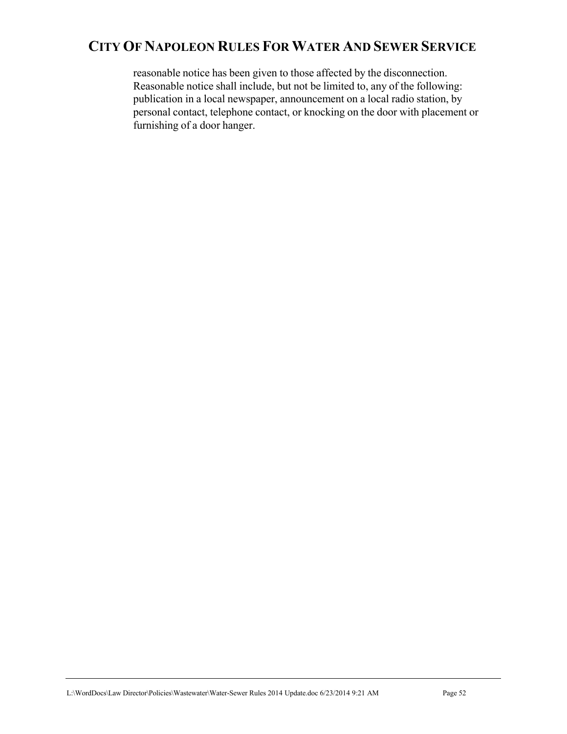reasonable notice has been given to those affected by the disconnection. Reasonable notice shall include, but not be limited to, any of the following: publication in a local newspaper, announcement on a local radio station, by personal contact, telephone contact, or knocking on the door with placement or furnishing of a door hanger.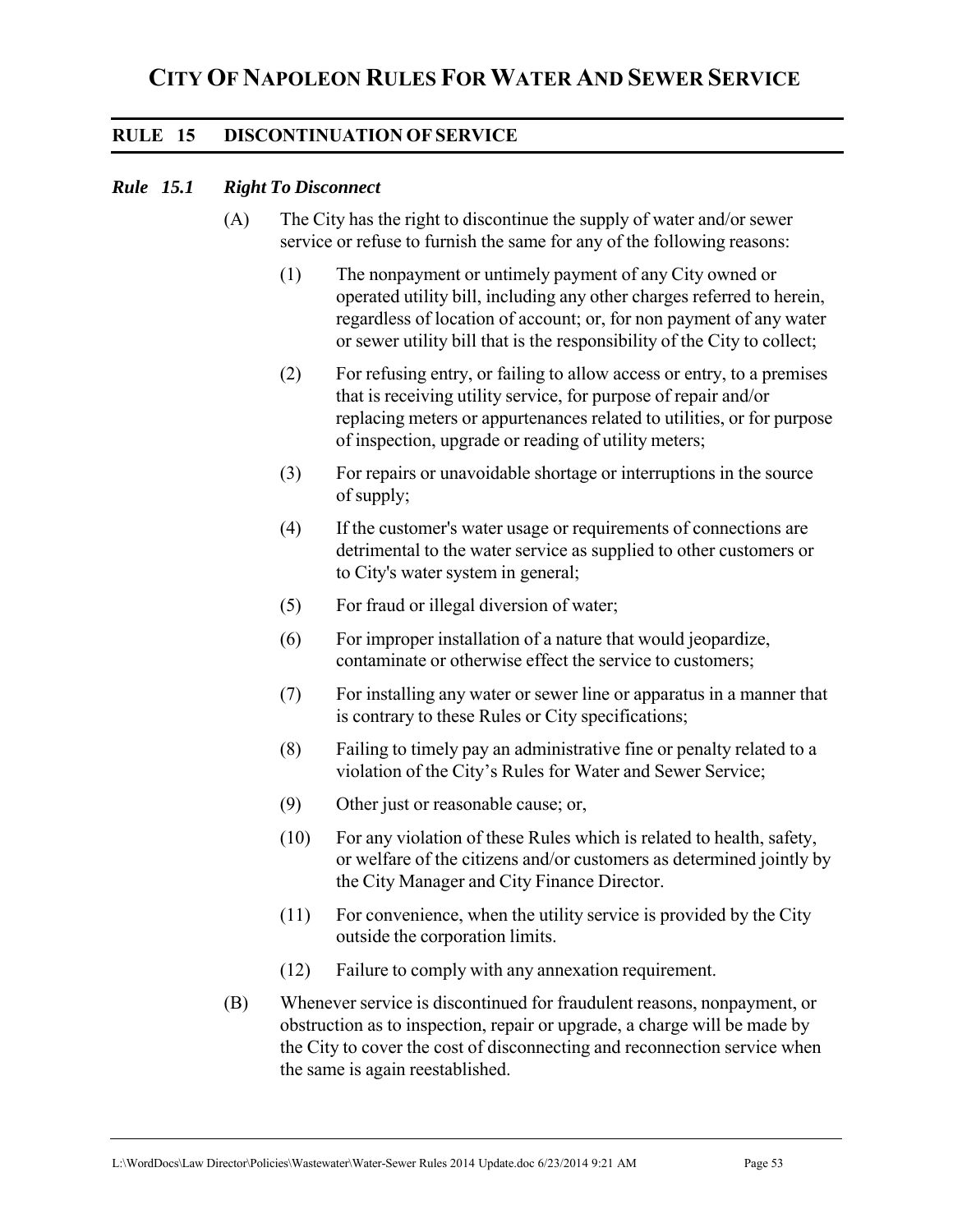# CITY OF NAPOLEON RULES FOR WATER AND SEWER SERVICE

## RULE 15 DISCONTINUATION OF SERVICE

### *Rule 15.1 Right To Disconnect*

(A) The City has the right to discontinue the supply of water and/or sewer service or refuse to furnish the same for any of the following reasons:

(1) The nonpayment or untimely payment of any City owned or operated utility bill, including any other charges referred to herein, regardless of location of account; or, for non payment of any water or sewer utility bill that is the responsibility of the City to collect;

(2) For refusing entry, or failing to allow access or entry, to a premises that is receiving utility service, for purpose of repair and/or replacing meters or appurtenances related to utilities, or for purpose of inspection, upgrade or reading of utility meters;

(3) For repairs or unavoidable shortage or interruptions in the source of supply;

(4) If the customer's water usage or requirements of connections are detrimental to the water service as supplied to other customers or to City's water system in general;

(5) For fraud or illegal diversion of water;

(6) For improper installation of a nature that would jeopardize, contaminate or otherwise effect the service to customers;

(7) For installing any water or sewer line or apparatus in a manner that is contrary to these Rules or City specifications;

(8) Failing to timely pay an administrative fine or penalty related to a violation of the City's Rules for Water and Sewer Service;

(9) Other just or reasonable cause; or,

(10) For any violation of these Rules which is related to health, safety, or welfare of the citizens and/or customers as determined jointly by the City Manager and City Finance Director.

(11) For convenience, when the utility service is provided by the City outside the corporation limits.

(12) Failure to comply with any annexation requirement.

(B) Whenever service is discontinued for fraudulent reasons, nonpayment, or obstruction as to inspection, repair or upgrade, a charge will be made by the City to cover the cost of disconnecting and reconnection service when the same is again reestablished.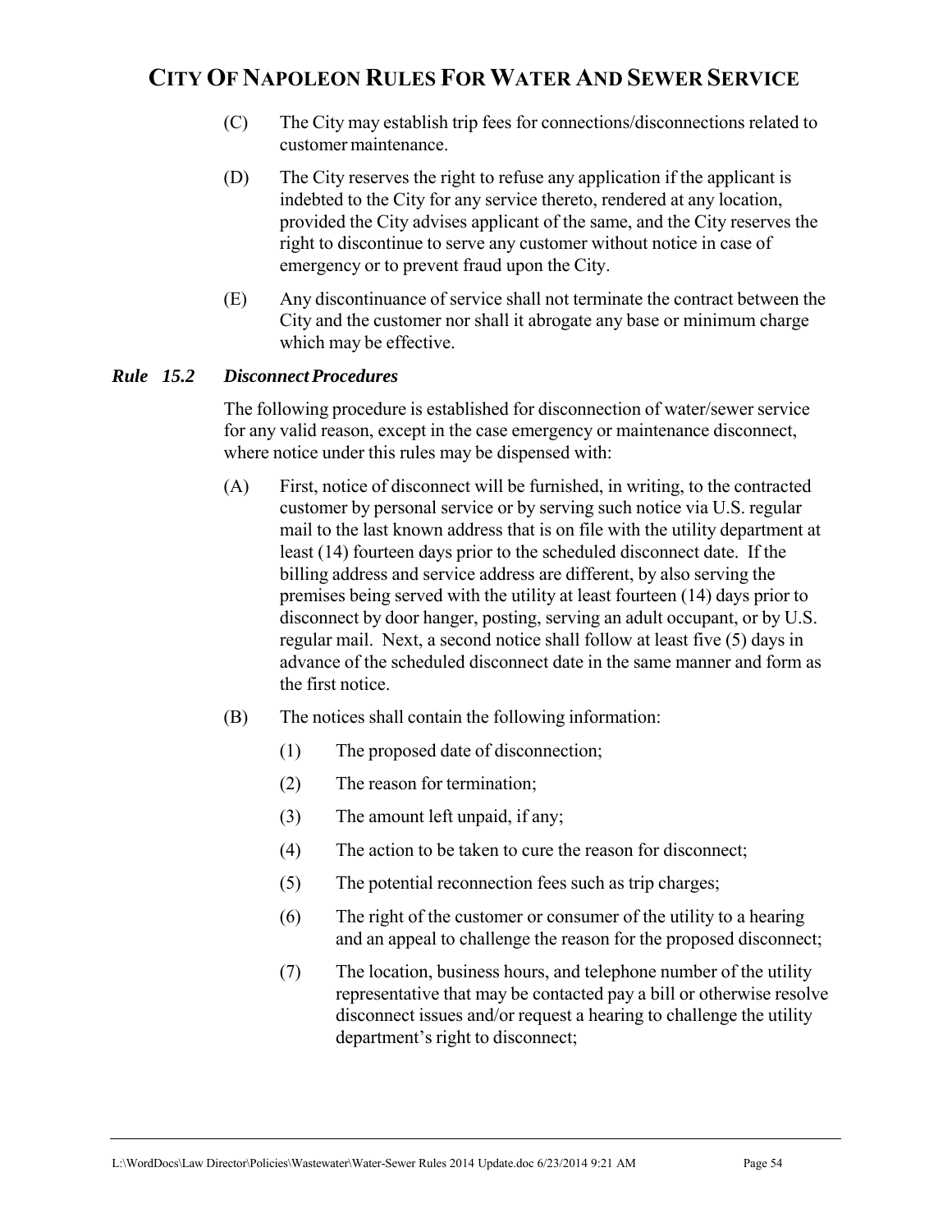(C) The City may establish trip fees for connections/disconnections related to customer maintenance.

(D) The City reserves the right to refuse any application if the applicant is indebted to the City for any service thereto, rendered at any location, provided the City advises applicant of the same, and the City reserves the right to discontinue to serve any customer without notice in case of emergency or to prevent fraud upon the City.

(E) Any discontinuance of service shall not terminate the contract between the City and the customer nor shall it abrogate any base or minimum charge which may be effective.

### *Rule 15.2 Disconnect Procedures*

The following procedure is established for disconnection of water/sewer service for any valid reason, except in the case emergency or maintenance disconnect, where notice under this rules may be dispensed with:

(A) First, notice of disconnect will be furnished, in writing, to the contracted customer by personal service or by serving such notice via U.S. regular mail to the last known address that is on file with the utility department at least (14) fourteen days prior to the scheduled disconnect date. If the billing address and service address are different, by also serving the premises being served with the utility at least fourteen (14) days prior to disconnect by door hanger, posting, serving an adult occupant, or by U.S. regular mail. Next, a second notice shall follow at least five (5) days in advance of the scheduled disconnect date in the same manner and form as the first notice.

(B) The notices shall contain the following information:

(1) The proposed date of disconnection;

(2) The reason for termination;

(3) The amount left unpaid, if any;

(4) The action to be taken to cure the reason for disconnect;

(5) The potential reconnection fees such as trip charges;

(6) The right of the customer or consumer of the utility to a hearing and an appeal to challenge the reason for the proposed disconnect;

(7) The location, business hours, and telephone number of the utility representative that may be contacted pay a bill or otherwise resolve disconnect issues and/or request a hearing to challenge the utility department's right to disconnect;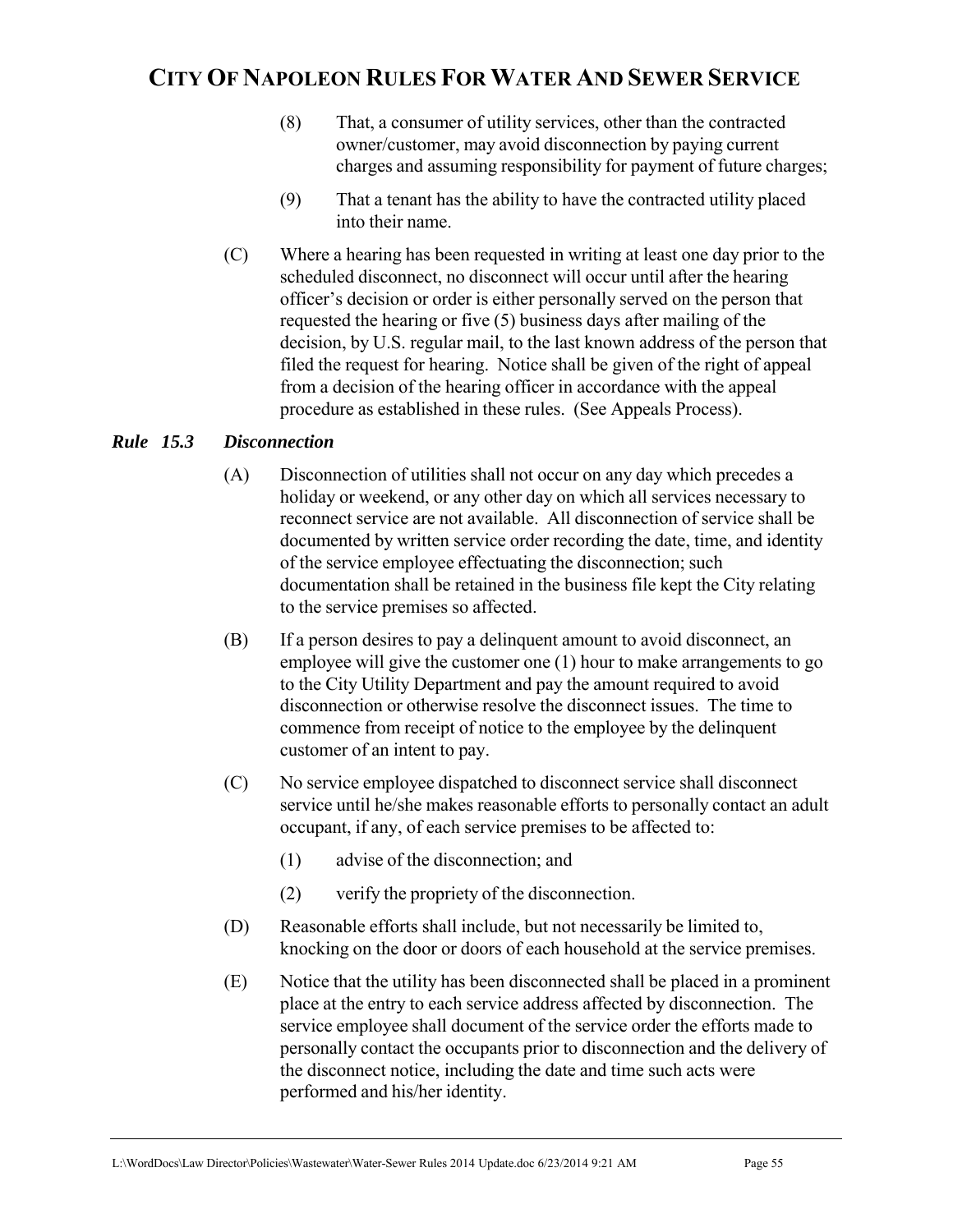(8) That, a consumer of utility services, other than the contracted owner/customer, may avoid disconnection by paying current charges and assuming responsibility for payment of future charges;

(9) That a tenant has the ability to have the contracted utility placed into their name.

(C) Where a hearing has been requested in writing at least one day prior to the scheduled disconnect, no disconnect will occur until after the hearing officer's decision or order is either personally served on the person that requested the hearing or five (5) business days after mailing of the decision, by U.S. regular mail, to the last known address of the person that filed the request for hearing. Notice shall be given of the right of appeal from a decision of the hearing officer in accordance with the appeal procedure as established in these rules. (See Appeals Process).

### *Rule 15.3 Disconnection*

(A) Disconnection of utilities shall not occur on any day which precedes a holiday or weekend, or any other day on which all services necessary to reconnect service are not available. All disconnection of service shall be documented by written service order recording the date, time, and identity of the service employee effectuating the disconnection; such documentation shall be retained in the business file kept the City relating to the service premises so affected.

(B) If a person desires to pay a delinquent amount to avoid disconnect, an employee will give the customer one (1) hour to make arrangements to go to the City Utility Department and pay the amount required to avoid disconnection or otherwise resolve the disconnect issues. The time to commence from receipt of notice to the employee by the delinquent customer of an intent to pay.

(C) No service employee dispatched to disconnect service shall disconnect service until he/she makes reasonable efforts to personally contact an adult occupant, if any, of each service premises to be affected to:

(1) advise of the disconnection; and

(2) verify the propriety of the disconnection.

(D) Reasonable efforts shall include, but not necessarily be limited to, knocking on the door or doors of each household at the service premises.

(E) Notice that the utility has been disconnected shall be placed in a prominent place at the entry to each service address affected by disconnection. The service employee shall document of the service order the efforts made to personally contact the occupants prior to disconnection and the delivery of the disconnect notice, including the date and time such acts were performed and his/her identity.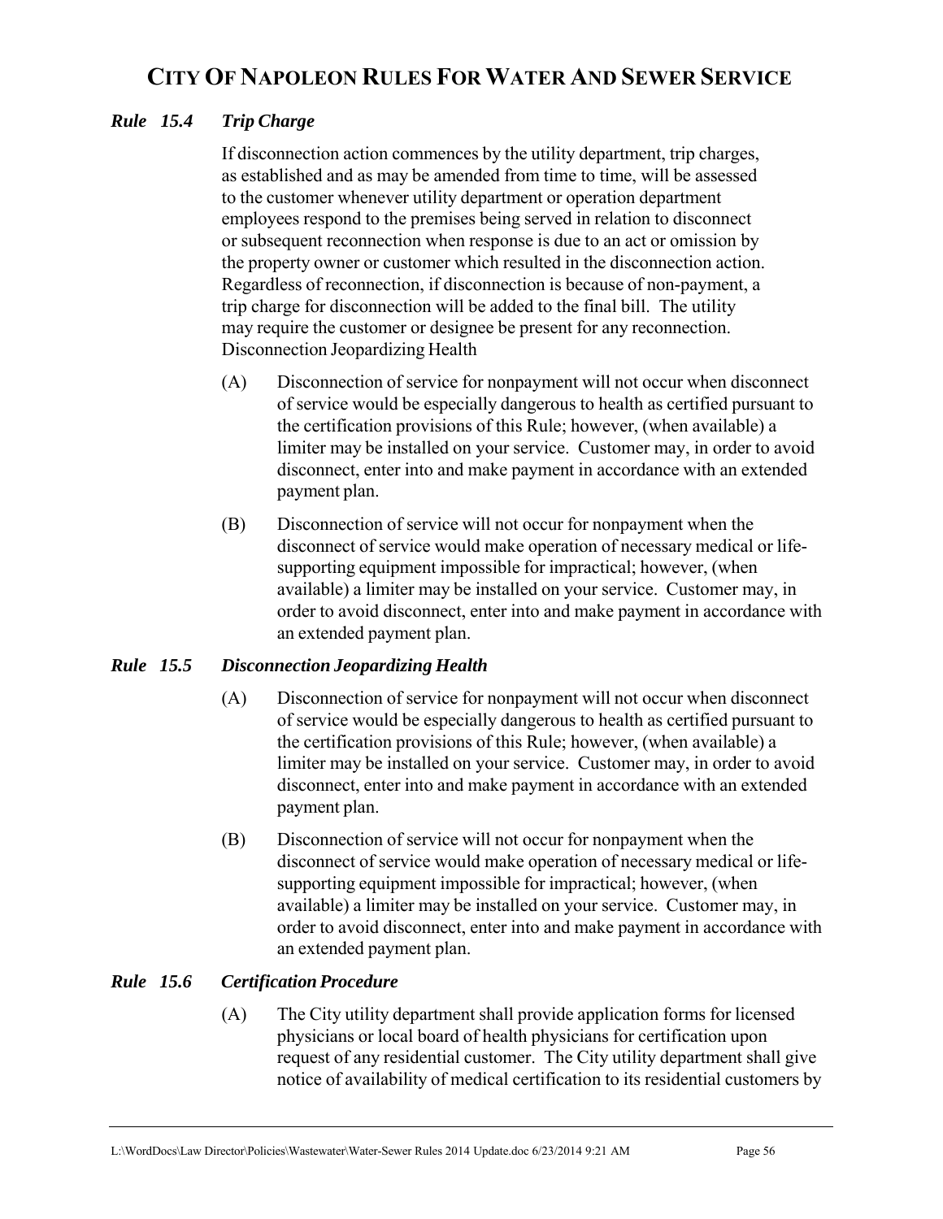# CITY OF NAPOLEON RULES FOR WATER AND SEWER SERVICE

### *Rule 15.4 Trip Charge*

If disconnection action commences by the utility department, trip charges, as established and as may be amended from time to time, will be assessed to the customer whenever utility department or operation department employees respond to the premises being served in relation to disconnect or subsequent reconnection when response is due to an act or omission by the property owner or customer which resulted in the disconnection action. Regardless of reconnection, if disconnection is because of non-payment, a trip charge for disconnection will be added to the final bill. The utility may require the customer or designee be present for any reconnection. Disconnection Jeopardizing Health

(A) Disconnection of service for nonpayment will not occur when disconnect of service would be especially dangerous to health as certified pursuant to the certification provisions of this Rule; however, (when available) a limiter may be installed on your service. Customer may, in order to avoid disconnect, enter into and make payment in accordance with an extended payment plan.

(B) Disconnection of service will not occur for nonpayment when the disconnect of service would make operation of necessary medical or life-supporting equipment impossible for impractical; however, (when available) a limiter may be installed on your service. Customer may, in order to avoid disconnect, enter into and make payment in accordance with an extended payment plan.

### *Rule 15.5 Disconnection Jeopardizing Health*

(A) Disconnection of service for nonpayment will not occur when disconnect of service would be especially dangerous to health as certified pursuant to the certification provisions of this Rule; however, (when available) a limiter may be installed on your service. Customer may, in order to avoid disconnect, enter into and make payment in accordance with an extended payment plan.

(B) Disconnection of service will not occur for nonpayment when the disconnect of service would make operation of necessary medical or life-supporting equipment impossible for impractical; however, (when available) a limiter may be installed on your service. Customer may, in order to avoid disconnect, enter into and make payment in accordance with an extended payment plan.

### *Rule 15.6 Certification Procedure*

(A) The City utility department shall provide application forms for licensed physicians or local board of health physicians for certification upon request of any residential customer. The City utility department shall give notice of availability of medical certification to its residential customers by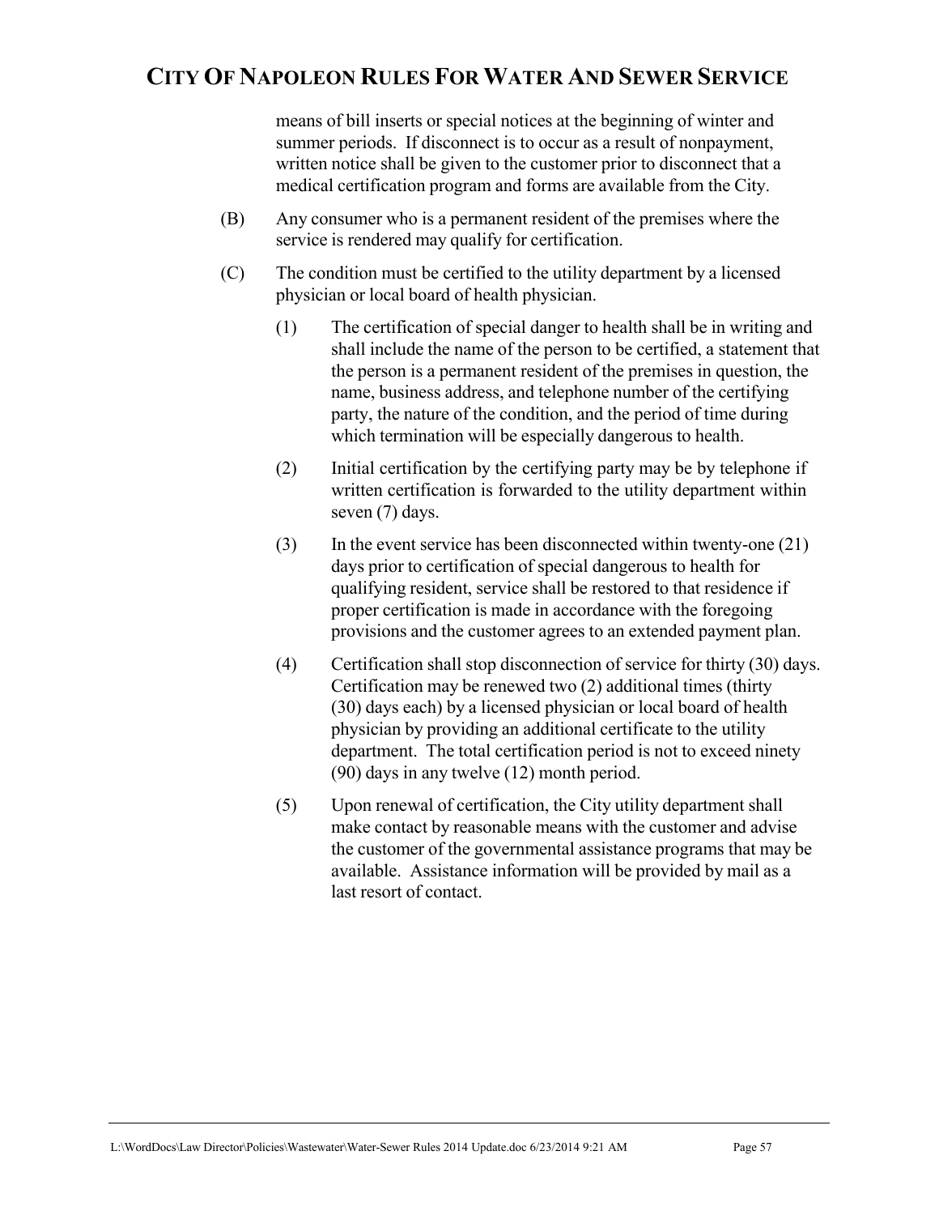means of bill inserts or special notices at the beginning of winter and summer periods. If disconnect is to occur as a result of nonpayment, written notice shall be given to the customer prior to disconnect that a medical certification program and forms are available from the City.

(B) Any consumer who is a permanent resident of the premises where the service is rendered may qualify for certification.

(C) The condition must be certified to the utility department by a licensed physician or local board of health physician.

(1) The certification of special danger to health shall be in writing and shall include the name of the person to be certified, a statement that the person is a permanent resident of the premises in question, the name, business address, and telephone number of the certifying party, the nature of the condition, and the period of time during which termination will be especially dangerous to health.

(2) Initial certification by the certifying party may be by telephone if written certification is forwarded to the utility department within seven (7) days.

(3) In the event service has been disconnected within twenty-one (21) days prior to certification of special dangerous to health for qualifying resident, service shall be restored to that residence if proper certification is made in accordance with the foregoing provisions and the customer agrees to an extended payment plan.

(4) Certification shall stop disconnection of service for thirty (30) days. Certification may be renewed two (2) additional times (thirty (30) days each) by a licensed physician or local board of health physician by providing an additional certificate to the utility department. The total certification period is not to exceed ninety (90) days in any twelve (12) month period.

(5) Upon renewal of certification, the City utility department shall make contact by reasonable means with the customer and advise the customer of the governmental assistance programs that may be available. Assistance information will be provided by mail as a last resort of contact.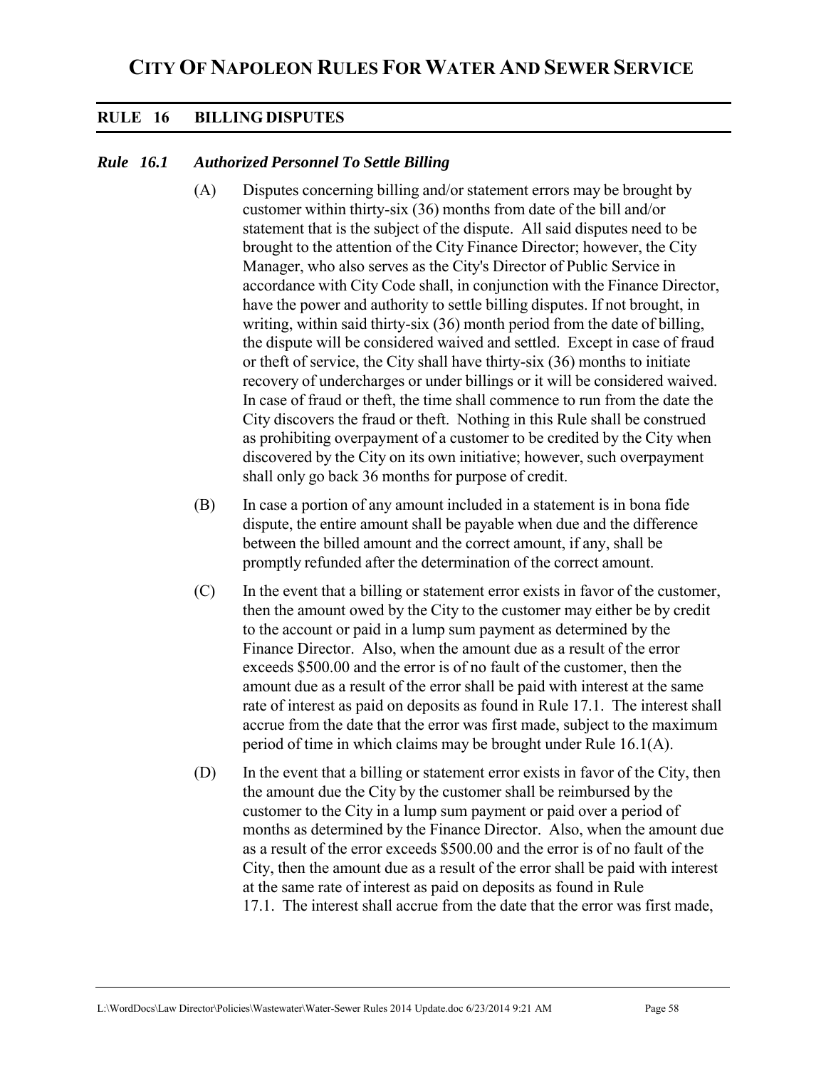# CITY OF NAPOLEON RULES FOR WATER AND SEWER SERVICE

## RULE 16 BILLING DISPUTES

### *Rule 16.1 Authorized Personnel To Settle Billing*

(A) Disputes concerning billing and/or statement errors may be brought by customer within thirty-six (36) months from date of the bill and/or statement that is the subject of the dispute. All said disputes need to be brought to the attention of the City Finance Director; however, the City Manager, who also serves as the City's Director of Public Service in accordance with City Code shall, in conjunction with the Finance Director, have the power and authority to settle billing disputes. If not brought, in writing, within said thirty-six (36) month period from the date of billing, the dispute will be considered waived and settled. Except in case of fraud or theft of service, the City shall have thirty-six (36) months to initiate recovery of undercharges or under billings or it will be considered waived. In case of fraud or theft, the time shall commence to run from the date the City discovers the fraud or theft. Nothing in this Rule shall be construed as prohibiting overpayment of a customer to be credited by the City when discovered by the City on its own initiative; however, such overpayment shall only go back 36 months for purpose of credit.

(B) In case a portion of any amount included in a statement is in bona fide dispute, the entire amount shall be payable when due and the difference between the billed amount and the correct amount, if any, shall be promptly refunded after the determination of the correct amount.

(C) In the event that a billing or statement error exists in favor of the customer, then the amount owed by the City to the customer may either be by credit to the account or paid in a lump sum payment as determined by the Finance Director. Also, when the amount due as a result of the error exceeds $500.00 and the error is of no fault of the customer, then the amount due as a result of the error shall be paid with interest at the same rate of interest as paid on deposits as found in Rule 17.1. The interest shall accrue from the date that the error was first made, subject to the maximum period of time in which claims may be brought under Rule 16.1(A).

(D) In the event that a billing or statement error exists in favor of the City, then the amount due the City by the customer shall be reimbursed by the customer to the City in a lump sum payment or paid over a period of months as determined by the Finance Director. Also, when the amount due as a result of the error exceeds $500.00 and the error is of no fault of the City, then the amount due as a result of the error shall be paid with interest at the same rate of interest as paid on deposits as found in Rule 17.1. The interest shall accrue from the date that the error was first made,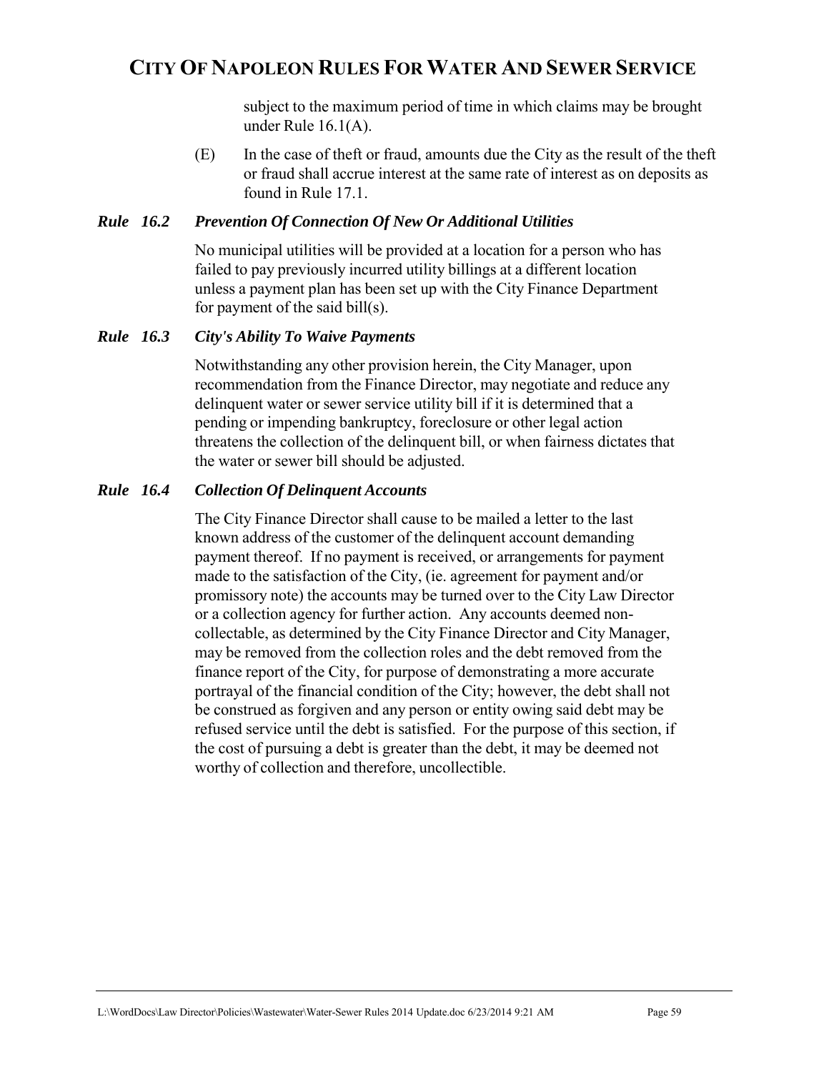subject to the maximum period of time in which claims may be brought under Rule 16.1(A).

(E) In the case of theft or fraud, amounts due the City as the result of the theft or fraud shall accrue interest at the same rate of interest as on deposits as found in Rule 17.1.

### *Rule 16.2 Prevention Of Connection Of New Or Additional Utilities*

No municipal utilities will be provided at a location for a person who has failed to pay previously incurred utility billings at a different location unless a payment plan has been set up with the City Finance Department for payment of the said bill(s).

### *Rule 16.3 City's Ability To Waive Payments*

Notwithstanding any other provision herein, the City Manager, upon recommendation from the Finance Director, may negotiate and reduce any delinquent water or sewer service utility bill if it is determined that a pending or impending bankruptcy, foreclosure or other legal action threatens the collection of the delinquent bill, or when fairness dictates that the water or sewer bill should be adjusted.

### *Rule 16.4 Collection Of Delinquent Accounts*

The City Finance Director shall cause to be mailed a letter to the last known address of the customer of the delinquent account demanding payment thereof. If no payment is received, or arrangements for payment made to the satisfaction of the City, (ie. agreement for payment and/or promissory note) the accounts may be turned over to the City Law Director or a collection agency for further action. Any accounts deemed non-collectable, as determined by the City Finance Director and City Manager, may be removed from the collection roles and the debt removed from the finance report of the City, for purpose of demonstrating a more accurate portrayal of the financial condition of the City; however, the debt shall not be construed as forgiven and any person or entity owing said debt may be refused service until the debt is satisfied. For the purpose of this section, if the cost of pursuing a debt is greater than the debt, it may be deemed not worthy of collection and therefore, uncollectible.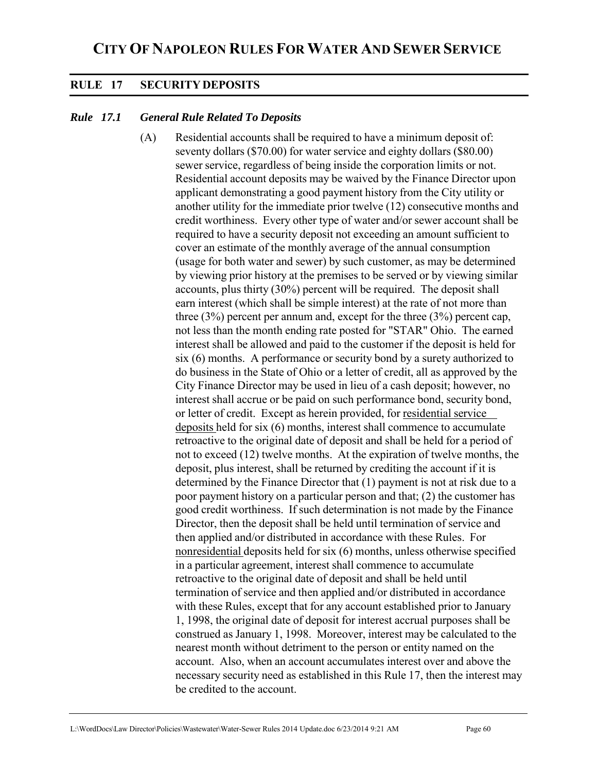# CITY OF NAPOLEON RULES FOR WATER AND SEWER SERVICE

## RULE 17 SECURITY DEPOSITS

### *Rule 17.1 General Rule Related To Deposits*

(A) Residential accounts shall be required to have a minimum deposit of: seventy dollars ($70.00) for water service and eighty dollars ($80.00) sewer service, regardless of being inside the corporation limits or not. Residential account deposits may be waived by the Finance Director upon applicant demonstrating a good payment history from the City utility or another utility for the immediate prior twelve (12) consecutive months and credit worthiness. Every other type of water and/or sewer account shall be required to have a security deposit not exceeding an amount sufficient to cover an estimate of the monthly average of the annual consumption (usage for both water and sewer) by such customer, as may be determined by viewing prior history at the premises to be served or by viewing similar accounts, plus thirty (30%) percent will be required. The deposit shall earn interest (which shall be simple interest) at the rate of not more than three (3%) percent per annum and, except for the three (3%) percent cap, not less than the month ending rate posted for "STAR" Ohio. The earned interest shall be allowed and paid to the customer if the deposit is held for six (6) months. A performance or security bond by a surety authorized to do business in the State of Ohio or a letter of credit, all as approved by the City Finance Director may be used in lieu of a cash deposit; however, no interest shall accrue or be paid on such performance bond, security bond, or letter of credit. Except as herein provided, for <u>residential service deposits</u> held for six (6) months, interest shall commence to accumulate retroactive to the original date of deposit and shall be held for a period of not to exceed (12) twelve months. At the expiration of twelve months, the deposit, plus interest, shall be returned by crediting the account if it is determined by the Finance Director that (1) payment is not at risk due to a poor payment history on a particular person and that; (2) the customer has good credit worthiness. If such determination is not made by the Finance Director, then the deposit shall be held until termination of service and then applied and/or distributed in accordance with these Rules. For <u>nonresidential</u> deposits held for six (6) months, unless otherwise specified in a particular agreement, interest shall commence to accumulate retroactive to the original date of deposit and shall be held until termination of service and then applied and/or distributed in accordance with these Rules, except that for any account established prior to January 1, 1998, the original date of deposit for interest accrual purposes shall be construed as January 1, 1998. Moreover, interest may be calculated to the nearest month without detriment to the person or entity named on the account. Also, when an account accumulates interest over and above the necessary security need as established in this Rule 17, then the interest may be credited to the account.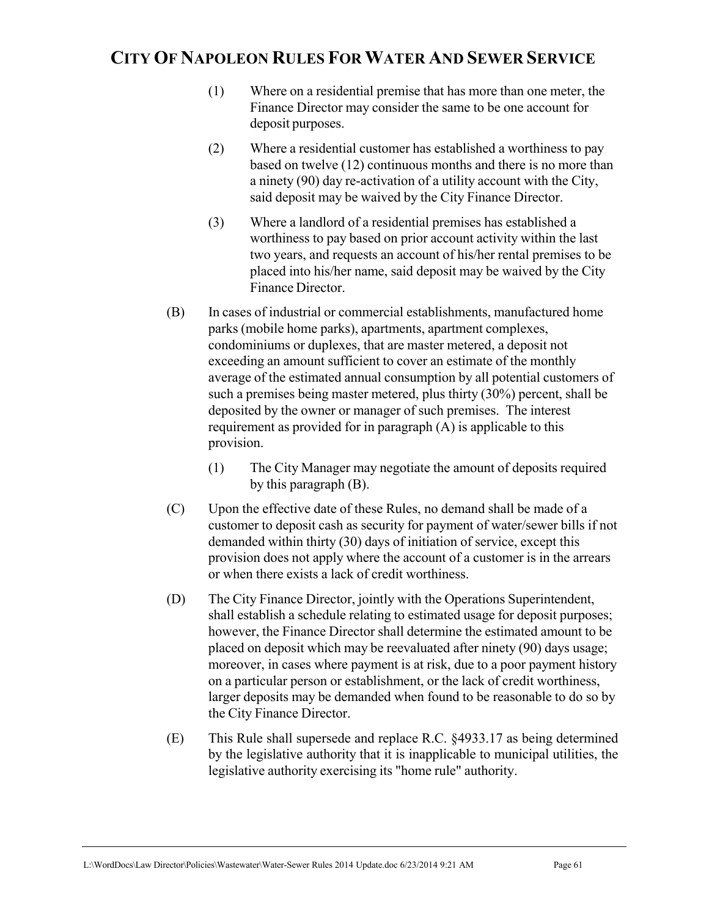(1) Where on a residential premise that has more than one meter, the Finance Director may consider the same to be one account for deposit purposes.

(2) Where a residential customer has established a worthiness to pay based on twelve (12) continuous months and there is no more than a ninety (90) day re-activation of a utility account with the City, said deposit may be waived by the City Finance Director.

(3) Where a landlord of a residential premises has established a worthiness to pay based on prior account activity within the last two years, and requests an account of his/her rental premises to be placed into his/her name, said deposit may be waived by the City Finance Director.

(B) In cases of industrial or commercial establishments, manufactured home parks (mobile home parks), apartments, apartment complexes, condominiums or duplexes, that are master metered, a deposit not exceeding an amount sufficient to cover an estimate of the monthly average of the estimated annual consumption by all potential customers of such a premises being master metered, plus thirty (30%) percent, shall be deposited by the owner or manager of such premises. The interest requirement as provided for in paragraph (A) is applicable to this provision.

(1) The City Manager may negotiate the amount of deposits required by this paragraph (B).

(C) Upon the effective date of these Rules, no demand shall be made of a customer to deposit cash as security for payment of water/sewer bills if not demanded within thirty (30) days of initiation of service, except this provision does not apply where the account of a customer is in the arrears or when there exists a lack of credit worthiness.

(D) The City Finance Director, jointly with the Operations Superintendent, shall establish a schedule relating to estimated usage for deposit purposes; however, the Finance Director shall determine the estimated amount to be placed on deposit which may be reevaluated after ninety (90) days usage; moreover, in cases where payment is at risk, due to a poor payment history on a particular person or establishment, or the lack of credit worthiness, larger deposits may be demanded when found to be reasonable to do so by the City Finance Director.

(E) This Rule shall supersede and replace R.C. §4933.17 as being determined by the legislative authority that it is inapplicable to municipal utilities, the legislative authority exercising its "home rule" authority.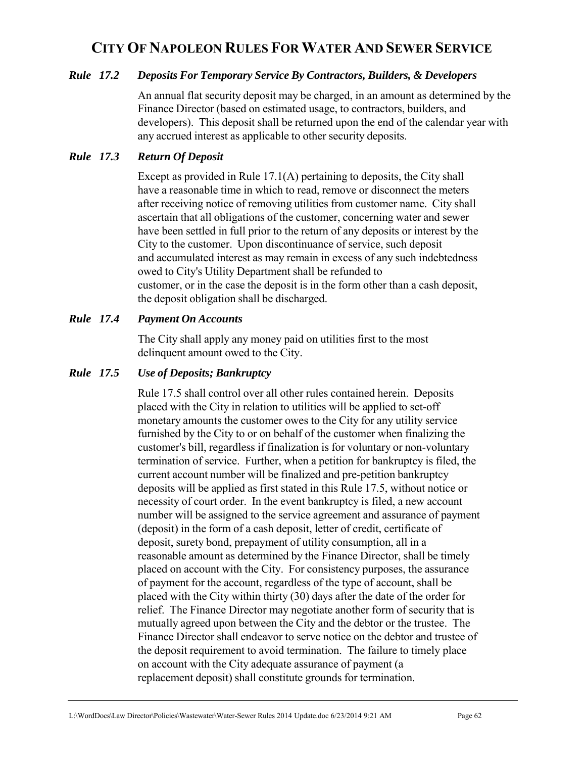# CITY OF NAPOLEON RULES FOR WATER AND SEWER SERVICE

### *Rule 17.2 Deposits For Temporary Service By Contractors, Builders, & Developers*

An annual flat security deposit may be charged, in an amount as determined by the Finance Director (based on estimated usage, to contractors, builders, and developers). This deposit shall be returned upon the end of the calendar year with any accrued interest as applicable to other security deposits.

### *Rule 17.3 Return Of Deposit*

Except as provided in Rule 17.1(A) pertaining to deposits, the City shall have a reasonable time in which to read, remove or disconnect the meters after receiving notice of removing utilities from customer name. City shall ascertain that all obligations of the customer, concerning water and sewer have been settled in full prior to the return of any deposits or interest by the City to the customer. Upon discontinuance of service, such deposit and accumulated interest as may remain in excess of any such indebtedness owed to City's Utility Department shall be refunded to customer, or in the case the deposit is in the form other than a cash deposit, the deposit obligation shall be discharged.

### *Rule 17.4 Payment On Accounts*

The City shall apply any money paid on utilities first to the most delinquent amount owed to the City.

### *Rule 17.5 Use of Deposits; Bankruptcy*

Rule 17.5 shall control over all other rules contained herein. Deposits placed with the City in relation to utilities will be applied to set-off monetary amounts the customer owes to the City for any utility service furnished by the City to or on behalf of the customer when finalizing the customer's bill, regardless if finalization is for voluntary or non-voluntary termination of service. Further, when a petition for bankruptcy is filed, the current account number will be finalized and pre-petition bankruptcy deposits will be applied as first stated in this Rule 17.5, without notice or necessity of court order. In the event bankruptcy is filed, a new account number will be assigned to the service agreement and assurance of payment (deposit) in the form of a cash deposit, letter of credit, certificate of deposit, surety bond, prepayment of utility consumption, all in a reasonable amount as determined by the Finance Director, shall be timely placed on account with the City. For consistency purposes, the assurance of payment for the account, regardless of the type of account, shall be placed with the City within thirty (30) days after the date of the order for relief. The Finance Director may negotiate another form of security that is mutually agreed upon between the City and the debtor or the trustee. The Finance Director shall endeavor to serve notice on the debtor and trustee of the deposit requirement to avoid termination. The failure to timely place on account with the City adequate assurance of payment (a replacement deposit) shall constitute grounds for termination.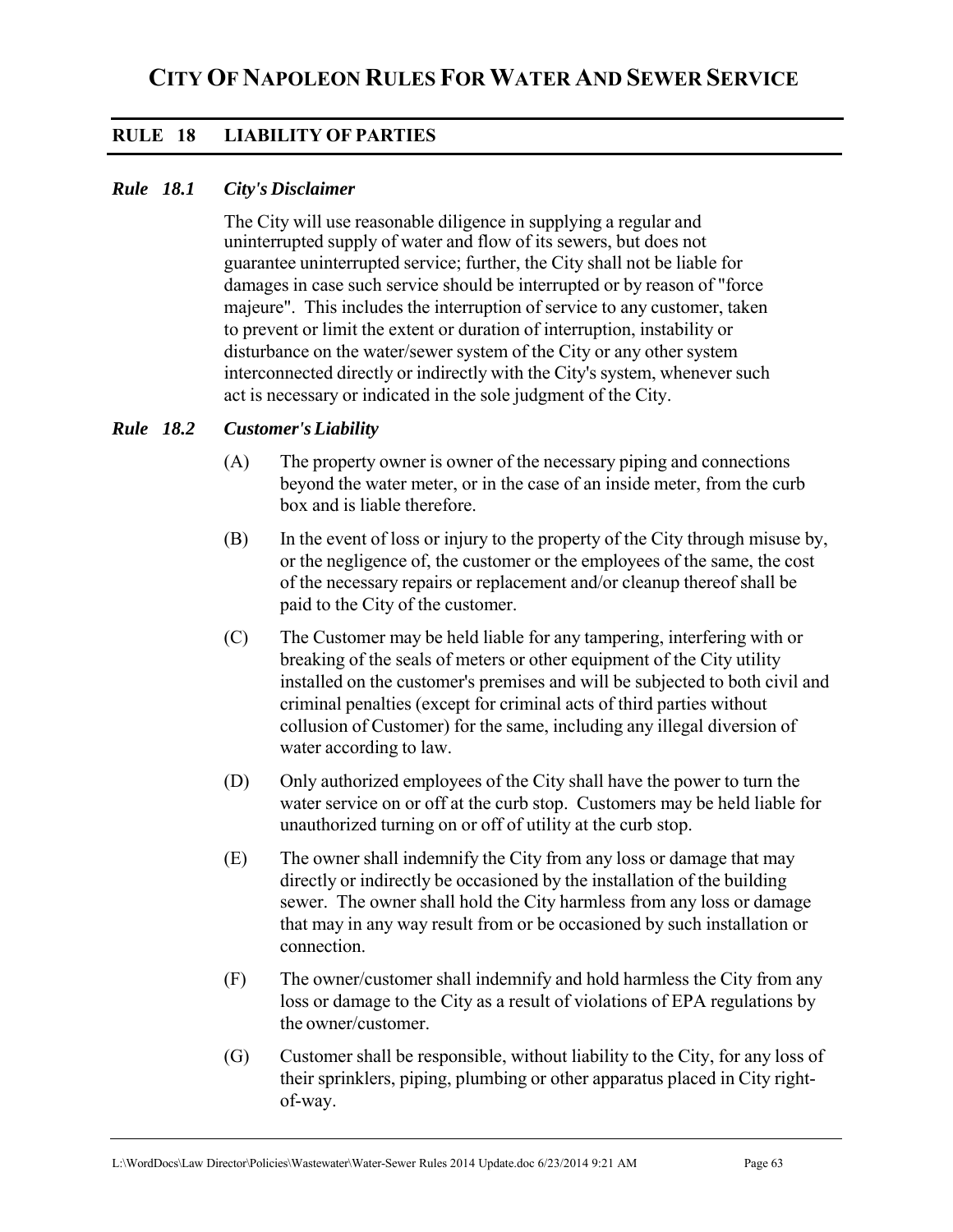# CITY OF NAPOLEON RULES FOR WATER AND SEWER SERVICE

## RULE 18 LIABILITY OF PARTIES

### *Rule 18.1 City's Disclaimer*

The City will use reasonable diligence in supplying a regular and uninterrupted supply of water and flow of its sewers, but does not guarantee uninterrupted service; further, the City shall not be liable for damages in case such service should be interrupted or by reason of "force majeure". This includes the interruption of service to any customer, taken to prevent or limit the extent or duration of interruption, instability or disturbance on the water/sewer system of the City or any other system interconnected directly or indirectly with the City's system, whenever such act is necessary or indicated in the sole judgment of the City.

### *Rule 18.2 Customer's Liability*

(A) The property owner is owner of the necessary piping and connections beyond the water meter, or in the case of an inside meter, from the curb box and is liable therefore.

(B) In the event of loss or injury to the property of the City through misuse by, or the negligence of, the customer or the employees of the same, the cost of the necessary repairs or replacement and/or cleanup thereof shall be paid to the City of the customer.

(C) The Customer may be held liable for any tampering, interfering with or breaking of the seals of meters or other equipment of the City utility installed on the customer's premises and will be subjected to both civil and criminal penalties (except for criminal acts of third parties without collusion of Customer) for the same, including any illegal diversion of water according to law.

(D) Only authorized employees of the City shall have the power to turn the water service on or off at the curb stop. Customers may be held liable for unauthorized turning on or off of utility at the curb stop.

(E) The owner shall indemnify the City from any loss or damage that may directly or indirectly be occasioned by the installation of the building sewer. The owner shall hold the City harmless from any loss or damage that may in any way result from or be occasioned by such installation or connection.

(F) The owner/customer shall indemnify and hold harmless the City from any loss or damage to the City as a result of violations of EPA regulations by the owner/customer.

(G) Customer shall be responsible, without liability to the City, for any loss of their sprinklers, piping, plumbing or other apparatus placed in City right-of-way.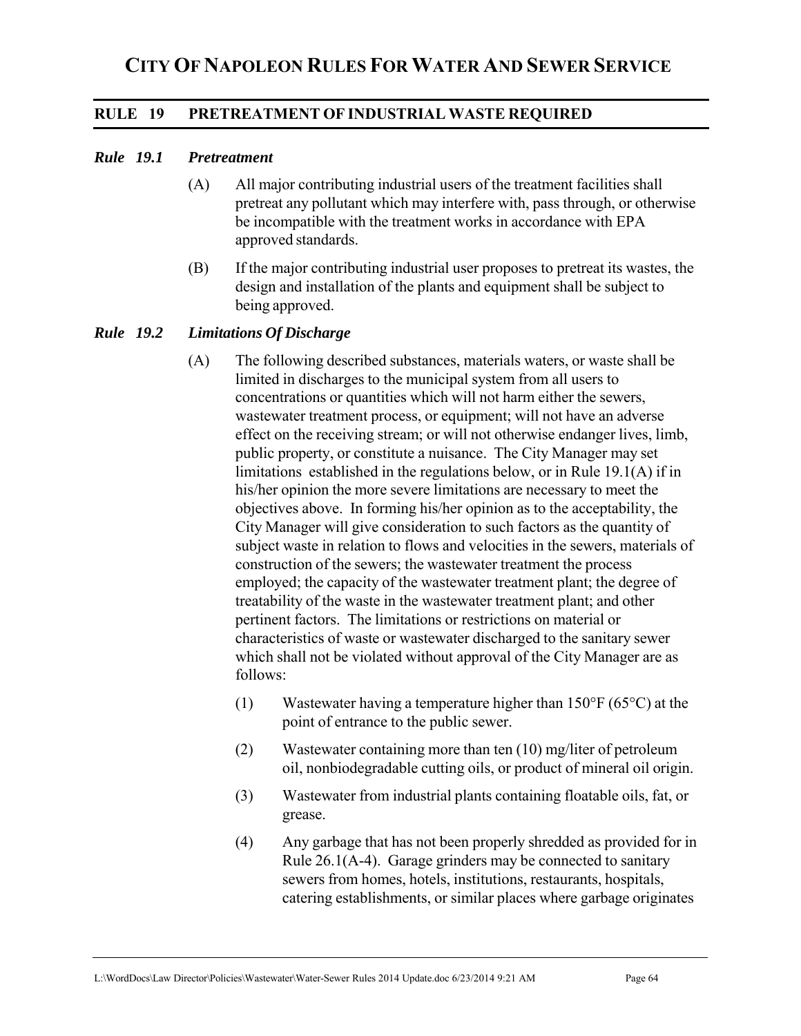# City Of Napoleon Rules For Water And Sewer Service

## RULE 19 PRETREATMENT OF INDUSTRIAL WASTE REQUIRED

### *Rule 19.1 Pretreatment*

(A) All major contributing industrial users of the treatment facilities shall pretreat any pollutant which may interfere with, pass through, or otherwise be incompatible with the treatment works in accordance with EPA approved standards.

(B) If the major contributing industrial user proposes to pretreat its wastes, the design and installation of the plants and equipment shall be subject to being approved.

### *Rule 19.2 Limitations Of Discharge*

(A) The following described substances, materials waters, or waste shall be limited in discharges to the municipal system from all users to concentrations or quantities which will not harm either the sewers, wastewater treatment process, or equipment; will not have an adverse effect on the receiving stream; or will not otherwise endanger lives, limb, public property, or constitute a nuisance. The City Manager may set limitations established in the regulations below, or in Rule 19.1(A) if in his/her opinion the more severe limitations are necessary to meet the objectives above. In forming his/her opinion as to the acceptability, the City Manager will give consideration to such factors as the quantity of subject waste in relation to flows and velocities in the sewers, materials of construction of the sewers; the wastewater treatment the process employed; the capacity of the wastewater treatment plant; the degree of treatability of the waste in the wastewater treatment plant; and other pertinent factors. The limitations or restrictions on material or characteristics of waste or wastewater discharged to the sanitary sewer which shall not be violated without approval of the City Manager are as follows:

(1) Wastewater having a temperature higher than 150°F (65°C) at the point of entrance to the public sewer.

(2) Wastewater containing more than ten (10) mg/liter of petroleum oil, nonbiodegradable cutting oils, or product of mineral oil origin.

(3) Wastewater from industrial plants containing floatable oils, fat, or grease.

(4) Any garbage that has not been properly shredded as provided for in Rule 26.1(A-4). Garage grinders may be connected to sanitary sewers from homes, hotels, institutions, restaurants, hospitals, catering establishments, or similar places where garbage originates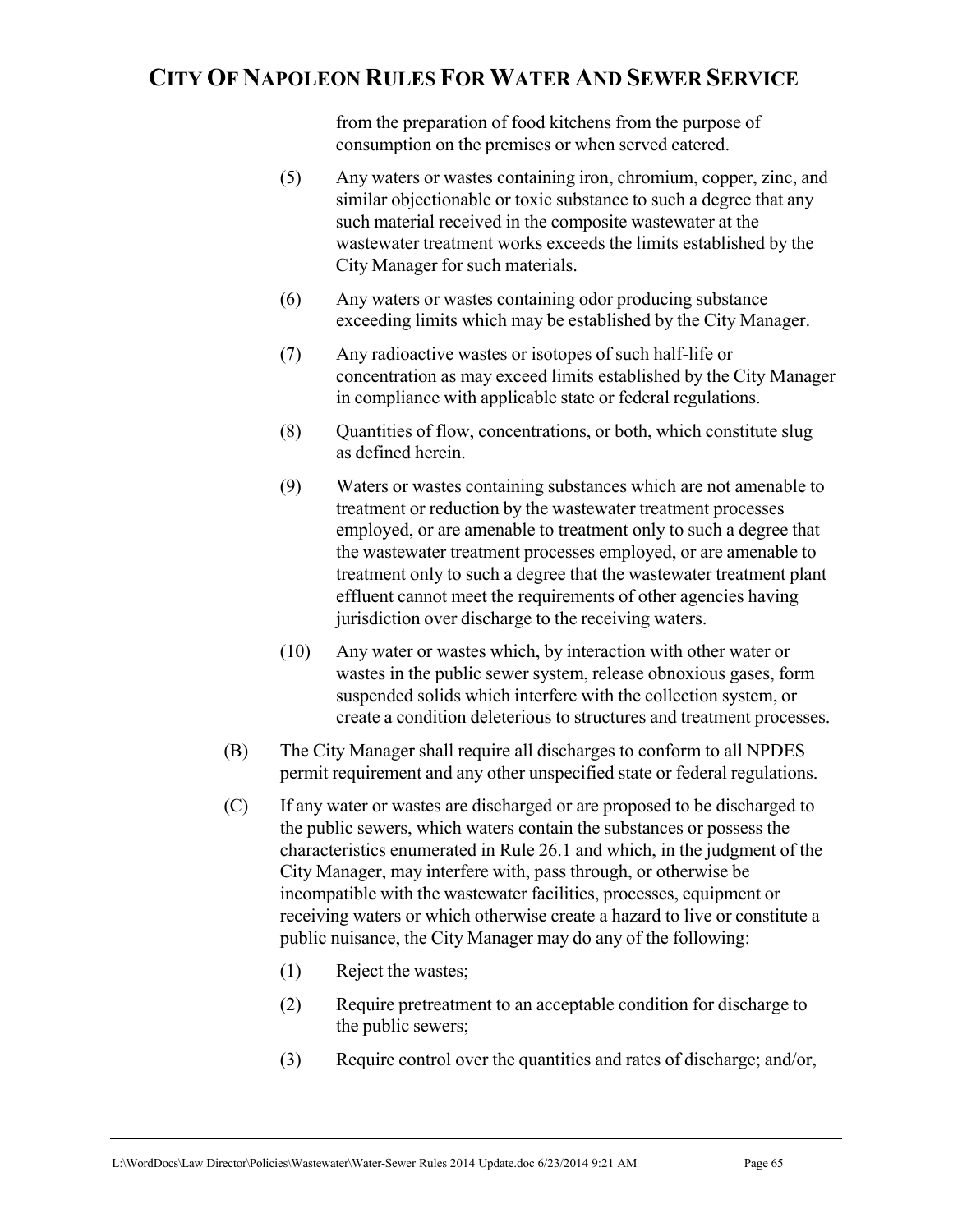from the preparation of food kitchens from the purpose of consumption on the premises or when served catered.

(5) Any waters or wastes containing iron, chromium, copper, zinc, and similar objectionable or toxic substance to such a degree that any such material received in the composite wastewater at the wastewater treatment works exceeds the limits established by the City Manager for such materials.

(6) Any waters or wastes containing odor producing substance exceeding limits which may be established by the City Manager.

(7) Any radioactive wastes or isotopes of such half-life or concentration as may exceed limits established by the City Manager in compliance with applicable state or federal regulations.

(8) Quantities of flow, concentrations, or both, which constitute slug as defined herein.

(9) Waters or wastes containing substances which are not amenable to treatment or reduction by the wastewater treatment processes employed, or are amenable to treatment only to such a degree that the wastewater treatment processes employed, or are amenable to treatment only to such a degree that the wastewater treatment plant effluent cannot meet the requirements of other agencies having jurisdiction over discharge to the receiving waters.

(10) Any water or wastes which, by interaction with other water or wastes in the public sewer system, release obnoxious gases, form suspended solids which interfere with the collection system, or create a condition deleterious to structures and treatment processes.

(B) The City Manager shall require all discharges to conform to all NPDES permit requirement and any other unspecified state or federal regulations.

(C) If any water or wastes are discharged or are proposed to be discharged to the public sewers, which waters contain the substances or possess the characteristics enumerated in Rule 26.1 and which, in the judgment of the City Manager, may interfere with, pass through, or otherwise be incompatible with the wastewater facilities, processes, equipment or receiving waters or which otherwise create a hazard to live or constitute a public nuisance, the City Manager may do any of the following:

(1) Reject the wastes;

(2) Require pretreatment to an acceptable condition for discharge to the public sewers;

(3) Require control over the quantities and rates of discharge; and/or,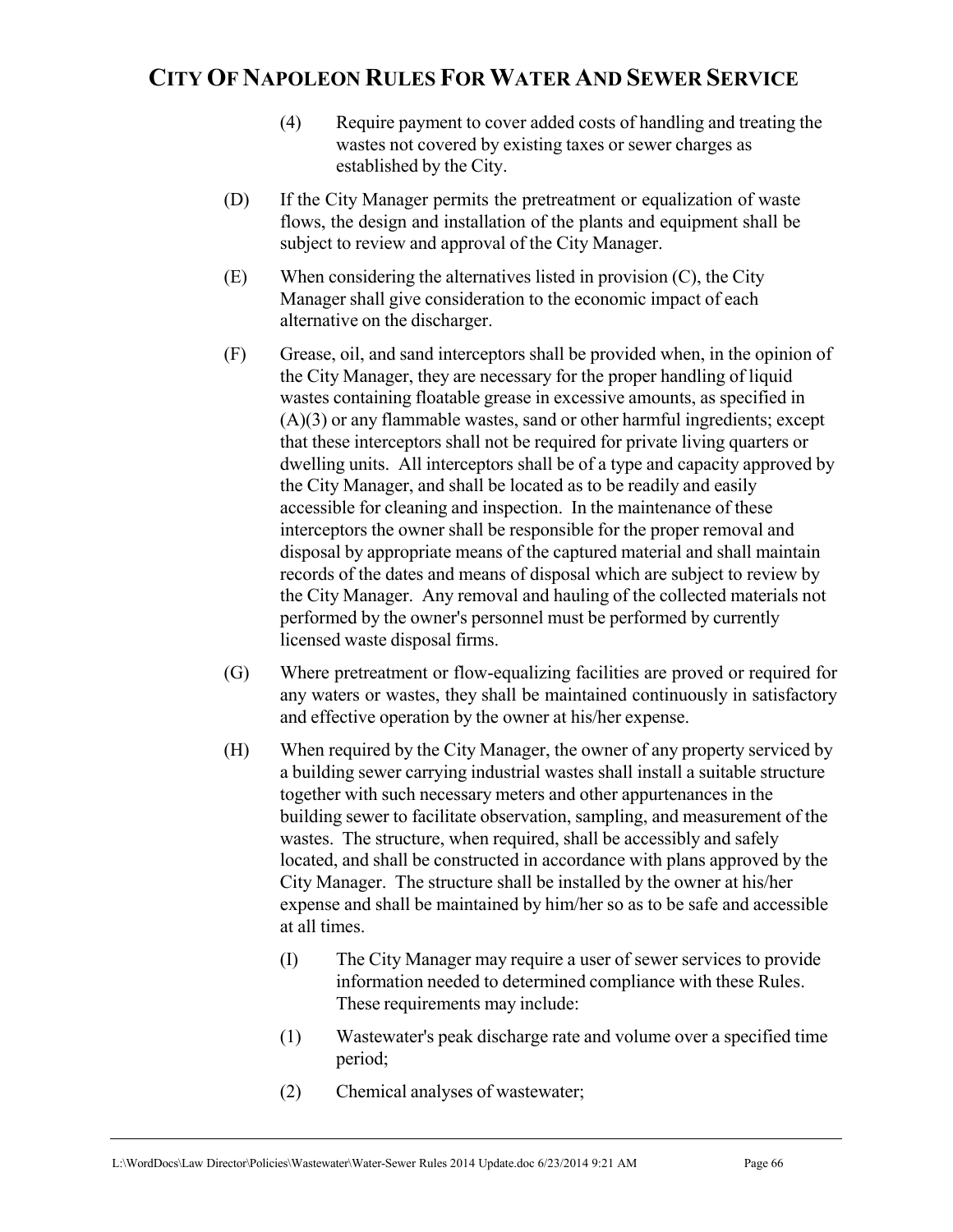(4) Require payment to cover added costs of handling and treating the wastes not covered by existing taxes or sewer charges as established by the City.

(D) If the City Manager permits the pretreatment or equalization of waste flows, the design and installation of the plants and equipment shall be subject to review and approval of the City Manager.

(E) When considering the alternatives listed in provision (C), the City Manager shall give consideration to the economic impact of each alternative on the discharger.

(F) Grease, oil, and sand interceptors shall be provided when, in the opinion of the City Manager, they are necessary for the proper handling of liquid wastes containing floatable grease in excessive amounts, as specified in (A)(3) or any flammable wastes, sand or other harmful ingredients; except that these interceptors shall not be required for private living quarters or dwelling units. All interceptors shall be of a type and capacity approved by the City Manager, and shall be located as to be readily and easily accessible for cleaning and inspection. In the maintenance of these interceptors the owner shall be responsible for the proper removal and disposal by appropriate means of the captured material and shall maintain records of the dates and means of disposal which are subject to review by the City Manager. Any removal and hauling of the collected materials not performed by the owner's personnel must be performed by currently licensed waste disposal firms.

(G) Where pretreatment or flow-equalizing facilities are proved or required for any waters or wastes, they shall be maintained continuously in satisfactory and effective operation by the owner at his/her expense.

(H) When required by the City Manager, the owner of any property serviced by a building sewer carrying industrial wastes shall install a suitable structure together with such necessary meters and other appurtenances in the building sewer to facilitate observation, sampling, and measurement of the wastes. The structure, when required, shall be accessibly and safely located, and shall be constructed in accordance with plans approved by the City Manager. The structure shall be installed by the owner at his/her expense and shall be maintained by him/her so as to be safe and accessible at all times.

(I) The City Manager may require a user of sewer services to provide information needed to determined compliance with these Rules. These requirements may include:

(1) Wastewater's peak discharge rate and volume over a specified time period;

(2) Chemical analyses of wastewater;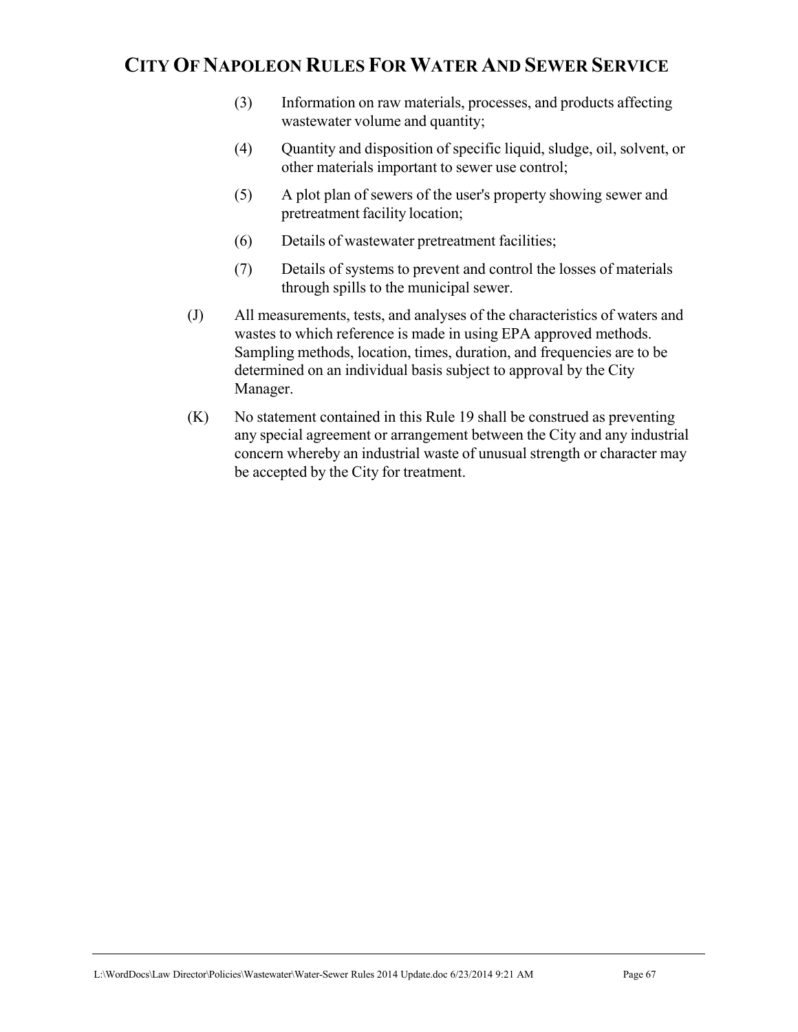(3) Information on raw materials, processes, and products affecting wastewater volume and quantity;

(4) Quantity and disposition of specific liquid, sludge, oil, solvent, or other materials important to sewer use control;

(5) A plot plan of sewers of the user's property showing sewer and pretreatment facility location;

(6) Details of wastewater pretreatment facilities;

(7) Details of systems to prevent and control the losses of materials through spills to the municipal sewer.

(J) All measurements, tests, and analyses of the characteristics of waters and wastes to which reference is made in using EPA approved methods. Sampling methods, location, times, duration, and frequencies are to be determined on an individual basis subject to approval by the City Manager.

(K) No statement contained in this Rule 19 shall be construed as preventing any special agreement or arrangement between the City and any industrial concern whereby an industrial waste of unusual strength or character may be accepted by the City for treatment.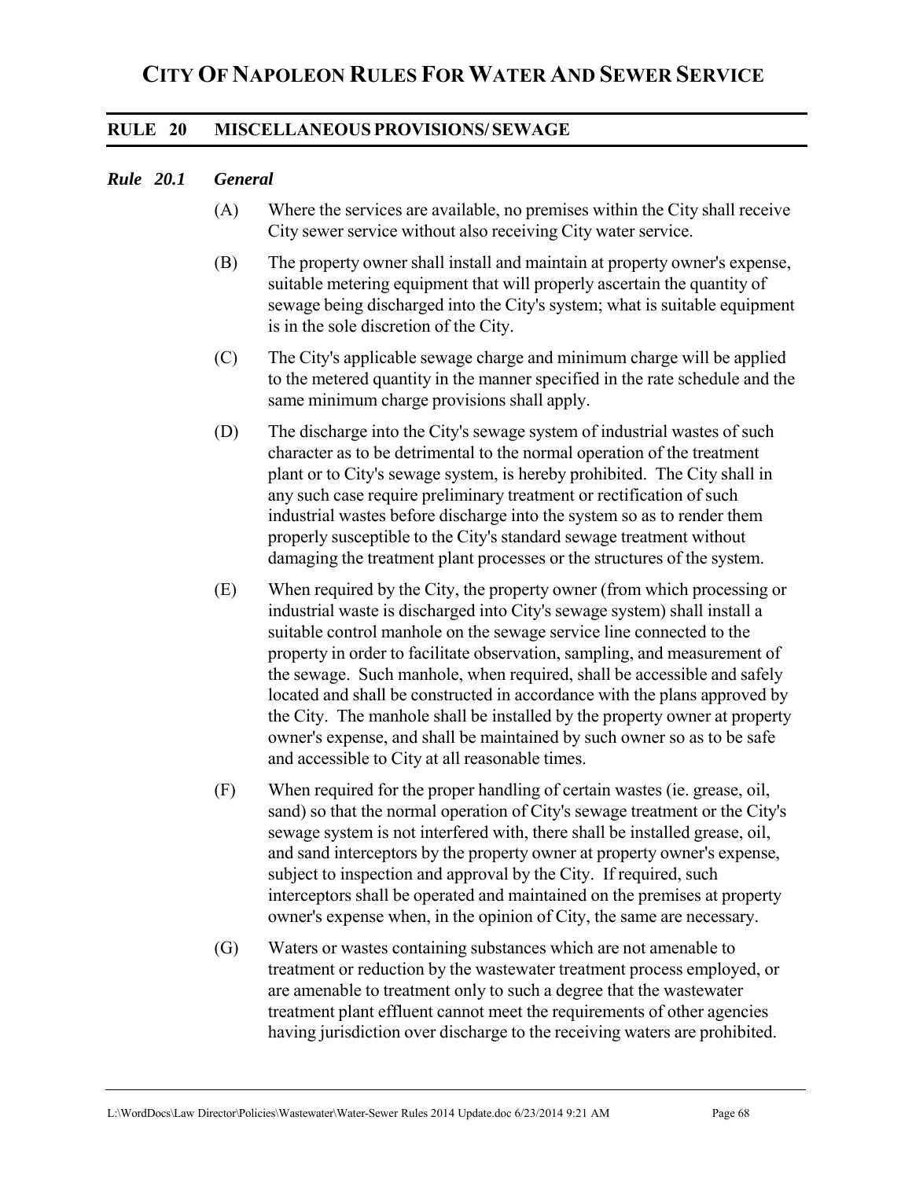# CITY OF NAPOLEON RULES FOR WATER AND SEWER SERVICE

## RULE 20 MISCELLANEOUS PROVISIONS/ SEWAGE

### *Rule 20.1 General*

(A) Where the services are available, no premises within the City shall receive City sewer service without also receiving City water service.

(B) The property owner shall install and maintain at property owner's expense, suitable metering equipment that will properly ascertain the quantity of sewage being discharged into the City's system; what is suitable equipment is in the sole discretion of the City.

(C) The City's applicable sewage charge and minimum charge will be applied to the metered quantity in the manner specified in the rate schedule and the same minimum charge provisions shall apply.

(D) The discharge into the City's sewage system of industrial wastes of such character as to be detrimental to the normal operation of the treatment plant or to City's sewage system, is hereby prohibited. The City shall in any such case require preliminary treatment or rectification of such industrial wastes before discharge into the system so as to render them properly susceptible to the City's standard sewage treatment without damaging the treatment plant processes or the structures of the system.

(E) When required by the City, the property owner (from which processing or industrial waste is discharged into City's sewage system) shall install a suitable control manhole on the sewage service line connected to the property in order to facilitate observation, sampling, and measurement of the sewage. Such manhole, when required, shall be accessible and safely located and shall be constructed in accordance with the plans approved by the City. The manhole shall be installed by the property owner at property owner's expense, and shall be maintained by such owner so as to be safe and accessible to City at all reasonable times.

(F) When required for the proper handling of certain wastes (ie. grease, oil, sand) so that the normal operation of City's sewage treatment or the City's sewage system is not interfered with, there shall be installed grease, oil, and sand interceptors by the property owner at property owner's expense, subject to inspection and approval by the City. If required, such interceptors shall be operated and maintained on the premises at property owner's expense when, in the opinion of City, the same are necessary.

(G) Waters or wastes containing substances which are not amenable to treatment or reduction by the wastewater treatment process employed, or are amenable to treatment only to such a degree that the wastewater treatment plant effluent cannot meet the requirements of other agencies having jurisdiction over discharge to the receiving waters are prohibited.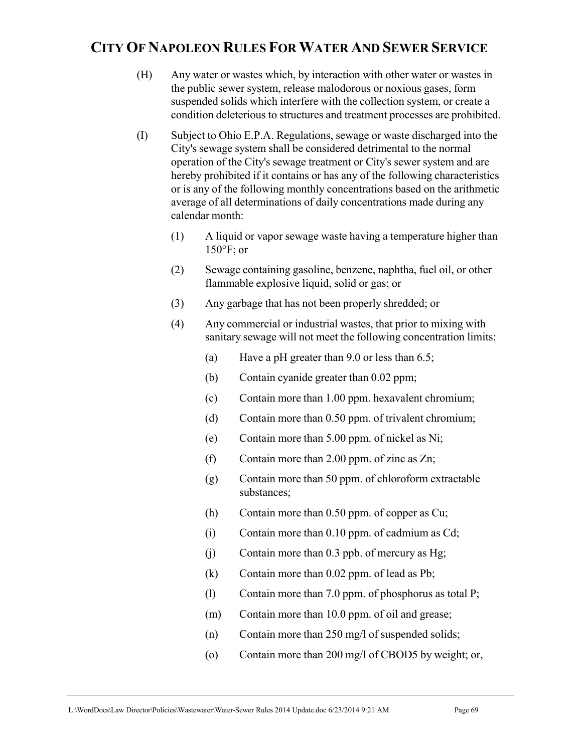(H) Any water or wastes which, by interaction with other water or wastes in the public sewer system, release malodorous or noxious gases, form suspended solids which interfere with the collection system, or create a condition deleterious to structures and treatment processes are prohibited.

(I) Subject to Ohio E.P.A. Regulations, sewage or waste discharged into the City's sewage system shall be considered detrimental to the normal operation of the City's sewage treatment or City's sewer system and are hereby prohibited if it contains or has any of the following characteristics or is any of the following monthly concentrations based on the arithmetic average of all determinations of daily concentrations made during any calendar month:

(1) A liquid or vapor sewage waste having a temperature higher than 150°F; or

(2) Sewage containing gasoline, benzene, naphtha, fuel oil, or other flammable explosive liquid, solid or gas; or

(3) Any garbage that has not been properly shredded; or

(4) Any commercial or industrial wastes, that prior to mixing with sanitary sewage will not meet the following concentration limits:

(a) Have a pH greater than 9.0 or less than 6.5;

(b) Contain cyanide greater than 0.02 ppm;

(c) Contain more than 1.00 ppm. hexavalent chromium;

(d) Contain more than 0.50 ppm. of trivalent chromium;

(e) Contain more than 5.00 ppm. of nickel as Ni;

(f) Contain more than 2.00 ppm. of zinc as Zn;

(g) Contain more than 50 ppm. of chloroform extractable substances;

(h) Contain more than 0.50 ppm. of copper as Cu;

(i) Contain more than 0.10 ppm. of cadmium as Cd;

(j) Contain more than 0.3 ppb. of mercury as Hg;

(k) Contain more than 0.02 ppm. of lead as Pb;

(l) Contain more than 7.0 ppm. of phosphorus as total P;

(m) Contain more than 10.0 ppm. of oil and grease;

(n) Contain more than 250 mg/l of suspended solids;

(o) Contain more than 200 mg/l of CBOD5 by weight; or,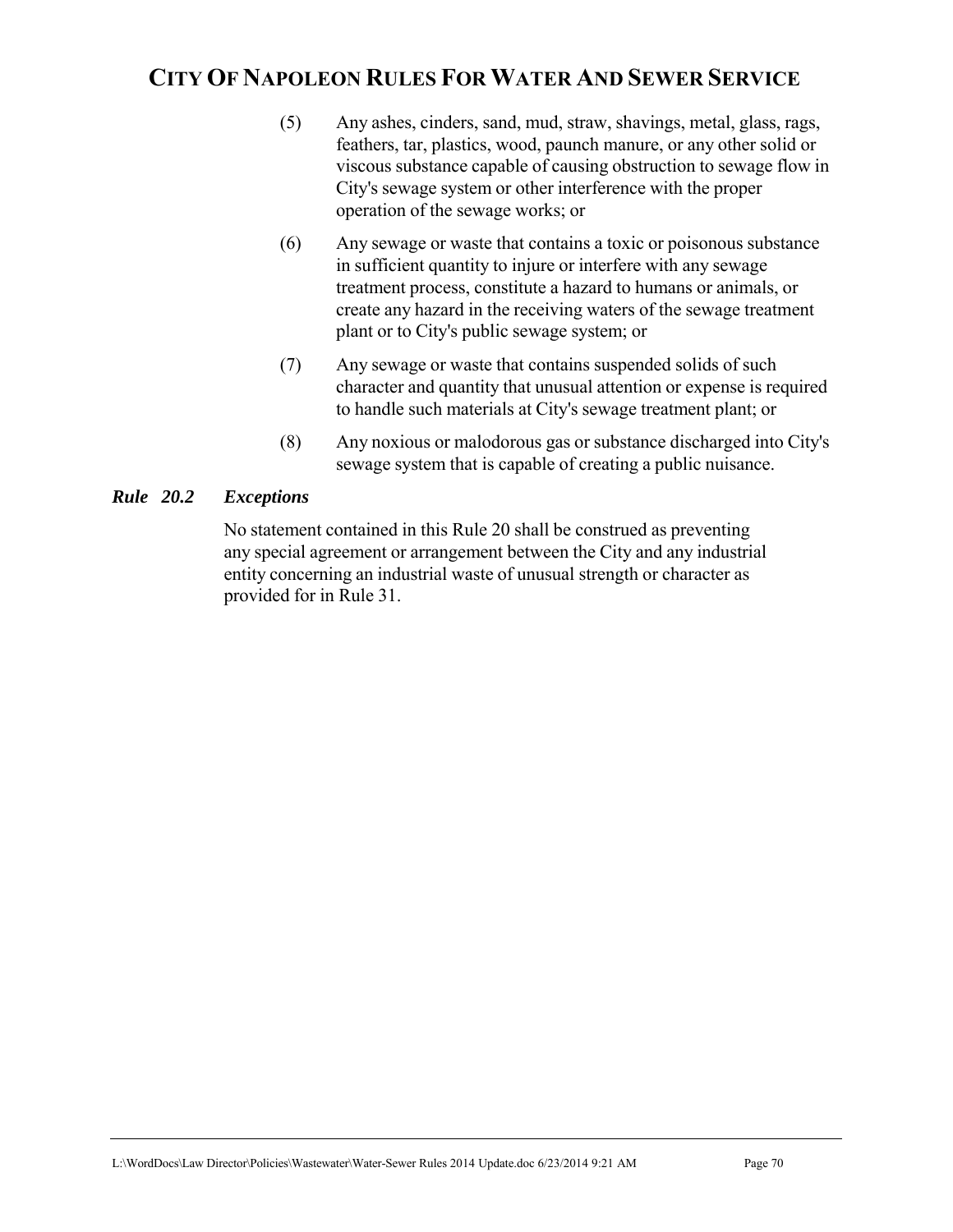(5) Any ashes, cinders, sand, mud, straw, shavings, metal, glass, rags, feathers, tar, plastics, wood, paunch manure, or any other solid or viscous substance capable of causing obstruction to sewage flow in City's sewage system or other interference with the proper operation of the sewage works; or

(6) Any sewage or waste that contains a toxic or poisonous substance in sufficient quantity to injure or interfere with any sewage treatment process, constitute a hazard to humans or animals, or create any hazard in the receiving waters of the sewage treatment plant or to City's public sewage system; or

(7) Any sewage or waste that contains suspended solids of such character and quantity that unusual attention or expense is required to handle such materials at City's sewage treatment plant; or

(8) Any noxious or malodorous gas or substance discharged into City's sewage system that is capable of creating a public nuisance.

***Rule 20.2 Exceptions***

No statement contained in this Rule 20 shall be construed as preventing any special agreement or arrangement between the City and any industrial entity concerning an industrial waste of unusual strength or character as provided for in Rule 31.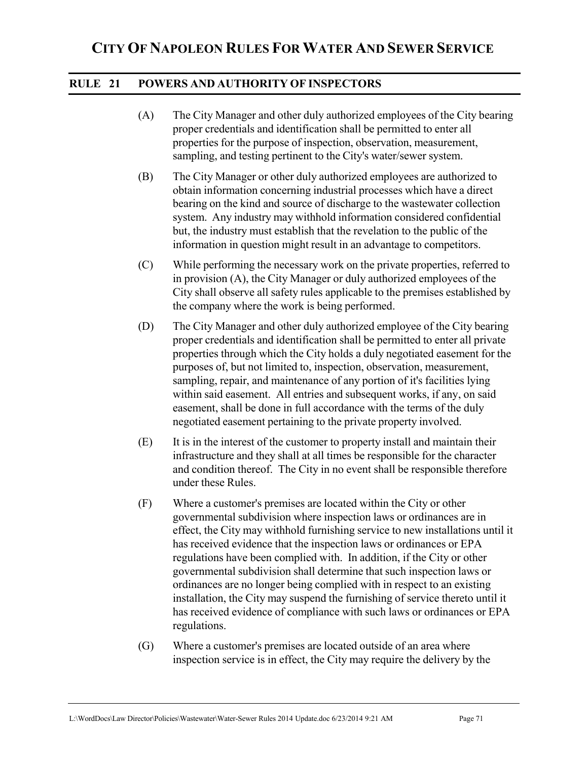## RULE 21 POWERS AND AUTHORITY OF INSPECTORS

(A) The City Manager and other duly authorized employees of the City bearing proper credentials and identification shall be permitted to enter all properties for the purpose of inspection, observation, measurement, sampling, and testing pertinent to the City's water/sewer system.

(B) The City Manager or other duly authorized employees are authorized to obtain information concerning industrial processes which have a direct bearing on the kind and source of discharge to the wastewater collection system. Any industry may withhold information considered confidential but, the industry must establish that the revelation to the public of the information in question might result in an advantage to competitors.

(C) While performing the necessary work on the private properties, referred to in provision (A), the City Manager or duly authorized employees of the City shall observe all safety rules applicable to the premises established by the company where the work is being performed.

(D) The City Manager and other duly authorized employee of the City bearing proper credentials and identification shall be permitted to enter all private properties through which the City holds a duly negotiated easement for the purposes of, but not limited to, inspection, observation, measurement, sampling, repair, and maintenance of any portion of it's facilities lying within said easement. All entries and subsequent works, if any, on said easement, shall be done in full accordance with the terms of the duly negotiated easement pertaining to the private property involved.

(E) It is in the interest of the customer to property install and maintain their infrastructure and they shall at all times be responsible for the character and condition thereof. The City in no event shall be responsible therefore under these Rules.

(F) Where a customer's premises are located within the City or other governmental subdivision where inspection laws or ordinances are in effect, the City may withhold furnishing service to new installations until it has received evidence that the inspection laws or ordinances or EPA regulations have been complied with. In addition, if the City or other governmental subdivision shall determine that such inspection laws or ordinances are no longer being complied with in respect to an existing installation, the City may suspend the furnishing of service thereto until it has received evidence of compliance with such laws or ordinances or EPA regulations.

(G) Where a customer's premises are located outside of an area where inspection service is in effect, the City may require the delivery by the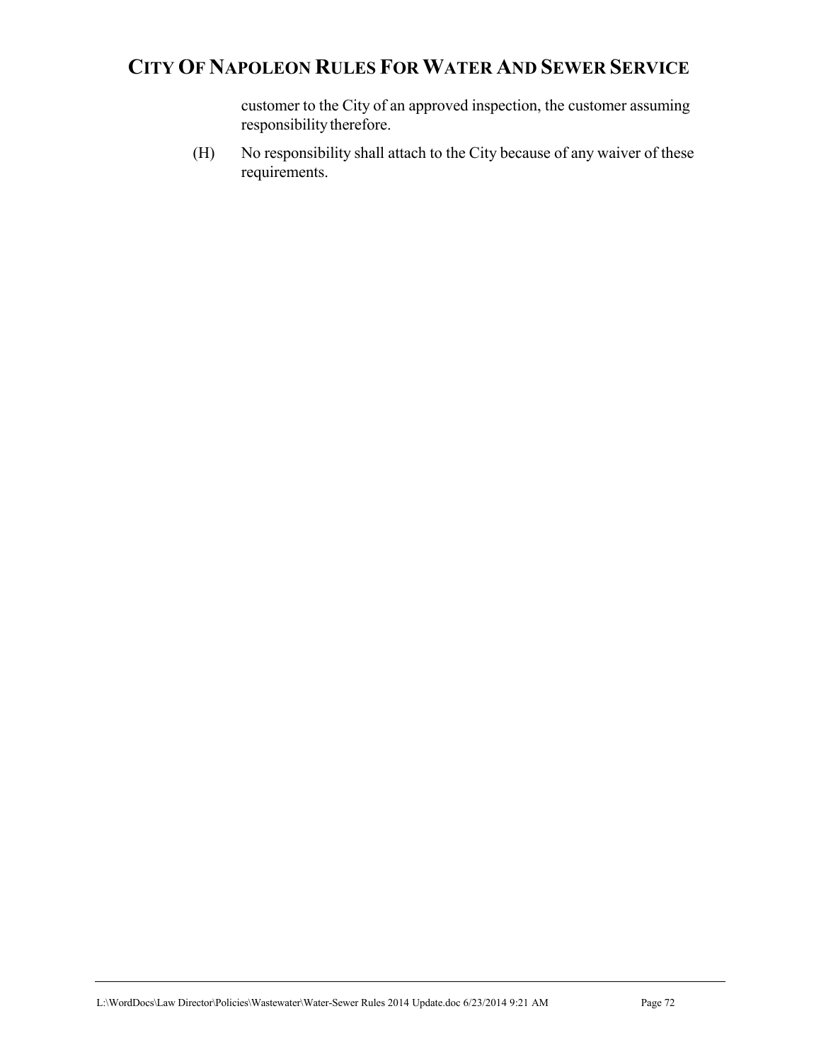customer to the City of an approved inspection, the customer assuming responsibility therefore.

(H) No responsibility shall attach to the City because of any waiver of these requirements.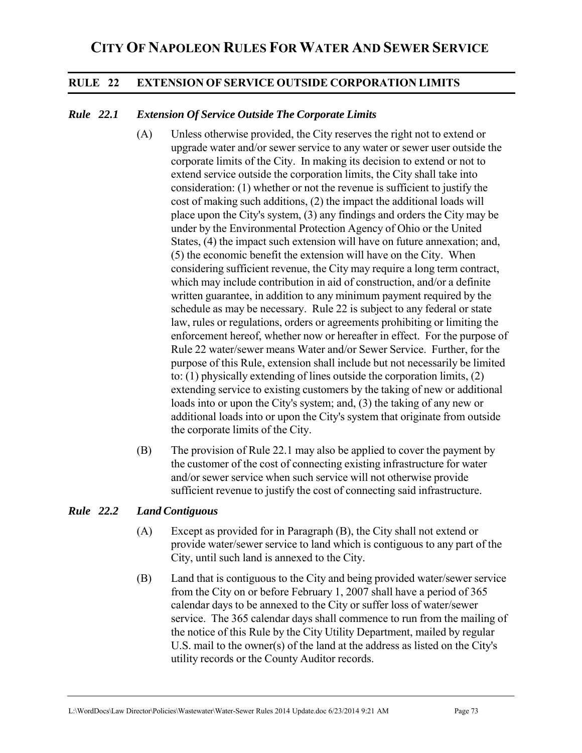# CITY OF NAPOLEON RULES FOR WATER AND SEWER SERVICE

## RULE 22 EXTENSION OF SERVICE OUTSIDE CORPORATION LIMITS

### *Rule 22.1 Extension Of Service Outside The Corporate Limits*

(A) Unless otherwise provided, the City reserves the right not to extend or upgrade water and/or sewer service to any water or sewer user outside the corporate limits of the City. In making its decision to extend or not to extend service outside the corporation limits, the City shall take into consideration: (1) whether or not the revenue is sufficient to justify the cost of making such additions, (2) the impact the additional loads will place upon the City's system, (3) any findings and orders the City may be under by the Environmental Protection Agency of Ohio or the United States, (4) the impact such extension will have on future annexation; and, (5) the economic benefit the extension will have on the City. When considering sufficient revenue, the City may require a long term contract, which may include contribution in aid of construction, and/or a definite written guarantee, in addition to any minimum payment required by the schedule as may be necessary. Rule 22 is subject to any federal or state law, rules or regulations, orders or agreements prohibiting or limiting the enforcement hereof, whether now or hereafter in effect. For the purpose of Rule 22 water/sewer means Water and/or Sewer Service. Further, for the purpose of this Rule, extension shall include but not necessarily be limited to: (1) physically extending of lines outside the corporation limits, (2) extending service to existing customers by the taking of new or additional loads into or upon the City's system; and, (3) the taking of any new or additional loads into or upon the City's system that originate from outside the corporate limits of the City.

(B) The provision of Rule 22.1 may also be applied to cover the payment by the customer of the cost of connecting existing infrastructure for water and/or sewer service when such service will not otherwise provide sufficient revenue to justify the cost of connecting said infrastructure.

### *Rule 22.2 Land Contiguous*

(A) Except as provided for in Paragraph (B), the City shall not extend or provide water/sewer service to land which is contiguous to any part of the City, until such land is annexed to the City.

(B) Land that is contiguous to the City and being provided water/sewer service from the City on or before February 1, 2007 shall have a period of 365 calendar days to be annexed to the City or suffer loss of water/sewer service. The 365 calendar days shall commence to run from the mailing of the notice of this Rule by the City Utility Department, mailed by regular U.S. mail to the owner(s) of the land at the address as listed on the City's utility records or the County Auditor records.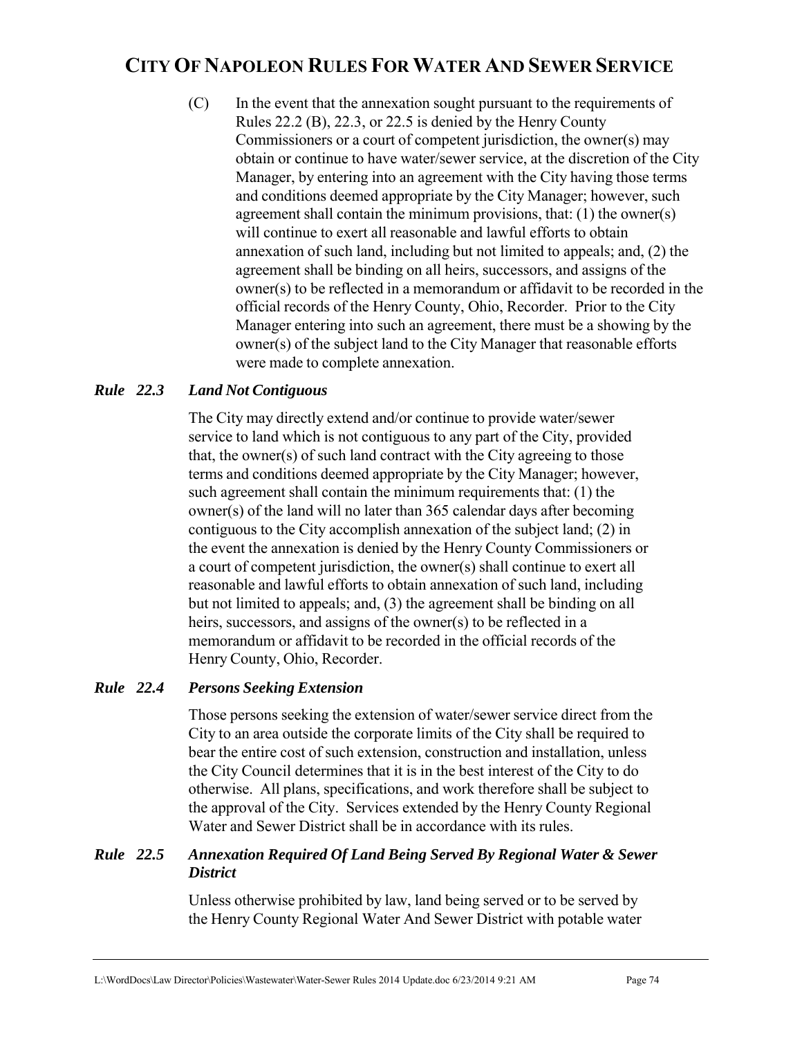(C) In the event that the annexation sought pursuant to the requirements of Rules 22.2 (B), 22.3, or 22.5 is denied by the Henry County Commissioners or a court of competent jurisdiction, the owner(s) may obtain or continue to have water/sewer service, at the discretion of the City Manager, by entering into an agreement with the City having those terms and conditions deemed appropriate by the City Manager; however, such agreement shall contain the minimum provisions, that: (1) the owner(s) will continue to exert all reasonable and lawful efforts to obtain annexation of such land, including but not limited to appeals; and, (2) the agreement shall be binding on all heirs, successors, and assigns of the owner(s) to be reflected in a memorandum or affidavit to be recorded in the official records of the Henry County, Ohio, Recorder. Prior to the City Manager entering into such an agreement, there must be a showing by the owner(s) of the subject land to the City Manager that reasonable efforts were made to complete annexation.

### *Rule 22.3 Land Not Contiguous*

The City may directly extend and/or continue to provide water/sewer service to land which is not contiguous to any part of the City, provided that, the owner(s) of such land contract with the City agreeing to those terms and conditions deemed appropriate by the City Manager; however, such agreement shall contain the minimum requirements that: (1) the owner(s) of the land will no later than 365 calendar days after becoming contiguous to the City accomplish annexation of the subject land; (2) in the event the annexation is denied by the Henry County Commissioners or a court of competent jurisdiction, the owner(s) shall continue to exert all reasonable and lawful efforts to obtain annexation of such land, including but not limited to appeals; and, (3) the agreement shall be binding on all heirs, successors, and assigns of the owner(s) to be reflected in a memorandum or affidavit to be recorded in the official records of the Henry County, Ohio, Recorder.

### *Rule 22.4 Persons Seeking Extension*

Those persons seeking the extension of water/sewer service direct from the City to an area outside the corporate limits of the City shall be required to bear the entire cost of such extension, construction and installation, unless the City Council determines that it is in the best interest of the City to do otherwise. All plans, specifications, and work therefore shall be subject to the approval of the City. Services extended by the Henry County Regional Water and Sewer District shall be in accordance with its rules.

### *Rule 22.5 Annexation Required Of Land Being Served By Regional Water & Sewer District*

Unless otherwise prohibited by law, land being served or to be served by the Henry County Regional Water And Sewer District with potable water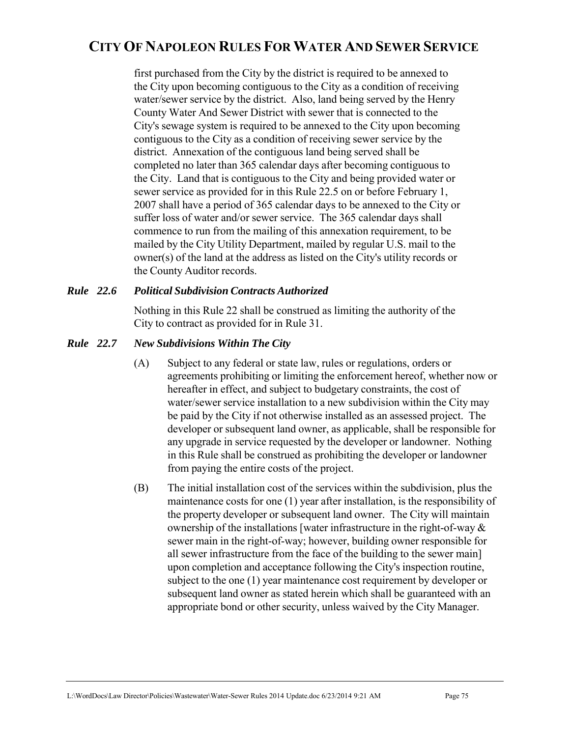first purchased from the City by the district is required to be annexed to the City upon becoming contiguous to the City as a condition of receiving water/sewer service by the district. Also, land being served by the Henry County Water And Sewer District with sewer that is connected to the City's sewage system is required to be annexed to the City upon becoming contiguous to the City as a condition of receiving sewer service by the district. Annexation of the contiguous land being served shall be completed no later than 365 calendar days after becoming contiguous to the City. Land that is contiguous to the City and being provided water or sewer service as provided for in this Rule 22.5 on or before February 1, 2007 shall have a period of 365 calendar days to be annexed to the City or suffer loss of water and/or sewer service. The 365 calendar days shall commence to run from the mailing of this annexation requirement, to be mailed by the City Utility Department, mailed by regular U.S. mail to the owner(s) of the land at the address as listed on the City's utility records or the County Auditor records.

### *Rule 22.6 Political Subdivision Contracts Authorized*

Nothing in this Rule 22 shall be construed as limiting the authority of the City to contract as provided for in Rule 31.

### *Rule 22.7 New Subdivisions Within The City*

(A) Subject to any federal or state law, rules or regulations, orders or agreements prohibiting or limiting the enforcement hereof, whether now or hereafter in effect, and subject to budgetary constraints, the cost of water/sewer service installation to a new subdivision within the City may be paid by the City if not otherwise installed as an assessed project. The developer or subsequent land owner, as applicable, shall be responsible for any upgrade in service requested by the developer or landowner. Nothing in this Rule shall be construed as prohibiting the developer or landowner from paying the entire costs of the project.

(B) The initial installation cost of the services within the subdivision, plus the maintenance costs for one (1) year after installation, is the responsibility of the property developer or subsequent land owner. The City will maintain ownership of the installations [water infrastructure in the right-of-way & sewer main in the right-of-way; however, building owner responsible for all sewer infrastructure from the face of the building to the sewer main] upon completion and acceptance following the City's inspection routine, subject to the one (1) year maintenance cost requirement by developer or subsequent land owner as stated herein which shall be guaranteed with an appropriate bond or other security, unless waived by the City Manager.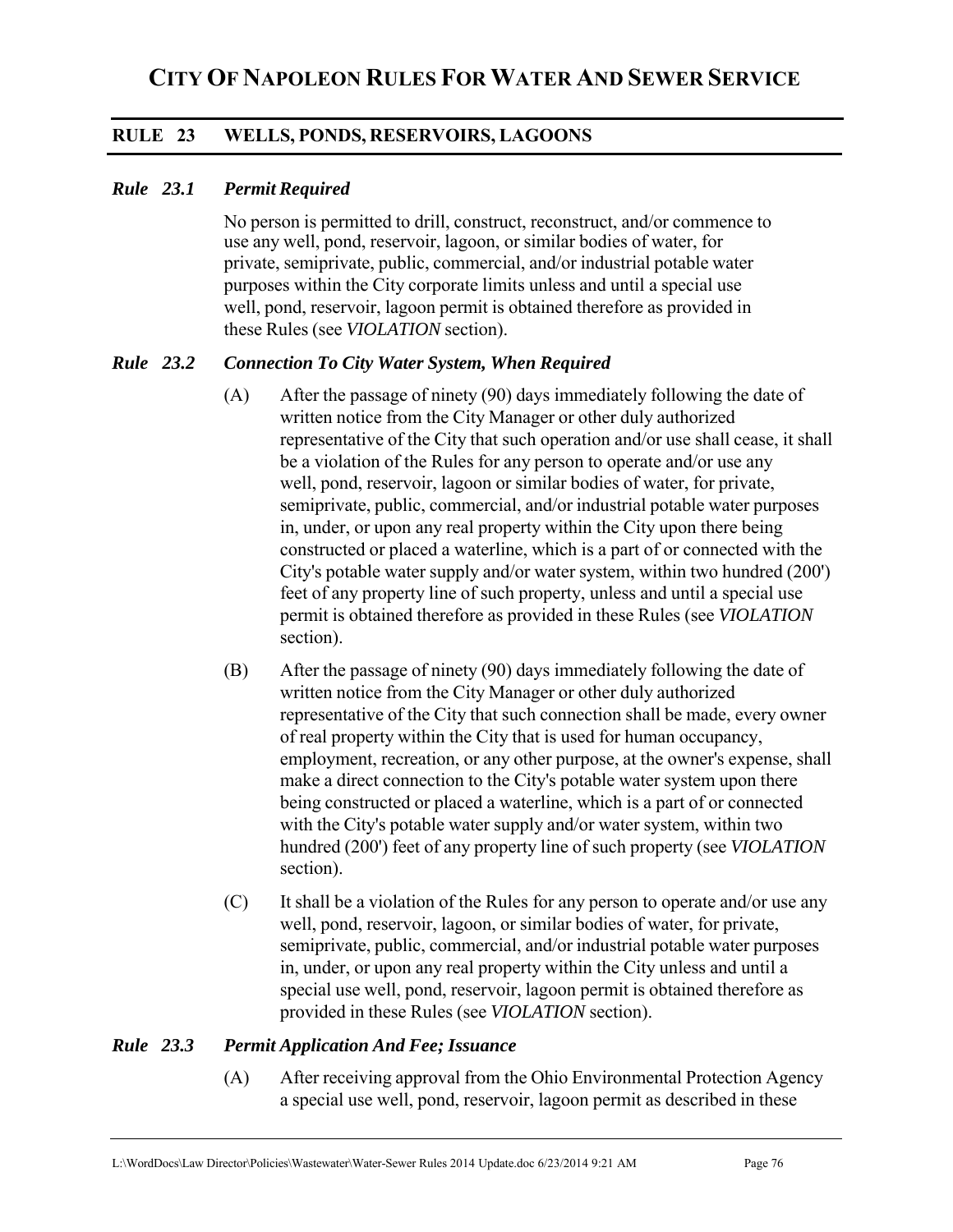## RULE 23 WELLS, PONDS, RESERVOIRS, LAGOONS

### *Rule 23.1 Permit Required*

No person is permitted to drill, construct, reconstruct, and/or commence to use any well, pond, reservoir, lagoon, or similar bodies of water, for private, semiprivate, public, commercial, and/or industrial potable water purposes within the City corporate limits unless and until a special use well, pond, reservoir, lagoon permit is obtained therefore as provided in these Rules (see *VIOLATION* section).

### *Rule 23.2 Connection To City Water System, When Required*

(A) After the passage of ninety (90) days immediately following the date of written notice from the City Manager or other duly authorized representative of the City that such operation and/or use shall cease, it shall be a violation of the Rules for any person to operate and/or use any well, pond, reservoir, lagoon or similar bodies of water, for private, semiprivate, public, commercial, and/or industrial potable water purposes in, under, or upon any real property within the City upon there being constructed or placed a waterline, which is a part of or connected with the City's potable water supply and/or water system, within two hundred (200') feet of any property line of such property, unless and until a special use permit is obtained therefore as provided in these Rules (see *VIOLATION* section).

(B) After the passage of ninety (90) days immediately following the date of written notice from the City Manager or other duly authorized representative of the City that such connection shall be made, every owner of real property within the City that is used for human occupancy, employment, recreation, or any other purpose, at the owner's expense, shall make a direct connection to the City's potable water system upon there being constructed or placed a waterline, which is a part of or connected with the City's potable water supply and/or water system, within two hundred (200') feet of any property line of such property (see *VIOLATION* section).

(C) It shall be a violation of the Rules for any person to operate and/or use any well, pond, reservoir, lagoon, or similar bodies of water, for private, semiprivate, public, commercial, and/or industrial potable water purposes in, under, or upon any real property within the City unless and until a special use well, pond, reservoir, lagoon permit is obtained therefore as provided in these Rules (see *VIOLATION* section).

### *Rule 23.3 Permit Application And Fee; Issuance*

(A) After receiving approval from the Ohio Environmental Protection Agency a special use well, pond, reservoir, lagoon permit as described in these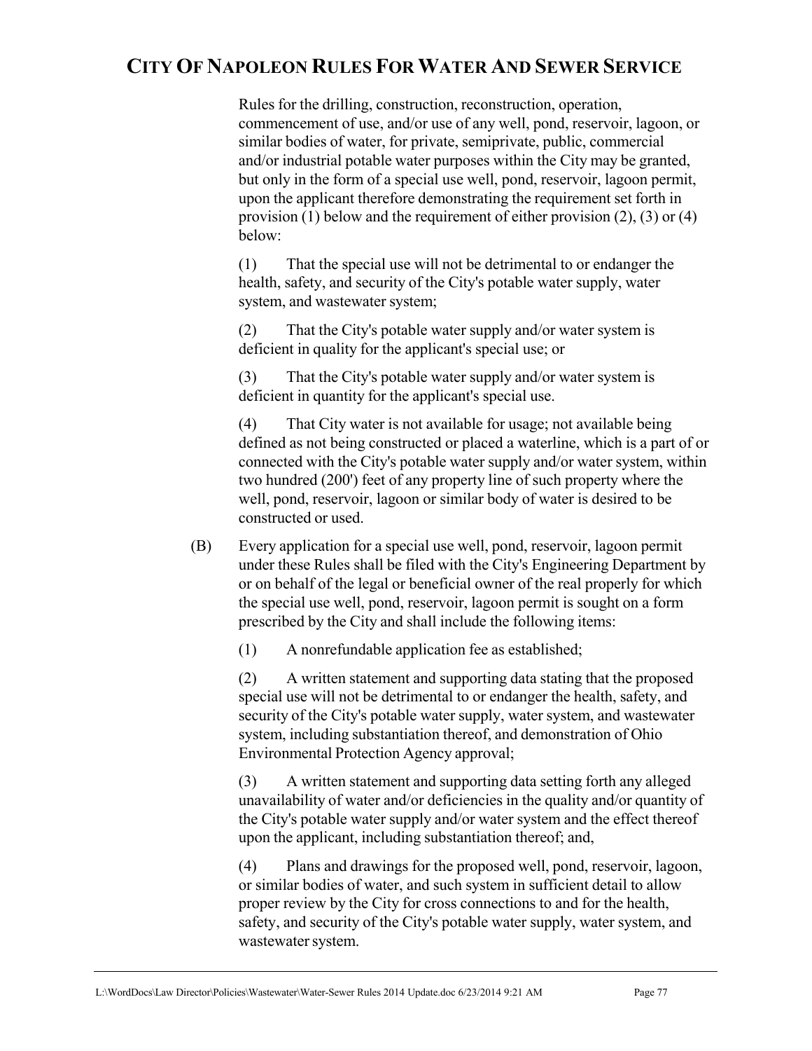Rules for the drilling, construction, reconstruction, operation, commencement of use, and/or use of any well, pond, reservoir, lagoon, or similar bodies of water, for private, semiprivate, public, commercial and/or industrial potable water purposes within the City may be granted, but only in the form of a special use well, pond, reservoir, lagoon permit, upon the applicant therefore demonstrating the requirement set forth in provision (1) below and the requirement of either provision (2), (3) or (4) below:

(1) That the special use will not be detrimental to or endanger the health, safety, and security of the City's potable water supply, water system, and wastewater system;

(2) That the City's potable water supply and/or water system is deficient in quality for the applicant's special use; or

(3) That the City's potable water supply and/or water system is deficient in quantity for the applicant's special use.

(4) That City water is not available for usage; not available being defined as not being constructed or placed a waterline, which is a part of or connected with the City's potable water supply and/or water system, within two hundred (200') feet of any property line of such property where the well, pond, reservoir, lagoon or similar body of water is desired to be constructed or used.

(B) Every application for a special use well, pond, reservoir, lagoon permit under these Rules shall be filed with the City's Engineering Department by or on behalf of the legal or beneficial owner of the real properly for which the special use well, pond, reservoir, lagoon permit is sought on a form prescribed by the City and shall include the following items:

(1) A nonrefundable application fee as established;

(2) A written statement and supporting data stating that the proposed special use will not be detrimental to or endanger the health, safety, and security of the City's potable water supply, water system, and wastewater system, including substantiation thereof, and demonstration of Ohio Environmental Protection Agency approval;

(3) A written statement and supporting data setting forth any alleged unavailability of water and/or deficiencies in the quality and/or quantity of the City's potable water supply and/or water system and the effect thereof upon the applicant, including substantiation thereof; and,

(4) Plans and drawings for the proposed well, pond, reservoir, lagoon, or similar bodies of water, and such system in sufficient detail to allow proper review by the City for cross connections to and for the health, safety, and security of the City's potable water supply, water system, and wastewater system.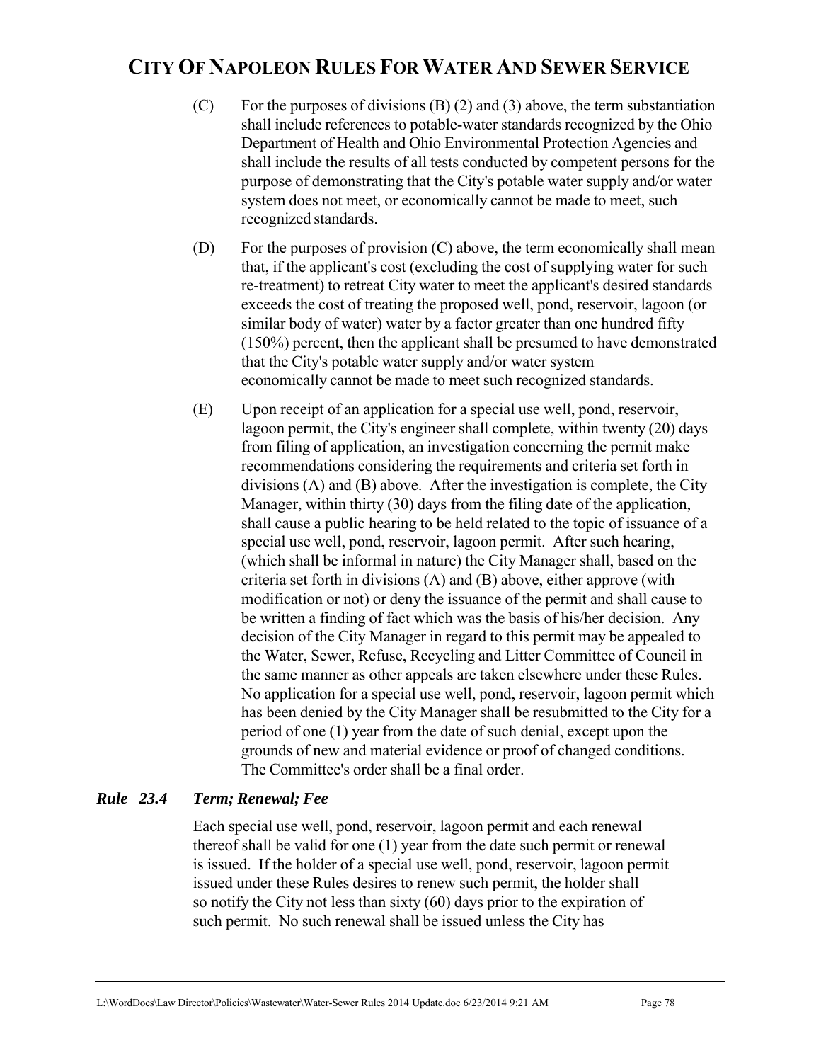(C) For the purposes of divisions (B) (2) and (3) above, the term substantiation shall include references to potable-water standards recognized by the Ohio Department of Health and Ohio Environmental Protection Agencies and shall include the results of all tests conducted by competent persons for the purpose of demonstrating that the City's potable water supply and/or water system does not meet, or economically cannot be made to meet, such recognized standards.

(D) For the purposes of provision (C) above, the term economically shall mean that, if the applicant's cost (excluding the cost of supplying water for such re-treatment) to retreat City water to meet the applicant's desired standards exceeds the cost of treating the proposed well, pond, reservoir, lagoon (or similar body of water) water by a factor greater than one hundred fifty (150%) percent, then the applicant shall be presumed to have demonstrated that the City's potable water supply and/or water system economically cannot be made to meet such recognized standards.

(E) Upon receipt of an application for a special use well, pond, reservoir, lagoon permit, the City's engineer shall complete, within twenty (20) days from filing of application, an investigation concerning the permit make recommendations considering the requirements and criteria set forth in divisions (A) and (B) above. After the investigation is complete, the City Manager, within thirty (30) days from the filing date of the application, shall cause a public hearing to be held related to the topic of issuance of a special use well, pond, reservoir, lagoon permit. After such hearing, (which shall be informal in nature) the City Manager shall, based on the criteria set forth in divisions (A) and (B) above, either approve (with modification or not) or deny the issuance of the permit and shall cause to be written a finding of fact which was the basis of his/her decision. Any decision of the City Manager in regard to this permit may be appealed to the Water, Sewer, Refuse, Recycling and Litter Committee of Council in the same manner as other appeals are taken elsewhere under these Rules. No application for a special use well, pond, reservoir, lagoon permit which has been denied by the City Manager shall be resubmitted to the City for a period of one (1) year from the date of such denial, except upon the grounds of new and material evidence or proof of changed conditions. The Committee's order shall be a final order.

### *Rule 23.4 Term; Renewal; Fee*

Each special use well, pond, reservoir, lagoon permit and each renewal thereof shall be valid for one (1) year from the date such permit or renewal is issued. If the holder of a special use well, pond, reservoir, lagoon permit issued under these Rules desires to renew such permit, the holder shall so notify the City not less than sixty (60) days prior to the expiration of such permit. No such renewal shall be issued unless the City has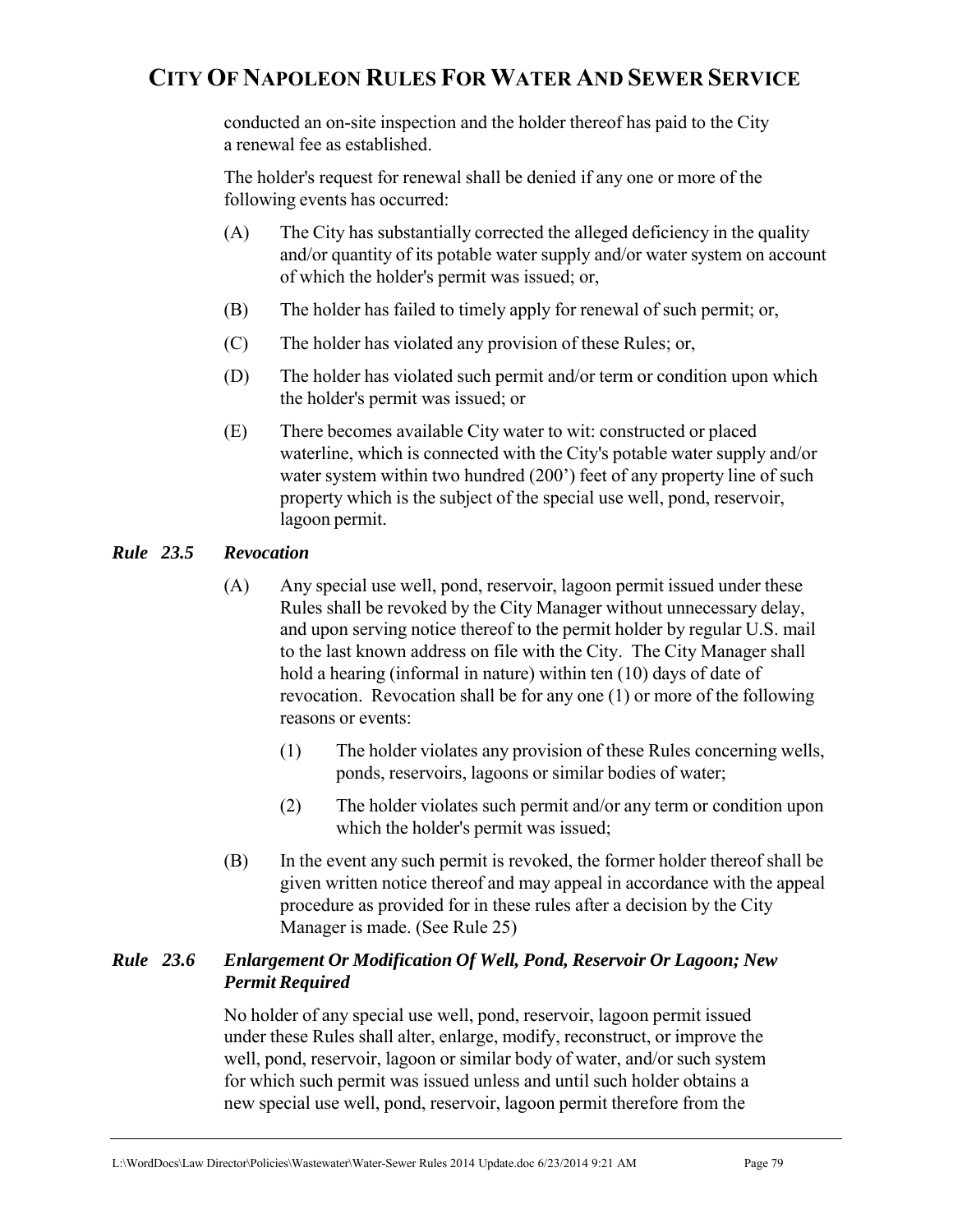conducted an on-site inspection and the holder thereof has paid to the City a renewal fee as established.

The holder's request for renewal shall be denied if any one or more of the following events has occurred:

(A) The City has substantially corrected the alleged deficiency in the quality and/or quantity of its potable water supply and/or water system on account of which the holder's permit was issued; or,

(B) The holder has failed to timely apply for renewal of such permit; or,

(C) The holder has violated any provision of these Rules; or,

(D) The holder has violated such permit and/or term or condition upon which the holder's permit was issued; or

(E) There becomes available City water to wit: constructed or placed waterline, which is connected with the City's potable water supply and/or water system within two hundred (200') feet of any property line of such property which is the subject of the special use well, pond, reservoir, lagoon permit.

### *Rule 23.5 Revocation*

(A) Any special use well, pond, reservoir, lagoon permit issued under these Rules shall be revoked by the City Manager without unnecessary delay, and upon serving notice thereof to the permit holder by regular U.S. mail to the last known address on file with the City. The City Manager shall hold a hearing (informal in nature) within ten (10) days of date of revocation. Revocation shall be for any one (1) or more of the following reasons or events:

   (1) The holder violates any provision of these Rules concerning wells, ponds, reservoirs, lagoons or similar bodies of water;

   (2) The holder violates such permit and/or any term or condition upon which the holder's permit was issued;

(B) In the event any such permit is revoked, the former holder thereof shall be given written notice thereof and may appeal in accordance with the appeal procedure as provided for in these rules after a decision by the City Manager is made. (See Rule 25)

### *Rule 23.6 Enlargement Or Modification Of Well, Pond, Reservoir Or Lagoon; New Permit Required*

No holder of any special use well, pond, reservoir, lagoon permit issued under these Rules shall alter, enlarge, modify, reconstruct, or improve the well, pond, reservoir, lagoon or similar body of water, and/or such system for which such permit was issued unless and until such holder obtains a new special use well, pond, reservoir, lagoon permit therefore from the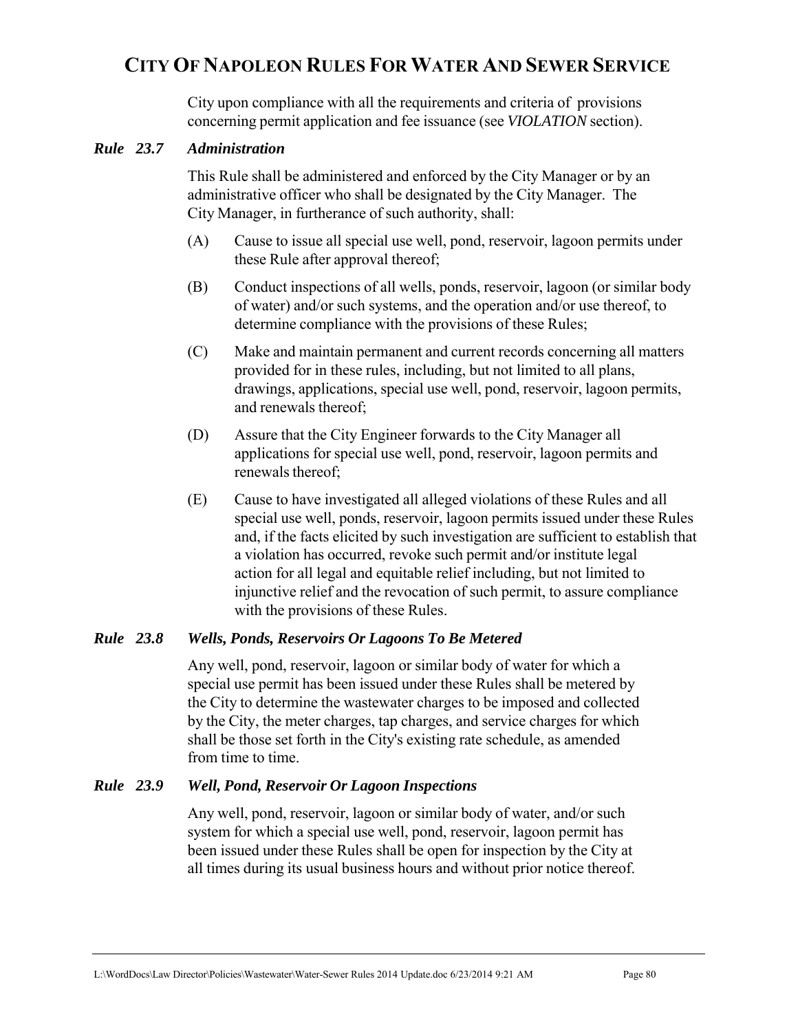City upon compliance with all the requirements and criteria of provisions concerning permit application and fee issuance (see *VIOLATION* section).

### *Rule 23.7 Administration*

This Rule shall be administered and enforced by the City Manager or by an administrative officer who shall be designated by the City Manager. The City Manager, in furtherance of such authority, shall:

(A) Cause to issue all special use well, pond, reservoir, lagoon permits under these Rule after approval thereof;

(B) Conduct inspections of all wells, ponds, reservoir, lagoon (or similar body of water) and/or such systems, and the operation and/or use thereof, to determine compliance with the provisions of these Rules;

(C) Make and maintain permanent and current records concerning all matters provided for in these rules, including, but not limited to all plans, drawings, applications, special use well, pond, reservoir, lagoon permits, and renewals thereof;

(D) Assure that the City Engineer forwards to the City Manager all applications for special use well, pond, reservoir, lagoon permits and renewals thereof;

(E) Cause to have investigated all alleged violations of these Rules and all special use well, ponds, reservoir, lagoon permits issued under these Rules and, if the facts elicited by such investigation are sufficient to establish that a violation has occurred, revoke such permit and/or institute legal action for all legal and equitable relief including, but not limited to injunctive relief and the revocation of such permit, to assure compliance with the provisions of these Rules.

### *Rule 23.8 Wells, Ponds, Reservoirs Or Lagoons To Be Metered*

Any well, pond, reservoir, lagoon or similar body of water for which a special use permit has been issued under these Rules shall be metered by the City to determine the wastewater charges to be imposed and collected by the City, the meter charges, tap charges, and service charges for which shall be those set forth in the City's existing rate schedule, as amended from time to time.

### *Rule 23.9 Well, Pond, Reservoir Or Lagoon Inspections*

Any well, pond, reservoir, lagoon or similar body of water, and/or such system for which a special use well, pond, reservoir, lagoon permit has been issued under these Rules shall be open for inspection by the City at all times during its usual business hours and without prior notice thereof.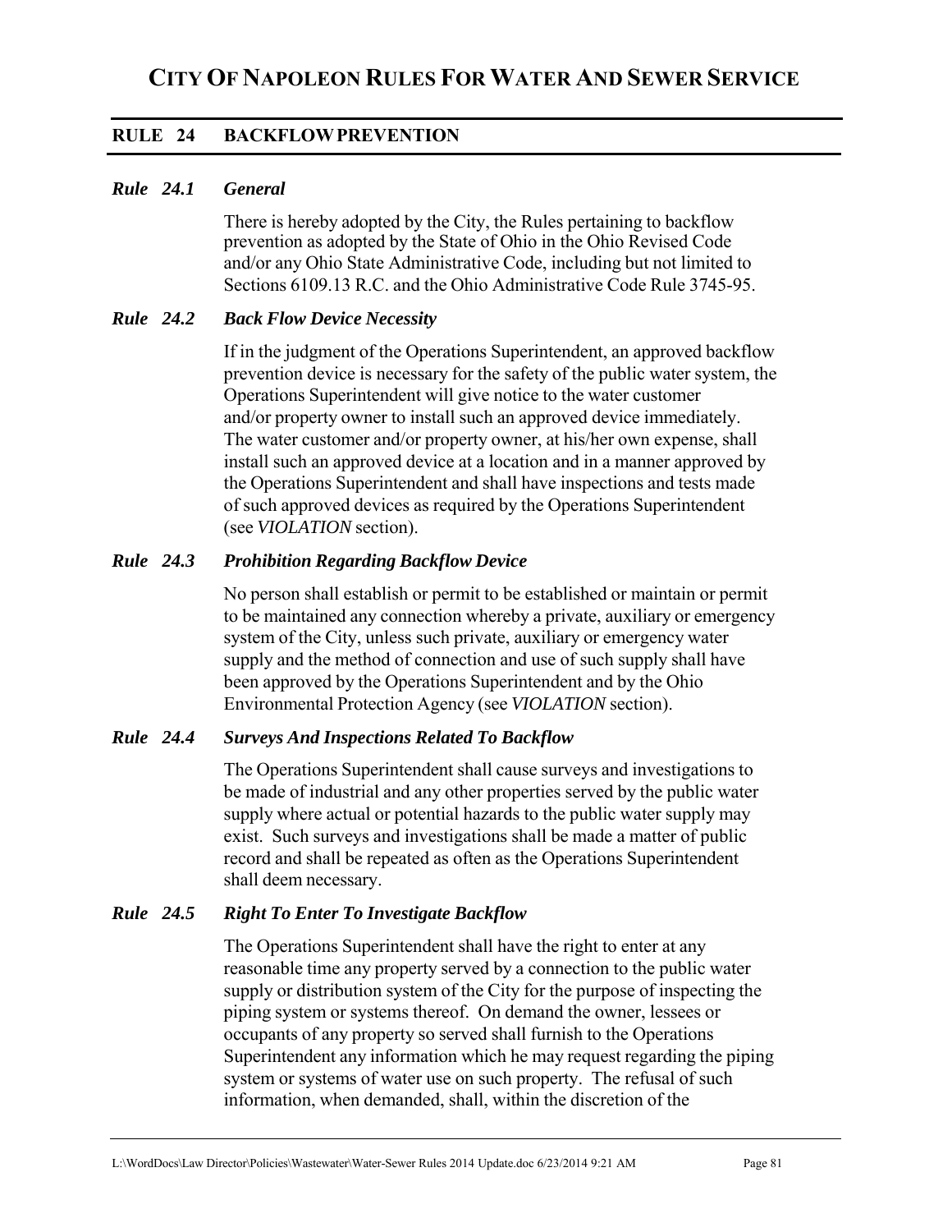## RULE 24 BACKFLOW PREVENTION

### *Rule 24.1 General*

There is hereby adopted by the City, the Rules pertaining to backflow prevention as adopted by the State of Ohio in the Ohio Revised Code and/or any Ohio State Administrative Code, including but not limited to Sections 6109.13 R.C. and the Ohio Administrative Code Rule 3745-95.

### *Rule 24.2 Back Flow Device Necessity*

If in the judgment of the Operations Superintendent, an approved backflow prevention device is necessary for the safety of the public water system, the Operations Superintendent will give notice to the water customer and/or property owner to install such an approved device immediately. The water customer and/or property owner, at his/her own expense, shall install such an approved device at a location and in a manner approved by the Operations Superintendent and shall have inspections and tests made of such approved devices as required by the Operations Superintendent (see *VIOLATION* section).

### *Rule 24.3 Prohibition Regarding Backflow Device*

No person shall establish or permit to be established or maintain or permit to be maintained any connection whereby a private, auxiliary or emergency system of the City, unless such private, auxiliary or emergency water supply and the method of connection and use of such supply shall have been approved by the Operations Superintendent and by the Ohio Environmental Protection Agency (see *VIOLATION* section).

### *Rule 24.4 Surveys And Inspections Related To Backflow*

The Operations Superintendent shall cause surveys and investigations to be made of industrial and any other properties served by the public water supply where actual or potential hazards to the public water supply may exist. Such surveys and investigations shall be made a matter of public record and shall be repeated as often as the Operations Superintendent shall deem necessary.

### *Rule 24.5 Right To Enter To Investigate Backflow*

The Operations Superintendent shall have the right to enter at any reasonable time any property served by a connection to the public water supply or distribution system of the City for the purpose of inspecting the piping system or systems thereof. On demand the owner, lessees or occupants of any property so served shall furnish to the Operations Superintendent any information which he may request regarding the piping system or systems of water use on such property. The refusal of such information, when demanded, shall, within the discretion of the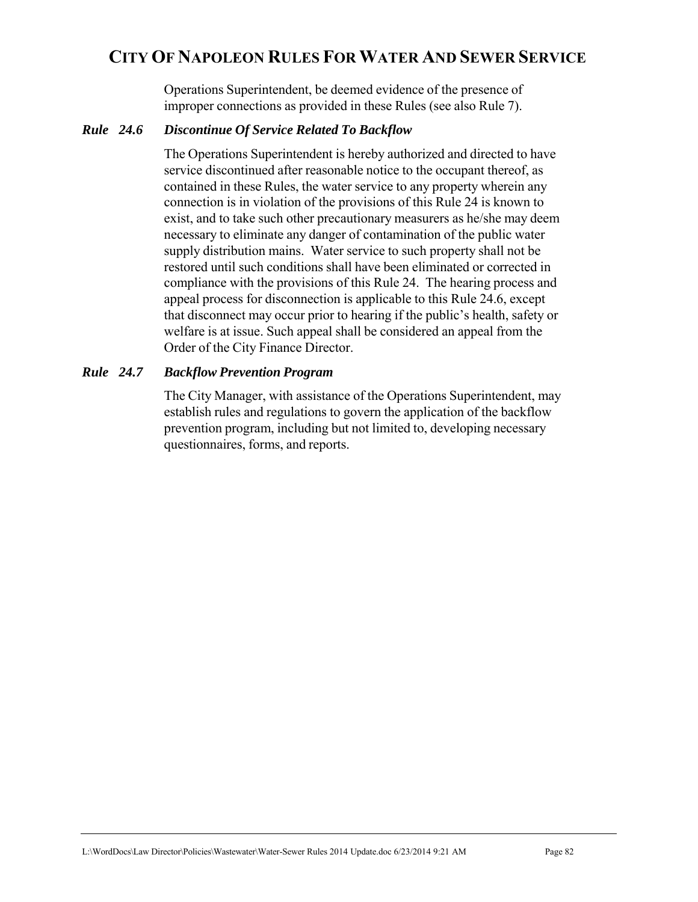Operations Superintendent, be deemed evidence of the presence of improper connections as provided in these Rules (see also Rule 7).

### *Rule 24.6 Discontinue Of Service Related To Backflow*

The Operations Superintendent is hereby authorized and directed to have service discontinued after reasonable notice to the occupant thereof, as contained in these Rules, the water service to any property wherein any connection is in violation of the provisions of this Rule 24 is known to exist, and to take such other precautionary measurers as he/she may deem necessary to eliminate any danger of contamination of the public water supply distribution mains. Water service to such property shall not be restored until such conditions shall have been eliminated or corrected in compliance with the provisions of this Rule 24. The hearing process and appeal process for disconnection is applicable to this Rule 24.6, except that disconnect may occur prior to hearing if the public's health, safety or welfare is at issue. Such appeal shall be considered an appeal from the Order of the City Finance Director.

### *Rule 24.7 Backflow Prevention Program*

The City Manager, with assistance of the Operations Superintendent, may establish rules and regulations to govern the application of the backflow prevention program, including but not limited to, developing necessary questionnaires, forms, and reports.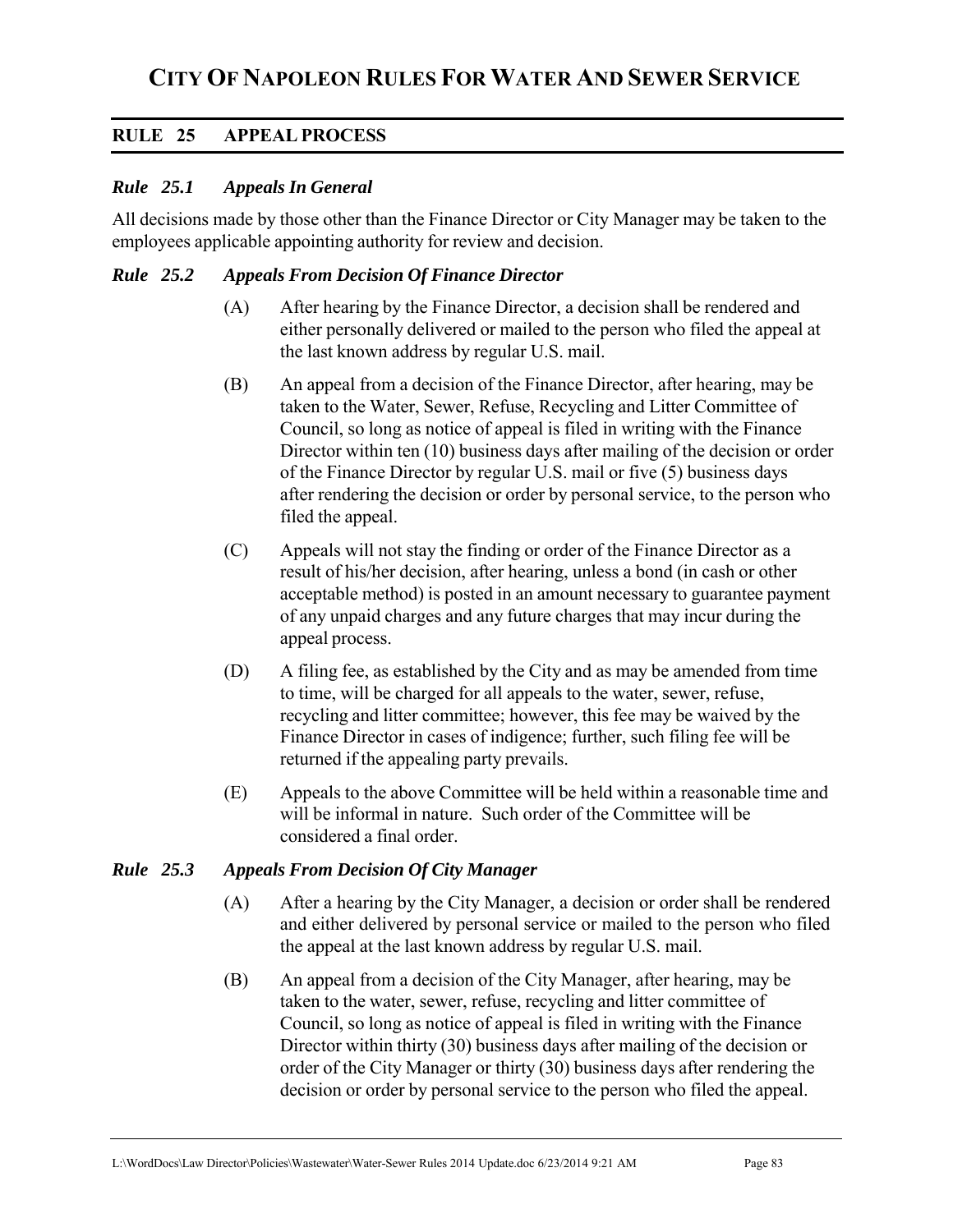# CITY OF NAPOLEON RULES FOR WATER AND SEWER SERVICE

## RULE 25 APPEAL PROCESS

### *Rule 25.1 Appeals In General*

All decisions made by those other than the Finance Director or City Manager may be taken to the employees applicable appointing authority for review and decision.

### *Rule 25.2 Appeals From Decision Of Finance Director*

(A) After hearing by the Finance Director, a decision shall be rendered and either personally delivered or mailed to the person who filed the appeal at the last known address by regular U.S. mail.

(B) An appeal from a decision of the Finance Director, after hearing, may be taken to the Water, Sewer, Refuse, Recycling and Litter Committee of Council, so long as notice of appeal is filed in writing with the Finance Director within ten (10) business days after mailing of the decision or order of the Finance Director by regular U.S. mail or five (5) business days after rendering the decision or order by personal service, to the person who filed the appeal.

(C) Appeals will not stay the finding or order of the Finance Director as a result of his/her decision, after hearing, unless a bond (in cash or other acceptable method) is posted in an amount necessary to guarantee payment of any unpaid charges and any future charges that may incur during the appeal process.

(D) A filing fee, as established by the City and as may be amended from time to time, will be charged for all appeals to the water, sewer, refuse, recycling and litter committee; however, this fee may be waived by the Finance Director in cases of indigence; further, such filing fee will be returned if the appealing party prevails.

(E) Appeals to the above Committee will be held within a reasonable time and will be informal in nature. Such order of the Committee will be considered a final order.

### *Rule 25.3 Appeals From Decision Of City Manager*

(A) After a hearing by the City Manager, a decision or order shall be rendered and either delivered by personal service or mailed to the person who filed the appeal at the last known address by regular U.S. mail.

(B) An appeal from a decision of the City Manager, after hearing, may be taken to the water, sewer, refuse, recycling and litter committee of Council, so long as notice of appeal is filed in writing with the Finance Director within thirty (30) business days after mailing of the decision or order of the City Manager or thirty (30) business days after rendering the decision or order by personal service to the person who filed the appeal.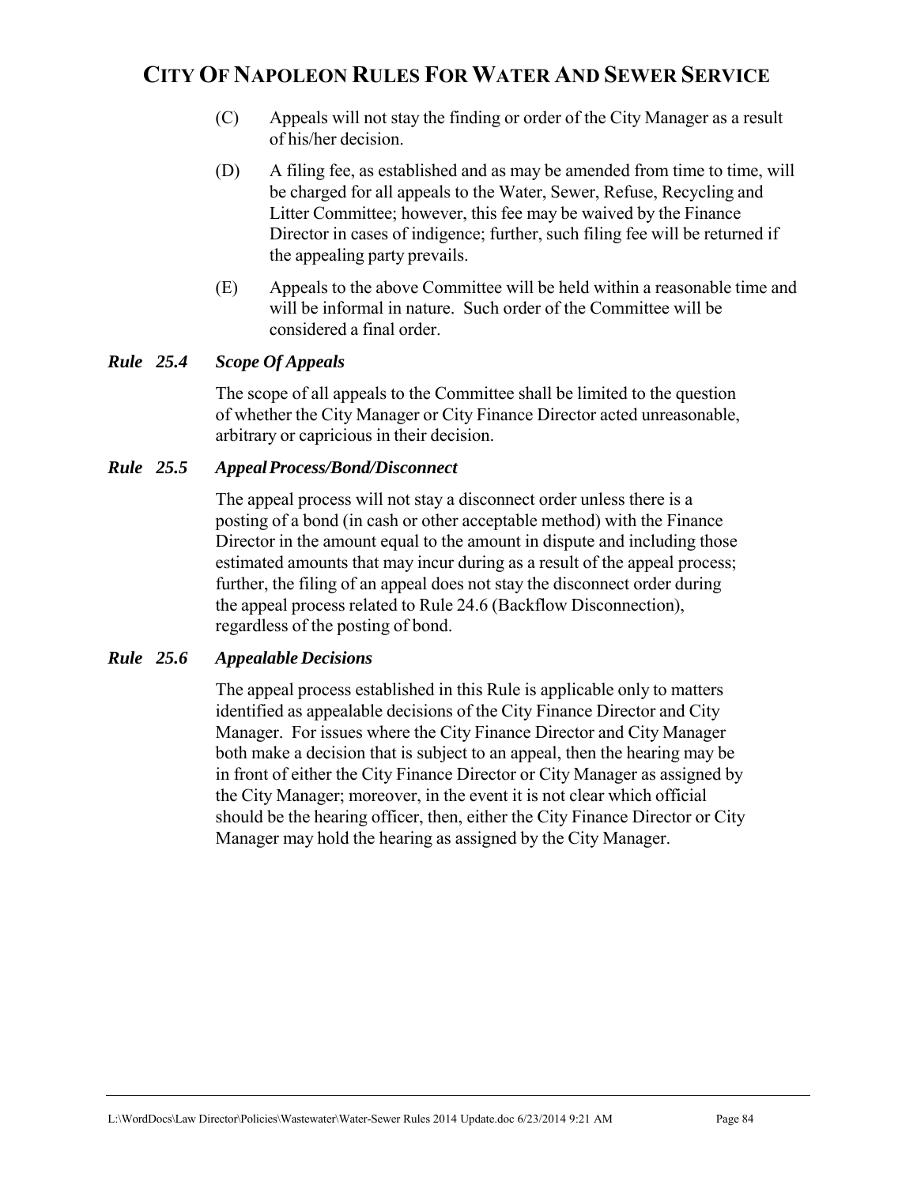(C) Appeals will not stay the finding or order of the City Manager as a result of his/her decision.

(D) A filing fee, as established and as may be amended from time to time, will be charged for all appeals to the Water, Sewer, Refuse, Recycling and Litter Committee; however, this fee may be waived by the Finance Director in cases of indigence; further, such filing fee will be returned if the appealing party prevails.

(E) Appeals to the above Committee will be held within a reasonable time and will be informal in nature. Such order of the Committee will be considered a final order.

### *Rule 25.4 Scope Of Appeals*

The scope of all appeals to the Committee shall be limited to the question of whether the City Manager or City Finance Director acted unreasonable, arbitrary or capricious in their decision.

### *Rule 25.5 Appeal Process/Bond/Disconnect*

The appeal process will not stay a disconnect order unless there is a posting of a bond (in cash or other acceptable method) with the Finance Director in the amount equal to the amount in dispute and including those estimated amounts that may incur during as a result of the appeal process; further, the filing of an appeal does not stay the disconnect order during the appeal process related to Rule 24.6 (Backflow Disconnection), regardless of the posting of bond.

### *Rule 25.6 Appealable Decisions*

The appeal process established in this Rule is applicable only to matters identified as appealable decisions of the City Finance Director and City Manager. For issues where the City Finance Director and City Manager both make a decision that is subject to an appeal, then the hearing may be in front of either the City Finance Director or City Manager as assigned by the City Manager; moreover, in the event it is not clear which official should be the hearing officer, then, either the City Finance Director or City Manager may hold the hearing as assigned by the City Manager.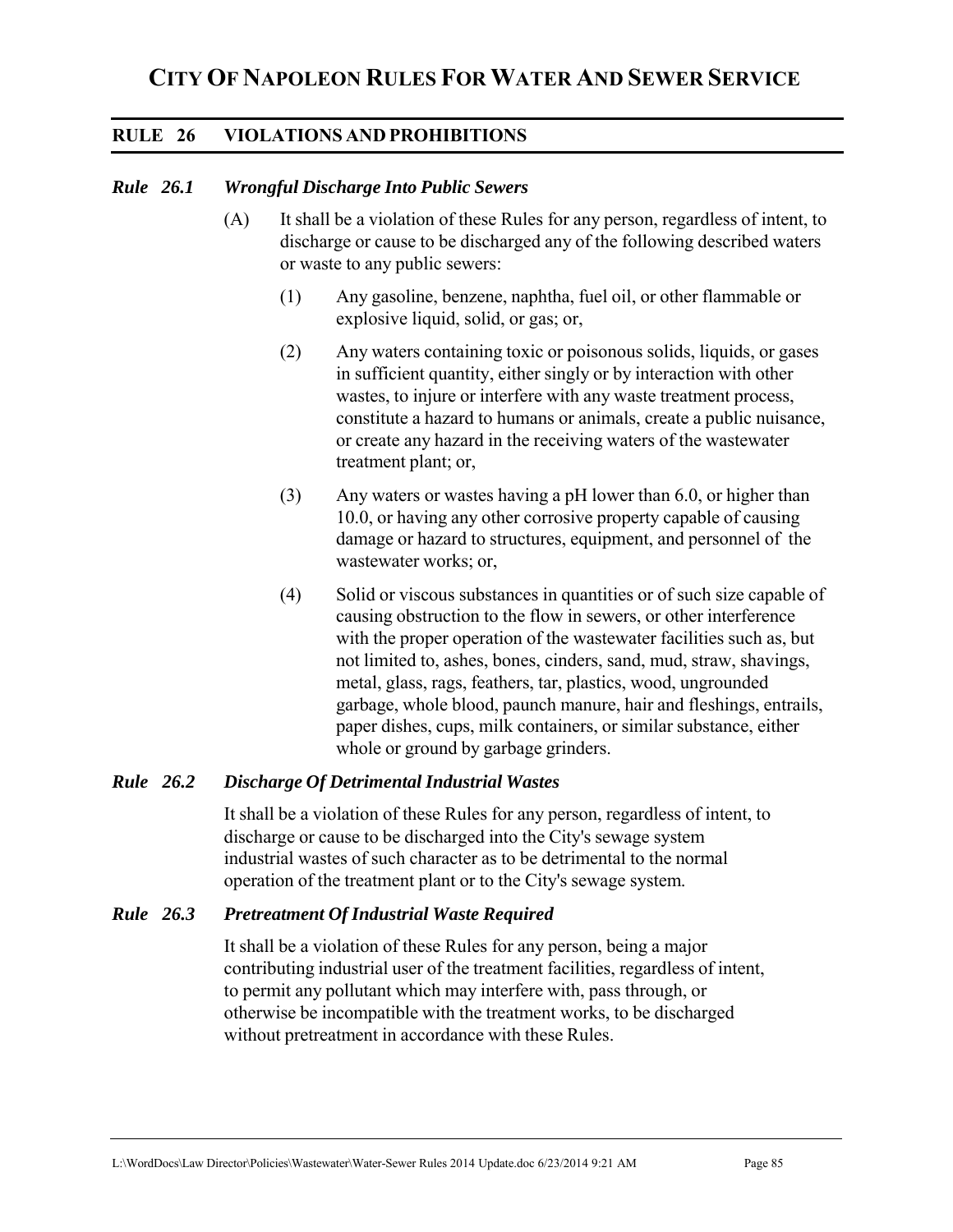# CITY OF NAPOLEON RULES FOR WATER AND SEWER SERVICE

## RULE 26 VIOLATIONS AND PROHIBITIONS

### *Rule 26.1 Wrongful Discharge Into Public Sewers*

(A) It shall be a violation of these Rules for any person, regardless of intent, to discharge or cause to be discharged any of the following described waters or waste to any public sewers:

(1) Any gasoline, benzene, naphtha, fuel oil, or other flammable or explosive liquid, solid, or gas; or,

(2) Any waters containing toxic or poisonous solids, liquids, or gases in sufficient quantity, either singly or by interaction with other wastes, to injure or interfere with any waste treatment process, constitute a hazard to humans or animals, create a public nuisance, or create any hazard in the receiving waters of the wastewater treatment plant; or,

(3) Any waters or wastes having a pH lower than 6.0, or higher than 10.0, or having any other corrosive property capable of causing damage or hazard to structures, equipment, and personnel of the wastewater works; or,

(4) Solid or viscous substances in quantities or of such size capable of causing obstruction to the flow in sewers, or other interference with the proper operation of the wastewater facilities such as, but not limited to, ashes, bones, cinders, sand, mud, straw, shavings, metal, glass, rags, feathers, tar, plastics, wood, ungrounded garbage, whole blood, paunch manure, hair and fleshings, entrails, paper dishes, cups, milk containers, or similar substance, either whole or ground by garbage grinders.

### *Rule 26.2 Discharge Of Detrimental Industrial Wastes*

It shall be a violation of these Rules for any person, regardless of intent, to discharge or cause to be discharged into the City's sewage system industrial wastes of such character as to be detrimental to the normal operation of the treatment plant or to the City's sewage system.

### *Rule 26.3 Pretreatment Of Industrial Waste Required*

It shall be a violation of these Rules for any person, being a major contributing industrial user of the treatment facilities, regardless of intent, to permit any pollutant which may interfere with, pass through, or otherwise be incompatible with the treatment works, to be discharged without pretreatment in accordance with these Rules.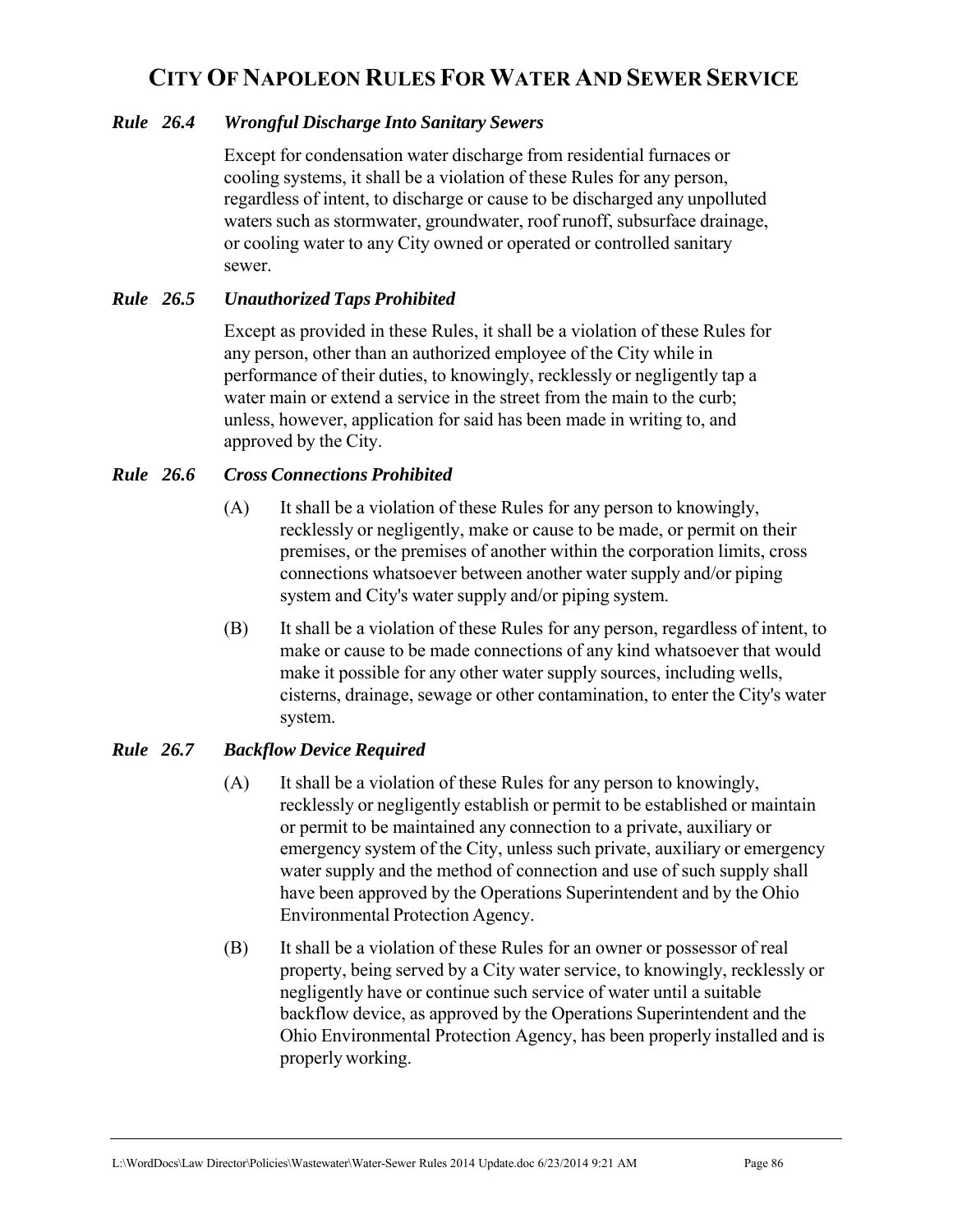# CITY OF NAPOLEON RULES FOR WATER AND SEWER SERVICE

### *Rule 26.4 Wrongful Discharge Into Sanitary Sewers*

Except for condensation water discharge from residential furnaces or cooling systems, it shall be a violation of these Rules for any person, regardless of intent, to discharge or cause to be discharged any unpolluted waters such as stormwater, groundwater, roof runoff, subsurface drainage, or cooling water to any City owned or operated or controlled sanitary sewer.

### *Rule 26.5 Unauthorized Taps Prohibited*

Except as provided in these Rules, it shall be a violation of these Rules for any person, other than an authorized employee of the City while in performance of their duties, to knowingly, recklessly or negligently tap a water main or extend a service in the street from the main to the curb; unless, however, application for said has been made in writing to, and approved by the City.

### *Rule 26.6 Cross Connections Prohibited*

(A) It shall be a violation of these Rules for any person to knowingly, recklessly or negligently, make or cause to be made, or permit on their premises, or the premises of another within the corporation limits, cross connections whatsoever between another water supply and/or piping system and City's water supply and/or piping system.

(B) It shall be a violation of these Rules for any person, regardless of intent, to make or cause to be made connections of any kind whatsoever that would make it possible for any other water supply sources, including wells, cisterns, drainage, sewage or other contamination, to enter the City's water system.

### *Rule 26.7 Backflow Device Required*

(A) It shall be a violation of these Rules for any person to knowingly, recklessly or negligently establish or permit to be established or maintain or permit to be maintained any connection to a private, auxiliary or emergency system of the City, unless such private, auxiliary or emergency water supply and the method of connection and use of such supply shall have been approved by the Operations Superintendent and by the Ohio Environmental Protection Agency.

(B) It shall be a violation of these Rules for an owner or possessor of real property, being served by a City water service, to knowingly, recklessly or negligently have or continue such service of water until a suitable backflow device, as approved by the Operations Superintendent and the Ohio Environmental Protection Agency, has been properly installed and is properly working.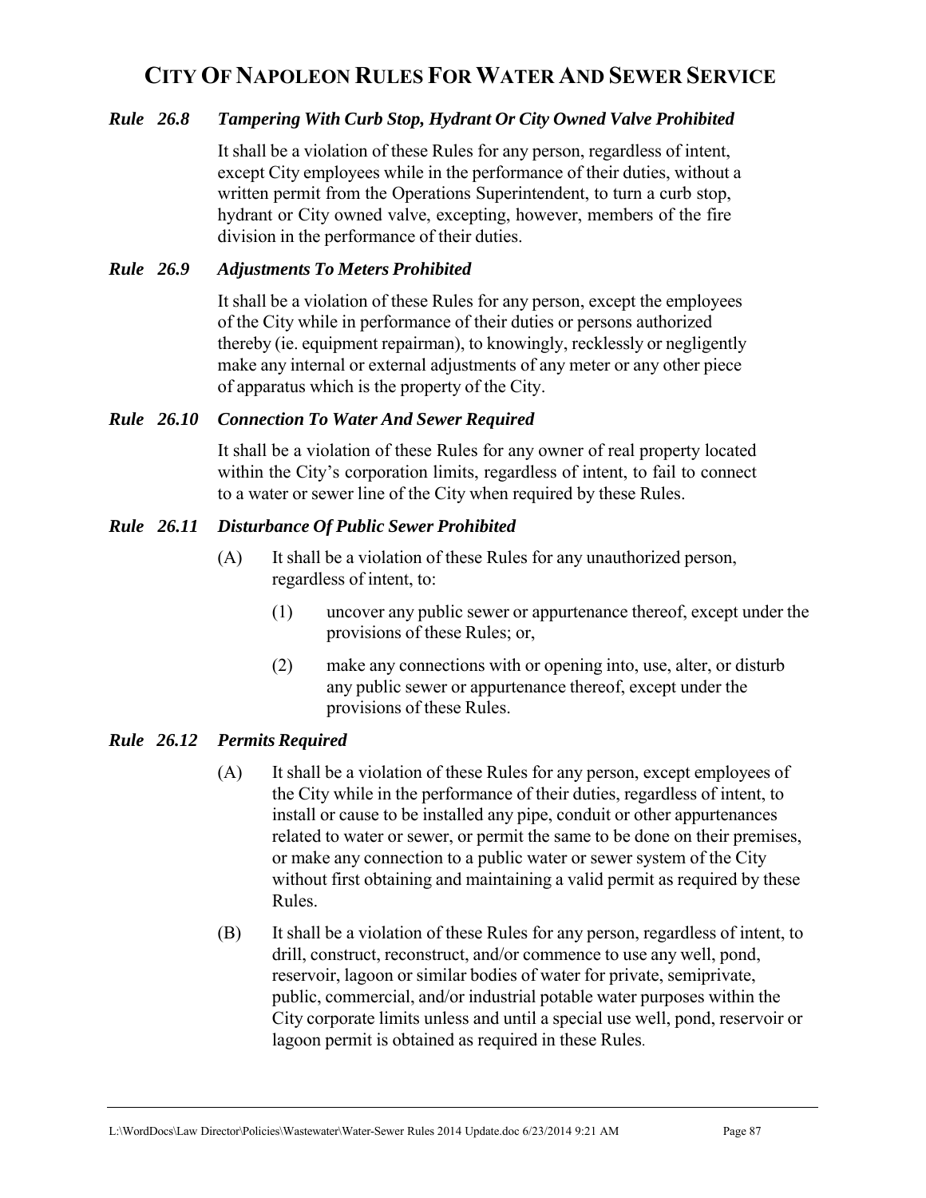### *Rule 26.8 Tampering With Curb Stop, Hydrant Or City Owned Valve Prohibited*

It shall be a violation of these Rules for any person, regardless of intent, except City employees while in the performance of their duties, without a written permit from the Operations Superintendent, to turn a curb stop, hydrant or City owned valve, excepting, however, members of the fire division in the performance of their duties.

### *Rule 26.9 Adjustments To Meters Prohibited*

It shall be a violation of these Rules for any person, except the employees of the City while in performance of their duties or persons authorized thereby (ie. equipment repairman), to knowingly, recklessly or negligently make any internal or external adjustments of any meter or any other piece of apparatus which is the property of the City.

### *Rule 26.10 Connection To Water And Sewer Required*

It shall be a violation of these Rules for any owner of real property located within the City's corporation limits, regardless of intent, to fail to connect to a water or sewer line of the City when required by these Rules.

### *Rule 26.11 Disturbance Of Public Sewer Prohibited*

(A) It shall be a violation of these Rules for any unauthorized person, regardless of intent, to:

(1) uncover any public sewer or appurtenance thereof, except under the provisions of these Rules; or,

(2) make any connections with or opening into, use, alter, or disturb any public sewer or appurtenance thereof, except under the provisions of these Rules.

### *Rule 26.12 Permits Required*

(A) It shall be a violation of these Rules for any person, except employees of the City while in the performance of their duties, regardless of intent, to install or cause to be installed any pipe, conduit or other appurtenances related to water or sewer, or permit the same to be done on their premises, or make any connection to a public water or sewer system of the City without first obtaining and maintaining a valid permit as required by these Rules.

(B) It shall be a violation of these Rules for any person, regardless of intent, to drill, construct, reconstruct, and/or commence to use any well, pond, reservoir, lagoon or similar bodies of water for private, semiprivate, public, commercial, and/or industrial potable water purposes within the City corporate limits unless and until a special use well, pond, reservoir or lagoon permit is obtained as required in these Rules.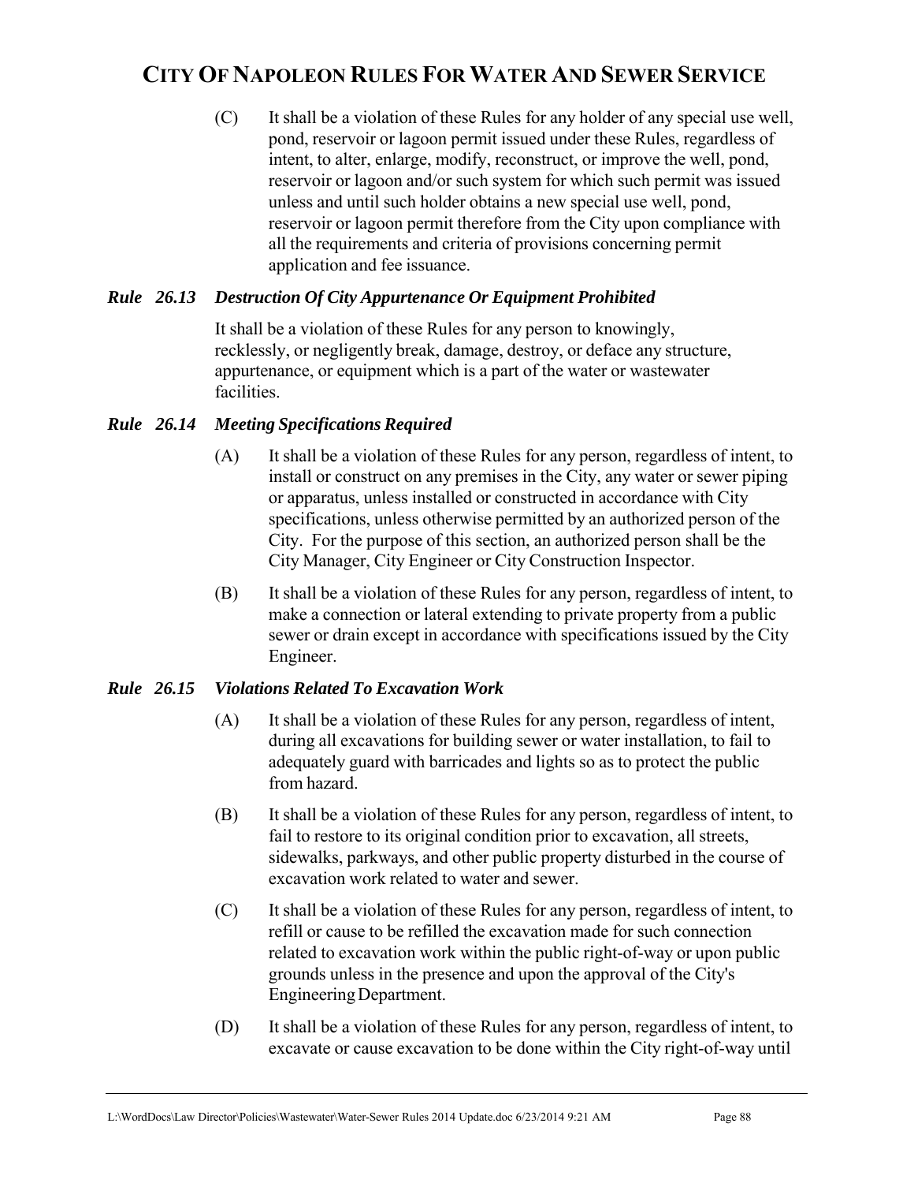(C) It shall be a violation of these Rules for any holder of any special use well, pond, reservoir or lagoon permit issued under these Rules, regardless of intent, to alter, enlarge, modify, reconstruct, or improve the well, pond, reservoir or lagoon and/or such system for which such permit was issued unless and until such holder obtains a new special use well, pond, reservoir or lagoon permit therefore from the City upon compliance with all the requirements and criteria of provisions concerning permit application and fee issuance.

### *Rule 26.13 Destruction Of City Appurtenance Or Equipment Prohibited*

It shall be a violation of these Rules for any person to knowingly, recklessly, or negligently break, damage, destroy, or deface any structure, appurtenance, or equipment which is a part of the water or wastewater facilities.

### *Rule 26.14 Meeting Specifications Required*

(A) It shall be a violation of these Rules for any person, regardless of intent, to install or construct on any premises in the City, any water or sewer piping or apparatus, unless installed or constructed in accordance with City specifications, unless otherwise permitted by an authorized person of the City. For the purpose of this section, an authorized person shall be the City Manager, City Engineer or City Construction Inspector.

(B) It shall be a violation of these Rules for any person, regardless of intent, to make a connection or lateral extending to private property from a public sewer or drain except in accordance with specifications issued by the City Engineer.

### *Rule 26.15 Violations Related To Excavation Work*

(A) It shall be a violation of these Rules for any person, regardless of intent, during all excavations for building sewer or water installation, to fail to adequately guard with barricades and lights so as to protect the public from hazard.

(B) It shall be a violation of these Rules for any person, regardless of intent, to fail to restore to its original condition prior to excavation, all streets, sidewalks, parkways, and other public property disturbed in the course of excavation work related to water and sewer.

(C) It shall be a violation of these Rules for any person, regardless of intent, to refill or cause to be refilled the excavation made for such connection related to excavation work within the public right-of-way or upon public grounds unless in the presence and upon the approval of the City's Engineering Department.

(D) It shall be a violation of these Rules for any person, regardless of intent, to excavate or cause excavation to be done within the City right-of-way until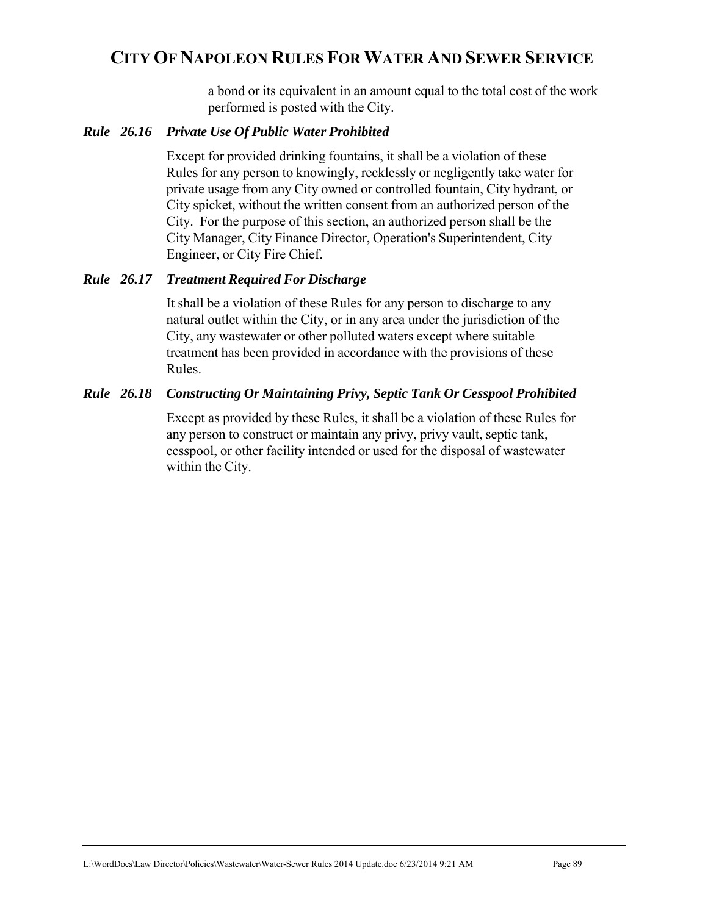a bond or its equivalent in an amount equal to the total cost of the work performed is posted with the City.

### *Rule 26.16 Private Use Of Public Water Prohibited*

Except for provided drinking fountains, it shall be a violation of these Rules for any person to knowingly, recklessly or negligently take water for private usage from any City owned or controlled fountain, City hydrant, or City spicket, without the written consent from an authorized person of the City. For the purpose of this section, an authorized person shall be the City Manager, City Finance Director, Operation's Superintendent, City Engineer, or City Fire Chief.

### *Rule 26.17 Treatment Required For Discharge*

It shall be a violation of these Rules for any person to discharge to any natural outlet within the City, or in any area under the jurisdiction of the City, any wastewater or other polluted waters except where suitable treatment has been provided in accordance with the provisions of these Rules.

### *Rule 26.18 Constructing Or Maintaining Privy, Septic Tank Or Cesspool Prohibited*

Except as provided by these Rules, it shall be a violation of these Rules for any person to construct or maintain any privy, privy vault, septic tank, cesspool, or other facility intended or used for the disposal of wastewater within the City.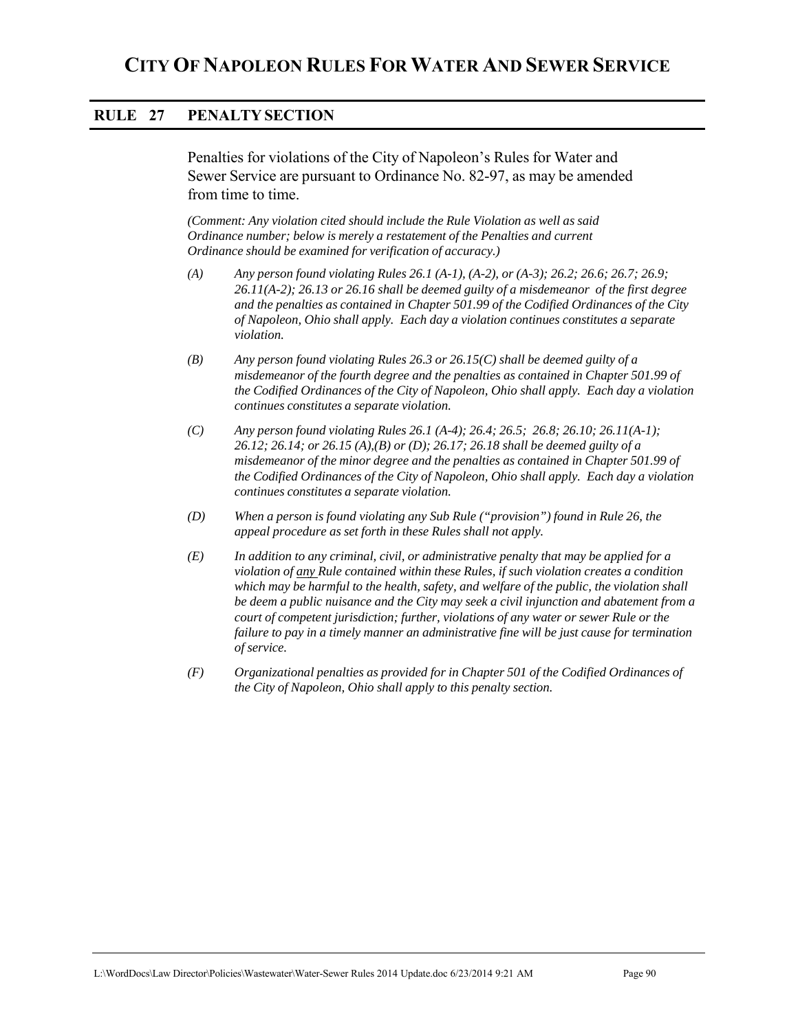# CITY OF NAPOLEON RULES FOR WATER AND SEWER SERVICE

## RULE 27 PENALTY SECTION

Penalties for violations of the City of Napoleon's Rules for Water and Sewer Service are pursuant to Ordinance No. 82-97, as may be amended from time to time.

*(Comment: Any violation cited should include the Rule Violation as well as said Ordinance number; below is merely a restatement of the Penalties and current Ordinance should be examined for verification of accuracy.)*

*(A) Any person found violating Rules 26.1 (A-1), (A-2), or (A-3); 26.2; 26.6; 26.7; 26.9; 26.11(A-2); 26.13 or 26.16 shall be deemed guilty of a misdemeanor of the first degree and the penalties as contained in Chapter 501.99 of the Codified Ordinances of the City of Napoleon, Ohio shall apply. Each day a violation continues constitutes a separate violation.*

*(B) Any person found violating Rules 26.3 or 26.15(C) shall be deemed guilty of a misdemeanor of the fourth degree and the penalties as contained in Chapter 501.99 of the Codified Ordinances of the City of Napoleon, Ohio shall apply. Each day a violation continues constitutes a separate violation.*

*(C) Any person found violating Rules 26.1 (A-4); 26.4; 26.5; 26.8; 26.10; 26.11(A-1); 26.12; 26.14; or 26.15 (A),(B) or (D); 26.17; 26.18 shall be deemed guilty of a misdemeanor of the minor degree and the penalties as contained in Chapter 501.99 of the Codified Ordinances of the City of Napoleon, Ohio shall apply. Each day a violation continues constitutes a separate violation.*

*(D) When a person is found violating any Sub Rule ("provision") found in Rule 26, the appeal procedure as set forth in these Rules shall not apply.*

*(E) In addition to any criminal, civil, or administrative penalty that may be applied for a violation of <u>any</u> Rule contained within these Rules, if such violation creates a condition which may be harmful to the health, safety, and welfare of the public, the violation shall be deem a public nuisance and the City may seek a civil injunction and abatement from a court of competent jurisdiction; further, violations of any water or sewer Rule or the failure to pay in a timely manner an administrative fine will be just cause for termination of service.*

*(F) Organizational penalties as provided for in Chapter 501 of the Codified Ordinances of the City of Napoleon, Ohio shall apply to this penalty section.*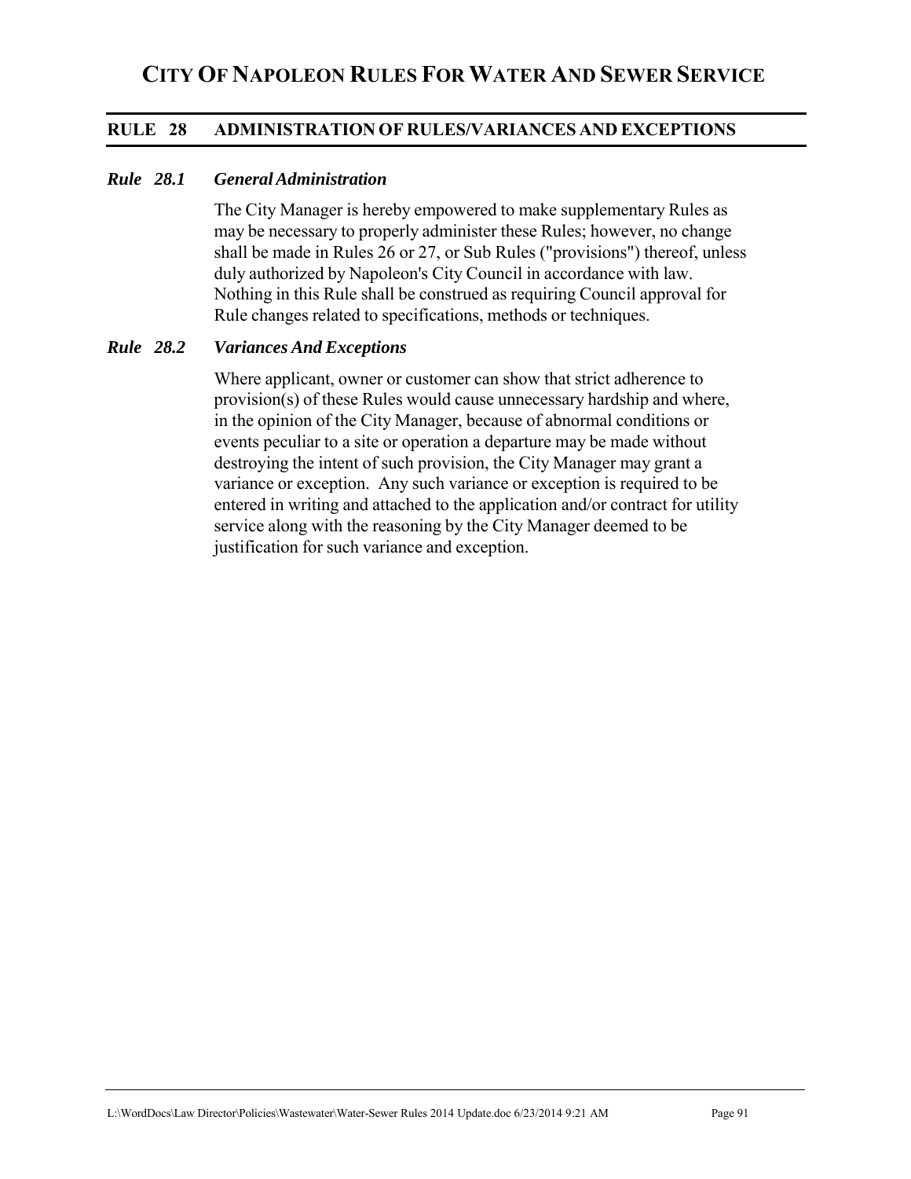## RULE 28 ADMINISTRATION OF RULES/VARIANCES AND EXCEPTIONS

### *Rule 28.1 General Administration*

The City Manager is hereby empowered to make supplementary Rules as may be necessary to properly administer these Rules; however, no change shall be made in Rules 26 or 27, or Sub Rules ("provisions") thereof, unless duly authorized by Napoleon's City Council in accordance with law. Nothing in this Rule shall be construed as requiring Council approval for Rule changes related to specifications, methods or techniques.

### *Rule 28.2 Variances And Exceptions*

Where applicant, owner or customer can show that strict adherence to provision(s) of these Rules would cause unnecessary hardship and where, in the opinion of the City Manager, because of abnormal conditions or events peculiar to a site or operation a departure may be made without destroying the intent of such provision, the City Manager may grant a variance or exception. Any such variance or exception is required to be entered in writing and attached to the application and/or contract for utility service along with the reasoning by the City Manager deemed to be justification for such variance and exception.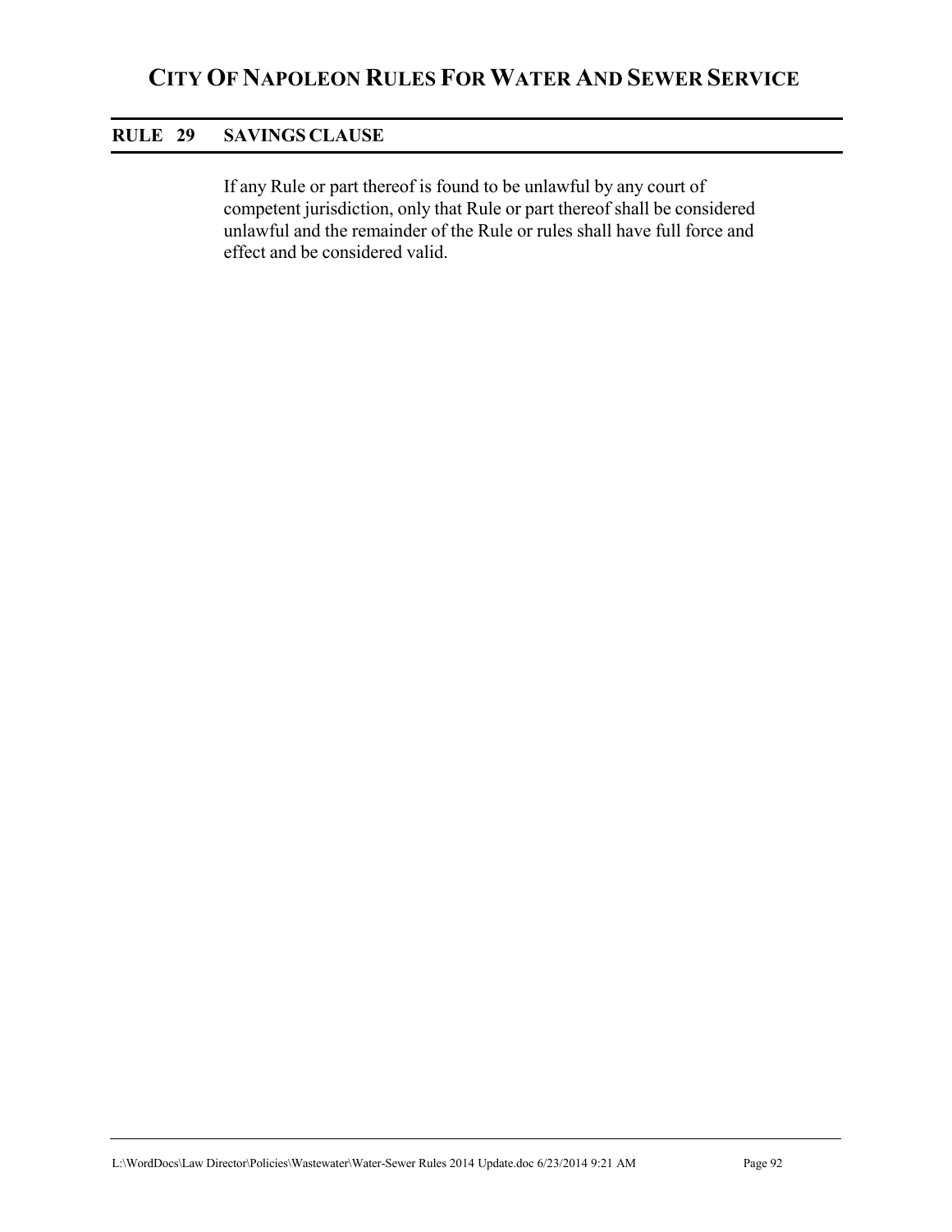## RULE 29 SAVINGS CLAUSE

If any Rule or part thereof is found to be unlawful by any court of competent jurisdiction, only that Rule or part thereof shall be considered unlawful and the remainder of the Rule or rules shall have full force and effect and be considered valid.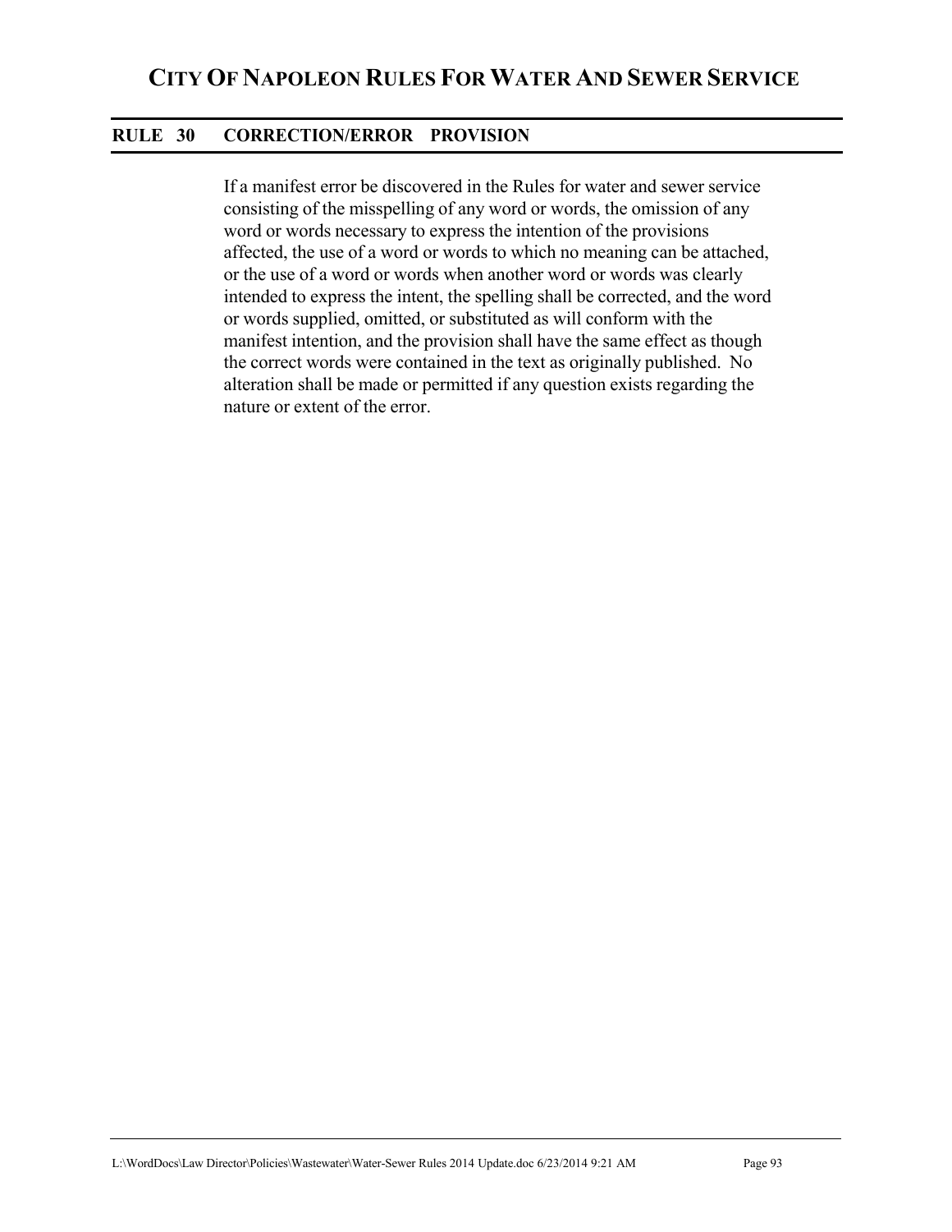## RULE 30 CORRECTION/ERROR PROVISION

If a manifest error be discovered in the Rules for water and sewer service consisting of the misspelling of any word or words, the omission of any word or words necessary to express the intention of the provisions affected, the use of a word or words to which no meaning can be attached, or the use of a word or words when another word or words was clearly intended to express the intent, the spelling shall be corrected, and the word or words supplied, omitted, or substituted as will conform with the manifest intention, and the provision shall have the same effect as though the correct words were contained in the text as originally published. No alteration shall be made or permitted if any question exists regarding the nature or extent of the error.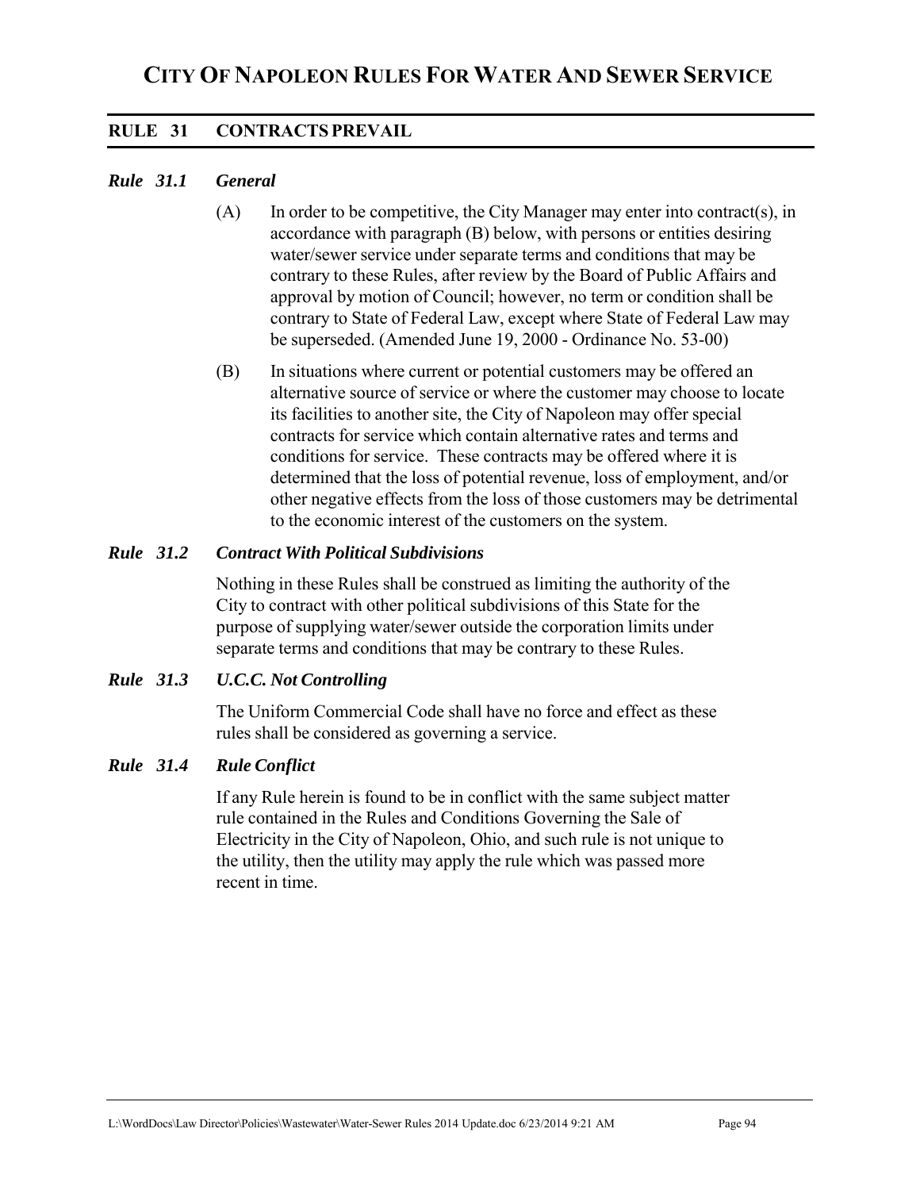# CITY OF NAPOLEON RULES FOR WATER AND SEWER SERVICE

## RULE 31 CONTRACTS PREVAIL

### *Rule 31.1 General*

(A) In order to be competitive, the City Manager may enter into contract(s), in accordance with paragraph (B) below, with persons or entities desiring water/sewer service under separate terms and conditions that may be contrary to these Rules, after review by the Board of Public Affairs and approval by motion of Council; however, no term or condition shall be contrary to State of Federal Law, except where State of Federal Law may be superseded. (Amended June 19, 2000 - Ordinance No. 53-00)

(B) In situations where current or potential customers may be offered an alternative source of service or where the customer may choose to locate its facilities to another site, the City of Napoleon may offer special contracts for service which contain alternative rates and terms and conditions for service. These contracts may be offered where it is determined that the loss of potential revenue, loss of employment, and/or other negative effects from the loss of those customers may be detrimental to the economic interest of the customers on the system.

### *Rule 31.2 Contract With Political Subdivisions*

Nothing in these Rules shall be construed as limiting the authority of the City to contract with other political subdivisions of this State for the purpose of supplying water/sewer outside the corporation limits under separate terms and conditions that may be contrary to these Rules.

### *Rule 31.3 U.C.C. Not Controlling*

The Uniform Commercial Code shall have no force and effect as these rules shall be considered as governing a service.

### *Rule 31.4 Rule Conflict*

If any Rule herein is found to be in conflict with the same subject matter rule contained in the Rules and Conditions Governing the Sale of Electricity in the City of Napoleon, Ohio, and such rule is not unique to the utility, then the utility may apply the rule which was passed more recent in time.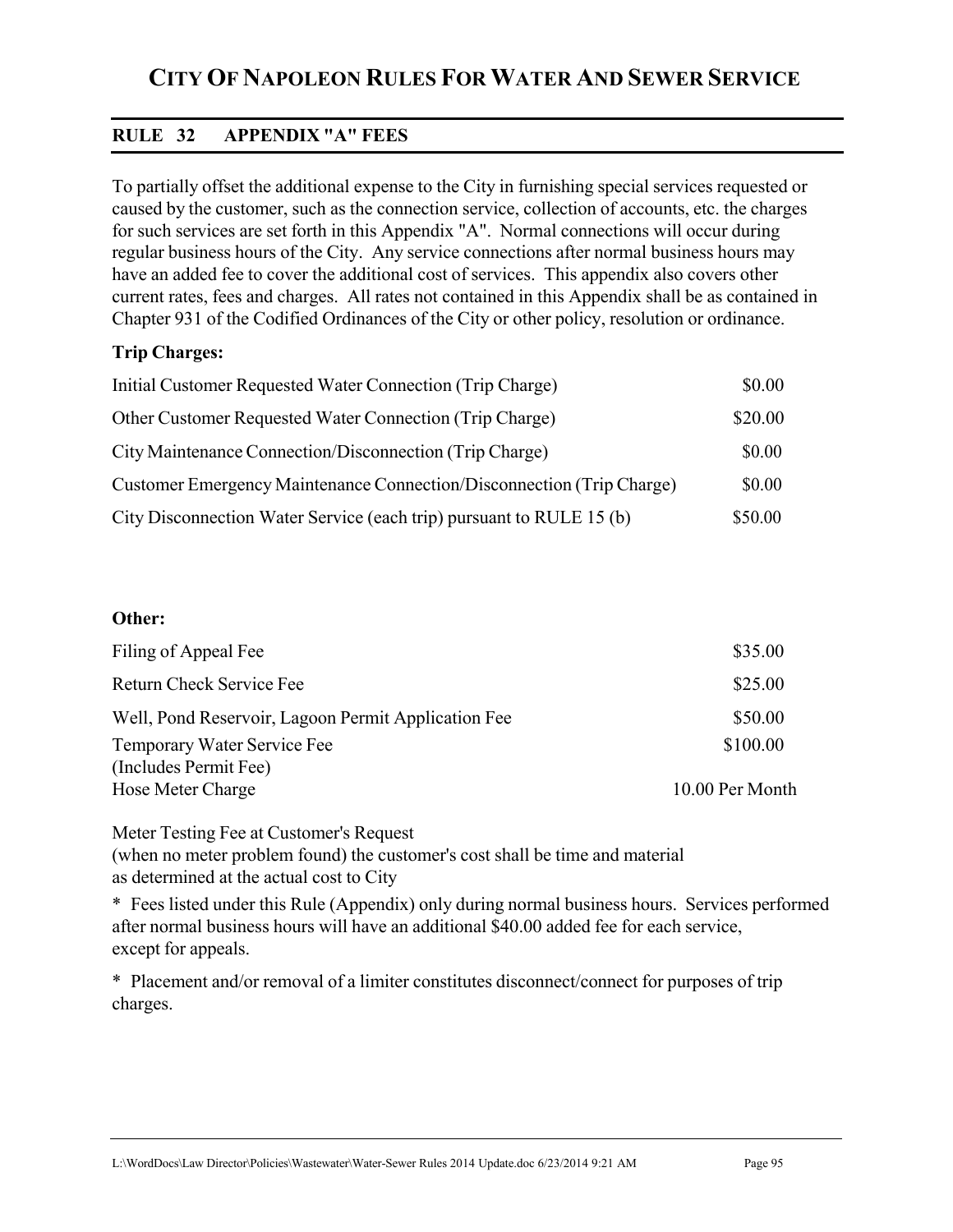# CITY OF NAPOLEON RULES FOR WATER AND SEWER SERVICE

## RULE 32 APPENDIX "A" FEES

To partially offset the additional expense to the City in furnishing special services requested or caused by the customer, such as the connection service, collection of accounts, etc. the charges for such services are set forth in this Appendix "A". Normal connections will occur during regular business hours of the City. Any service connections after normal business hours may have an added fee to cover the additional cost of services. This appendix also covers other current rates, fees and charges. All rates not contained in this Appendix shall be as contained in Chapter 931 of the Codified Ordinances of the City or other policy, resolution or ordinance.

**Trip Charges:**

| | |
|---|---|
| Initial Customer Requested Water Connection (Trip Charge) | $0.00 |
| Other Customer Requested Water Connection (Trip Charge) | $20.00 |
| City Maintenance Connection/Disconnection (Trip Charge) | $0.00 |
| Customer Emergency Maintenance Connection/Disconnection (Trip Charge) | $0.00 |
| City Disconnection Water Service (each trip) pursuant to RULE 15 (b) | $50.00 |

**Other:**

| | |
|---|---|
| Filing of Appeal Fee | $35.00 |
| Return Check Service Fee | $25.00 |
| Well, Pond Reservoir, Lagoon Permit Application Fee | $50.00 |
| Temporary Water Service Fee (Includes Permit Fee) | $100.00 |
| Hose Meter Charge | 10.00 Per Month |

Meter Testing Fee at Customer's Request
(when no meter problem found) the customer's cost shall be time and material as determined at the actual cost to City

\* Fees listed under this Rule (Appendix) only during normal business hours. Services performed after normal business hours will have an additional $40.00 added fee for each service, except for appeals.

\* Placement and/or removal of a limiter constitutes disconnect/connect for purposes of trip charges.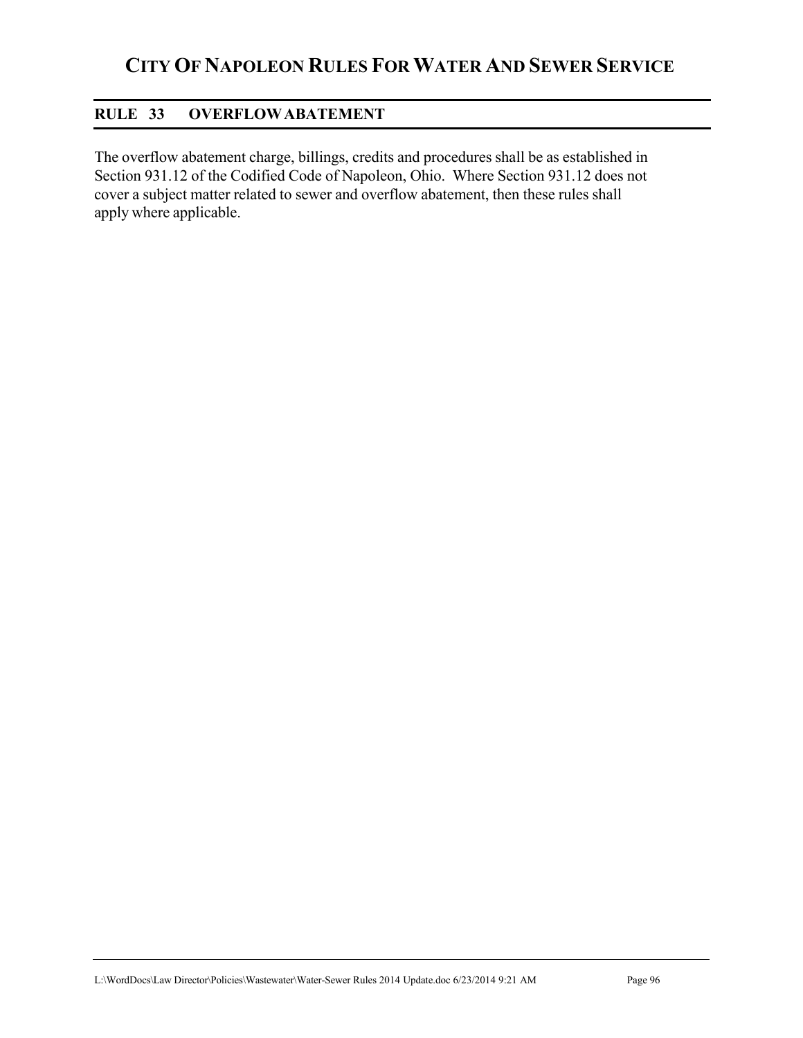## RULE 33 OVERFLOW ABATEMENT

The overflow abatement charge, billings, credits and procedures shall be as established in Section 931.12 of the Codified Code of Napoleon, Ohio. Where Section 931.12 does not cover a subject matter related to sewer and overflow abatement, then these rules shall apply where applicable.